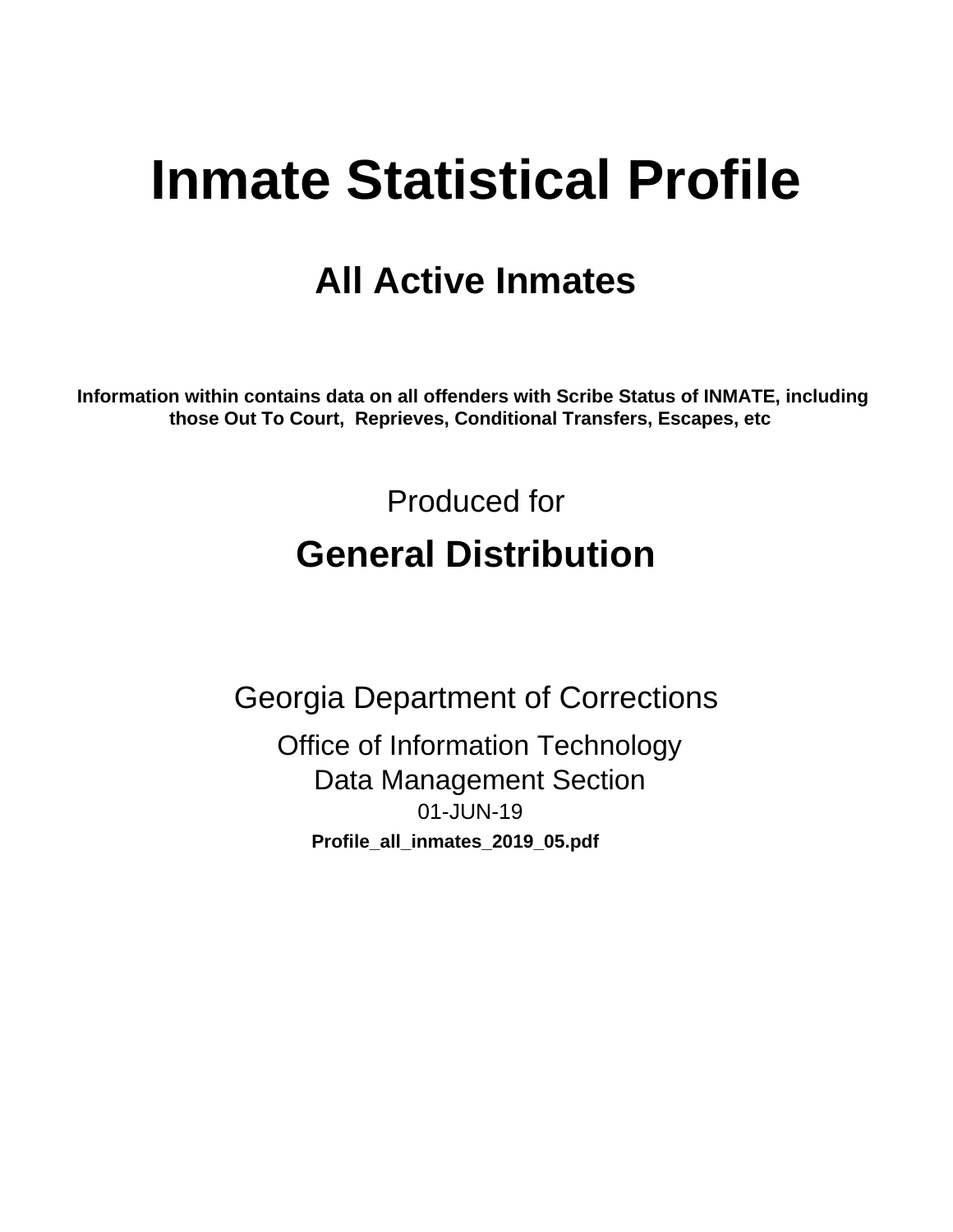# Inmate Statistical Profile

## All Active Inmates

**Information within contains data on all offenders with Scribe Status of INMATE, including those Out To Court, Reprieves, Conditional Transfers, Escapes, etc**

Produced for

## General Distribution

Georgia Department of Corrections

Office of Information Technology
Data Management Section
01-JUN-19

**Profile_all_inmates_2019_05.pdf**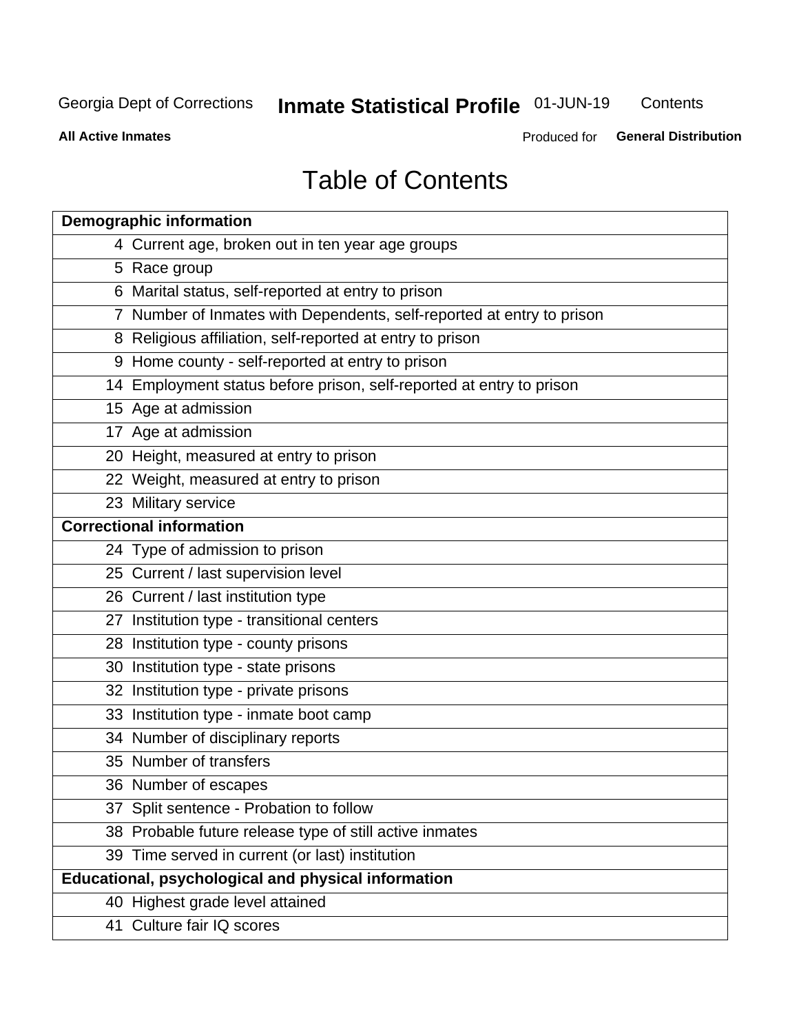# Table of Contents

| Demographic information | |
|---|---|
| 4 | Current age, broken out in ten year age groups |
| 5 | Race group |
| 6 | Marital status, self-reported at entry to prison |
| 7 | Number of Inmates with Dependents, self-reported at entry to prison |
| 8 | Religious affiliation, self-reported at entry to prison |
| 9 | Home county - self-reported at entry to prison |
| 14 | Employment status before prison, self-reported at entry to prison |
| 15 | Age at admission |
| 17 | Age at admission |
| 20 | Height, measured at entry to prison |
| 22 | Weight, measured at entry to prison |
| 23 | Military service |
| **Correctional information** | |
| 24 | Type of admission to prison |
| 25 | Current / last supervision level |
| 26 | Current / last institution type |
| 27 | Institution type - transitional centers |
| 28 | Institution type - county prisons |
| 30 | Institution type - state prisons |
| 32 | Institution type - private prisons |
| 33 | Institution type - inmate boot camp |
| 34 | Number of disciplinary reports |
| 35 | Number of transfers |
| 36 | Number of escapes |
| 37 | Split sentence - Probation to follow |
| 38 | Probable future release type of still active inmates |
| 39 | Time served in current (or last) institution |
| **Educational, psychological and physical information** | |
| 40 | Highest grade level attained |
| 41 | Culture fair IQ scores |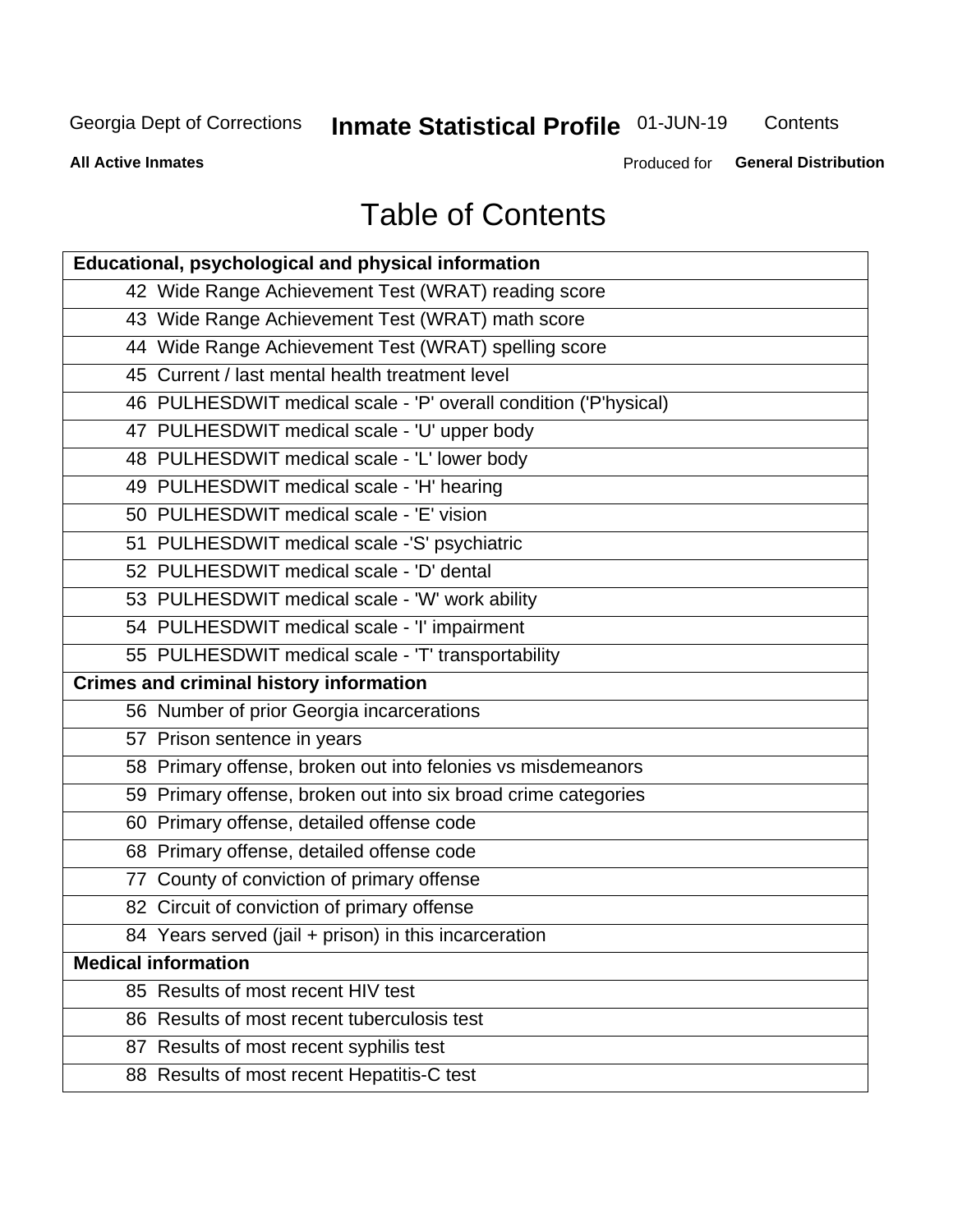# Table of Contents

| Educational, psychological and physical information |
|---|
| 42 Wide Range Achievement Test (WRAT) reading score |
| 43 Wide Range Achievement Test (WRAT) math score |
| 44 Wide Range Achievement Test (WRAT) spelling score |
| 45 Current / last mental health treatment level |
| 46 PULHESDWIT medical scale - 'P' overall condition ('P'hysical) |
| 47 PULHESDWIT medical scale - 'U' upper body |
| 48 PULHESDWIT medical scale - 'L' lower body |
| 49 PULHESDWIT medical scale - 'H' hearing |
| 50 PULHESDWIT medical scale - 'E' vision |
| 51 PULHESDWIT medical scale -'S' psychiatric |
| 52 PULHESDWIT medical scale - 'D' dental |
| 53 PULHESDWIT medical scale - 'W' work ability |
| 54 PULHESDWIT medical scale - 'I' impairment |
| 55 PULHESDWIT medical scale - 'T' transportability |
| **Crimes and criminal history information** |
| 56 Number of prior Georgia incarcerations |
| 57 Prison sentence in years |
| 58 Primary offense, broken out into felonies vs misdemeanors |
| 59 Primary offense, broken out into six broad crime categories |
| 60 Primary offense, detailed offense code |
| 68 Primary offense, detailed offense code |
| 77 County of conviction of primary offense |
| 82 Circuit of conviction of primary offense |
| 84 Years served (jail + prison) in this incarceration |
| **Medical information** |
| 85 Results of most recent HIV test |
| 86 Results of most recent tuberculosis test |
| 87 Results of most recent syphilis test |
| 88 Results of most recent Hepatitis-C test |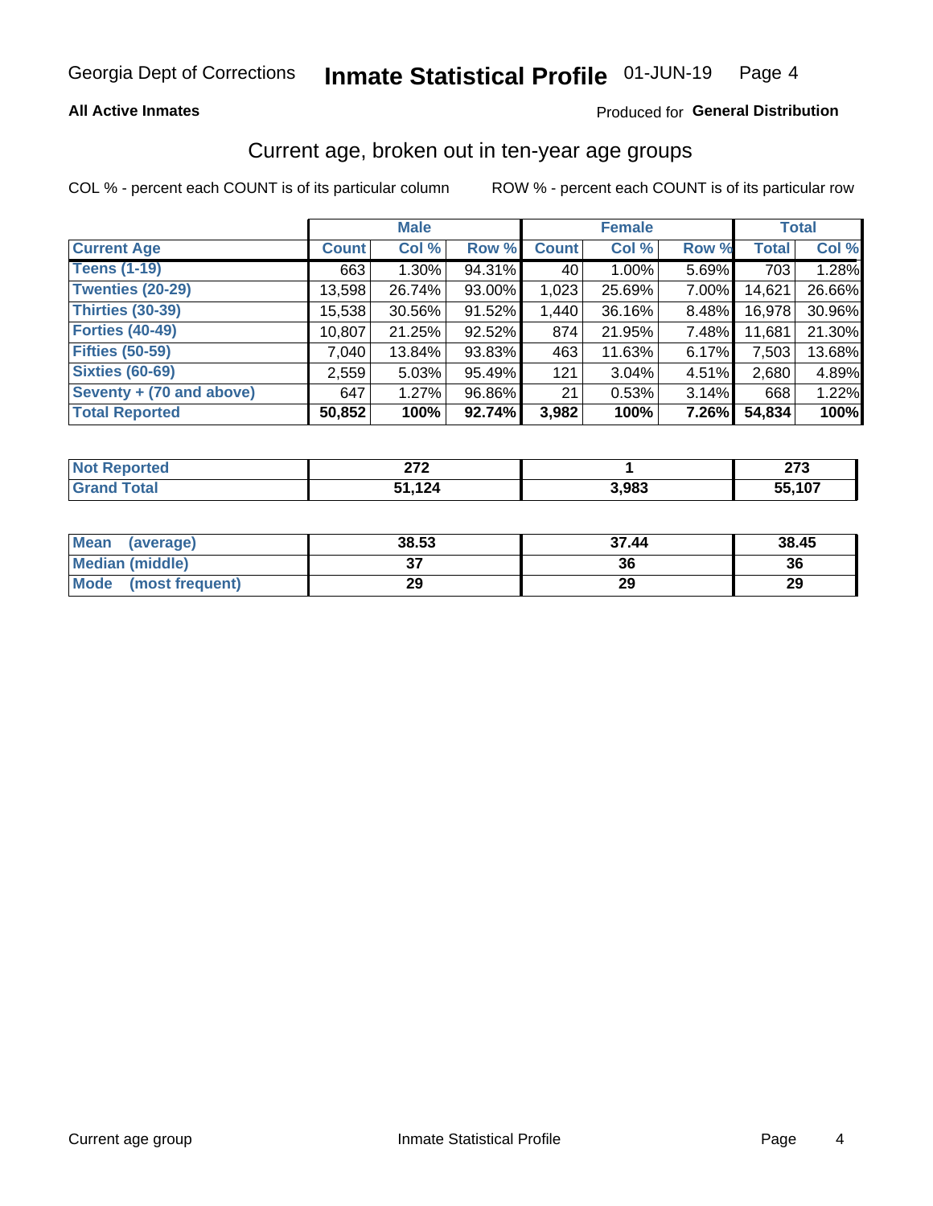Georgia Dept of Corrections **Inmate Statistical Profile** 01-JUN-19

**All Active Inmates**

Produced for **General Distribution**

## Current age, broken out in ten-year age groups

COL % - percent each COUNT is of its particular column    ROW % - percent each COUNT is of its particular row

| Current Age | Male | | | Female | | | Total | |
|---|---|---|---|---|---|---|---|---|
| | Count | Col % | Row % | Count | Col % | Row % | Total | Col % |
| Teens (1-19) | 663 | 1.30% | 94.31% | 40 | 1.00% | 5.69% | 703 | 1.28% |
| Twenties (20-29) | 13,598 | 26.74% | 93.00% | 1,023 | 25.69% | 7.00% | 14,621 | 26.66% |
| Thirties (30-39) | 15,538 | 30.56% | 91.52% | 1,440 | 36.16% | 8.48% | 16,978 | 30.96% |
| Forties (40-49) | 10,807 | 21.25% | 92.52% | 874 | 21.95% | 7.48% | 11,681 | 21.30% |
| Fifties (50-59) | 7,040 | 13.84% | 93.83% | 463 | 11.63% | 6.17% | 7,503 | 13.68% |
| Sixties (60-69) | 2,559 | 5.03% | 95.49% | 121 | 3.04% | 4.51% | 2,680 | 4.89% |
| Seventy + (70 and above) | 647 | 1.27% | 96.86% | 21 | 0.53% | 3.14% | 668 | 1.22% |
| **Total Reported** | **50,852** | **100%** | **92.74%** | **3,982** | **100%** | **7.26%** | **54,834** | **100%** |

| | Male | Female | Total |
|---|---|---|---|
| Not Reported | **272** | **1** | **273** |
| Grand Total | **51,124** | **3,983** | **55,107** |

| | Male | Female | Total |
|---|---|---|---|
| Mean (average) | **38.53** | **37.44** | **38.45** |
| Median (middle) | **37** | **36** | **36** |
| Mode (most frequent) | **29** | **29** | **29** |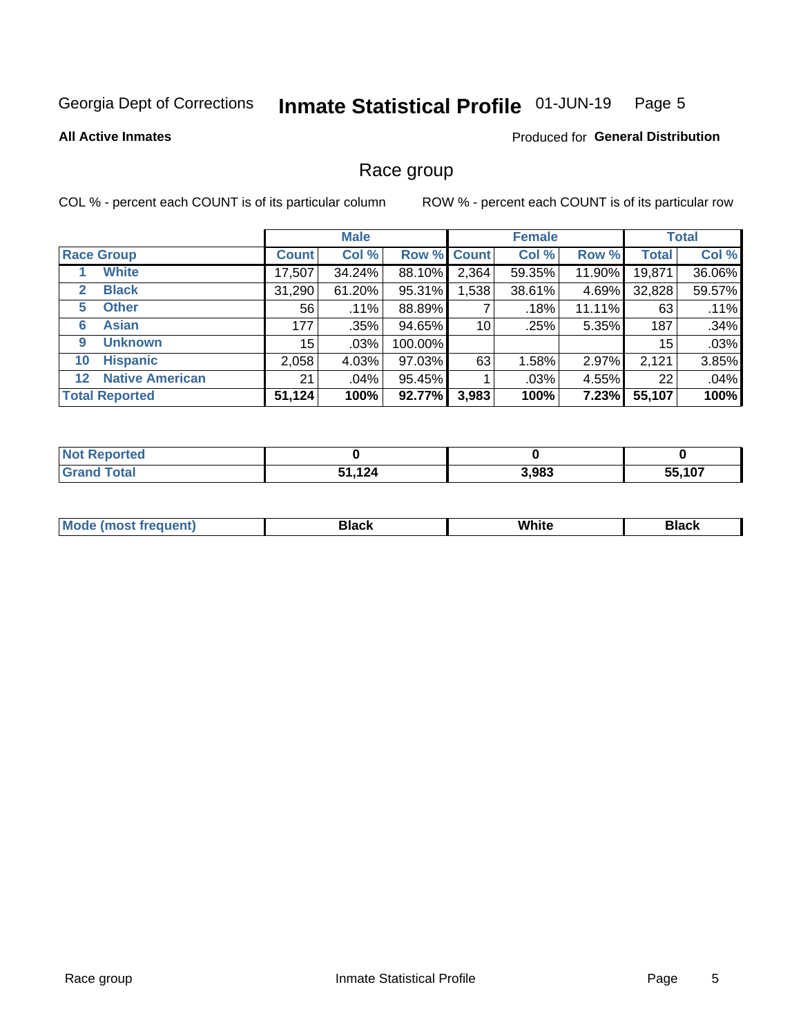Georgia Dept of Corrections **Inmate Statistical Profile** 01-JUN-19 Page 5

**All Active Inmates**

Produced for **General Distribution**

## Race group

COL % - percent each COUNT is of its particular column

ROW % - percent each COUNT is of its particular row

| | | Male | | | Female | | | Total | |
|---|---|---|---|---|---|---|---|---|---|
| **Race Group** | | **Count** | **Col %** | **Row %** | **Count** | **Col %** | **Row %** | **Total** | **Col %** |
| 1 | White | 17,507 | 34.24% | 88.10% | 2,364 | 59.35% | 11.90% | 19,871 | 36.06% |
| 2 | Black | 31,290 | 61.20% | 95.31% | 1,538 | 38.61% | 4.69% | 32,828 | 59.57% |
| 5 | Other | 56 | .11% | 88.89% | 7 | .18% | 11.11% | 63 | .11% |
| 6 | Asian | 177 | .35% | 94.65% | 10 | .25% | 5.35% | 187 | .34% |
| 9 | Unknown | 15 | .03% | 100.00% | | | | 15 | .03% |
| 10 | Hispanic | 2,058 | 4.03% | 97.03% | 63 | 1.58% | 2.97% | 2,121 | 3.85% |
| 12 | Native American | 21 | .04% | 95.45% | 1 | .03% | 4.55% | 22 | .04% |
| **Total Reported** | | **51,124** | **100%** | **92.77%** | **3,983** | **100%** | **7.23%** | **55,107** | **100%** |

| | Male | Female | Total |
|---|---|---|---|
| Not Reported | **0** | **0** | **0** |
| Grand Total | **51,124** | **3,983** | **55,107** |

| | Male | Female | Total |
|---|---|---|---|
| Mode (most frequent) | **Black** | **White** | **Black** |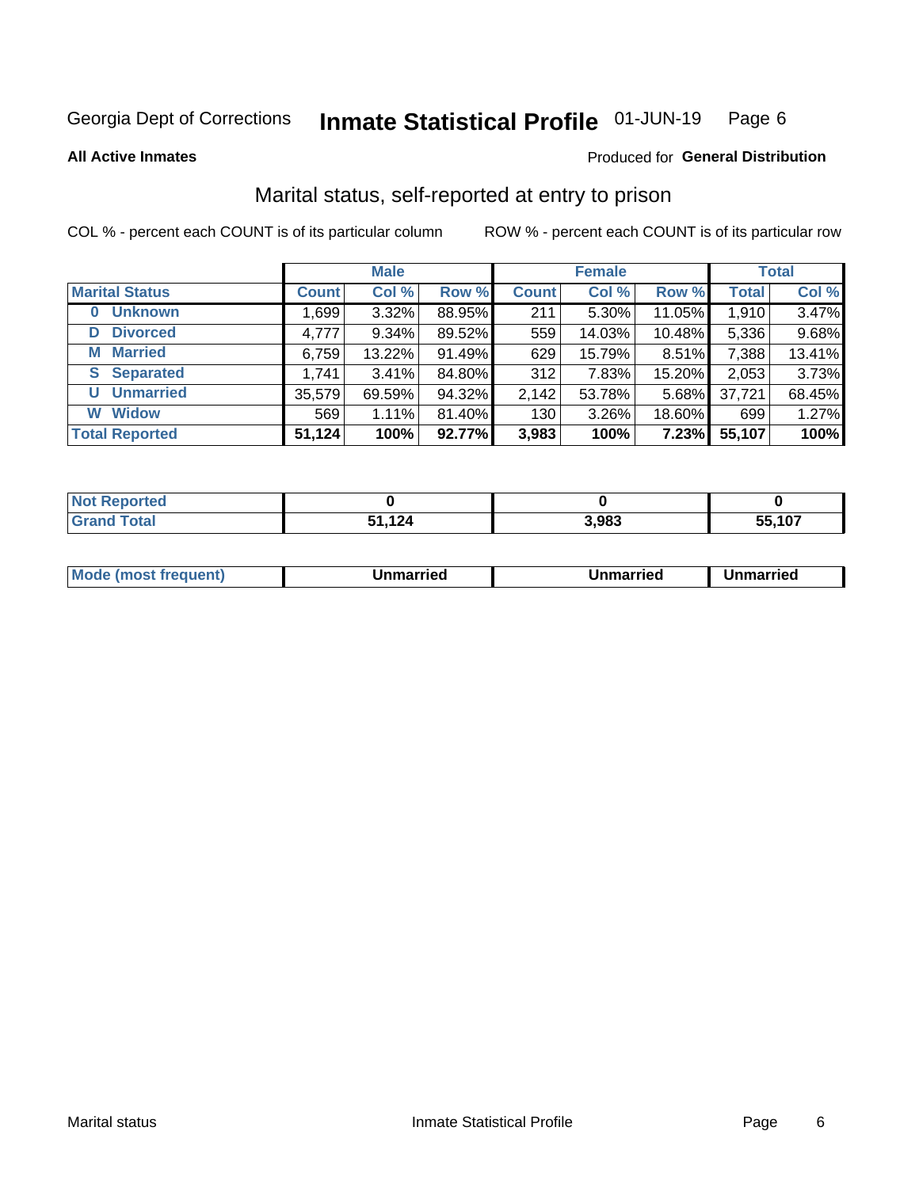Georgia Dept of Corrections **Inmate Statistical Profile** 01-JUN-19

**All Active Inmates**

Produced for **General Distribution**

## Marital status, self-reported at entry to prison

COL % - percent each COUNT is of its particular column

ROW % - percent each COUNT is of its particular row

| | Male | | | Female | | | Total | |
|---|---|---|---|---|---|---|---|---|
| **Marital Status** | **Count** | **Col %** | **Row %** | **Count** | **Col %** | **Row %** | **Total** | **Col %** |
| **0 Unknown** | 1,699 | 3.32% | 88.95% | 211 | 5.30% | 11.05% | 1,910 | 3.47% |
| **D Divorced** | 4,777 | 9.34% | 89.52% | 559 | 14.03% | 10.48% | 5,336 | 9.68% |
| **M Married** | 6,759 | 13.22% | 91.49% | 629 | 15.79% | 8.51% | 7,388 | 13.41% |
| **S Separated** | 1,741 | 3.41% | 84.80% | 312 | 7.83% | 15.20% | 2,053 | 3.73% |
| **U Unmarried** | 35,579 | 69.59% | 94.32% | 2,142 | 53.78% | 5.68% | 37,721 | 68.45% |
| **W Widow** | 569 | 1.11% | 81.40% | 130 | 3.26% | 18.60% | 699 | 1.27% |
| **Total Reported** | **51,124** | **100%** | **92.77%** | **3,983** | **100%** | **7.23%** | **55,107** | **100%** |

| | Male | Female | Total |
|---|---|---|---|
| **Not Reported** | **0** | **0** | **0** |
| **Grand Total** | **51,124** | **3,983** | **55,107** |

| | Male | Female | Total |
|---|---|---|---|
| **Mode (most frequent)** | **Unmarried** | **Unmarried** | **Unmarried** |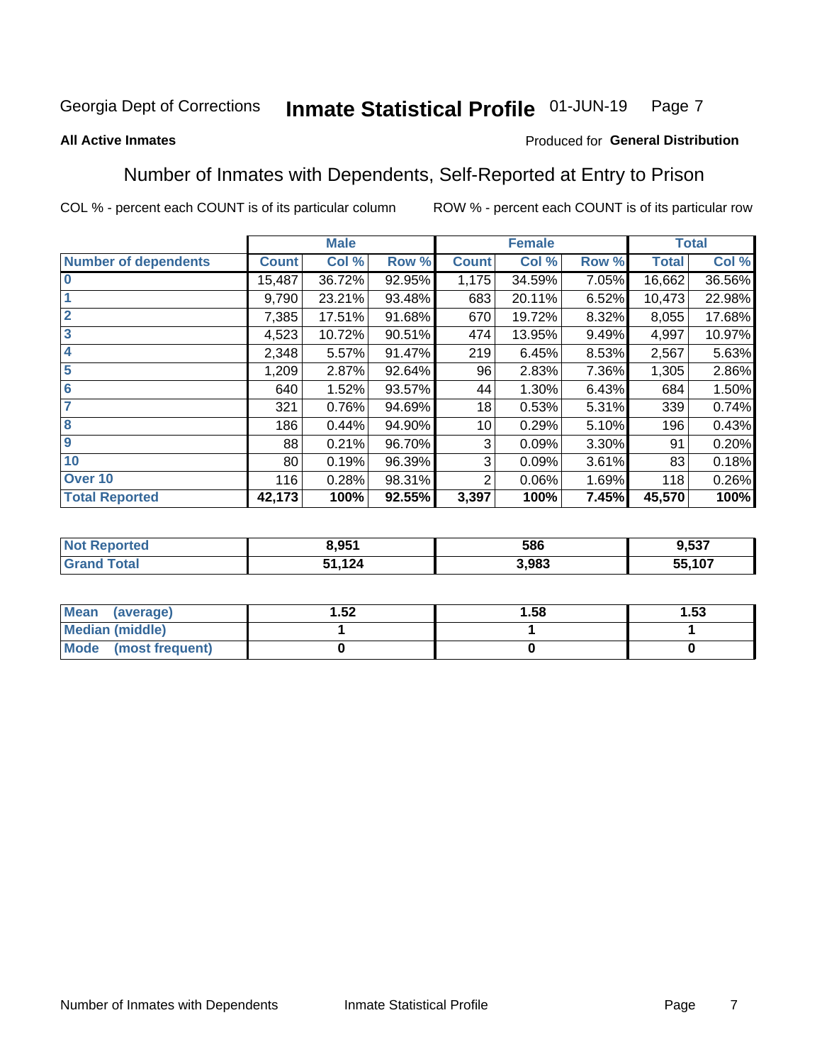Georgia Dept of Corrections **Inmate Statistical Profile** 01-JUN-19

**All Active Inmates**

Produced for **General Distribution**

## Number of Inmates with Dependents, Self-Reported at Entry to Prison

COL % - percent each COUNT is of its particular column ROW % - percent each COUNT is of its particular row

| | Male | | | Female | | | Total | |
|---|---|---|---|---|---|---|---|---|
| **Number of dependents** | **Count** | **Col %** | **Row %** | **Count** | **Col %** | **Row %** | **Total** | **Col %** |
| **0** | 15,487 | 36.72% | 92.95% | 1,175 | 34.59% | 7.05% | 16,662 | 36.56% |
| **1** | 9,790 | 23.21% | 93.48% | 683 | 20.11% | 6.52% | 10,473 | 22.98% |
| **2** | 7,385 | 17.51% | 91.68% | 670 | 19.72% | 8.32% | 8,055 | 17.68% |
| **3** | 4,523 | 10.72% | 90.51% | 474 | 13.95% | 9.49% | 4,997 | 10.97% |
| **4** | 2,348 | 5.57% | 91.47% | 219 | 6.45% | 8.53% | 2,567 | 5.63% |
| **5** | 1,209 | 2.87% | 92.64% | 96 | 2.83% | 7.36% | 1,305 | 2.86% |
| **6** | 640 | 1.52% | 93.57% | 44 | 1.30% | 6.43% | 684 | 1.50% |
| **7** | 321 | 0.76% | 94.69% | 18 | 0.53% | 5.31% | 339 | 0.74% |
| **8** | 186 | 0.44% | 94.90% | 10 | 0.29% | 5.10% | 196 | 0.43% |
| **9** | 88 | 0.21% | 96.70% | 3 | 0.09% | 3.30% | 91 | 0.20% |
| **10** | 80 | 0.19% | 96.39% | 3 | 0.09% | 3.61% | 83 | 0.18% |
| **Over 10** | 116 | 0.28% | 98.31% | 2 | 0.06% | 1.69% | 118 | 0.26% |
| **Total Reported** | **42,173** | **100%** | **92.55%** | **3,397** | **100%** | **7.45%** | **45,570** | **100%** |

| | Male | Female | Total |
|---|---|---|---|
| **Not Reported** | **8,951** | **586** | **9,537** |
| **Grand Total** | **51,124** | **3,983** | **55,107** |

| | Male | Female | Total |
|---|---|---|---|
| **Mean (average)** | **1.52** | **1.58** | **1.53** |
| **Median (middle)** | **1** | **1** | **1** |
| **Mode (most frequent)** | **0** | **0** | **0** |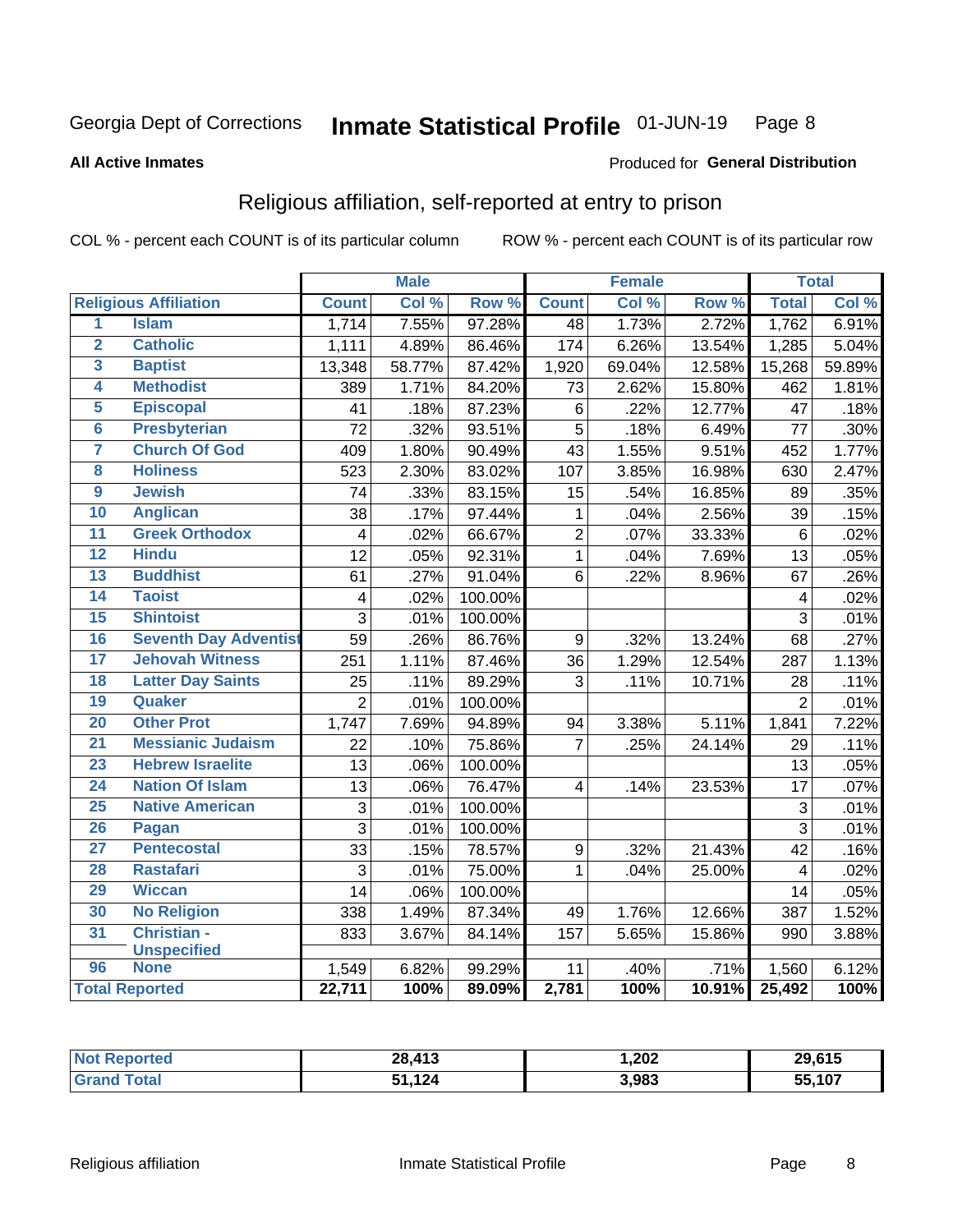Georgia Dept of Corrections **Inmate Statistical Profile** 01-JUN-19

**All Active Inmates**

Produced for **General Distribution**

## Religious affiliation, self-reported at entry to prison

COL % - percent each COUNT is of its particular column ROW % - percent each COUNT is of its particular row

| | | Male | | | Female | | | Total | |
|---|---|---|---|---|---|---|---|---|---|
| **Religious Affiliation** | | **Count** | **Col %** | **Row %** | **Count** | **Col %** | **Row %** | **Total** | **Col %** |
| 1 | Islam | 1,714 | 7.55% | 97.28% | 48 | 1.73% | 2.72% | 1,762 | 6.91% |
| 2 | Catholic | 1,111 | 4.89% | 86.46% | 174 | 6.26% | 13.54% | 1,285 | 5.04% |
| 3 | Baptist | 13,348 | 58.77% | 87.42% | 1,920 | 69.04% | 12.58% | 15,268 | 59.89% |
| 4 | Methodist | 389 | 1.71% | 84.20% | 73 | 2.62% | 15.80% | 462 | 1.81% |
| 5 | Episcopal | 41 | .18% | 87.23% | 6 | .22% | 12.77% | 47 | .18% |
| 6 | Presbyterian | 72 | .32% | 93.51% | 5 | .18% | 6.49% | 77 | .30% |
| 7 | Church Of God | 409 | 1.80% | 90.49% | 43 | 1.55% | 9.51% | 452 | 1.77% |
| 8 | Holiness | 523 | 2.30% | 83.02% | 107 | 3.85% | 16.98% | 630 | 2.47% |
| 9 | Jewish | 74 | .33% | 83.15% | 15 | .54% | 16.85% | 89 | .35% |
| 10 | Anglican | 38 | .17% | 97.44% | 1 | .04% | 2.56% | 39 | .15% |
| 11 | Greek Orthodox | 4 | .02% | 66.67% | 2 | .07% | 33.33% | 6 | .02% |
| 12 | Hindu | 12 | .05% | 92.31% | 1 | .04% | 7.69% | 13 | .05% |
| 13 | Buddhist | 61 | .27% | 91.04% | 6 | .22% | 8.96% | 67 | .26% |
| 14 | Taoist | 4 | .02% | 100.00% | | | | 4 | .02% |
| 15 | Shintoist | 3 | .01% | 100.00% | | | | 3 | .01% |
| 16 | Seventh Day Adventist | 59 | .26% | 86.76% | 9 | .32% | 13.24% | 68 | .27% |
| 17 | Jehovah Witness | 251 | 1.11% | 87.46% | 36 | 1.29% | 12.54% | 287 | 1.13% |
| 18 | Latter Day Saints | 25 | .11% | 89.29% | 3 | .11% | 10.71% | 28 | .11% |
| 19 | Quaker | 2 | .01% | 100.00% | | | | 2 | .01% |
| 20 | Other Prot | 1,747 | 7.69% | 94.89% | 94 | 3.38% | 5.11% | 1,841 | 7.22% |
| 21 | Messianic Judaism | 22 | .10% | 75.86% | 7 | .25% | 24.14% | 29 | .11% |
| 23 | Hebrew Israelite | 13 | .06% | 100.00% | | | | 13 | .05% |
| 24 | Nation Of Islam | 13 | .06% | 76.47% | 4 | .14% | 23.53% | 17 | .07% |
| 25 | Native American | 3 | .01% | 100.00% | | | | 3 | .01% |
| 26 | Pagan | 3 | .01% | 100.00% | | | | 3 | .01% |
| 27 | Pentecostal | 33 | .15% | 78.57% | 9 | .32% | 21.43% | 42 | .16% |
| 28 | Rastafari | 3 | .01% | 75.00% | 1 | .04% | 25.00% | 4 | .02% |
| 29 | Wiccan | 14 | .06% | 100.00% | | | | 14 | .05% |
| 30 | No Religion | 338 | 1.49% | 87.34% | 49 | 1.76% | 12.66% | 387 | 1.52% |
| 31 | Christian - Unspecified | 833 | 3.67% | 84.14% | 157 | 5.65% | 15.86% | 990 | 3.88% |
| 96 | None | 1,549 | 6.82% | 99.29% | 11 | .40% | .71% | 1,560 | 6.12% |
| **Total Reported** | | **22,711** | **100%** | **89.09%** | **2,781** | **100%** | **10.91%** | **25,492** | **100%** |

| | Male | Female | Total |
|---|---|---|---|
| **Not Reported** | **28,413** | **1,202** | **29,615** |
| **Grand Total** | **51,124** | **3,983** | **55,107** |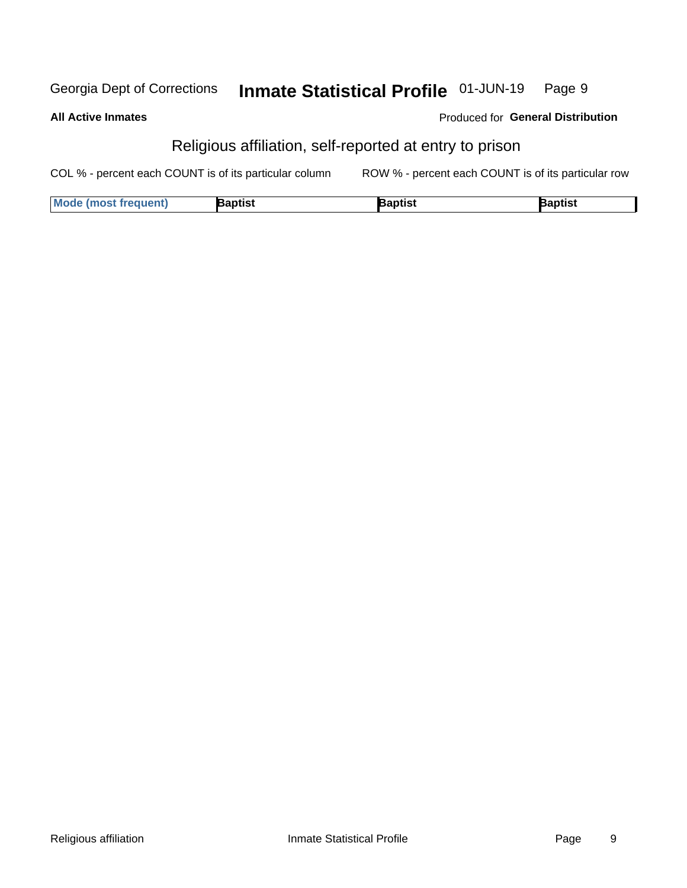Georgia Dept of Corrections **Inmate Statistical Profile** 01-JUN-19

**All Active Inmates**

Produced for **General Distribution**

## Religious affiliation, self-reported at entry to prison

COL % - percent each COUNT is of its particular column ROW % - percent each COUNT is of its particular row

| Mode (most frequent) | Baptist | Baptist | Baptist |
|---|---|---|---|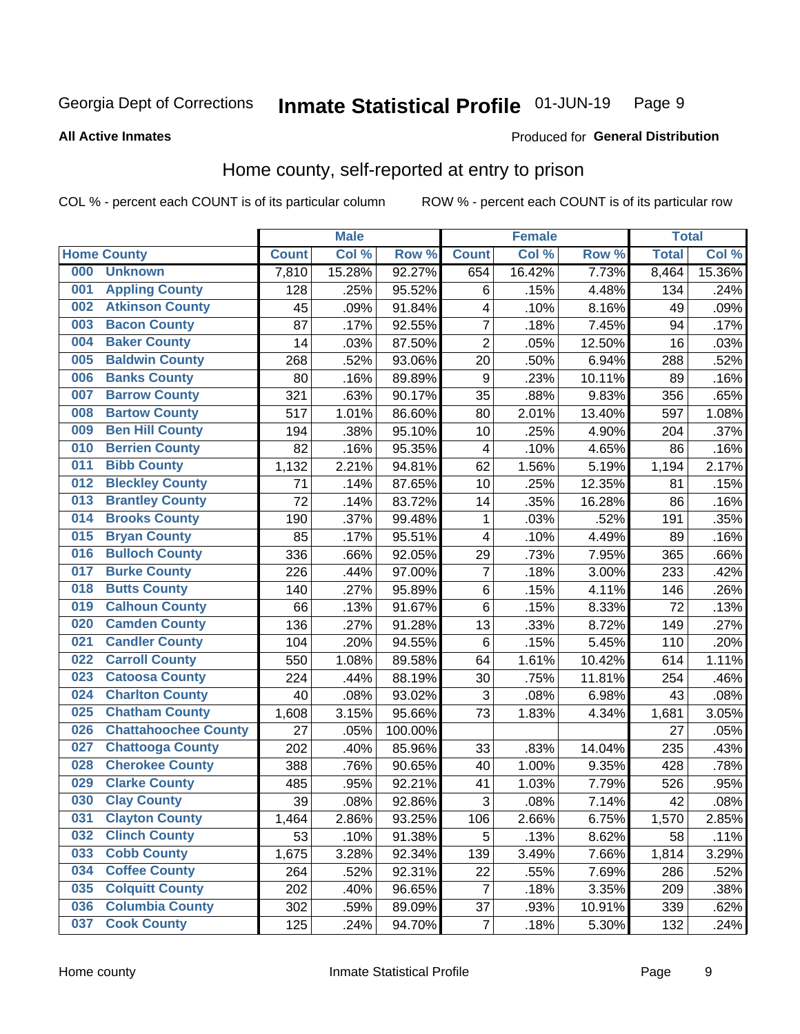Georgia Dept of Corrections **Inmate Statistical Profile** 01-JUN-19

**All Active Inmates**

Produced for **General Distribution**

## Home county, self-reported at entry to prison

COL % - percent each COUNT is of its particular column ROW % - percent each COUNT is of its particular row

| Home County | | Male | | | Female | | | Total | |
|---|---|---|---|---|---|---|---|---|---|
| | | Count | Col % | Row % | Count | Col % | Row % | Total | Col % |
| 000 | Unknown | 7,810 | 15.28% | 92.27% | 654 | 16.42% | 7.73% | 8,464 | 15.36% |
| 001 | Appling County | 128 | .25% | 95.52% | 6 | .15% | 4.48% | 134 | .24% |
| 002 | Atkinson County | 45 | .09% | 91.84% | 4 | .10% | 8.16% | 49 | .09% |
| 003 | Bacon County | 87 | .17% | 92.55% | 7 | .18% | 7.45% | 94 | .17% |
| 004 | Baker County | 14 | .03% | 87.50% | 2 | .05% | 12.50% | 16 | .03% |
| 005 | Baldwin County | 268 | .52% | 93.06% | 20 | .50% | 6.94% | 288 | .52% |
| 006 | Banks County | 80 | .16% | 89.89% | 9 | .23% | 10.11% | 89 | .16% |
| 007 | Barrow County | 321 | .63% | 90.17% | 35 | .88% | 9.83% | 356 | .65% |
| 008 | Bartow County | 517 | 1.01% | 86.60% | 80 | 2.01% | 13.40% | 597 | 1.08% |
| 009 | Ben Hill County | 194 | .38% | 95.10% | 10 | .25% | 4.90% | 204 | .37% |
| 010 | Berrien County | 82 | .16% | 95.35% | 4 | .10% | 4.65% | 86 | .16% |
| 011 | Bibb County | 1,132 | 2.21% | 94.81% | 62 | 1.56% | 5.19% | 1,194 | 2.17% |
| 012 | Bleckley County | 71 | .14% | 87.65% | 10 | .25% | 12.35% | 81 | .15% |
| 013 | Brantley County | 72 | .14% | 83.72% | 14 | .35% | 16.28% | 86 | .16% |
| 014 | Brooks County | 190 | .37% | 99.48% | 1 | .03% | .52% | 191 | .35% |
| 015 | Bryan County | 85 | .17% | 95.51% | 4 | .10% | 4.49% | 89 | .16% |
| 016 | Bulloch County | 336 | .66% | 92.05% | 29 | .73% | 7.95% | 365 | .66% |
| 017 | Burke County | 226 | .44% | 97.00% | 7 | .18% | 3.00% | 233 | .42% |
| 018 | Butts County | 140 | .27% | 95.89% | 6 | .15% | 4.11% | 146 | .26% |
| 019 | Calhoun County | 66 | .13% | 91.67% | 6 | .15% | 8.33% | 72 | .13% |
| 020 | Camden County | 136 | .27% | 91.28% | 13 | .33% | 8.72% | 149 | .27% |
| 021 | Candler County | 104 | .20% | 94.55% | 6 | .15% | 5.45% | 110 | .20% |
| 022 | Carroll County | 550 | 1.08% | 89.58% | 64 | 1.61% | 10.42% | 614 | 1.11% |
| 023 | Catoosa County | 224 | .44% | 88.19% | 30 | .75% | 11.81% | 254 | .46% |
| 024 | Charlton County | 40 | .08% | 93.02% | 3 | .08% | 6.98% | 43 | .08% |
| 025 | Chatham County | 1,608 | 3.15% | 95.66% | 73 | 1.83% | 4.34% | 1,681 | 3.05% |
| 026 | Chattahoochee County | 27 | .05% | 100.00% | | | | 27 | .05% |
| 027 | Chattooga County | 202 | .40% | 85.96% | 33 | .83% | 14.04% | 235 | .43% |
| 028 | Cherokee County | 388 | .76% | 90.65% | 40 | 1.00% | 9.35% | 428 | .78% |
| 029 | Clarke County | 485 | .95% | 92.21% | 41 | 1.03% | 7.79% | 526 | .95% |
| 030 | Clay County | 39 | .08% | 92.86% | 3 | .08% | 7.14% | 42 | .08% |
| 031 | Clayton County | 1,464 | 2.86% | 93.25% | 106 | 2.66% | 6.75% | 1,570 | 2.85% |
| 032 | Clinch County | 53 | .10% | 91.38% | 5 | .13% | 8.62% | 58 | .11% |
| 033 | Cobb County | 1,675 | 3.28% | 92.34% | 139 | 3.49% | 7.66% | 1,814 | 3.29% |
| 034 | Coffee County | 264 | .52% | 92.31% | 22 | .55% | 7.69% | 286 | .52% |
| 035 | Colquitt County | 202 | .40% | 96.65% | 7 | .18% | 3.35% | 209 | .38% |
| 036 | Columbia County | 302 | .59% | 89.09% | 37 | .93% | 10.91% | 339 | .62% |
| 037 | Cook County | 125 | .24% | 94.70% | 7 | .18% | 5.30% | 132 | .24% |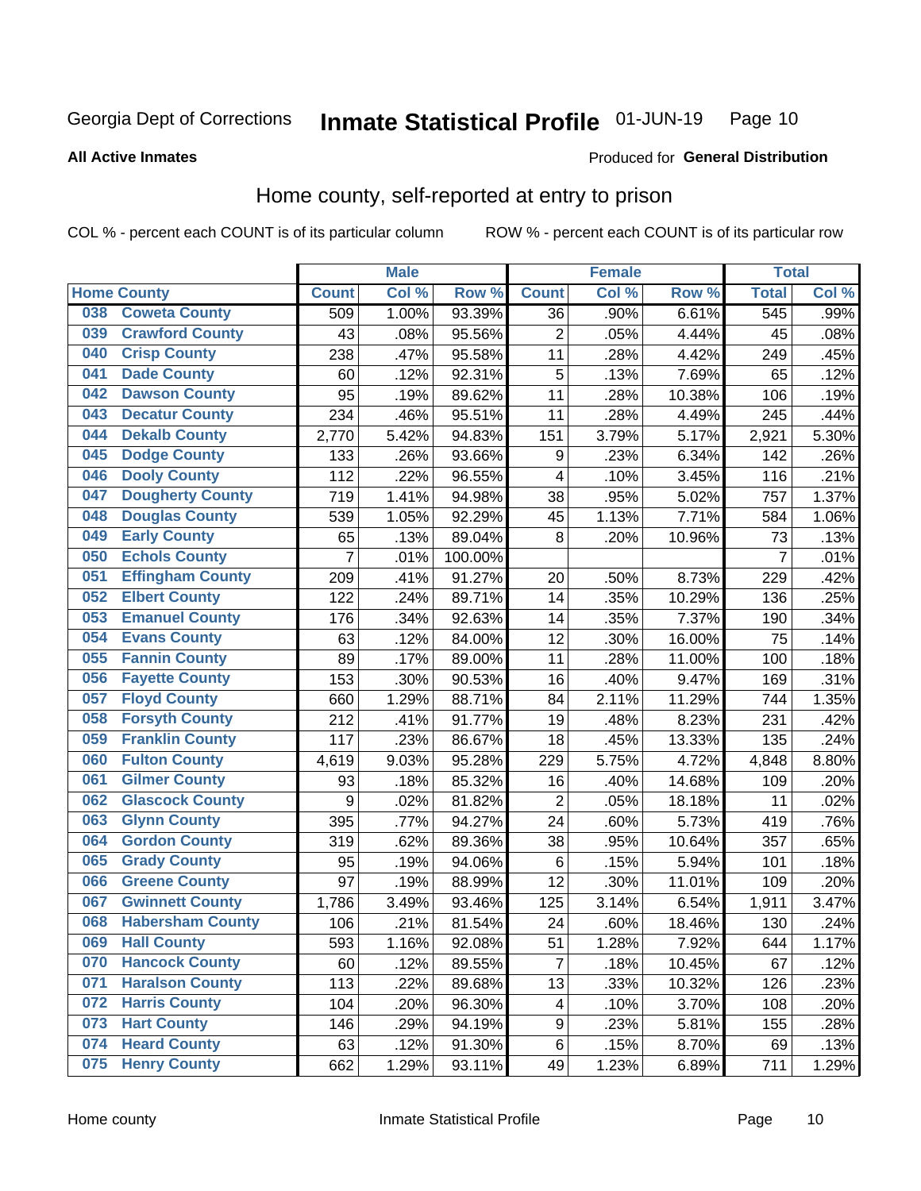Georgia Dept of Corrections **Inmate Statistical Profile** 01-JUN-19

**All Active Inmates**

Produced for **General Distribution**

## Home county, self-reported at entry to prison

COL % - percent each COUNT is of its particular column ROW % - percent each COUNT is of its particular row

| Home County | | Male | | | Female | | | Total | |
|---|---|---|---|---|---|---|---|---|---|
| | | Count | Col % | Row % | Count | Col % | Row % | Total | Col % |
| 038 | Coweta County | 509 | 1.00% | 93.39% | 36 | .90% | 6.61% | 545 | .99% |
| 039 | Crawford County | 43 | .08% | 95.56% | 2 | .05% | 4.44% | 45 | .08% |
| 040 | Crisp County | 238 | .47% | 95.58% | 11 | .28% | 4.42% | 249 | .45% |
| 041 | Dade County | 60 | .12% | 92.31% | 5 | .13% | 7.69% | 65 | .12% |
| 042 | Dawson County | 95 | .19% | 89.62% | 11 | .28% | 10.38% | 106 | .19% |
| 043 | Decatur County | 234 | .46% | 95.51% | 11 | .28% | 4.49% | 245 | .44% |
| 044 | Dekalb County | 2,770 | 5.42% | 94.83% | 151 | 3.79% | 5.17% | 2,921 | 5.30% |
| 045 | Dodge County | 133 | .26% | 93.66% | 9 | .23% | 6.34% | 142 | .26% |
| 046 | Dooly County | 112 | .22% | 96.55% | 4 | .10% | 3.45% | 116 | .21% |
| 047 | Dougherty County | 719 | 1.41% | 94.98% | 38 | .95% | 5.02% | 757 | 1.37% |
| 048 | Douglas County | 539 | 1.05% | 92.29% | 45 | 1.13% | 7.71% | 584 | 1.06% |
| 049 | Early County | 65 | .13% | 89.04% | 8 | .20% | 10.96% | 73 | .13% |
| 050 | Echols County | 7 | .01% | 100.00% | | | | 7 | .01% |
| 051 | Effingham County | 209 | .41% | 91.27% | 20 | .50% | 8.73% | 229 | .42% |
| 052 | Elbert County | 122 | .24% | 89.71% | 14 | .35% | 10.29% | 136 | .25% |
| 053 | Emanuel County | 176 | .34% | 92.63% | 14 | .35% | 7.37% | 190 | .34% |
| 054 | Evans County | 63 | .12% | 84.00% | 12 | .30% | 16.00% | 75 | .14% |
| 055 | Fannin County | 89 | .17% | 89.00% | 11 | .28% | 11.00% | 100 | .18% |
| 056 | Fayette County | 153 | .30% | 90.53% | 16 | .40% | 9.47% | 169 | .31% |
| 057 | Floyd County | 660 | 1.29% | 88.71% | 84 | 2.11% | 11.29% | 744 | 1.35% |
| 058 | Forsyth County | 212 | .41% | 91.77% | 19 | .48% | 8.23% | 231 | .42% |
| 059 | Franklin County | 117 | .23% | 86.67% | 18 | .45% | 13.33% | 135 | .24% |
| 060 | Fulton County | 4,619 | 9.03% | 95.28% | 229 | 5.75% | 4.72% | 4,848 | 8.80% |
| 061 | Gilmer County | 93 | .18% | 85.32% | 16 | .40% | 14.68% | 109 | .20% |
| 062 | Glascock County | 9 | .02% | 81.82% | 2 | .05% | 18.18% | 11 | .02% |
| 063 | Glynn County | 395 | .77% | 94.27% | 24 | .60% | 5.73% | 419 | .76% |
| 064 | Gordon County | 319 | .62% | 89.36% | 38 | .95% | 10.64% | 357 | .65% |
| 065 | Grady County | 95 | .19% | 94.06% | 6 | .15% | 5.94% | 101 | .18% |
| 066 | Greene County | 97 | .19% | 88.99% | 12 | .30% | 11.01% | 109 | .20% |
| 067 | Gwinnett County | 1,786 | 3.49% | 93.46% | 125 | 3.14% | 6.54% | 1,911 | 3.47% |
| 068 | Habersham County | 106 | .21% | 81.54% | 24 | .60% | 18.46% | 130 | .24% |
| 069 | Hall County | 593 | 1.16% | 92.08% | 51 | 1.28% | 7.92% | 644 | 1.17% |
| 070 | Hancock County | 60 | .12% | 89.55% | 7 | .18% | 10.45% | 67 | .12% |
| 071 | Haralson County | 113 | .22% | 89.68% | 13 | .33% | 10.32% | 126 | .23% |
| 072 | Harris County | 104 | .20% | 96.30% | 4 | .10% | 3.70% | 108 | .20% |
| 073 | Hart County | 146 | .29% | 94.19% | 9 | .23% | 5.81% | 155 | .28% |
| 074 | Heard County | 63 | .12% | 91.30% | 6 | .15% | 8.70% | 69 | .13% |
| 075 | Henry County | 662 | 1.29% | 93.11% | 49 | 1.23% | 6.89% | 711 | 1.29% |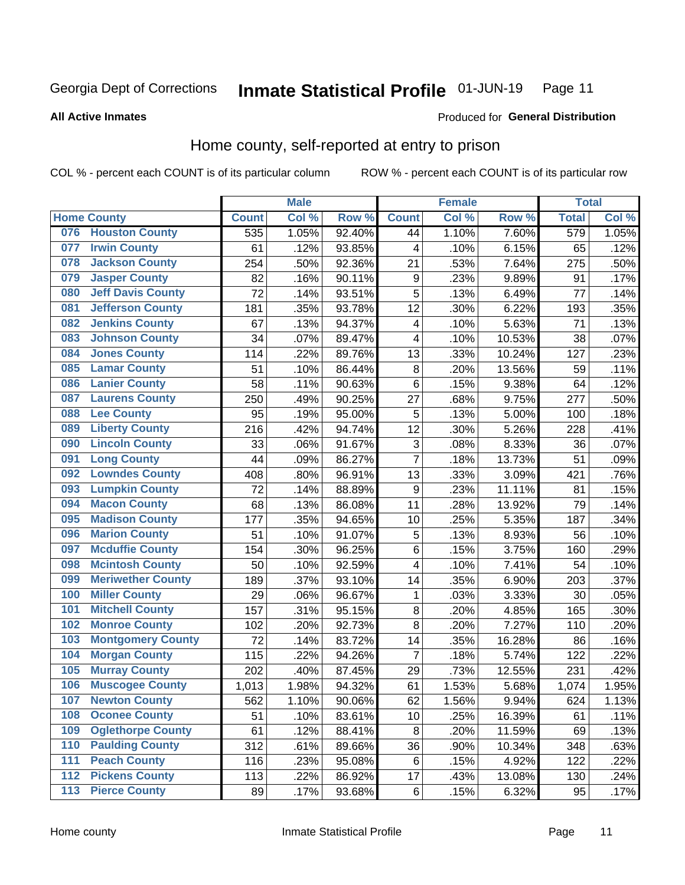Georgia Dept of Corrections **Inmate Statistical Profile** 01-JUN-19

**All Active Inmates**

Produced for **General Distribution**

## Home county, self-reported at entry to prison

COL % - percent each COUNT is of its particular column ROW % - percent each COUNT is of its particular row

| Home County | | Male | | | Female | | | Total | |
|---|---|---|---|---|---|---|---|---|---|
| | | Count | Col % | Row % | Count | Col % | Row % | Total | Col % |
| 076 | Houston County | 535 | 1.05% | 92.40% | 44 | 1.10% | 7.60% | 579 | 1.05% |
| 077 | Irwin County | 61 | .12% | 93.85% | 4 | .10% | 6.15% | 65 | .12% |
| 078 | Jackson County | 254 | .50% | 92.36% | 21 | .53% | 7.64% | 275 | .50% |
| 079 | Jasper County | 82 | .16% | 90.11% | 9 | .23% | 9.89% | 91 | .17% |
| 080 | Jeff Davis County | 72 | .14% | 93.51% | 5 | .13% | 6.49% | 77 | .14% |
| 081 | Jefferson County | 181 | .35% | 93.78% | 12 | .30% | 6.22% | 193 | .35% |
| 082 | Jenkins County | 67 | .13% | 94.37% | 4 | .10% | 5.63% | 71 | .13% |
| 083 | Johnson County | 34 | .07% | 89.47% | 4 | .10% | 10.53% | 38 | .07% |
| 084 | Jones County | 114 | .22% | 89.76% | 13 | .33% | 10.24% | 127 | .23% |
| 085 | Lamar County | 51 | .10% | 86.44% | 8 | .20% | 13.56% | 59 | .11% |
| 086 | Lanier County | 58 | .11% | 90.63% | 6 | .15% | 9.38% | 64 | .12% |
| 087 | Laurens County | 250 | .49% | 90.25% | 27 | .68% | 9.75% | 277 | .50% |
| 088 | Lee County | 95 | .19% | 95.00% | 5 | .13% | 5.00% | 100 | .18% |
| 089 | Liberty County | 216 | .42% | 94.74% | 12 | .30% | 5.26% | 228 | .41% |
| 090 | Lincoln County | 33 | .06% | 91.67% | 3 | .08% | 8.33% | 36 | .07% |
| 091 | Long County | 44 | .09% | 86.27% | 7 | .18% | 13.73% | 51 | .09% |
| 092 | Lowndes County | 408 | .80% | 96.91% | 13 | .33% | 3.09% | 421 | .76% |
| 093 | Lumpkin County | 72 | .14% | 88.89% | 9 | .23% | 11.11% | 81 | .15% |
| 094 | Macon County | 68 | .13% | 86.08% | 11 | .28% | 13.92% | 79 | .14% |
| 095 | Madison County | 177 | .35% | 94.65% | 10 | .25% | 5.35% | 187 | .34% |
| 096 | Marion County | 51 | .10% | 91.07% | 5 | .13% | 8.93% | 56 | .10% |
| 097 | Mcduffie County | 154 | .30% | 96.25% | 6 | .15% | 3.75% | 160 | .29% |
| 098 | Mcintosh County | 50 | .10% | 92.59% | 4 | .10% | 7.41% | 54 | .10% |
| 099 | Meriwether County | 189 | .37% | 93.10% | 14 | .35% | 6.90% | 203 | .37% |
| 100 | Miller County | 29 | .06% | 96.67% | 1 | .03% | 3.33% | 30 | .05% |
| 101 | Mitchell County | 157 | .31% | 95.15% | 8 | .20% | 4.85% | 165 | .30% |
| 102 | Monroe County | 102 | .20% | 92.73% | 8 | .20% | 7.27% | 110 | .20% |
| 103 | Montgomery County | 72 | .14% | 83.72% | 14 | .35% | 16.28% | 86 | .16% |
| 104 | Morgan County | 115 | .22% | 94.26% | 7 | .18% | 5.74% | 122 | .22% |
| 105 | Murray County | 202 | .40% | 87.45% | 29 | .73% | 12.55% | 231 | .42% |
| 106 | Muscogee County | 1,013 | 1.98% | 94.32% | 61 | 1.53% | 5.68% | 1,074 | 1.95% |
| 107 | Newton County | 562 | 1.10% | 90.06% | 62 | 1.56% | 9.94% | 624 | 1.13% |
| 108 | Oconee County | 51 | .10% | 83.61% | 10 | .25% | 16.39% | 61 | .11% |
| 109 | Oglethorpe County | 61 | .12% | 88.41% | 8 | .20% | 11.59% | 69 | .13% |
| 110 | Paulding County | 312 | .61% | 89.66% | 36 | .90% | 10.34% | 348 | .63% |
| 111 | Peach County | 116 | .23% | 95.08% | 6 | .15% | 4.92% | 122 | .22% |
| 112 | Pickens County | 113 | .22% | 86.92% | 17 | .43% | 13.08% | 130 | .24% |
| 113 | Pierce County | 89 | .17% | 93.68% | 6 | .15% | 6.32% | 95 | .17% |

Home county Inmate Statistical Profile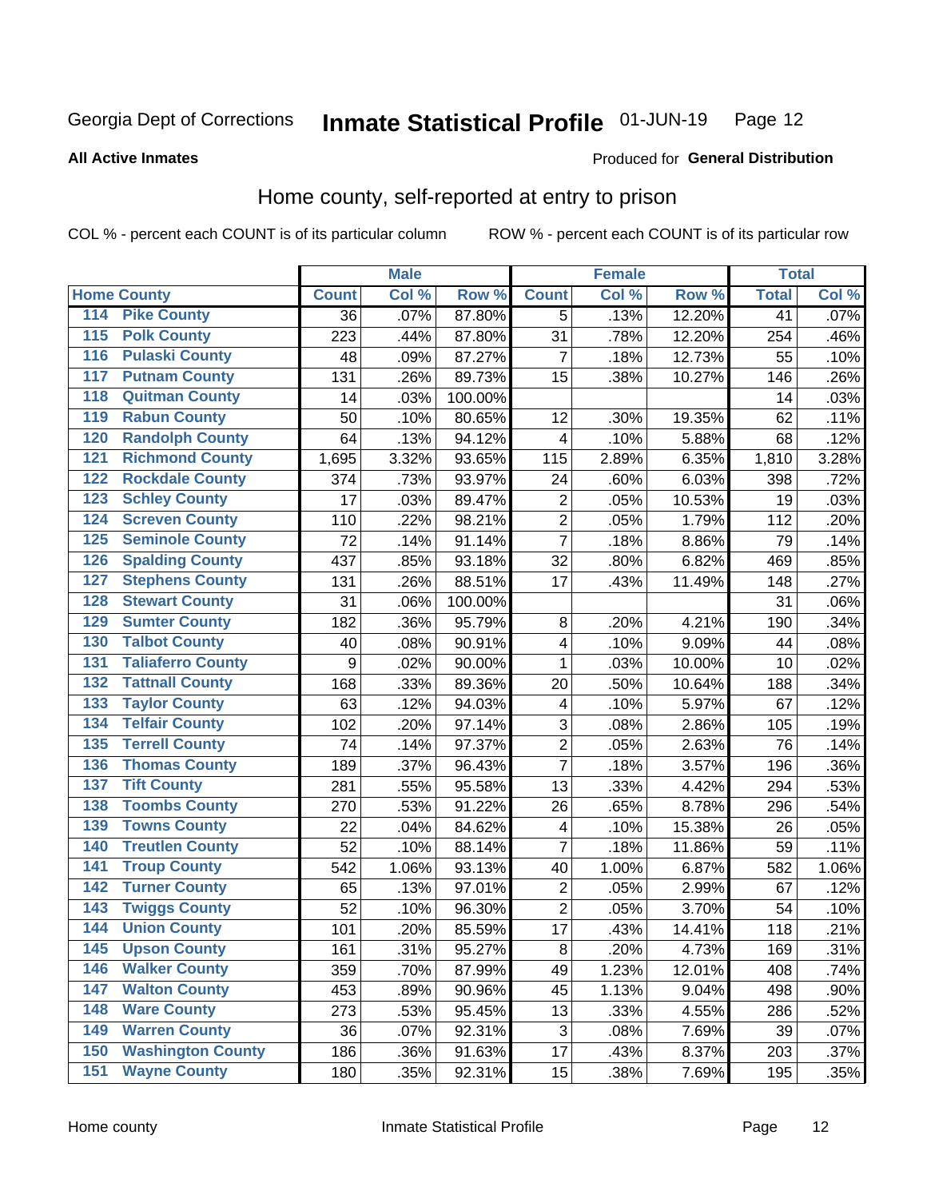Georgia Dept of Corrections **Inmate Statistical Profile** 01-JUN-19

**All Active Inmates**

Produced for **General Distribution**

## Home county, self-reported at entry to prison

COL % - percent each COUNT is of its particular column ROW % - percent each COUNT is of its particular row

| Home County | | Male | | | Female | | | Total | |
|---|---|---|---|---|---|---|---|---|---|
| | | Count | Col % | Row % | Count | Col % | Row % | Total | Col % |
| 114 | Pike County | 36 | .07% | 87.80% | 5 | .13% | 12.20% | 41 | .07% |
| 115 | Polk County | 223 | .44% | 87.80% | 31 | .78% | 12.20% | 254 | .46% |
| 116 | Pulaski County | 48 | .09% | 87.27% | 7 | .18% | 12.73% | 55 | .10% |
| 117 | Putnam County | 131 | .26% | 89.73% | 15 | .38% | 10.27% | 146 | .26% |
| 118 | Quitman County | 14 | .03% | 100.00% | | | | 14 | .03% |
| 119 | Rabun County | 50 | .10% | 80.65% | 12 | .30% | 19.35% | 62 | .11% |
| 120 | Randolph County | 64 | .13% | 94.12% | 4 | .10% | 5.88% | 68 | .12% |
| 121 | Richmond County | 1,695 | 3.32% | 93.65% | 115 | 2.89% | 6.35% | 1,810 | 3.28% |
| 122 | Rockdale County | 374 | .73% | 93.97% | 24 | .60% | 6.03% | 398 | .72% |
| 123 | Schley County | 17 | .03% | 89.47% | 2 | .05% | 10.53% | 19 | .03% |
| 124 | Screven County | 110 | .22% | 98.21% | 2 | .05% | 1.79% | 112 | .20% |
| 125 | Seminole County | 72 | .14% | 91.14% | 7 | .18% | 8.86% | 79 | .14% |
| 126 | Spalding County | 437 | .85% | 93.18% | 32 | .80% | 6.82% | 469 | .85% |
| 127 | Stephens County | 131 | .26% | 88.51% | 17 | .43% | 11.49% | 148 | .27% |
| 128 | Stewart County | 31 | .06% | 100.00% | | | | 31 | .06% |
| 129 | Sumter County | 182 | .36% | 95.79% | 8 | .20% | 4.21% | 190 | .34% |
| 130 | Talbot County | 40 | .08% | 90.91% | 4 | .10% | 9.09% | 44 | .08% |
| 131 | Taliaferro County | 9 | .02% | 90.00% | 1 | .03% | 10.00% | 10 | .02% |
| 132 | Tattnall County | 168 | .33% | 89.36% | 20 | .50% | 10.64% | 188 | .34% |
| 133 | Taylor County | 63 | .12% | 94.03% | 4 | .10% | 5.97% | 67 | .12% |
| 134 | Telfair County | 102 | .20% | 97.14% | 3 | .08% | 2.86% | 105 | .19% |
| 135 | Terrell County | 74 | .14% | 97.37% | 2 | .05% | 2.63% | 76 | .14% |
| 136 | Thomas County | 189 | .37% | 96.43% | 7 | .18% | 3.57% | 196 | .36% |
| 137 | Tift County | 281 | .55% | 95.58% | 13 | .33% | 4.42% | 294 | .53% |
| 138 | Toombs County | 270 | .53% | 91.22% | 26 | .65% | 8.78% | 296 | .54% |
| 139 | Towns County | 22 | .04% | 84.62% | 4 | .10% | 15.38% | 26 | .05% |
| 140 | Treutlen County | 52 | .10% | 88.14% | 7 | .18% | 11.86% | 59 | .11% |
| 141 | Troup County | 542 | 1.06% | 93.13% | 40 | 1.00% | 6.87% | 582 | 1.06% |
| 142 | Turner County | 65 | .13% | 97.01% | 2 | .05% | 2.99% | 67 | .12% |
| 143 | Twiggs County | 52 | .10% | 96.30% | 2 | .05% | 3.70% | 54 | .10% |
| 144 | Union County | 101 | .20% | 85.59% | 17 | .43% | 14.41% | 118 | .21% |
| 145 | Upson County | 161 | .31% | 95.27% | 8 | .20% | 4.73% | 169 | .31% |
| 146 | Walker County | 359 | .70% | 87.99% | 49 | 1.23% | 12.01% | 408 | .74% |
| 147 | Walton County | 453 | .89% | 90.96% | 45 | 1.13% | 9.04% | 498 | .90% |
| 148 | Ware County | 273 | .53% | 95.45% | 13 | .33% | 4.55% | 286 | .52% |
| 149 | Warren County | 36 | .07% | 92.31% | 3 | .08% | 7.69% | 39 | .07% |
| 150 | Washington County | 186 | .36% | 91.63% | 17 | .43% | 8.37% | 203 | .37% |
| 151 | Wayne County | 180 | .35% | 92.31% | 15 | .38% | 7.69% | 195 | .35% |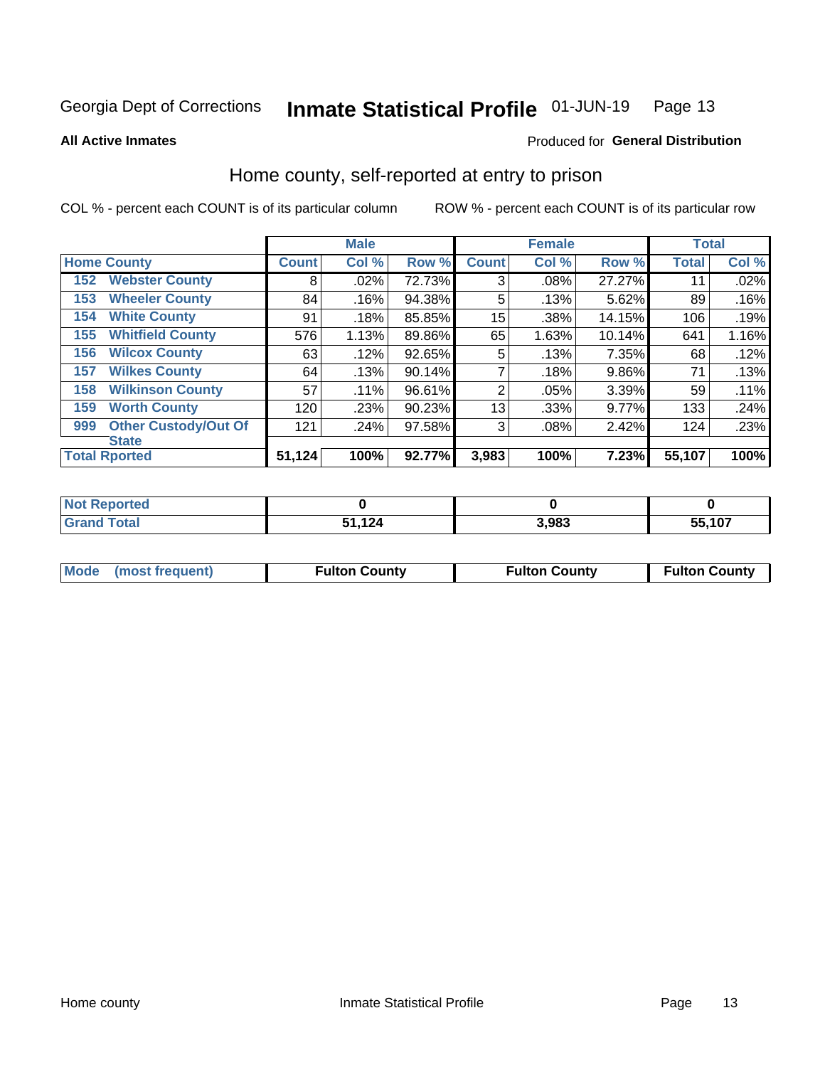Georgia Dept of Corrections **Inmate Statistical Profile** 01-JUN-19

**All Active Inmates**

Produced for **General Distribution**

## Home county, self-reported at entry to prison

COL % - percent each COUNT is of its particular column

ROW % - percent each COUNT is of its particular row

| Home County | | Male | | | Female | | | Total | |
|---|---|---|---|---|---|---|---|---|---|
| | | Count | Col % | Row % | Count | Col % | Row % | Total | Col % |
| 152 | Webster County | 8 | .02% | 72.73% | 3 | .08% | 27.27% | 11 | .02% |
| 153 | Wheeler County | 84 | .16% | 94.38% | 5 | .13% | 5.62% | 89 | .16% |
| 154 | White County | 91 | .18% | 85.85% | 15 | .38% | 14.15% | 106 | .19% |
| 155 | Whitfield County | 576 | 1.13% | 89.86% | 65 | 1.63% | 10.14% | 641 | 1.16% |
| 156 | Wilcox County | 63 | .12% | 92.65% | 5 | .13% | 7.35% | 68 | .12% |
| 157 | Wilkes County | 64 | .13% | 90.14% | 7 | .18% | 9.86% | 71 | .13% |
| 158 | Wilkinson County | 57 | .11% | 96.61% | 2 | .05% | 3.39% | 59 | .11% |
| 159 | Worth County | 120 | .23% | 90.23% | 13 | .33% | 9.77% | 133 | .24% |
| 999 | Other Custody/Out Of State | 121 | .24% | 97.58% | 3 | .08% | 2.42% | 124 | .23% |
| **Total Rported** | | **51,124** | **100%** | **92.77%** | **3,983** | **100%** | **7.23%** | **55,107** | **100%** |

| | Male | Female | Total |
|---|---|---|---|
| Not Reported | 0 | 0 | 0 |
| Grand Total | 51,124 | 3,983 | 55,107 |

| | Male | Female | Total |
|---|---|---|---|
| Mode (most frequent) | Fulton County | Fulton County | Fulton County |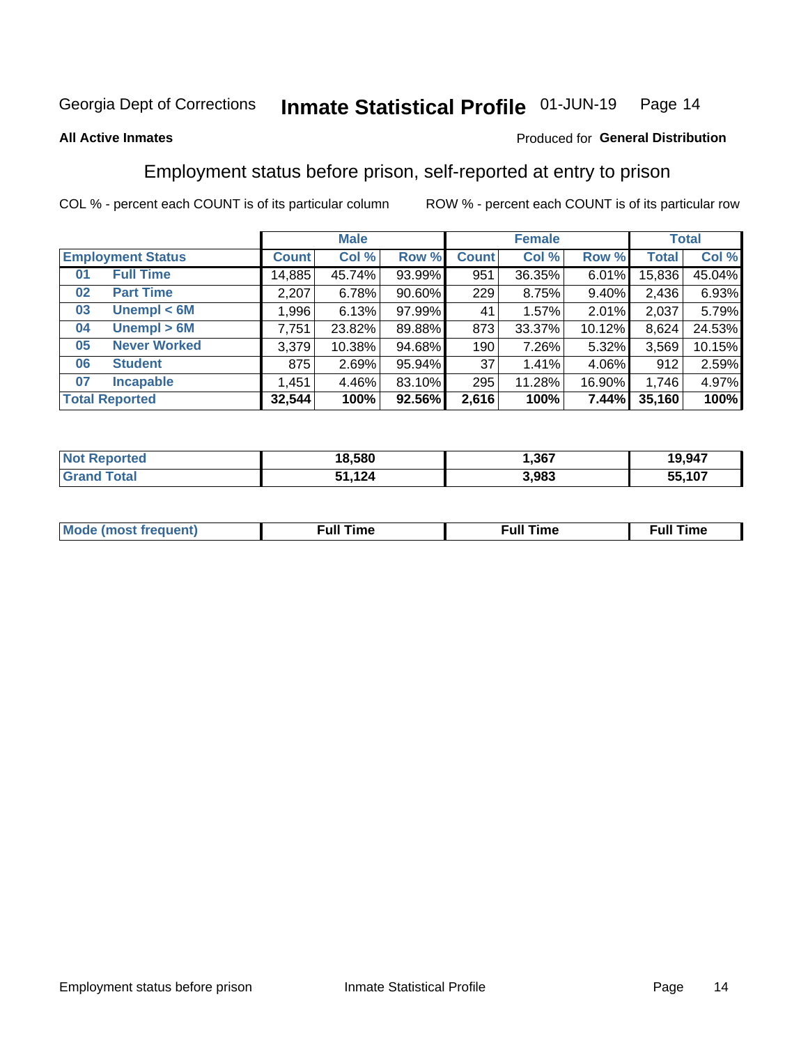Georgia Dept of Corrections **Inmate Statistical Profile** 01-JUN-19

**All Active Inmates**

Produced for **General Distribution**

## Employment status before prison, self-reported at entry to prison

COL % - percent each COUNT is of its particular column ROW % - percent each COUNT is of its particular row

| | | Male | | | Female | | | Total | |
|---|---|---|---|---|---|---|---|---|---|
| **Employment Status** | | **Count** | **Col %** | **Row %** | **Count** | **Col %** | **Row %** | **Total** | **Col %** |
| 01 | **Full Time** | 14,885 | 45.74% | 93.99% | 951 | 36.35% | 6.01% | 15,836 | 45.04% |
| 02 | **Part Time** | 2,207 | 6.78% | 90.60% | 229 | 8.75% | 9.40% | 2,436 | 6.93% |
| 03 | **Unempl < 6M** | 1,996 | 6.13% | 97.99% | 41 | 1.57% | 2.01% | 2,037 | 5.79% |
| 04 | **Unempl > 6M** | 7,751 | 23.82% | 89.88% | 873 | 33.37% | 10.12% | 8,624 | 24.53% |
| 05 | **Never Worked** | 3,379 | 10.38% | 94.68% | 190 | 7.26% | 5.32% | 3,569 | 10.15% |
| 06 | **Student** | 875 | 2.69% | 95.94% | 37 | 1.41% | 4.06% | 912 | 2.59% |
| 07 | **Incapable** | 1,451 | 4.46% | 83.10% | 295 | 11.28% | 16.90% | 1,746 | 4.97% |
| **Total Reported** | | **32,544** | **100%** | **92.56%** | **2,616** | **100%** | **7.44%** | **35,160** | **100%** |

| | Male | Female | Total |
|---|---|---|---|
| **Not Reported** | **18,580** | **1,367** | **19,947** |
| **Grand Total** | **51,124** | **3,983** | **55,107** |

| | Male | Female | Total |
|---|---|---|---|
| **Mode (most frequent)** | **Full Time** | **Full Time** | **Full Time** |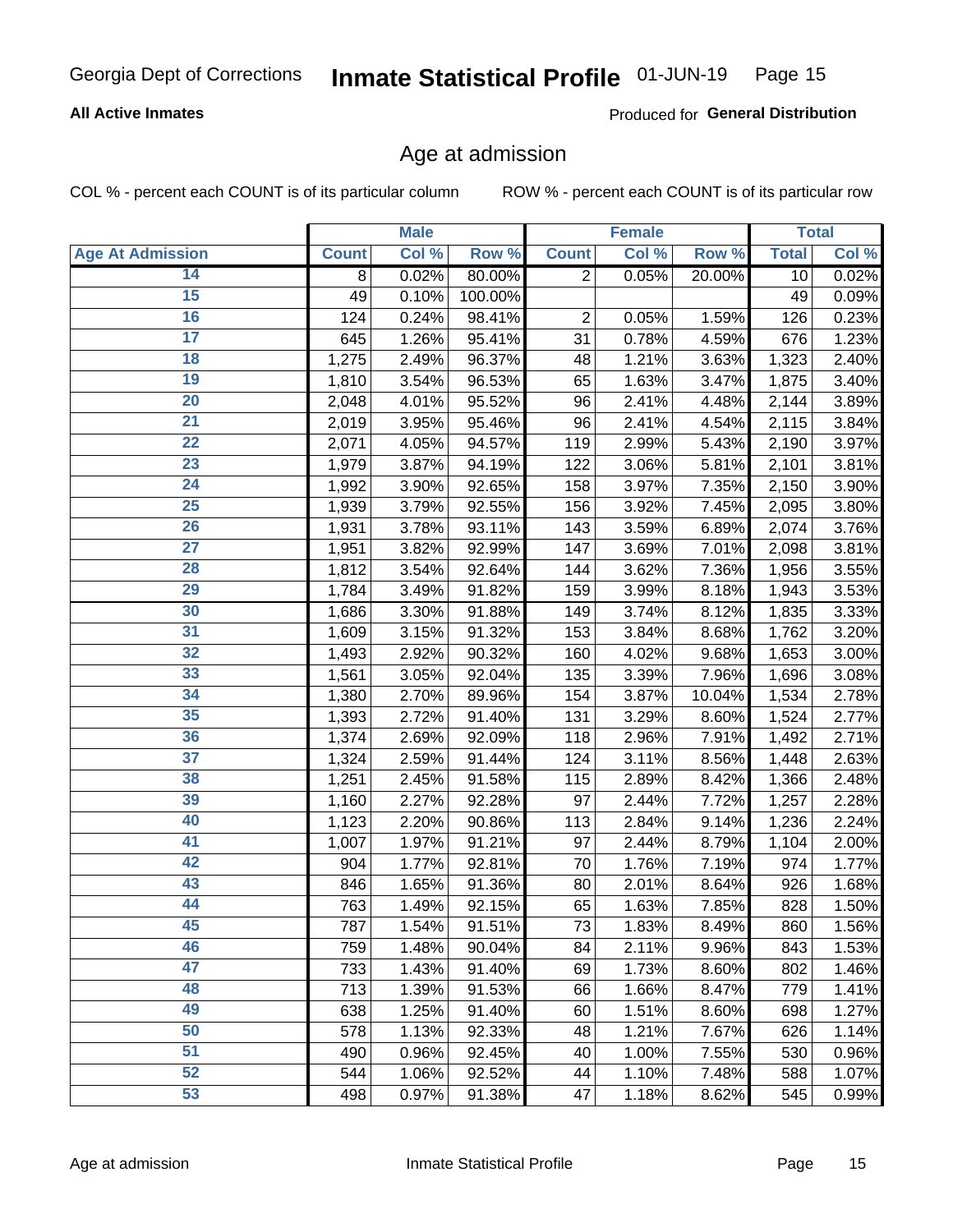# Inmate Statistical Profile

**All Active Inmates**

Produced for **General Distribution**

## Age at admission

COL % - percent each COUNT is of its particular column

ROW % - percent each COUNT is of its particular row

| | Male | | | Female | | | Total | |
|---|---|---|---|---|---|---|---|---|
| **Age At Admission** | **Count** | **Col %** | **Row %** | **Count** | **Col %** | **Row %** | **Total** | **Col %** |
| 14 | 8 | 0.02% | 80.00% | 2 | 0.05% | 20.00% | 10 | 0.02% |
| 15 | 49 | 0.10% | 100.00% | | | | 49 | 0.09% |
| 16 | 124 | 0.24% | 98.41% | 2 | 0.05% | 1.59% | 126 | 0.23% |
| 17 | 645 | 1.26% | 95.41% | 31 | 0.78% | 4.59% | 676 | 1.23% |
| 18 | 1,275 | 2.49% | 96.37% | 48 | 1.21% | 3.63% | 1,323 | 2.40% |
| 19 | 1,810 | 3.54% | 96.53% | 65 | 1.63% | 3.47% | 1,875 | 3.40% |
| 20 | 2,048 | 4.01% | 95.52% | 96 | 2.41% | 4.48% | 2,144 | 3.89% |
| 21 | 2,019 | 3.95% | 95.46% | 96 | 2.41% | 4.54% | 2,115 | 3.84% |
| 22 | 2,071 | 4.05% | 94.57% | 119 | 2.99% | 5.43% | 2,190 | 3.97% |
| 23 | 1,979 | 3.87% | 94.19% | 122 | 3.06% | 5.81% | 2,101 | 3.81% |
| 24 | 1,992 | 3.90% | 92.65% | 158 | 3.97% | 7.35% | 2,150 | 3.90% |
| 25 | 1,939 | 3.79% | 92.55% | 156 | 3.92% | 7.45% | 2,095 | 3.80% |
| 26 | 1,931 | 3.78% | 93.11% | 143 | 3.59% | 6.89% | 2,074 | 3.76% |
| 27 | 1,951 | 3.82% | 92.99% | 147 | 3.69% | 7.01% | 2,098 | 3.81% |
| 28 | 1,812 | 3.54% | 92.64% | 144 | 3.62% | 7.36% | 1,956 | 3.55% |
| 29 | 1,784 | 3.49% | 91.82% | 159 | 3.99% | 8.18% | 1,943 | 3.53% |
| 30 | 1,686 | 3.30% | 91.88% | 149 | 3.74% | 8.12% | 1,835 | 3.33% |
| 31 | 1,609 | 3.15% | 91.32% | 153 | 3.84% | 8.68% | 1,762 | 3.20% |
| 32 | 1,493 | 2.92% | 90.32% | 160 | 4.02% | 9.68% | 1,653 | 3.00% |
| 33 | 1,561 | 3.05% | 92.04% | 135 | 3.39% | 7.96% | 1,696 | 3.08% |
| 34 | 1,380 | 2.70% | 89.96% | 154 | 3.87% | 10.04% | 1,534 | 2.78% |
| 35 | 1,393 | 2.72% | 91.40% | 131 | 3.29% | 8.60% | 1,524 | 2.77% |
| 36 | 1,374 | 2.69% | 92.09% | 118 | 2.96% | 7.91% | 1,492 | 2.71% |
| 37 | 1,324 | 2.59% | 91.44% | 124 | 3.11% | 8.56% | 1,448 | 2.63% |
| 38 | 1,251 | 2.45% | 91.58% | 115 | 2.89% | 8.42% | 1,366 | 2.48% |
| 39 | 1,160 | 2.27% | 92.28% | 97 | 2.44% | 7.72% | 1,257 | 2.28% |
| 40 | 1,123 | 2.20% | 90.86% | 113 | 2.84% | 9.14% | 1,236 | 2.24% |
| 41 | 1,007 | 1.97% | 91.21% | 97 | 2.44% | 8.79% | 1,104 | 2.00% |
| 42 | 904 | 1.77% | 92.81% | 70 | 1.76% | 7.19% | 974 | 1.77% |
| 43 | 846 | 1.65% | 91.36% | 80 | 2.01% | 8.64% | 926 | 1.68% |
| 44 | 763 | 1.49% | 92.15% | 65 | 1.63% | 7.85% | 828 | 1.50% |
| 45 | 787 | 1.54% | 91.51% | 73 | 1.83% | 8.49% | 860 | 1.56% |
| 46 | 759 | 1.48% | 90.04% | 84 | 2.11% | 9.96% | 843 | 1.53% |
| 47 | 733 | 1.43% | 91.40% | 69 | 1.73% | 8.60% | 802 | 1.46% |
| 48 | 713 | 1.39% | 91.53% | 66 | 1.66% | 8.47% | 779 | 1.41% |
| 49 | 638 | 1.25% | 91.40% | 60 | 1.51% | 8.60% | 698 | 1.27% |
| 50 | 578 | 1.13% | 92.33% | 48 | 1.21% | 7.67% | 626 | 1.14% |
| 51 | 490 | 0.96% | 92.45% | 40 | 1.00% | 7.55% | 530 | 0.96% |
| 52 | 544 | 1.06% | 92.52% | 44 | 1.10% | 7.48% | 588 | 1.07% |
| 53 | 498 | 0.97% | 91.38% | 47 | 1.18% | 8.62% | 545 | 0.99% |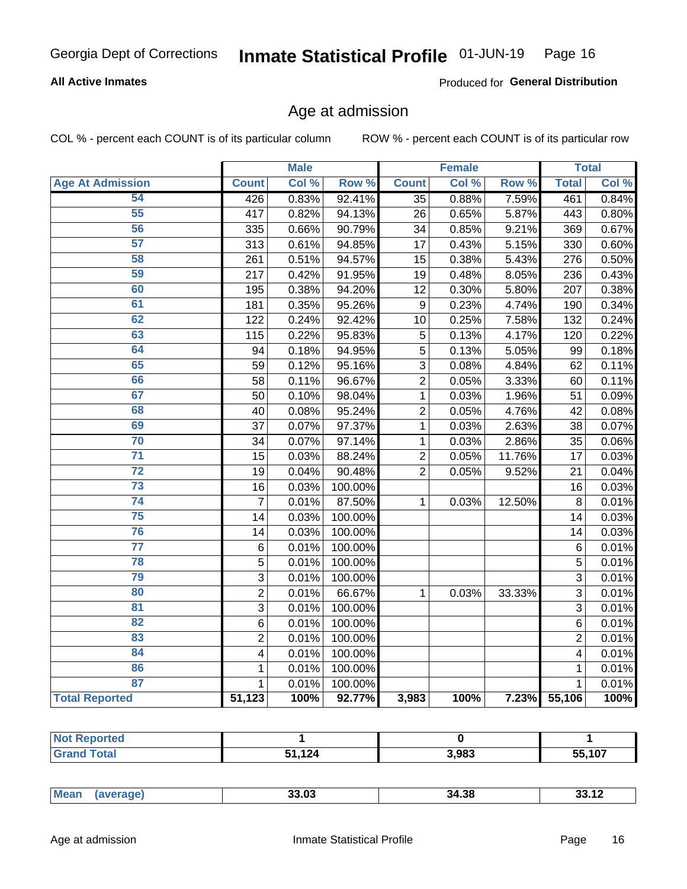Georgia Dept of Corrections **Inmate Statistical Profile** 01-JUN-19

**All Active Inmates**

Produced for **General Distribution**

## Age at admission

COL % - percent each COUNT is of its particular column ROW % - percent each COUNT is of its particular row

| Age At Admission | Male | | | Female | | | Total | |
|---|---|---|---|---|---|---|---|---|
| | Count | Col % | Row % | Count | Col % | Row % | Total | Col % |
| 54 | 426 | 0.83% | 92.41% | 35 | 0.88% | 7.59% | 461 | 0.84% |
| 55 | 417 | 0.82% | 94.13% | 26 | 0.65% | 5.87% | 443 | 0.80% |
| 56 | 335 | 0.66% | 90.79% | 34 | 0.85% | 9.21% | 369 | 0.67% |
| 57 | 313 | 0.61% | 94.85% | 17 | 0.43% | 5.15% | 330 | 0.60% |
| 58 | 261 | 0.51% | 94.57% | 15 | 0.38% | 5.43% | 276 | 0.50% |
| 59 | 217 | 0.42% | 91.95% | 19 | 0.48% | 8.05% | 236 | 0.43% |
| 60 | 195 | 0.38% | 94.20% | 12 | 0.30% | 5.80% | 207 | 0.38% |
| 61 | 181 | 0.35% | 95.26% | 9 | 0.23% | 4.74% | 190 | 0.34% |
| 62 | 122 | 0.24% | 92.42% | 10 | 0.25% | 7.58% | 132 | 0.24% |
| 63 | 115 | 0.22% | 95.83% | 5 | 0.13% | 4.17% | 120 | 0.22% |
| 64 | 94 | 0.18% | 94.95% | 5 | 0.13% | 5.05% | 99 | 0.18% |
| 65 | 59 | 0.12% | 95.16% | 3 | 0.08% | 4.84% | 62 | 0.11% |
| 66 | 58 | 0.11% | 96.67% | 2 | 0.05% | 3.33% | 60 | 0.11% |
| 67 | 50 | 0.10% | 98.04% | 1 | 0.03% | 1.96% | 51 | 0.09% |
| 68 | 40 | 0.08% | 95.24% | 2 | 0.05% | 4.76% | 42 | 0.08% |
| 69 | 37 | 0.07% | 97.37% | 1 | 0.03% | 2.63% | 38 | 0.07% |
| 70 | 34 | 0.07% | 97.14% | 1 | 0.03% | 2.86% | 35 | 0.06% |
| 71 | 15 | 0.03% | 88.24% | 2 | 0.05% | 11.76% | 17 | 0.03% |
| 72 | 19 | 0.04% | 90.48% | 2 | 0.05% | 9.52% | 21 | 0.04% |
| 73 | 16 | 0.03% | 100.00% | | | | 16 | 0.03% |
| 74 | 7 | 0.01% | 87.50% | 1 | 0.03% | 12.50% | 8 | 0.01% |
| 75 | 14 | 0.03% | 100.00% | | | | 14 | 0.03% |
| 76 | 14 | 0.03% | 100.00% | | | | 14 | 0.03% |
| 77 | 6 | 0.01% | 100.00% | | | | 6 | 0.01% |
| 78 | 5 | 0.01% | 100.00% | | | | 5 | 0.01% |
| 79 | 3 | 0.01% | 100.00% | | | | 3 | 0.01% |
| 80 | 2 | 0.01% | 66.67% | 1 | 0.03% | 33.33% | 3 | 0.01% |
| 81 | 3 | 0.01% | 100.00% | | | | 3 | 0.01% |
| 82 | 6 | 0.01% | 100.00% | | | | 6 | 0.01% |
| 83 | 2 | 0.01% | 100.00% | | | | 2 | 0.01% |
| 84 | 4 | 0.01% | 100.00% | | | | 4 | 0.01% |
| 86 | 1 | 0.01% | 100.00% | | | | 1 | 0.01% |
| 87 | 1 | 0.01% | 100.00% | | | | 1 | 0.01% |
| **Total Reported** | **51,123** | **100%** | **92.77%** | **3,983** | **100%** | **7.23%** | **55,106** | **100%** |

| | Male | Female | Total |
|---|---|---|---|
| Not Reported | 1 | 0 | 1 |
| Grand Total | 51,124 | 3,983 | 55,107 |

| | Male | Female | Total |
|---|---|---|---|
| Mean (average) | 33.03 | 34.38 | 33.12 |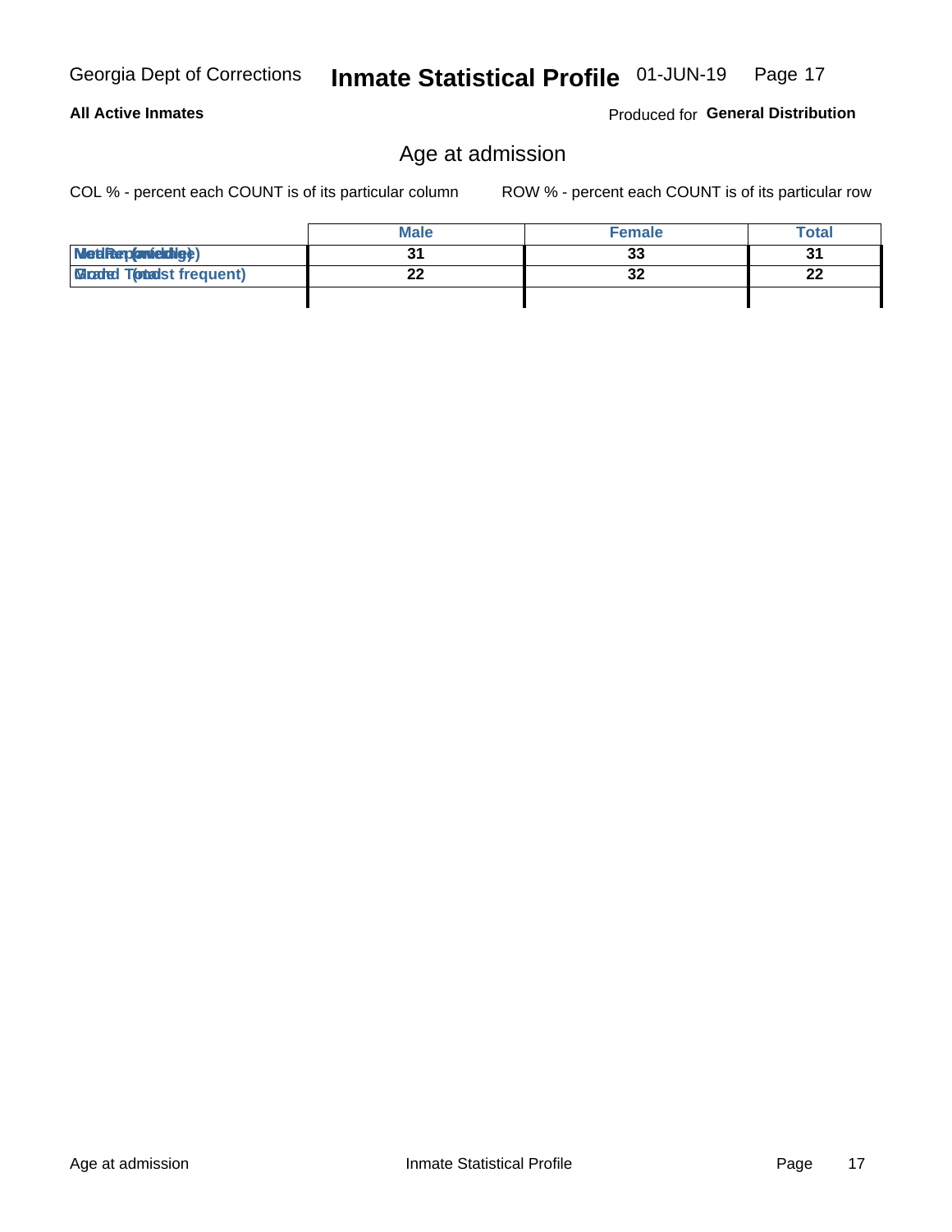Georgia Dept of Corrections **Inmate Statistical Profile** 01-JUN-19

**All Active Inmates**

Produced for **General Distribution**

## Age at admission

COL % - percent each COUNT is of its particular column    ROW % - percent each COUNT is of its particular row

| | Male | Female | Total |
|---|---|---|---|
| Median (middle) | 31 | 33 | 31 |
| Mode (most frequent) | 22 | 32 | 22 |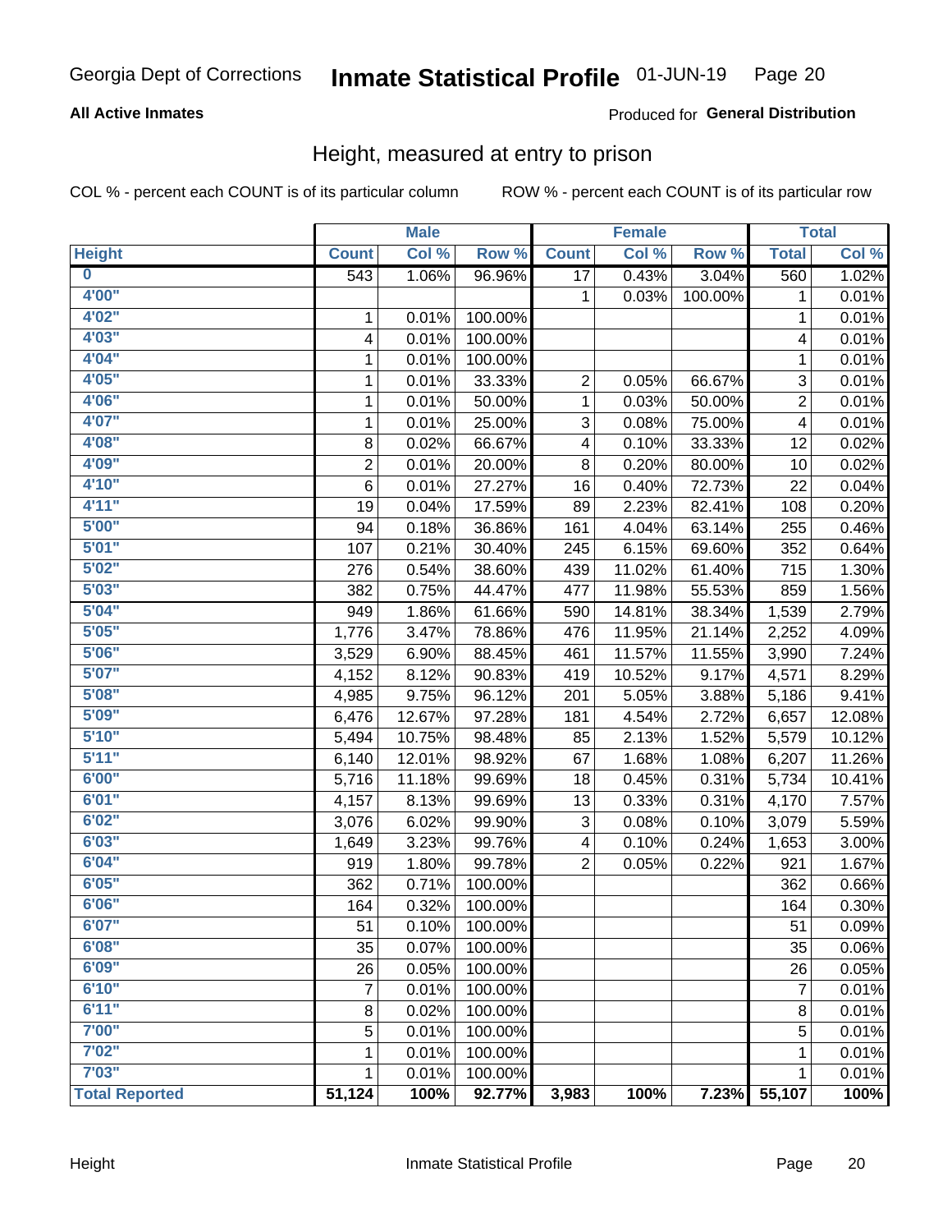Georgia Dept of Corrections **Inmate Statistical Profile** 01-JUN-19

**All Active Inmates**

Produced for **General Distribution**

## Height, measured at entry to prison

COL % - percent each COUNT is of its particular column     ROW % - percent each COUNT is of its particular row

| | Male | | | Female | | | Total | |
|---|---|---|---|---|---|---|---|---|
| **Height** | **Count** | **Col %** | **Row %** | **Count** | **Col %** | **Row %** | **Total** | **Col %** |
| **0** | 543 | 1.06% | 96.96% | 17 | 0.43% | 3.04% | 560 | 1.02% |
| **4'00"** | | | | 1 | 0.03% | 100.00% | 1 | 0.01% |
| **4'02"** | 1 | 0.01% | 100.00% | | | | 1 | 0.01% |
| **4'03"** | 4 | 0.01% | 100.00% | | | | 4 | 0.01% |
| **4'04"** | 1 | 0.01% | 100.00% | | | | 1 | 0.01% |
| **4'05"** | 1 | 0.01% | 33.33% | 2 | 0.05% | 66.67% | 3 | 0.01% |
| **4'06"** | 1 | 0.01% | 50.00% | 1 | 0.03% | 50.00% | 2 | 0.01% |
| **4'07"** | 1 | 0.01% | 25.00% | 3 | 0.08% | 75.00% | 4 | 0.01% |
| **4'08"** | 8 | 0.02% | 66.67% | 4 | 0.10% | 33.33% | 12 | 0.02% |
| **4'09"** | 2 | 0.01% | 20.00% | 8 | 0.20% | 80.00% | 10 | 0.02% |
| **4'10"** | 6 | 0.01% | 27.27% | 16 | 0.40% | 72.73% | 22 | 0.04% |
| **4'11"** | 19 | 0.04% | 17.59% | 89 | 2.23% | 82.41% | 108 | 0.20% |
| **5'00"** | 94 | 0.18% | 36.86% | 161 | 4.04% | 63.14% | 255 | 0.46% |
| **5'01"** | 107 | 0.21% | 30.40% | 245 | 6.15% | 69.60% | 352 | 0.64% |
| **5'02"** | 276 | 0.54% | 38.60% | 439 | 11.02% | 61.40% | 715 | 1.30% |
| **5'03"** | 382 | 0.75% | 44.47% | 477 | 11.98% | 55.53% | 859 | 1.56% |
| **5'04"** | 949 | 1.86% | 61.66% | 590 | 14.81% | 38.34% | 1,539 | 2.79% |
| **5'05"** | 1,776 | 3.47% | 78.86% | 476 | 11.95% | 21.14% | 2,252 | 4.09% |
| **5'06"** | 3,529 | 6.90% | 88.45% | 461 | 11.57% | 11.55% | 3,990 | 7.24% |
| **5'07"** | 4,152 | 8.12% | 90.83% | 419 | 10.52% | 9.17% | 4,571 | 8.29% |
| **5'08"** | 4,985 | 9.75% | 96.12% | 201 | 5.05% | 3.88% | 5,186 | 9.41% |
| **5'09"** | 6,476 | 12.67% | 97.28% | 181 | 4.54% | 2.72% | 6,657 | 12.08% |
| **5'10"** | 5,494 | 10.75% | 98.48% | 85 | 2.13% | 1.52% | 5,579 | 10.12% |
| **5'11"** | 6,140 | 12.01% | 98.92% | 67 | 1.68% | 1.08% | 6,207 | 11.26% |
| **6'00"** | 5,716 | 11.18% | 99.69% | 18 | 0.45% | 0.31% | 5,734 | 10.41% |
| **6'01"** | 4,157 | 8.13% | 99.69% | 13 | 0.33% | 0.31% | 4,170 | 7.57% |
| **6'02"** | 3,076 | 6.02% | 99.90% | 3 | 0.08% | 0.10% | 3,079 | 5.59% |
| **6'03"** | 1,649 | 3.23% | 99.76% | 4 | 0.10% | 0.24% | 1,653 | 3.00% |
| **6'04"** | 919 | 1.80% | 99.78% | 2 | 0.05% | 0.22% | 921 | 1.67% |
| **6'05"** | 362 | 0.71% | 100.00% | | | | 362 | 0.66% |
| **6'06"** | 164 | 0.32% | 100.00% | | | | 164 | 0.30% |
| **6'07"** | 51 | 0.10% | 100.00% | | | | 51 | 0.09% |
| **6'08"** | 35 | 0.07% | 100.00% | | | | 35 | 0.06% |
| **6'09"** | 26 | 0.05% | 100.00% | | | | 26 | 0.05% |
| **6'10"** | 7 | 0.01% | 100.00% | | | | 7 | 0.01% |
| **6'11"** | 8 | 0.02% | 100.00% | | | | 8 | 0.01% |
| **7'00"** | 5 | 0.01% | 100.00% | | | | 5 | 0.01% |
| **7'02"** | 1 | 0.01% | 100.00% | | | | 1 | 0.01% |
| **7'03"** | 1 | 0.01% | 100.00% | | | | 1 | 0.01% |
| **Total Reported** | **51,124** | **100%** | **92.77%** | **3,983** | **100%** | **7.23%** | **55,107** | **100%** |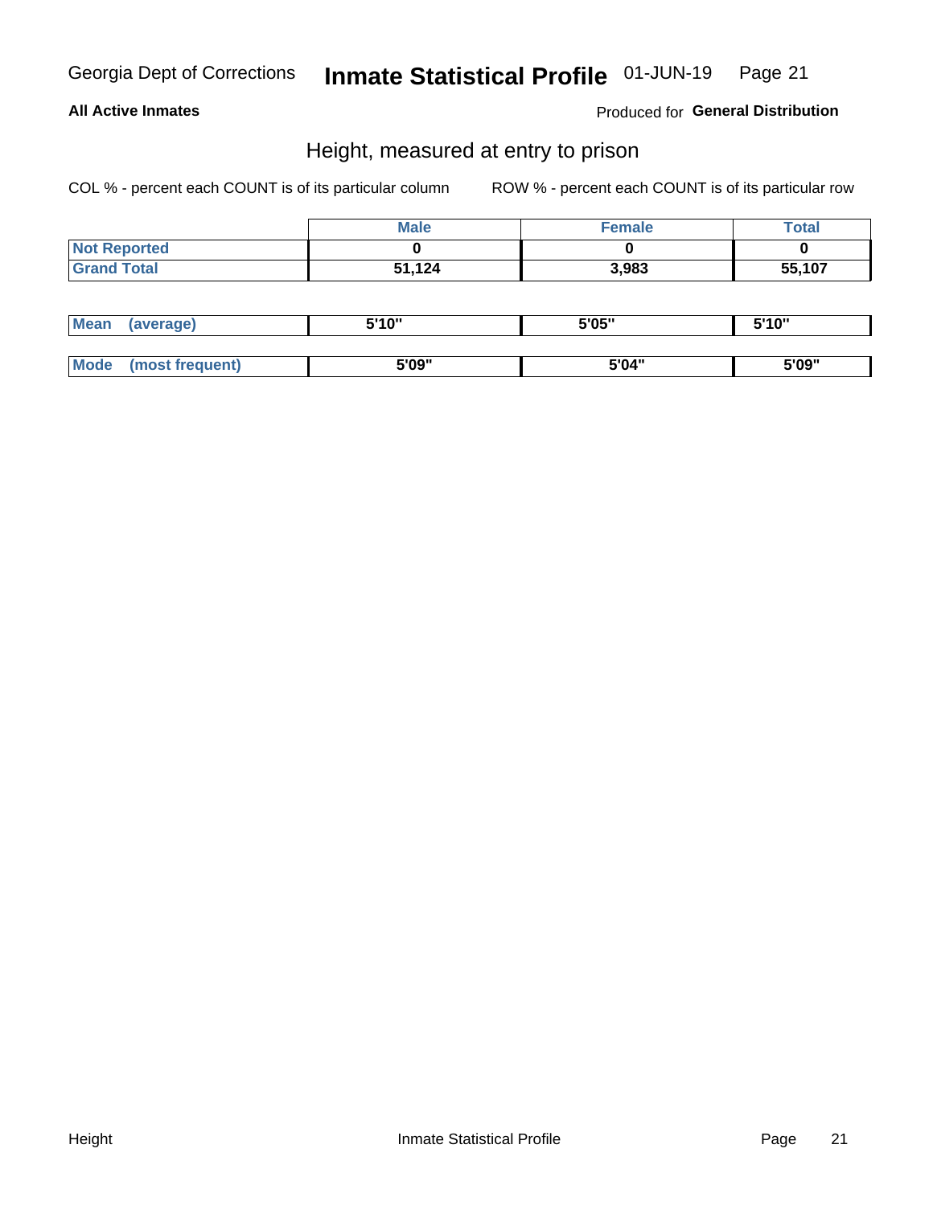Georgia Dept of Corrections **Inmate Statistical Profile** 01-JUN-19

**All Active Inmates**

Produced for **General Distribution**

## Height, measured at entry to prison

COL % - percent each COUNT is of its particular column

ROW % - percent each COUNT is of its particular row

| | Male | Female | Total |
|---|---|---|---|
| **Not Reported** | **0** | **0** | **0** |
| **Grand Total** | **51,124** | **3,983** | **55,107** |

| | Male | Female | Total |
|---|---|---|---|
| **Mean (average)** | **5'10"** | **5'05"** | **5'10"** |
| **Mode (most frequent)** | **5'09"** | **5'04"** | **5'09"** |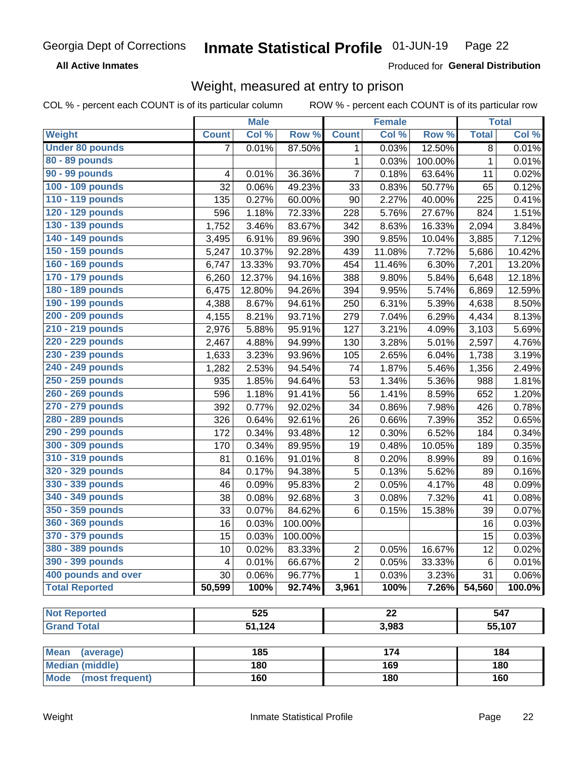Georgia Dept of Corrections **Inmate Statistical Profile** 01-JUN-19 Page 22

**All Active Inmates**

Produced for **General Distribution**

## Weight, measured at entry to prison

COL % - percent each COUNT is of its particular column ROW % - percent each COUNT is of its particular row

| | Male | | | Female | | | Total | |
|---|---|---|---|---|---|---|---|---|
| **Weight** | **Count** | **Col %** | **Row %** | **Count** | **Col %** | **Row %** | **Total** | **Col %** |
| **Under 80 pounds** | 7 | 0.01% | 87.50% | 1 | 0.03% | 12.50% | 8 | 0.01% |
| **80 - 89 pounds** | | | | 1 | 0.03% | 100.00% | 1 | 0.01% |
| **90 - 99 pounds** | 4 | 0.01% | 36.36% | 7 | 0.18% | 63.64% | 11 | 0.02% |
| **100 - 109 pounds** | 32 | 0.06% | 49.23% | 33 | 0.83% | 50.77% | 65 | 0.12% |
| **110 - 119 pounds** | 135 | 0.27% | 60.00% | 90 | 2.27% | 40.00% | 225 | 0.41% |
| **120 - 129 pounds** | 596 | 1.18% | 72.33% | 228 | 5.76% | 27.67% | 824 | 1.51% |
| **130 - 139 pounds** | 1,752 | 3.46% | 83.67% | 342 | 8.63% | 16.33% | 2,094 | 3.84% |
| **140 - 149 pounds** | 3,495 | 6.91% | 89.96% | 390 | 9.85% | 10.04% | 3,885 | 7.12% |
| **150 - 159 pounds** | 5,247 | 10.37% | 92.28% | 439 | 11.08% | 7.72% | 5,686 | 10.42% |
| **160 - 169 pounds** | 6,747 | 13.33% | 93.70% | 454 | 11.46% | 6.30% | 7,201 | 13.20% |
| **170 - 179 pounds** | 6,260 | 12.37% | 94.16% | 388 | 9.80% | 5.84% | 6,648 | 12.18% |
| **180 - 189 pounds** | 6,475 | 12.80% | 94.26% | 394 | 9.95% | 5.74% | 6,869 | 12.59% |
| **190 - 199 pounds** | 4,388 | 8.67% | 94.61% | 250 | 6.31% | 5.39% | 4,638 | 8.50% |
| **200 - 209 pounds** | 4,155 | 8.21% | 93.71% | 279 | 7.04% | 6.29% | 4,434 | 8.13% |
| **210 - 219 pounds** | 2,976 | 5.88% | 95.91% | 127 | 3.21% | 4.09% | 3,103 | 5.69% |
| **220 - 229 pounds** | 2,467 | 4.88% | 94.99% | 130 | 3.28% | 5.01% | 2,597 | 4.76% |
| **230 - 239 pounds** | 1,633 | 3.23% | 93.96% | 105 | 2.65% | 6.04% | 1,738 | 3.19% |
| **240 - 249 pounds** | 1,282 | 2.53% | 94.54% | 74 | 1.87% | 5.46% | 1,356 | 2.49% |
| **250 - 259 pounds** | 935 | 1.85% | 94.64% | 53 | 1.34% | 5.36% | 988 | 1.81% |
| **260 - 269 pounds** | 596 | 1.18% | 91.41% | 56 | 1.41% | 8.59% | 652 | 1.20% |
| **270 - 279 pounds** | 392 | 0.77% | 92.02% | 34 | 0.86% | 7.98% | 426 | 0.78% |
| **280 - 289 pounds** | 326 | 0.64% | 92.61% | 26 | 0.66% | 7.39% | 352 | 0.65% |
| **290 - 299 pounds** | 172 | 0.34% | 93.48% | 12 | 0.30% | 6.52% | 184 | 0.34% |
| **300 - 309 pounds** | 170 | 0.34% | 89.95% | 19 | 0.48% | 10.05% | 189 | 0.35% |
| **310 - 319 pounds** | 81 | 0.16% | 91.01% | 8 | 0.20% | 8.99% | 89 | 0.16% |
| **320 - 329 pounds** | 84 | 0.17% | 94.38% | 5 | 0.13% | 5.62% | 89 | 0.16% |
| **330 - 339 pounds** | 46 | 0.09% | 95.83% | 2 | 0.05% | 4.17% | 48 | 0.09% |
| **340 - 349 pounds** | 38 | 0.08% | 92.68% | 3 | 0.08% | 7.32% | 41 | 0.08% |
| **350 - 359 pounds** | 33 | 0.07% | 84.62% | 6 | 0.15% | 15.38% | 39 | 0.07% |
| **360 - 369 pounds** | 16 | 0.03% | 100.00% | | | | 16 | 0.03% |
| **370 - 379 pounds** | 15 | 0.03% | 100.00% | | | | 15 | 0.03% |
| **380 - 389 pounds** | 10 | 0.02% | 83.33% | 2 | 0.05% | 16.67% | 12 | 0.02% |
| **390 - 399 pounds** | 4 | 0.01% | 66.67% | 2 | 0.05% | 33.33% | 6 | 0.01% |
| **400 pounds and over** | 30 | 0.06% | 96.77% | 1 | 0.03% | 3.23% | 31 | 0.06% |
| **Total Reported** | **50,599** | **100%** | **92.74%** | **3,961** | **100%** | **7.26%** | **54,560** | **100.0%** |

| | Male | Female | Total |
|---|---|---|---|
| **Not Reported** | 525 | 22 | 547 |
| **Grand Total** | 51,124 | 3,983 | 55,107 |

| | Male | Female | Total |
|---|---|---|---|
| **Mean (average)** | 185 | 174 | 184 |
| **Median (middle)** | 180 | 169 | 180 |
| **Mode (most frequent)** | 160 | 180 | 160 |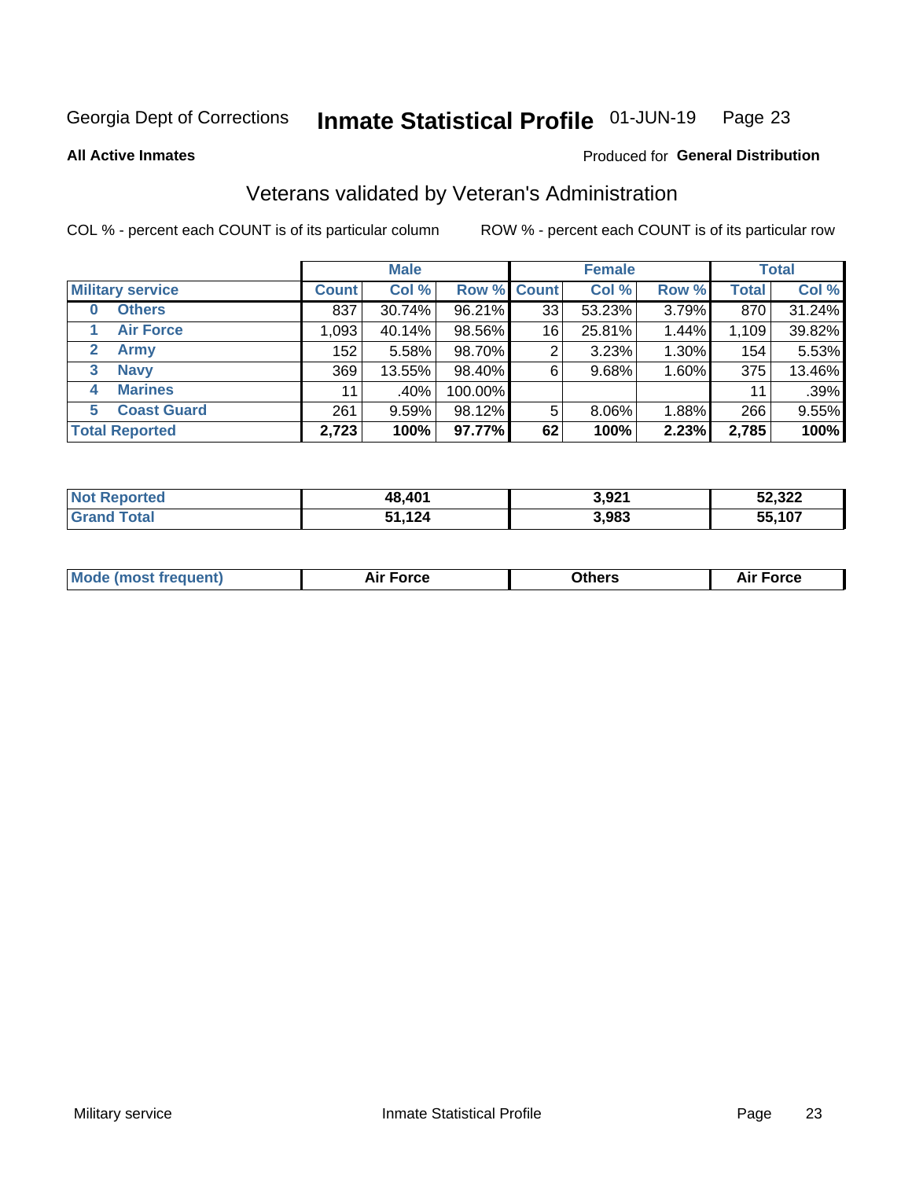Georgia Dept of Corrections **Inmate Statistical Profile** 01-JUN-19

**All Active Inmates**

Produced for **General Distribution**

## Veterans validated by Veteran's Administration

COL % - percent each COUNT is of its particular column    ROW % - percent each COUNT is of its particular row

| Military service | Male | | | Female | | | Total | |
|---|---|---|---|---|---|---|---|---|
| | Count | Col % | Row % | Count | Col % | Row % | Total | Col % |
| 0 Others | 837 | 30.74% | 96.21% | 33 | 53.23% | 3.79% | 870 | 31.24% |
| 1 Air Force | 1,093 | 40.14% | 98.56% | 16 | 25.81% | 1.44% | 1,109 | 39.82% |
| 2 Army | 152 | 5.58% | 98.70% | 2 | 3.23% | 1.30% | 154 | 5.53% |
| 3 Navy | 369 | 13.55% | 98.40% | 6 | 9.68% | 1.60% | 375 | 13.46% |
| 4 Marines | 11 | .40% | 100.00% | | | | 11 | .39% |
| 5 Coast Guard | 261 | 9.59% | 98.12% | 5 | 8.06% | 1.88% | 266 | 9.55% |
| **Total Reported** | **2,723** | **100%** | **97.77%** | **62** | **100%** | **2.23%** | **2,785** | **100%** |

| | Male | Female | Total |
|---|---|---|---|
| Not Reported | 48,401 | 3,921 | 52,322 |
| Grand Total | 51,124 | 3,983 | 55,107 |

| | Male | Female | Total |
|---|---|---|---|
| Mode (most frequent) | Air Force | Others | Air Force |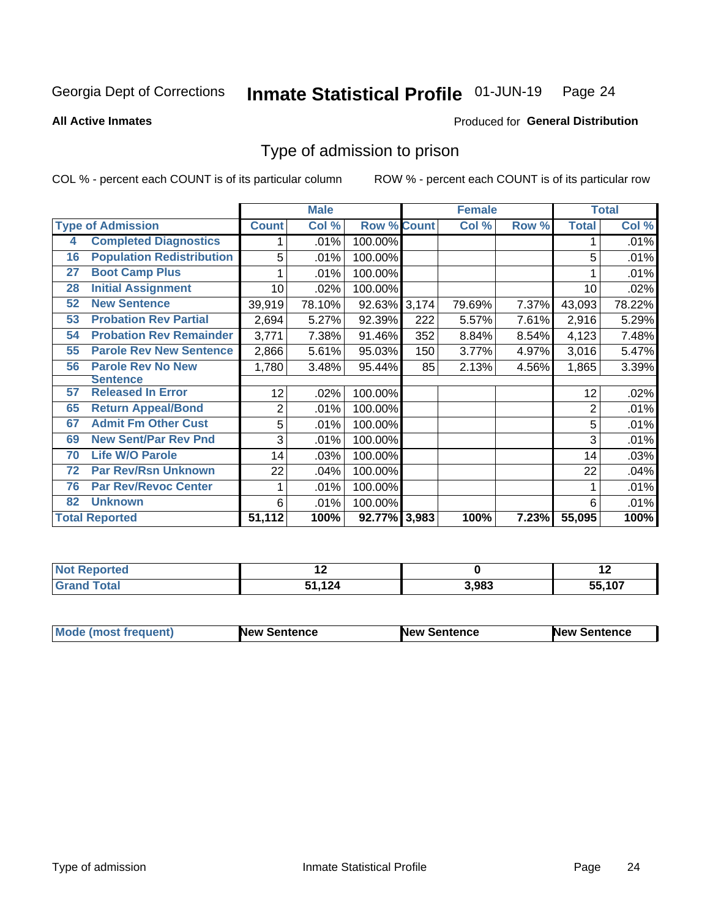Georgia Dept of Corrections **Inmate Statistical Profile** 01-JUN-19

**All Active Inmates**

Produced for **General Distribution**

## Type of admission to prison

COL % - percent each COUNT is of its particular column ROW % - percent each COUNT is of its particular row

| Type of Admission | | Male | | | Female | | | Total | |
|---|---|---|---|---|---|---|---|---|---|
| | | Count | Col % | Row % | Count | Col % | Row % | Total | Col % |
| 4 | Completed Diagnostics | 1 | .01% | 100.00% | | | | 1 | .01% |
| 16 | Population Redistribution | 5 | .01% | 100.00% | | | | 5 | .01% |
| 27 | Boot Camp Plus | 1 | .01% | 100.00% | | | | 1 | .01% |
| 28 | Initial Assignment | 10 | .02% | 100.00% | | | | 10 | .02% |
| 52 | New Sentence | 39,919 | 78.10% | 92.63% | 3,174 | 79.69% | 7.37% | 43,093 | 78.22% |
| 53 | Probation Rev Partial | 2,694 | 5.27% | 92.39% | 222 | 5.57% | 7.61% | 2,916 | 5.29% |
| 54 | Probation Rev Remainder | 3,771 | 7.38% | 91.46% | 352 | 8.84% | 8.54% | 4,123 | 7.48% |
| 55 | Parole Rev New Sentence | 2,866 | 5.61% | 95.03% | 150 | 3.77% | 4.97% | 3,016 | 5.47% |
| 56 | Parole Rev No New Sentence | 1,780 | 3.48% | 95.44% | 85 | 2.13% | 4.56% | 1,865 | 3.39% |
| 57 | Released In Error | 12 | .02% | 100.00% | | | | 12 | .02% |
| 65 | Return Appeal/Bond | 2 | .01% | 100.00% | | | | 2 | .01% |
| 67 | Admit Fm Other Cust | 5 | .01% | 100.00% | | | | 5 | .01% |
| 69 | New Sent/Par Rev Pnd | 3 | .01% | 100.00% | | | | 3 | .01% |
| 70 | Life W/O Parole | 14 | .03% | 100.00% | | | | 14 | .03% |
| 72 | Par Rev/Rsn Unknown | 22 | .04% | 100.00% | | | | 22 | .04% |
| 76 | Par Rev/Revoc Center | 1 | .01% | 100.00% | | | | 1 | .01% |
| 82 | Unknown | 6 | .01% | 100.00% | | | | 6 | .01% |
| **Total Reported** | | **51,112** | **100%** | **92.77%** | **3,983** | **100%** | **7.23%** | **55,095** | **100%** |

| | Male | Female | Total |
|---|---|---|---|
| Not Reported | 12 | 0 | 12 |
| Grand Total | 51,124 | 3,983 | 55,107 |

| | Male | Female | Total |
|---|---|---|---|
| Mode (most frequent) | New Sentence | New Sentence | New Sentence |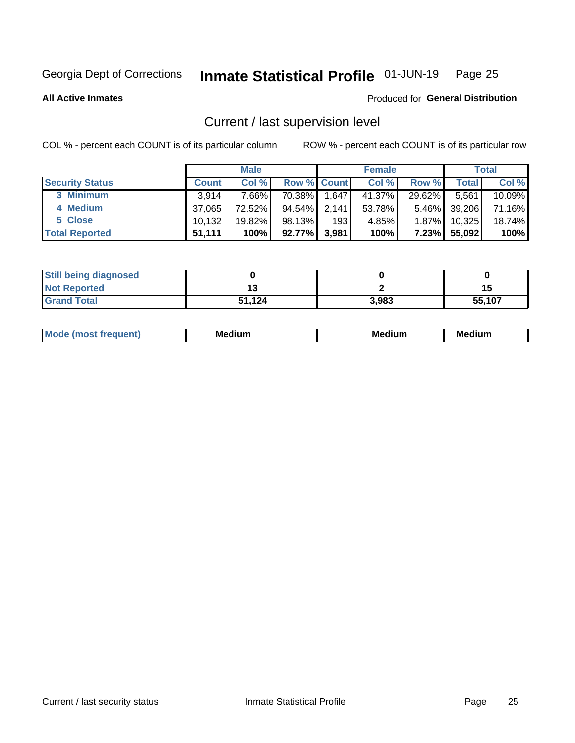Georgia Dept of Corrections **Inmate Statistical Profile** 01-JUN-19 Page 25

**All Active Inmates**

Produced for **General Distribution**

## Current / last supervision level

COL % - percent each COUNT is of its particular column

ROW % - percent each COUNT is of its particular row

| | Male | | | Female | | | Total | |
|---|---|---|---|---|---|---|---|---|
| **Security Status** | **Count** | **Col %** | **Row %** | **Count** | **Col %** | **Row %** | **Total** | **Col %** |
| 3 Minimum | 3,914 | 7.66% | 70.38% | 1,647 | 41.37% | 29.62% | 5,561 | 10.09% |
| 4 Medium | 37,065 | 72.52% | 94.54% | 2,141 | 53.78% | 5.46% | 39,206 | 71.16% |
| 5 Close | 10,132 | 19.82% | 98.13% | 193 | 4.85% | 1.87% | 10,325 | 18.74% |
| **Total Reported** | **51,111** | **100%** | **92.77%** | **3,981** | **100%** | **7.23%** | **55,092** | **100%** |

| | Male | Female | Total |
|---|---|---|---|
| **Still being diagnosed** | **0** | **0** | **0** |
| **Not Reported** | **13** | **2** | **15** |
| **Grand Total** | **51,124** | **3,983** | **55,107** |

| | Male | Female | Total |
|---|---|---|---|
| **Mode (most frequent)** | **Medium** | **Medium** | **Medium** |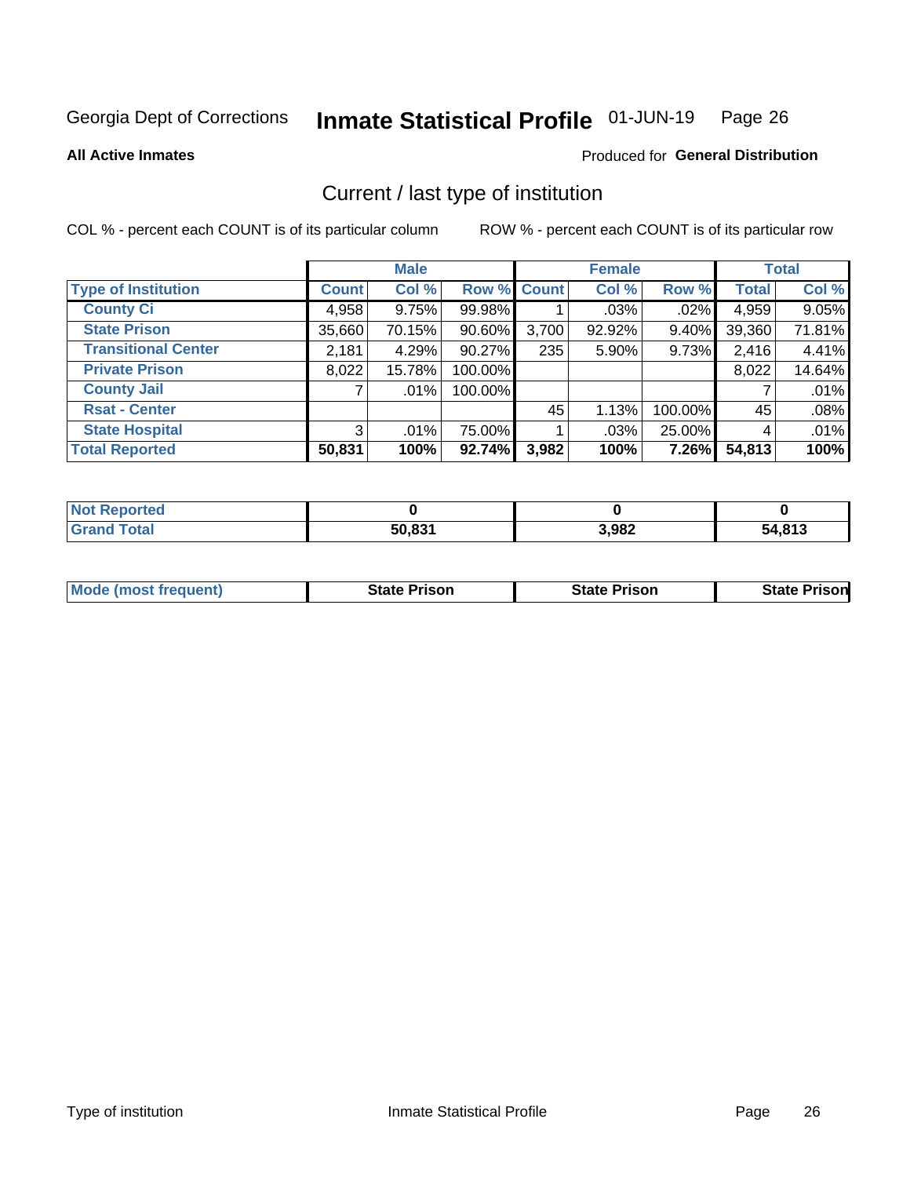Georgia Dept of Corrections **Inmate Statistical Profile** 01-JUN-19 Page 26

**All Active Inmates**

Produced for **General Distribution**

## Current / last type of institution

COL % - percent each COUNT is of its particular column

ROW % - percent each COUNT is of its particular row

| | Male | | | Female | | | Total | |
|---|---|---|---|---|---|---|---|---|
| **Type of Institution** | **Count** | **Col %** | **Row %** | **Count** | **Col %** | **Row %** | **Total** | **Col %** |
| County Ci | 4,958 | 9.75% | 99.98% | 1 | .03% | .02% | 4,959 | 9.05% |
| State Prison | 35,660 | 70.15% | 90.60% | 3,700 | 92.92% | 9.40% | 39,360 | 71.81% |
| Transitional Center | 2,181 | 4.29% | 90.27% | 235 | 5.90% | 9.73% | 2,416 | 4.41% |
| Private Prison | 8,022 | 15.78% | 100.00% | | | | 8,022 | 14.64% |
| County Jail | 7 | .01% | 100.00% | | | | 7 | .01% |
| Rsat - Center | | | | 45 | 1.13% | 100.00% | 45 | .08% |
| State Hospital | 3 | .01% | 75.00% | 1 | .03% | 25.00% | 4 | .01% |
| **Total Reported** | **50,831** | **100%** | **92.74%** | **3,982** | **100%** | **7.26%** | **54,813** | **100%** |

| | Male | Female | Total |
|---|---|---|---|
| Not Reported | **0** | **0** | **0** |
| Grand Total | **50,831** | **3,982** | **54,813** |

| | Male | Female | Total |
|---|---|---|---|
| Mode (most frequent) | **State Prison** | **State Prison** | **State Prison** |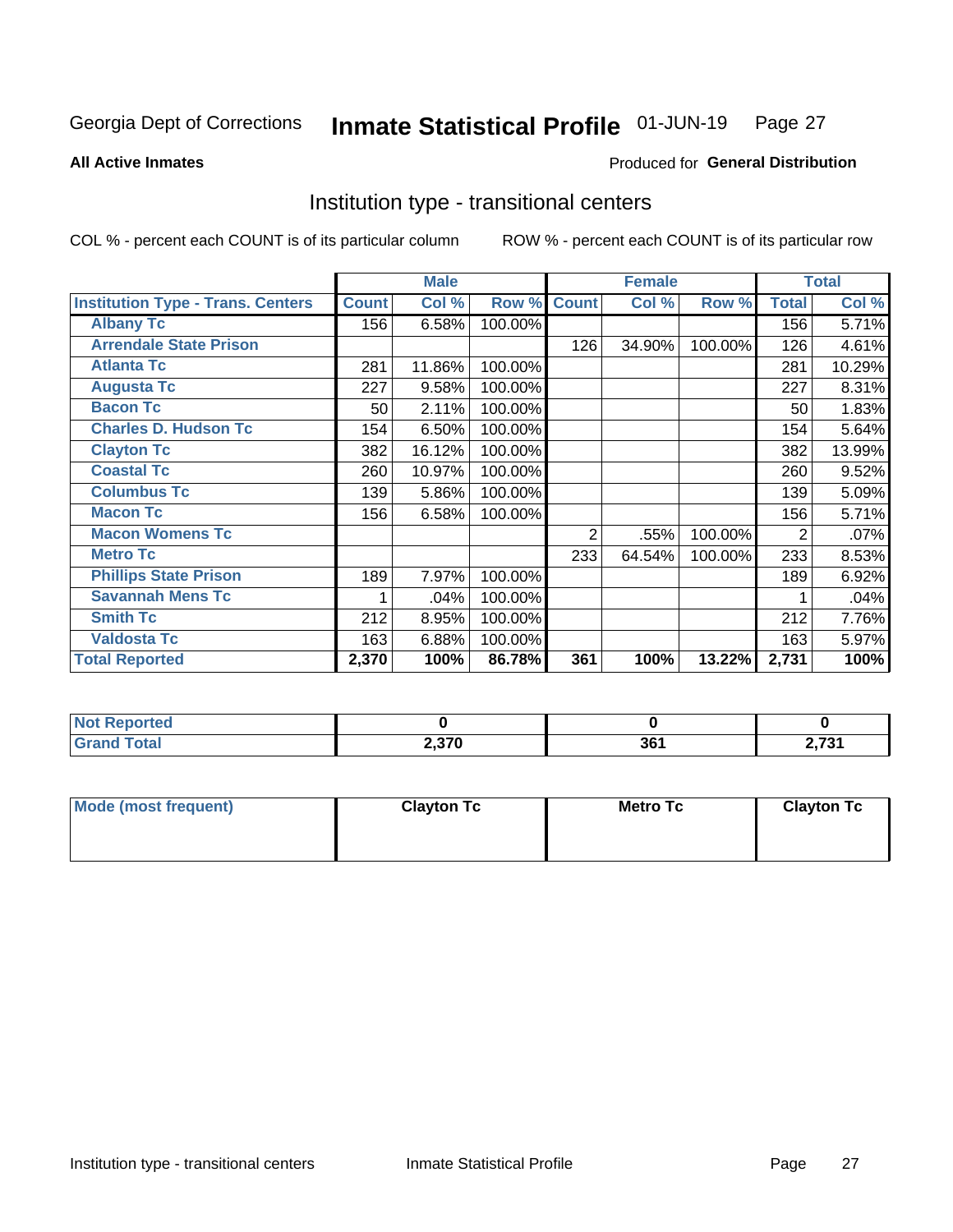Georgia Dept of Corrections **Inmate Statistical Profile** 01-JUN-19

**All Active Inmates**

Produced for **General Distribution**

## Institution type - transitional centers

COL % - percent each COUNT is of its particular column

ROW % - percent each COUNT is of its particular row

| | Male | | | Female | | | Total | |
|---|---|---|---|---|---|---|---|---|
| **Institution Type - Trans. Centers** | **Count** | **Col %** | **Row %** | **Count** | **Col %** | **Row %** | **Total** | **Col %** |
| **Albany Tc** | 156 | 6.58% | 100.00% | | | | 156 | 5.71% |
| **Arrendale State Prison** | | | | 126 | 34.90% | 100.00% | 126 | 4.61% |
| **Atlanta Tc** | 281 | 11.86% | 100.00% | | | | 281 | 10.29% |
| **Augusta Tc** | 227 | 9.58% | 100.00% | | | | 227 | 8.31% |
| **Bacon Tc** | 50 | 2.11% | 100.00% | | | | 50 | 1.83% |
| **Charles D. Hudson Tc** | 154 | 6.50% | 100.00% | | | | 154 | 5.64% |
| **Clayton Tc** | 382 | 16.12% | 100.00% | | | | 382 | 13.99% |
| **Coastal Tc** | 260 | 10.97% | 100.00% | | | | 260 | 9.52% |
| **Columbus Tc** | 139 | 5.86% | 100.00% | | | | 139 | 5.09% |
| **Macon Tc** | 156 | 6.58% | 100.00% | | | | 156 | 5.71% |
| **Macon Womens Tc** | | | | 2 | .55% | 100.00% | 2 | .07% |
| **Metro Tc** | | | | 233 | 64.54% | 100.00% | 233 | 8.53% |
| **Phillips State Prison** | 189 | 7.97% | 100.00% | | | | 189 | 6.92% |
| **Savannah Mens Tc** | 1 | .04% | 100.00% | | | | 1 | .04% |
| **Smith Tc** | 212 | 8.95% | 100.00% | | | | 212 | 7.76% |
| **Valdosta Tc** | 163 | 6.88% | 100.00% | | | | 163 | 5.97% |
| **Total Reported** | **2,370** | **100%** | **86.78%** | **361** | **100%** | **13.22%** | **2,731** | **100%** |

| | Male | Female | Total |
|---|---|---|---|
| **Not Reported** | **0** | **0** | **0** |
| **Grand Total** | **2,370** | **361** | **2,731** |

| | Male | Female | Total |
|---|---|---|---|
| **Mode (most frequent)** | **Clayton Tc** | **Metro Tc** | **Clayton Tc** |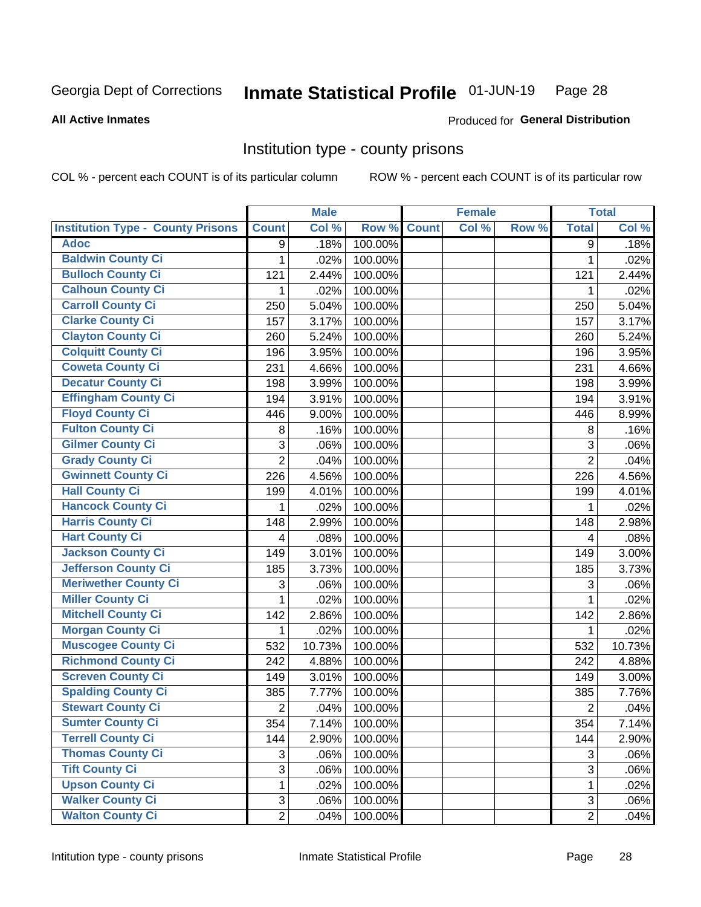Georgia Dept of Corrections **Inmate Statistical Profile** 01-JUN-19 Page 28

**All Active Inmates**

Produced for **General Distribution**

## Institution type - county prisons

COL % - percent each COUNT is of its particular column ROW % - percent each COUNT is of its particular row

| | Male | | | Female | | | Total | |
|---|---|---|---|---|---|---|---|---|
| **Institution Type - County Prisons** | **Count** | **Col %** | **Row %** | **Count** | **Col %** | **Row %** | **Total** | **Col %** |
| **Adoc** | 9 | .18% | 100.00% | | | | 9 | .18% |
| **Baldwin County Ci** | 1 | .02% | 100.00% | | | | 1 | .02% |
| **Bulloch County Ci** | 121 | 2.44% | 100.00% | | | | 121 | 2.44% |
| **Calhoun County Ci** | 1 | .02% | 100.00% | | | | 1 | .02% |
| **Carroll County Ci** | 250 | 5.04% | 100.00% | | | | 250 | 5.04% |
| **Clarke County Ci** | 157 | 3.17% | 100.00% | | | | 157 | 3.17% |
| **Clayton County Ci** | 260 | 5.24% | 100.00% | | | | 260 | 5.24% |
| **Colquitt County Ci** | 196 | 3.95% | 100.00% | | | | 196 | 3.95% |
| **Coweta County Ci** | 231 | 4.66% | 100.00% | | | | 231 | 4.66% |
| **Decatur County Ci** | 198 | 3.99% | 100.00% | | | | 198 | 3.99% |
| **Effingham County Ci** | 194 | 3.91% | 100.00% | | | | 194 | 3.91% |
| **Floyd County Ci** | 446 | 9.00% | 100.00% | | | | 446 | 8.99% |
| **Fulton County Ci** | 8 | .16% | 100.00% | | | | 8 | .16% |
| **Gilmer County Ci** | 3 | .06% | 100.00% | | | | 3 | .06% |
| **Grady County Ci** | 2 | .04% | 100.00% | | | | 2 | .04% |
| **Gwinnett County Ci** | 226 | 4.56% | 100.00% | | | | 226 | 4.56% |
| **Hall County Ci** | 199 | 4.01% | 100.00% | | | | 199 | 4.01% |
| **Hancock County Ci** | 1 | .02% | 100.00% | | | | 1 | .02% |
| **Harris County Ci** | 148 | 2.99% | 100.00% | | | | 148 | 2.98% |
| **Hart County Ci** | 4 | .08% | 100.00% | | | | 4 | .08% |
| **Jackson County Ci** | 149 | 3.01% | 100.00% | | | | 149 | 3.00% |
| **Jefferson County Ci** | 185 | 3.73% | 100.00% | | | | 185 | 3.73% |
| **Meriwether County Ci** | 3 | .06% | 100.00% | | | | 3 | .06% |
| **Miller County Ci** | 1 | .02% | 100.00% | | | | 1 | .02% |
| **Mitchell County Ci** | 142 | 2.86% | 100.00% | | | | 142 | 2.86% |
| **Morgan County Ci** | 1 | .02% | 100.00% | | | | 1 | .02% |
| **Muscogee County Ci** | 532 | 10.73% | 100.00% | | | | 532 | 10.73% |
| **Richmond County Ci** | 242 | 4.88% | 100.00% | | | | 242 | 4.88% |
| **Screven County Ci** | 149 | 3.01% | 100.00% | | | | 149 | 3.00% |
| **Spalding County Ci** | 385 | 7.77% | 100.00% | | | | 385 | 7.76% |
| **Stewart County Ci** | 2 | .04% | 100.00% | | | | 2 | .04% |
| **Sumter County Ci** | 354 | 7.14% | 100.00% | | | | 354 | 7.14% |
| **Terrell County Ci** | 144 | 2.90% | 100.00% | | | | 144 | 2.90% |
| **Thomas County Ci** | 3 | .06% | 100.00% | | | | 3 | .06% |
| **Tift County Ci** | 3 | .06% | 100.00% | | | | 3 | .06% |
| **Upson County Ci** | 1 | .02% | 100.00% | | | | 1 | .02% |
| **Walker County Ci** | 3 | .06% | 100.00% | | | | 3 | .06% |
| **Walton County Ci** | 2 | .04% | 100.00% | | | | 2 | .04% |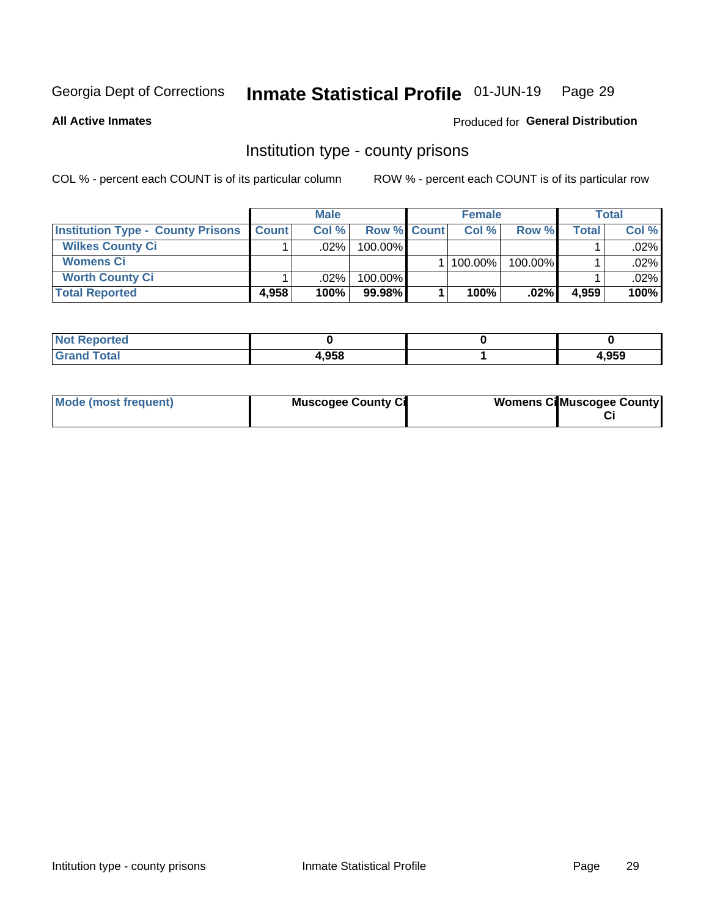Georgia Dept of Corrections **Inmate Statistical Profile** 01-JUN-19 Page 29

**All Active Inmates**

Produced for **General Distribution**

## Institution type - county prisons

COL % - percent each COUNT is of its particular column

ROW % - percent each COUNT is of its particular row

| | Male | | | Female | | | Total | |
|---|---|---|---|---|---|---|---|---|
| **Institution Type - County Prisons** | **Count** | **Col %** | **Row %** | **Count** | **Col %** | **Row %** | **Total** | **Col %** |
| **Wilkes County Ci** | 1 | .02% | 100.00% | | | | 1 | .02% |
| **Womens Ci** | | | | 1 | 100.00% | 100.00% | 1 | .02% |
| **Worth County Ci** | 1 | .02% | 100.00% | | | | 1 | .02% |
| **Total Reported** | **4,958** | **100%** | **99.98%** | **1** | **100%** | **.02%** | **4,959** | **100%** |

| | Male | Female | Total |
|---|---|---|---|
| **Not Reported** | **0** | **0** | **0** |
| **Grand Total** | **4,958** | **1** | **4,959** |

| | Male | Female | Total |
|---|---|---|---|
| **Mode (most frequent)** | **Muscogee County Ci** | **Womens Ci** | **Muscogee County Ci** |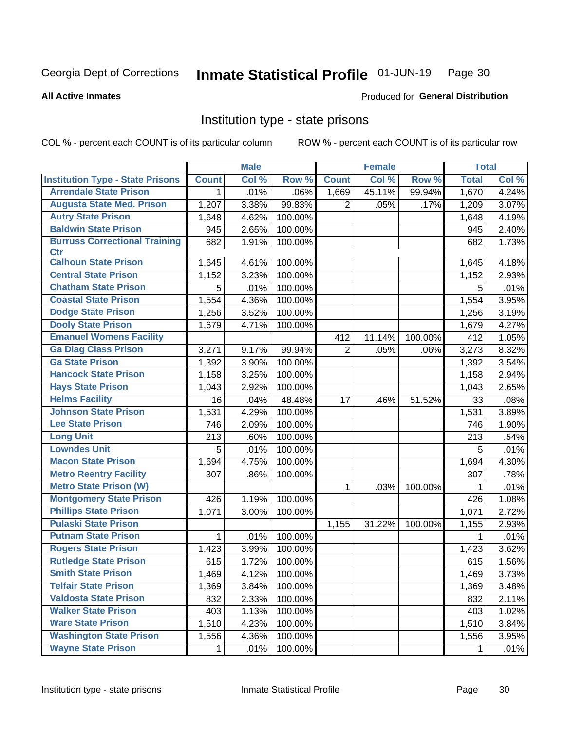Georgia Dept of Corrections **Inmate Statistical Profile** 01-JUN-19

**All Active Inmates**

Produced for **General Distribution**

## Institution type - state prisons

COL % - percent each COUNT is of its particular column ROW % - percent each COUNT is of its particular row

| | Male | | | Female | | | Total | |
|---|---|---|---|---|---|---|---|---|
| **Institution Type - State Prisons** | **Count** | **Col %** | **Row %** | **Count** | **Col %** | **Row %** | **Total** | **Col %** |
| **Arrendale State Prison** | 1 | .01% | .06% | 1,669 | 45.11% | 99.94% | 1,670 | 4.24% |
| **Augusta State Med. Prison** | 1,207 | 3.38% | 99.83% | 2 | .05% | .17% | 1,209 | 3.07% |
| **Autry State Prison** | 1,648 | 4.62% | 100.00% | | | | 1,648 | 4.19% |
| **Baldwin State Prison** | 945 | 2.65% | 100.00% | | | | 945 | 2.40% |
| **Burruss Correctional Training Ctr** | 682 | 1.91% | 100.00% | | | | 682 | 1.73% |
| **Calhoun State Prison** | 1,645 | 4.61% | 100.00% | | | | 1,645 | 4.18% |
| **Central State Prison** | 1,152 | 3.23% | 100.00% | | | | 1,152 | 2.93% |
| **Chatham State Prison** | 5 | .01% | 100.00% | | | | 5 | .01% |
| **Coastal State Prison** | 1,554 | 4.36% | 100.00% | | | | 1,554 | 3.95% |
| **Dodge State Prison** | 1,256 | 3.52% | 100.00% | | | | 1,256 | 3.19% |
| **Dooly State Prison** | 1,679 | 4.71% | 100.00% | | | | 1,679 | 4.27% |
| **Emanuel Womens Facility** | | | | 412 | 11.14% | 100.00% | 412 | 1.05% |
| **Ga Diag Class Prison** | 3,271 | 9.17% | 99.94% | 2 | .05% | .06% | 3,273 | 8.32% |
| **Ga State Prison** | 1,392 | 3.90% | 100.00% | | | | 1,392 | 3.54% |
| **Hancock State Prison** | 1,158 | 3.25% | 100.00% | | | | 1,158 | 2.94% |
| **Hays State Prison** | 1,043 | 2.92% | 100.00% | | | | 1,043 | 2.65% |
| **Helms Facility** | 16 | .04% | 48.48% | 17 | .46% | 51.52% | 33 | .08% |
| **Johnson State Prison** | 1,531 | 4.29% | 100.00% | | | | 1,531 | 3.89% |
| **Lee State Prison** | 746 | 2.09% | 100.00% | | | | 746 | 1.90% |
| **Long Unit** | 213 | .60% | 100.00% | | | | 213 | .54% |
| **Lowndes Unit** | 5 | .01% | 100.00% | | | | 5 | .01% |
| **Macon State Prison** | 1,694 | 4.75% | 100.00% | | | | 1,694 | 4.30% |
| **Metro Reentry Facility** | 307 | .86% | 100.00% | | | | 307 | .78% |
| **Metro State Prison (W)** | | | | 1 | .03% | 100.00% | 1 | .01% |
| **Montgomery State Prison** | 426 | 1.19% | 100.00% | | | | 426 | 1.08% |
| **Phillips State Prison** | 1,071 | 3.00% | 100.00% | | | | 1,071 | 2.72% |
| **Pulaski State Prison** | | | | 1,155 | 31.22% | 100.00% | 1,155 | 2.93% |
| **Putnam State Prison** | 1 | .01% | 100.00% | | | | 1 | .01% |
| **Rogers State Prison** | 1,423 | 3.99% | 100.00% | | | | 1,423 | 3.62% |
| **Rutledge State Prison** | 615 | 1.72% | 100.00% | | | | 615 | 1.56% |
| **Smith State Prison** | 1,469 | 4.12% | 100.00% | | | | 1,469 | 3.73% |
| **Telfair State Prison** | 1,369 | 3.84% | 100.00% | | | | 1,369 | 3.48% |
| **Valdosta State Prison** | 832 | 2.33% | 100.00% | | | | 832 | 2.11% |
| **Walker State Prison** | 403 | 1.13% | 100.00% | | | | 403 | 1.02% |
| **Ware State Prison** | 1,510 | 4.23% | 100.00% | | | | 1,510 | 3.84% |
| **Washington State Prison** | 1,556 | 4.36% | 100.00% | | | | 1,556 | 3.95% |
| **Wayne State Prison** | 1 | .01% | 100.00% | | | | 1 | .01% |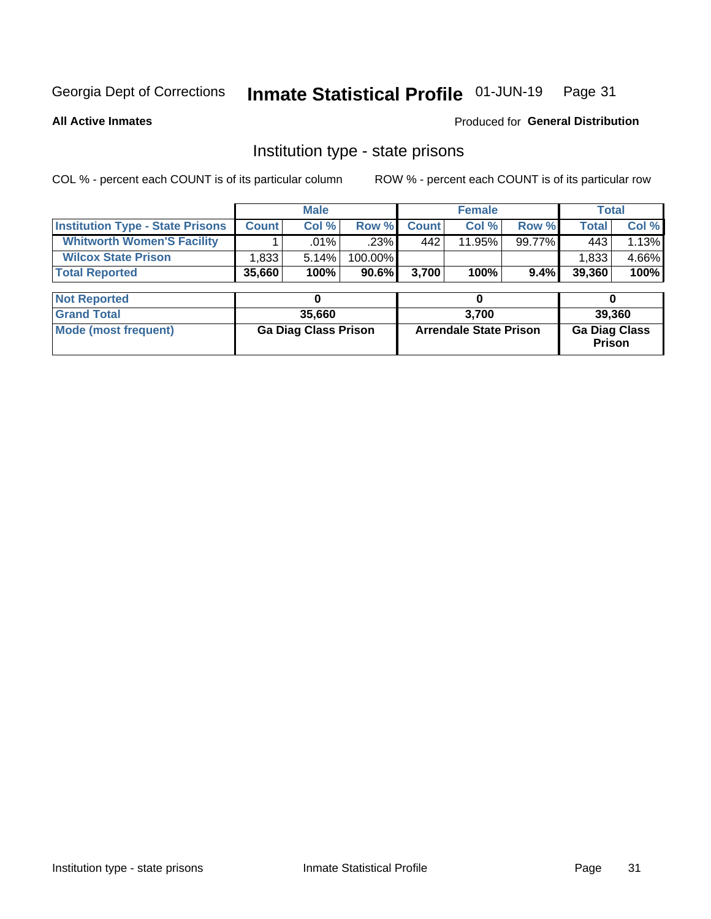Georgia Dept of Corrections **Inmate Statistical Profile** 01-JUN-19

**All Active Inmates**

Produced for **General Distribution**

## Institution type - state prisons

COL % - percent each COUNT is of its particular column ROW % - percent each COUNT is of its particular row

| | Male | | | Female | | | Total | |
|---|---|---|---|---|---|---|---|---|
| **Institution Type - State Prisons** | **Count** | **Col %** | **Row %** | **Count** | **Col %** | **Row %** | **Total** | **Col %** |
| **Whitworth Women'S Facility** | 1 | .01% | .23% | 442 | 11.95% | 99.77% | 443 | 1.13% |
| **Wilcox State Prison** | 1,833 | 5.14% | 100.00% | | | | 1,833 | 4.66% |
| **Total Reported** | **35,660** | **100%** | **90.6%** | **3,700** | **100%** | **9.4%** | **39,360** | **100%** |

| | Male | Female | Total |
|---|---|---|---|
| **Not Reported** | **0** | **0** | **0** |
| **Grand Total** | **35,660** | **3,700** | **39,360** |
| **Mode (most frequent)** | **Ga Diag Class Prison** | **Arrendale State Prison** | **Ga Diag Class Prison** |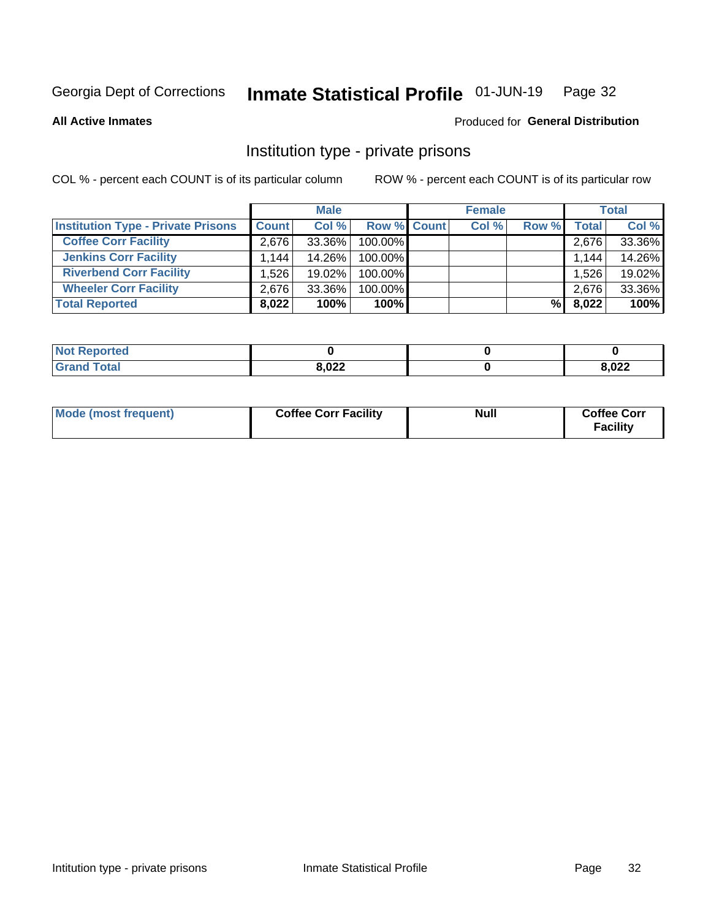Georgia Dept of Corrections **Inmate Statistical Profile** 01-JUN-19 Page 32

**All Active Inmates**

Produced for **General Distribution**

## Institution type - private prisons

COL % - percent each COUNT is of its particular column ROW % - percent each COUNT is of its particular row

| | Male | | | Female | | | Total | |
|---|---|---|---|---|---|---|---|---|
| **Institution Type - Private Prisons** | **Count** | **Col %** | **Row %** | **Count** | **Col %** | **Row %** | **Total** | **Col %** |
| **Coffee Corr Facility** | 2,676 | 33.36% | 100.00% | | | | 2,676 | 33.36% |
| **Jenkins Corr Facility** | 1,144 | 14.26% | 100.00% | | | | 1,144 | 14.26% |
| **Riverbend Corr Facility** | 1,526 | 19.02% | 100.00% | | | | 1,526 | 19.02% |
| **Wheeler Corr Facility** | 2,676 | 33.36% | 100.00% | | | | 2,676 | 33.36% |
| **Total Reported** | **8,022** | **100%** | **100%** | | | **%** | **8,022** | **100%** |

| | Male | Female | Total |
|---|---|---|---|
| **Not Reported** | **0** | **0** | **0** |
| **Grand Total** | **8,022** | **0** | **8,022** |

| | Male | Female | Total |
|---|---|---|---|
| **Mode (most frequent)** | **Coffee Corr Facility** | **Null** | **Coffee Corr Facility** |

Intitution type - private prisons Inmate Statistical Profile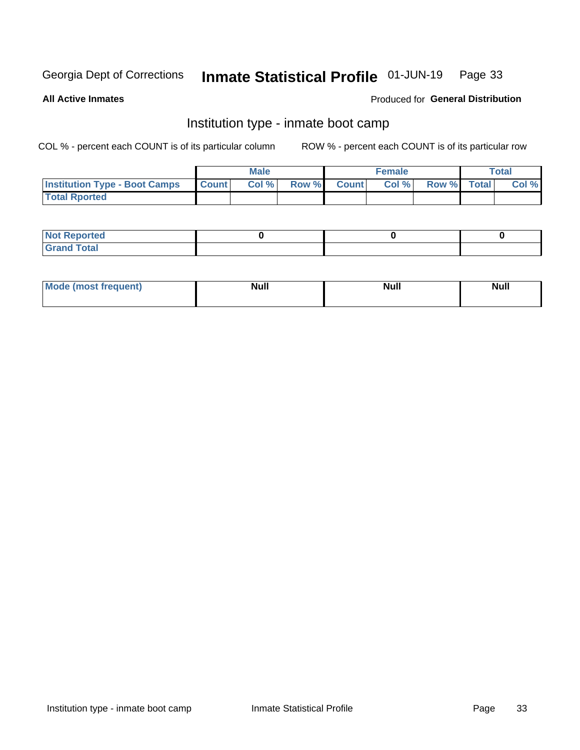Georgia Dept of Corrections **Inmate Statistical Profile** 01-JUN-19

**All Active Inmates**

Produced for **General Distribution**

## Institution type - inmate boot camp

COL % - percent each COUNT is of its particular column

ROW % - percent each COUNT is of its particular row

| | Male | | | Female | | | Total | |
|---|---|---|---|---|---|---|---|---|
| **Institution Type - Boot Camps** | **Count** | **Col %** | **Row %** | **Count** | **Col %** | **Row %** | **Total** | **Col %** |
| **Total Rported** | | | | | | | | |

| | Male | Female | Total |
|---|---|---|---|
| **Not Reported** | **0** | **0** | **0** |
| **Grand Total** | | | |

| | Male | Female | Total |
|---|---|---|---|
| **Mode (most frequent)** | **Null** | **Null** | **Null** |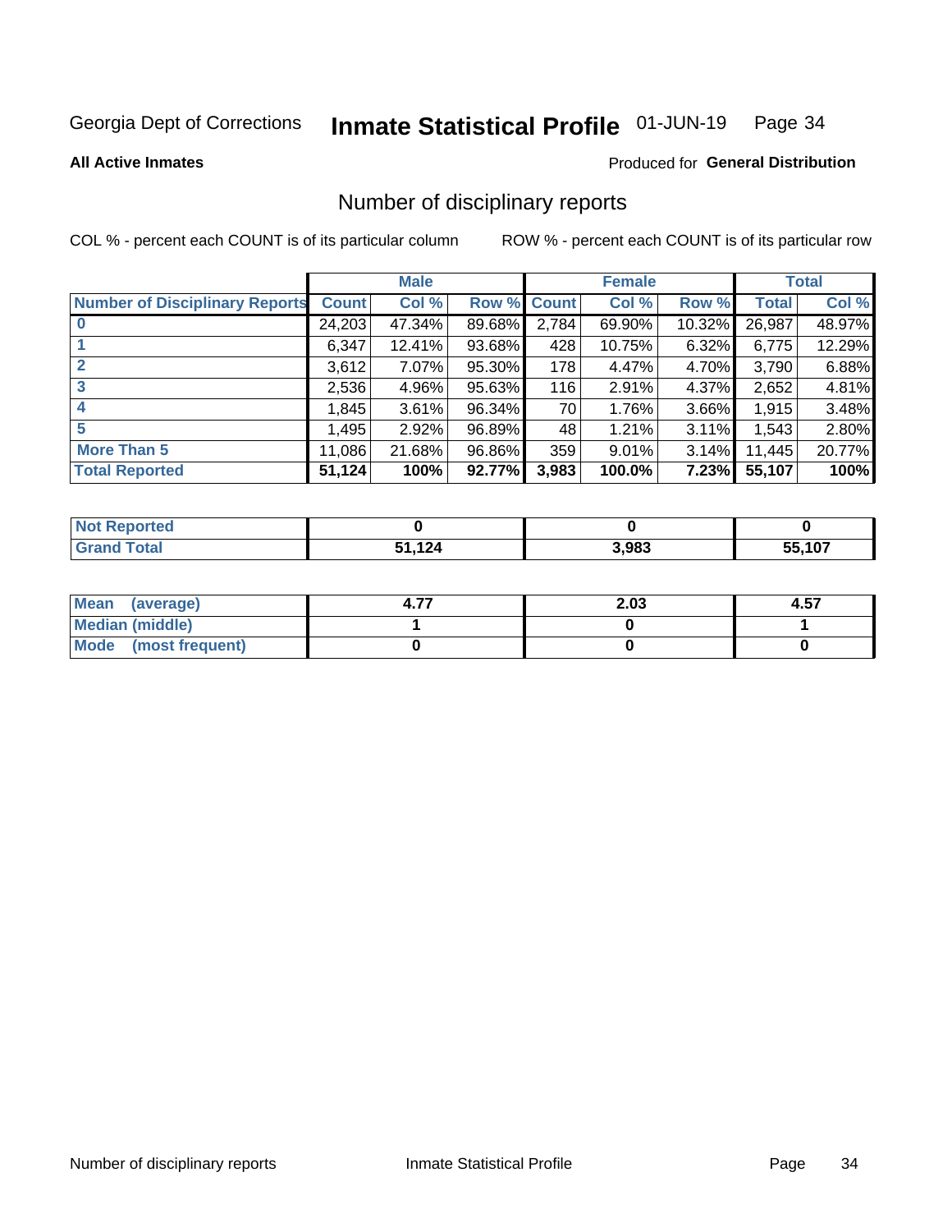Georgia Dept of Corrections **Inmate Statistical Profile** 01-JUN-19

**All Active Inmates**

Produced for **General Distribution**

# Number of disciplinary reports

COL % - percent each COUNT is of its particular column ROW % - percent each COUNT is of its particular row

| | Male | | | Female | | | Total | |
|---|---|---|---|---|---|---|---|---|
| Number of Disciplinary Reports | Count | Col % | Row % | Count | Col % | Row % | Total | Col % |
| 0 | 24,203 | 47.34% | 89.68% | 2,784 | 69.90% | 10.32% | 26,987 | 48.97% |
| 1 | 6,347 | 12.41% | 93.68% | 428 | 10.75% | 6.32% | 6,775 | 12.29% |
| 2 | 3,612 | 7.07% | 95.30% | 178 | 4.47% | 4.70% | 3,790 | 6.88% |
| 3 | 2,536 | 4.96% | 95.63% | 116 | 2.91% | 4.37% | 2,652 | 4.81% |
| 4 | 1,845 | 3.61% | 96.34% | 70 | 1.76% | 3.66% | 1,915 | 3.48% |
| 5 | 1,495 | 2.92% | 96.89% | 48 | 1.21% | 3.11% | 1,543 | 2.80% |
| More Than 5 | 11,086 | 21.68% | 96.86% | 359 | 9.01% | 3.14% | 11,445 | 20.77% |
| **Total Reported** | **51,124** | **100%** | **92.77%** | **3,983** | **100.0%** | **7.23%** | **55,107** | **100%** |

| | Male | Female | Total |
|---|---|---|---|
| Not Reported | 0 | 0 | 0 |
| Grand Total | 51,124 | 3,983 | 55,107 |

| | Male | Female | Total |
|---|---|---|---|
| Mean (average) | 4.77 | 2.03 | 4.57 |
| Median (middle) | 1 | 0 | 1 |
| Mode (most frequent) | 0 | 0 | 0 |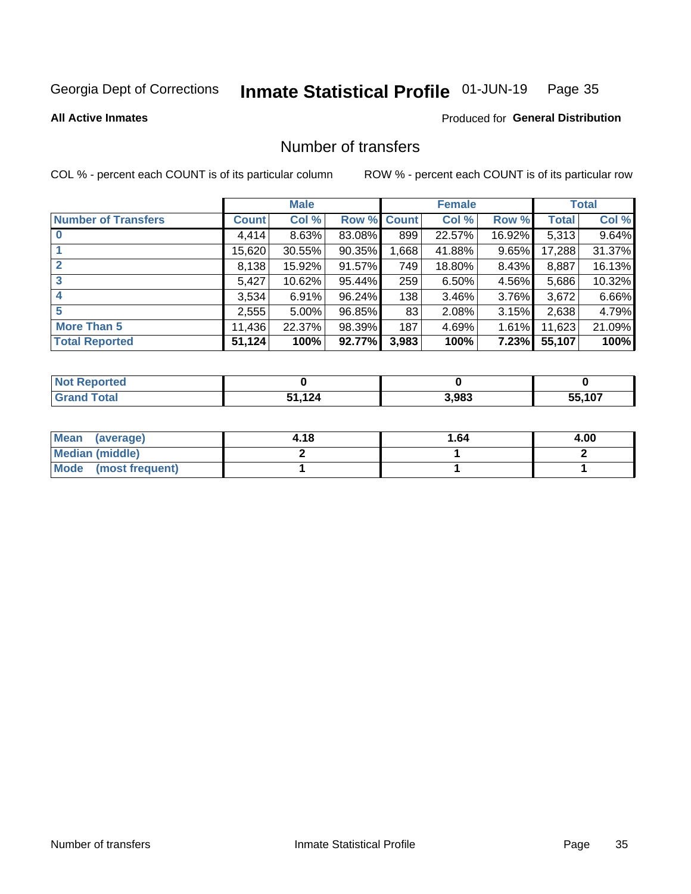Georgia Dept of Corrections **Inmate Statistical Profile** 01-JUN-19

**All Active Inmates**

Produced for **General Distribution**

## Number of transfers

COL % - percent each COUNT is of its particular column

ROW % - percent each COUNT is of its particular row

| | Male | | | Female | | | Total | |
|---|---|---|---|---|---|---|---|---|
| **Number of Transfers** | **Count** | **Col %** | **Row %** | **Count** | **Col %** | **Row %** | **Total** | **Col %** |
| **0** | 4,414 | 8.63% | 83.08% | 899 | 22.57% | 16.92% | 5,313 | 9.64% |
| **1** | 15,620 | 30.55% | 90.35% | 1,668 | 41.88% | 9.65% | 17,288 | 31.37% |
| **2** | 8,138 | 15.92% | 91.57% | 749 | 18.80% | 8.43% | 8,887 | 16.13% |
| **3** | 5,427 | 10.62% | 95.44% | 259 | 6.50% | 4.56% | 5,686 | 10.32% |
| **4** | 3,534 | 6.91% | 96.24% | 138 | 3.46% | 3.76% | 3,672 | 6.66% |
| **5** | 2,555 | 5.00% | 96.85% | 83 | 2.08% | 3.15% | 2,638 | 4.79% |
| **More Than 5** | 11,436 | 22.37% | 98.39% | 187 | 4.69% | 1.61% | 11,623 | 21.09% |
| **Total Reported** | **51,124** | **100%** | **92.77%** | **3,983** | **100%** | **7.23%** | **55,107** | **100%** |

| | Male | Female | Total |
|---|---|---|---|
| **Not Reported** | **0** | **0** | **0** |
| **Grand Total** | **51,124** | **3,983** | **55,107** |

| | Male | Female | Total |
|---|---|---|---|
| **Mean (average)** | **4.18** | **1.64** | **4.00** |
| **Median (middle)** | **2** | **1** | **2** |
| **Mode (most frequent)** | **1** | **1** | **1** |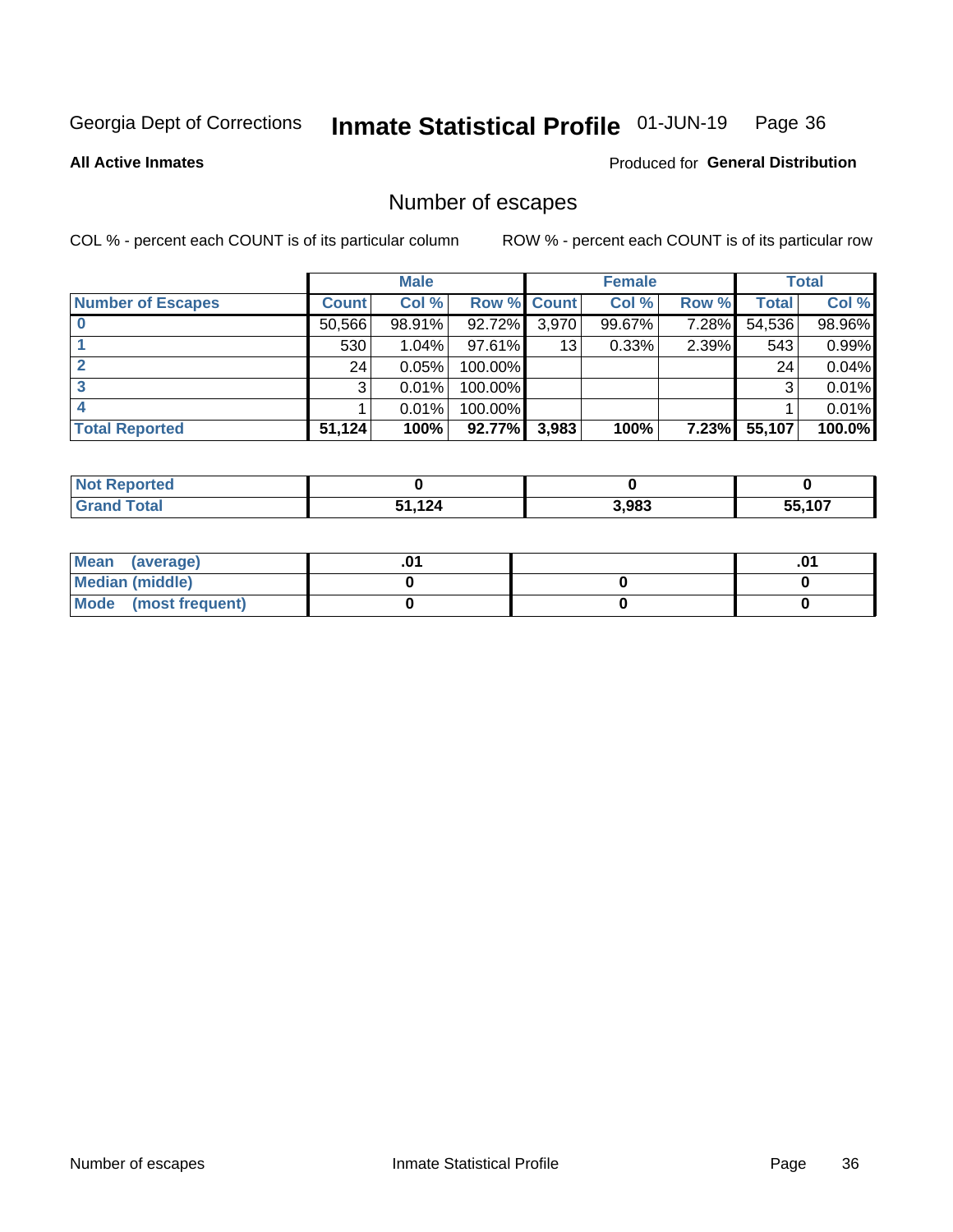Georgia Dept of Corrections **Inmate Statistical Profile** 01-JUN-19 Page 36

**All Active Inmates**

Produced for **General Distribution**

## Number of escapes

COL % - percent each COUNT is of its particular column

ROW % - percent each COUNT is of its particular row

| | Male | | | Female | | | Total | |
|---|---|---|---|---|---|---|---|---|
| **Number of Escapes** | **Count** | **Col %** | **Row %** | **Count** | **Col %** | **Row %** | **Total** | **Col %** |
| **0** | 50,566 | 98.91% | 92.72% | 3,970 | 99.67% | 7.28% | 54,536 | 98.96% |
| **1** | 530 | 1.04% | 97.61% | 13 | 0.33% | 2.39% | 543 | 0.99% |
| **2** | 24 | 0.05% | 100.00% | | | | 24 | 0.04% |
| **3** | 3 | 0.01% | 100.00% | | | | 3 | 0.01% |
| **4** | 1 | 0.01% | 100.00% | | | | 1 | 0.01% |
| **Total Reported** | **51,124** | **100%** | **92.77%** | **3,983** | **100%** | **7.23%** | **55,107** | **100.0%** |

| | Male | Female | Total |
|---|---|---|---|
| **Not Reported** | **0** | **0** | **0** |
| **Grand Total** | **51,124** | **3,983** | **55,107** |

| | Male | Female | Total |
|---|---|---|---|
| **Mean (average)** | **.01** | | **.01** |
| **Median (middle)** | **0** | **0** | **0** |
| **Mode (most frequent)** | **0** | **0** | **0** |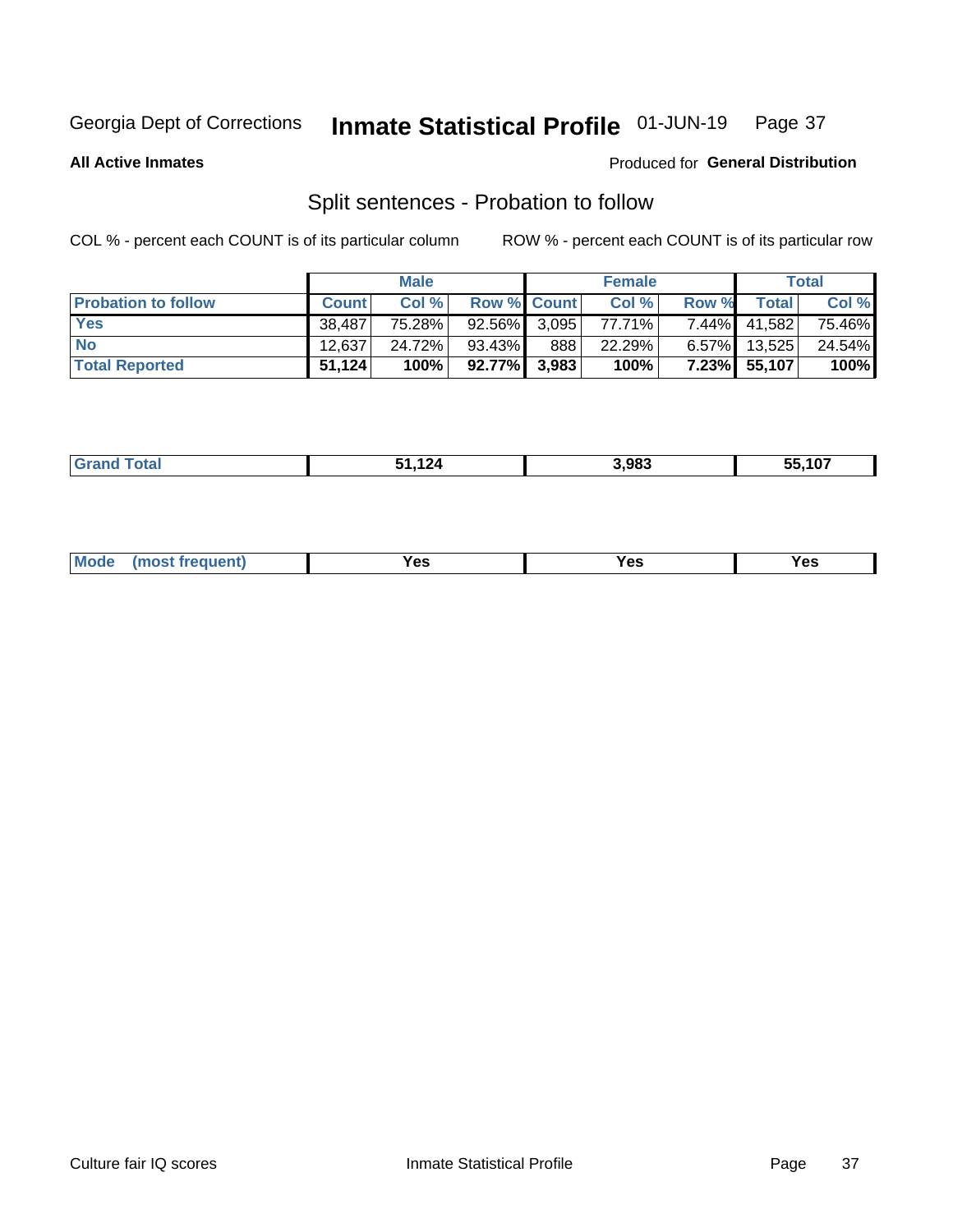Georgia Dept of Corrections **Inmate Statistical Profile** 01-JUN-19

**All Active Inmates**

Produced for **General Distribution**

## Split sentences - Probation to follow

COL % - percent each COUNT is of its particular column

ROW % - percent each COUNT is of its particular row

| | Male | | | Female | | | Total | |
|---|---|---|---|---|---|---|---|---|
| **Probation to follow** | **Count** | **Col %** | **Row %** | **Count** | **Col %** | **Row %** | **Total** | **Col %** |
| **Yes** | 38,487 | 75.28% | 92.56% | 3,095 | 77.71% | 7.44% | 41,582 | 75.46% |
| **No** | 12,637 | 24.72% | 93.43% | 888 | 22.29% | 6.57% | 13,525 | 24.54% |
| **Total Reported** | **51,124** | **100%** | **92.77%** | **3,983** | **100%** | **7.23%** | **55,107** | **100%** |

| | | | |
|---|---|---|---|
| **Grand Total** | **51,124** | **3,983** | **55,107** |

| | | | |
|---|---|---|---|
| **Mode (most frequent)** | **Yes** | **Yes** | **Yes** |

Culture fair IQ scores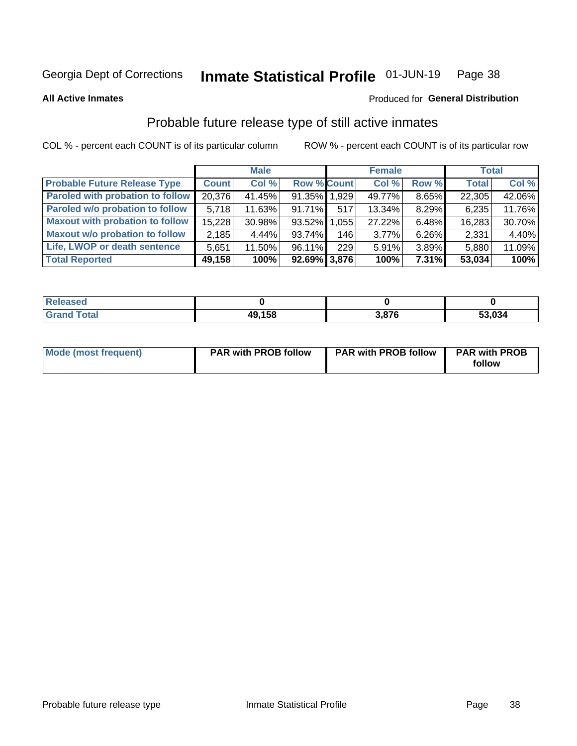Georgia Dept of Corrections **Inmate Statistical Profile** 01-JUN-19

**All Active Inmates**

Produced for **General Distribution**

## Probable future release type of still active inmates

COL % - percent each COUNT is of its particular column ROW % - percent each COUNT is of its particular row

| | Male | | | Female | | | Total | |
|---|---|---|---|---|---|---|---|---|
| **Probable Future Release Type** | **Count** | **Col %** | **Row %** | **Count** | **Col %** | **Row %** | **Total** | **Col %** |
| Paroled with probation to follow | 20,376 | 41.45% | 91.35% | 1,929 | 49.77% | 8.65% | 22,305 | 42.06% |
| Paroled w/o probation to follow | 5,718 | 11.63% | 91.71% | 517 | 13.34% | 8.29% | 6,235 | 11.76% |
| Maxout with probation to follow | 15,228 | 30.98% | 93.52% | 1,055 | 27.22% | 6.48% | 16,283 | 30.70% |
| Maxout w/o probation to follow | 2,185 | 4.44% | 93.74% | 146 | 3.77% | 6.26% | 2,331 | 4.40% |
| Life, LWOP or death sentence | 5,651 | 11.50% | 96.11% | 229 | 5.91% | 3.89% | 5,880 | 11.09% |
| **Total Reported** | **49,158** | **100%** | **92.69%** | **3,876** | **100%** | **7.31%** | **53,034** | **100%** |

| | Male | Female | Total |
|---|---|---|---|
| **Released** | **0** | **0** | **0** |
| **Grand Total** | **49,158** | **3,876** | **53,034** |

| | Male | Female | Total |
|---|---|---|---|
| **Mode (most frequent)** | **PAR with PROB follow** | **PAR with PROB follow** | **PAR with PROB follow** |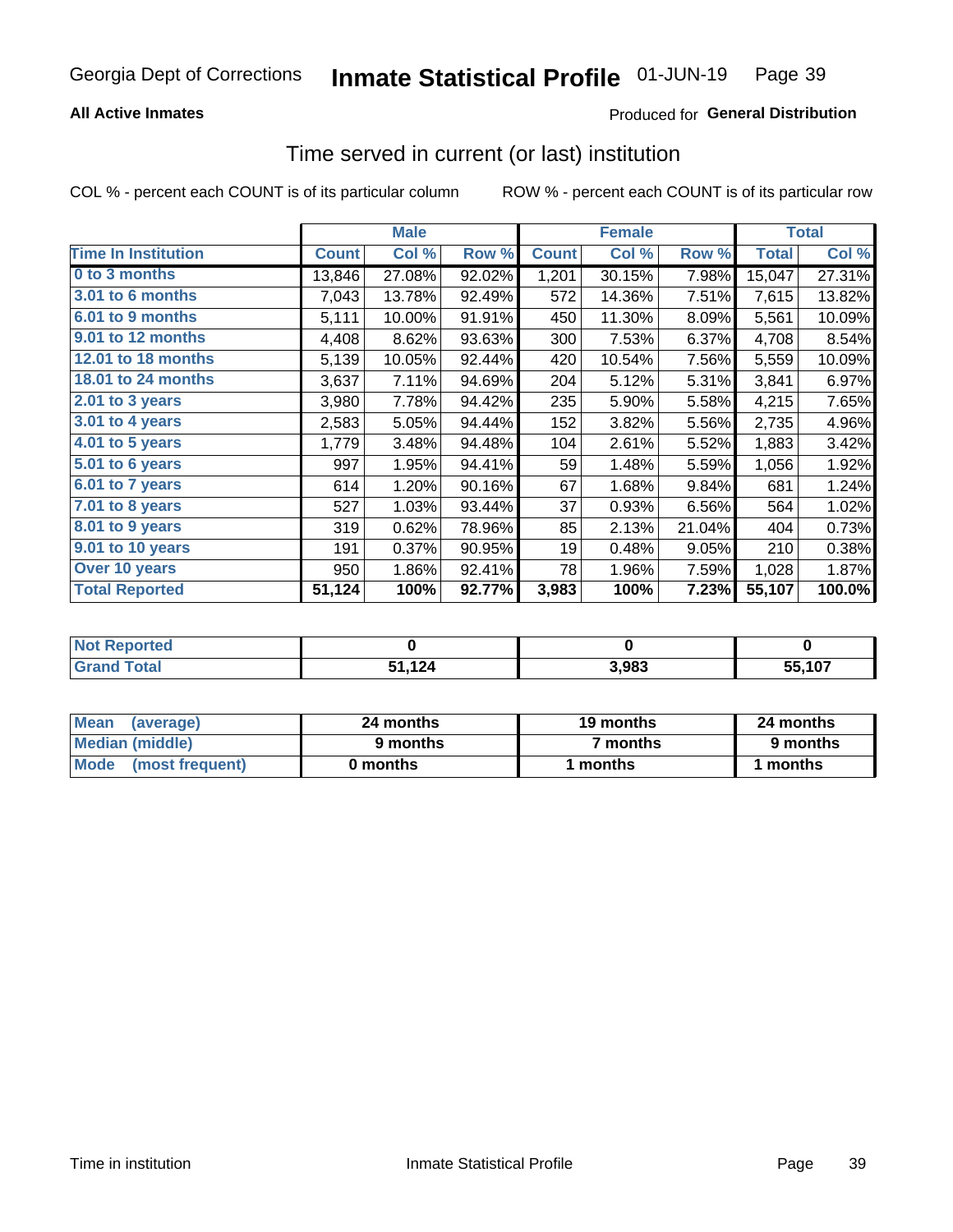Georgia Dept of Corrections **Inmate Statistical Profile** 01-JUN-19

**All Active Inmates**

Produced for **General Distribution**

## Time served in current (or last) institution

COL % - percent each COUNT is of its particular column

ROW % - percent each COUNT is of its particular row

| | Male | | | Female | | | Total | |
|---|---|---|---|---|---|---|---|---|
| **Time In Institution** | **Count** | **Col %** | **Row %** | **Count** | **Col %** | **Row %** | **Total** | **Col %** |
| **0 to 3 months** | 13,846 | 27.08% | 92.02% | 1,201 | 30.15% | 7.98% | 15,047 | 27.31% |
| **3.01 to 6 months** | 7,043 | 13.78% | 92.49% | 572 | 14.36% | 7.51% | 7,615 | 13.82% |
| **6.01 to 9 months** | 5,111 | 10.00% | 91.91% | 450 | 11.30% | 8.09% | 5,561 | 10.09% |
| **9.01 to 12 months** | 4,408 | 8.62% | 93.63% | 300 | 7.53% | 6.37% | 4,708 | 8.54% |
| **12.01 to 18 months** | 5,139 | 10.05% | 92.44% | 420 | 10.54% | 7.56% | 5,559 | 10.09% |
| **18.01 to 24 months** | 3,637 | 7.11% | 94.69% | 204 | 5.12% | 5.31% | 3,841 | 6.97% |
| **2.01 to 3 years** | 3,980 | 7.78% | 94.42% | 235 | 5.90% | 5.58% | 4,215 | 7.65% |
| **3.01 to 4 years** | 2,583 | 5.05% | 94.44% | 152 | 3.82% | 5.56% | 2,735 | 4.96% |
| **4.01 to 5 years** | 1,779 | 3.48% | 94.48% | 104 | 2.61% | 5.52% | 1,883 | 3.42% |
| **5.01 to 6 years** | 997 | 1.95% | 94.41% | 59 | 1.48% | 5.59% | 1,056 | 1.92% |
| **6.01 to 7 years** | 614 | 1.20% | 90.16% | 67 | 1.68% | 9.84% | 681 | 1.24% |
| **7.01 to 8 years** | 527 | 1.03% | 93.44% | 37 | 0.93% | 6.56% | 564 | 1.02% |
| **8.01 to 9 years** | 319 | 0.62% | 78.96% | 85 | 2.13% | 21.04% | 404 | 0.73% |
| **9.01 to 10 years** | 191 | 0.37% | 90.95% | 19 | 0.48% | 9.05% | 210 | 0.38% |
| **Over 10 years** | 950 | 1.86% | 92.41% | 78 | 1.96% | 7.59% | 1,028 | 1.87% |
| **Total Reported** | **51,124** | **100%** | **92.77%** | **3,983** | **100%** | **7.23%** | **55,107** | **100.0%** |

| | Male | Female | Total |
|---|---|---|---|
| **Not Reported** | **0** | **0** | **0** |
| **Grand Total** | **51,124** | **3,983** | **55,107** |

| | Male | Female | Total |
|---|---|---|---|
| **Mean (average)** | **24 months** | **19 months** | **24 months** |
| **Median (middle)** | **9 months** | **7 months** | **9 months** |
| **Mode (most frequent)** | **0 months** | **1 months** | **1 months** |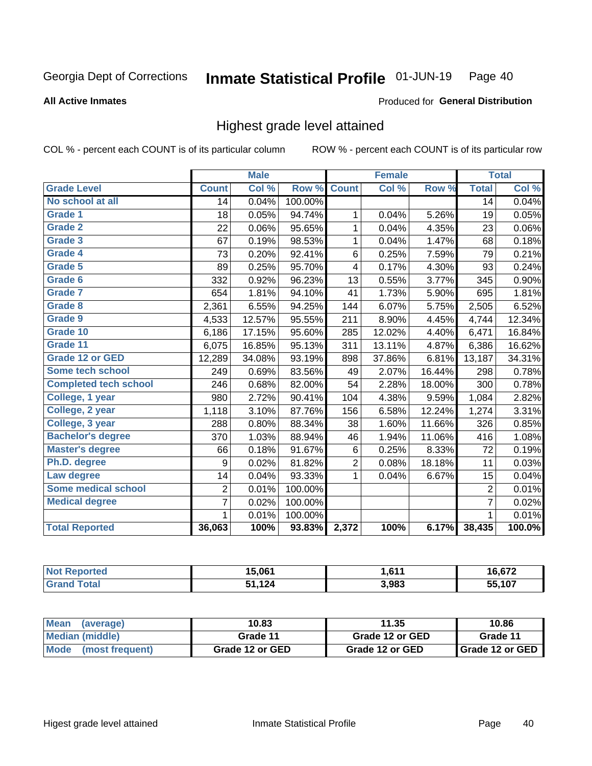Georgia Dept of Corrections **Inmate Statistical Profile** 01-JUN-19 Page 40

**All Active Inmates**

Produced for **General Distribution**

## Highest grade level attained

COL % - percent each COUNT is of its particular column ROW % - percent each COUNT is of its particular row

| | Male | | | Female | | | Total | |
|---|---|---|---|---|---|---|---|---|
| **Grade Level** | **Count** | **Col %** | **Row %** | **Count** | **Col %** | **Row %** | **Total** | **Col %** |
| **No school at all** | 14 | 0.04% | 100.00% | | | | 14 | 0.04% |
| **Grade 1** | 18 | 0.05% | 94.74% | 1 | 0.04% | 5.26% | 19 | 0.05% |
| **Grade 2** | 22 | 0.06% | 95.65% | 1 | 0.04% | 4.35% | 23 | 0.06% |
| **Grade 3** | 67 | 0.19% | 98.53% | 1 | 0.04% | 1.47% | 68 | 0.18% |
| **Grade 4** | 73 | 0.20% | 92.41% | 6 | 0.25% | 7.59% | 79 | 0.21% |
| **Grade 5** | 89 | 0.25% | 95.70% | 4 | 0.17% | 4.30% | 93 | 0.24% |
| **Grade 6** | 332 | 0.92% | 96.23% | 13 | 0.55% | 3.77% | 345 | 0.90% |
| **Grade 7** | 654 | 1.81% | 94.10% | 41 | 1.73% | 5.90% | 695 | 1.81% |
| **Grade 8** | 2,361 | 6.55% | 94.25% | 144 | 6.07% | 5.75% | 2,505 | 6.52% |
| **Grade 9** | 4,533 | 12.57% | 95.55% | 211 | 8.90% | 4.45% | 4,744 | 12.34% |
| **Grade 10** | 6,186 | 17.15% | 95.60% | 285 | 12.02% | 4.40% | 6,471 | 16.84% |
| **Grade 11** | 6,075 | 16.85% | 95.13% | 311 | 13.11% | 4.87% | 6,386 | 16.62% |
| **Grade 12 or GED** | 12,289 | 34.08% | 93.19% | 898 | 37.86% | 6.81% | 13,187 | 34.31% |
| **Some tech school** | 249 | 0.69% | 83.56% | 49 | 2.07% | 16.44% | 298 | 0.78% |
| **Completed tech school** | 246 | 0.68% | 82.00% | 54 | 2.28% | 18.00% | 300 | 0.78% |
| **College, 1 year** | 980 | 2.72% | 90.41% | 104 | 4.38% | 9.59% | 1,084 | 2.82% |
| **College, 2 year** | 1,118 | 3.10% | 87.76% | 156 | 6.58% | 12.24% | 1,274 | 3.31% |
| **College, 3 year** | 288 | 0.80% | 88.34% | 38 | 1.60% | 11.66% | 326 | 0.85% |
| **Bachelor's degree** | 370 | 1.03% | 88.94% | 46 | 1.94% | 11.06% | 416 | 1.08% |
| **Master's degree** | 66 | 0.18% | 91.67% | 6 | 0.25% | 8.33% | 72 | 0.19% |
| **Ph.D. degree** | 9 | 0.02% | 81.82% | 2 | 0.08% | 18.18% | 11 | 0.03% |
| **Law degree** | 14 | 0.04% | 93.33% | 1 | 0.04% | 6.67% | 15 | 0.04% |
| **Some medical school** | 2 | 0.01% | 100.00% | | | | 2 | 0.01% |
| **Medical degree** | 7 | 0.02% | 100.00% | | | | 7 | 0.02% |
| | 1 | 0.01% | 100.00% | | | | 1 | 0.01% |
| **Total Reported** | **36,063** | **100%** | **93.83%** | **2,372** | **100%** | **6.17%** | **38,435** | **100.0%** |

| | Male | Female | Total |
|---|---|---|---|
| **Not Reported** | **15,061** | **1,611** | **16,672** |
| **Grand Total** | **51,124** | **3,983** | **55,107** |

| | Male | Female | Total |
|---|---|---|---|
| **Mean (average)** | **10.83** | **11.35** | **10.86** |
| **Median (middle)** | **Grade 11** | **Grade 12 or GED** | **Grade 11** |
| **Mode (most frequent)** | **Grade 12 or GED** | **Grade 12 or GED** | **Grade 12 or GED** |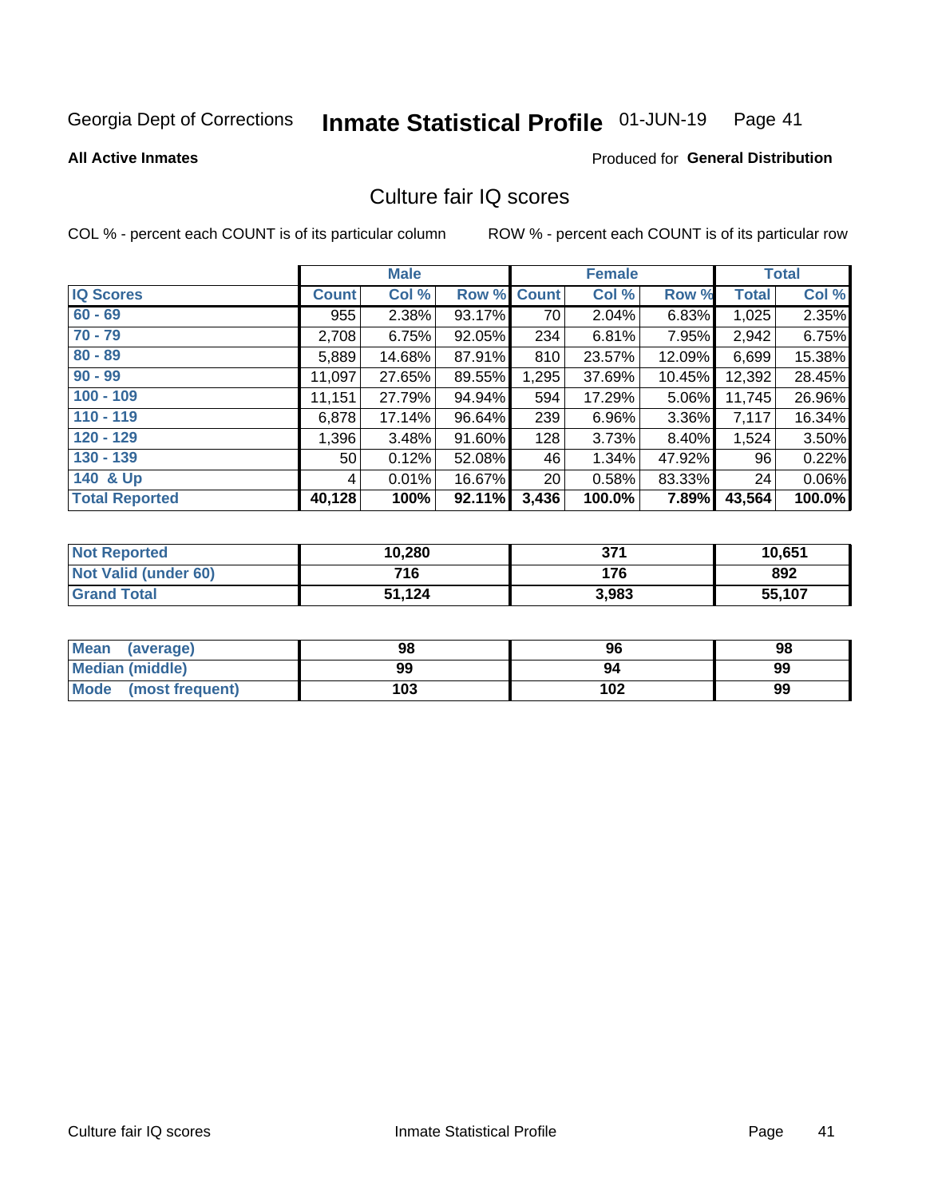Georgia Dept of Corrections **Inmate Statistical Profile** 01-JUN-19 Page 41

**All Active Inmates**

Produced for **General Distribution**

## Culture fair IQ scores

COL % - percent each COUNT is of its particular column

ROW % - percent each COUNT is of its particular row

| | Male | | | Female | | | Total | |
|---|---|---|---|---|---|---|---|---|
| **IQ Scores** | **Count** | **Col %** | **Row %** | **Count** | **Col %** | **Row %** | **Total** | **Col %** |
| 60 - 69 | 955 | 2.38% | 93.17% | 70 | 2.04% | 6.83% | 1,025 | 2.35% |
| 70 - 79 | 2,708 | 6.75% | 92.05% | 234 | 6.81% | 7.95% | 2,942 | 6.75% |
| 80 - 89 | 5,889 | 14.68% | 87.91% | 810 | 23.57% | 12.09% | 6,699 | 15.38% |
| 90 - 99 | 11,097 | 27.65% | 89.55% | 1,295 | 37.69% | 10.45% | 12,392 | 28.45% |
| 100 - 109 | 11,151 | 27.79% | 94.94% | 594 | 17.29% | 5.06% | 11,745 | 26.96% |
| 110 - 119 | 6,878 | 17.14% | 96.64% | 239 | 6.96% | 3.36% | 7,117 | 16.34% |
| 120 - 129 | 1,396 | 3.48% | 91.60% | 128 | 3.73% | 8.40% | 1,524 | 3.50% |
| 130 - 139 | 50 | 0.12% | 52.08% | 46 | 1.34% | 47.92% | 96 | 0.22% |
| 140 & Up | 4 | 0.01% | 16.67% | 20 | 0.58% | 83.33% | 24 | 0.06% |
| **Total Reported** | **40,128** | **100%** | **92.11%** | **3,436** | **100.0%** | **7.89%** | **43,564** | **100.0%** |

| | Male | Female | Total |
|---|---|---|---|
| Not Reported | 10,280 | 371 | 10,651 |
| Not Valid (under 60) | 716 | 176 | 892 |
| Grand Total | 51,124 | 3,983 | 55,107 |

| | Male | Female | Total |
|---|---|---|---|
| Mean (average) | 98 | 96 | 98 |
| Median (middle) | 99 | 94 | 99 |
| Mode (most frequent) | 103 | 102 | 99 |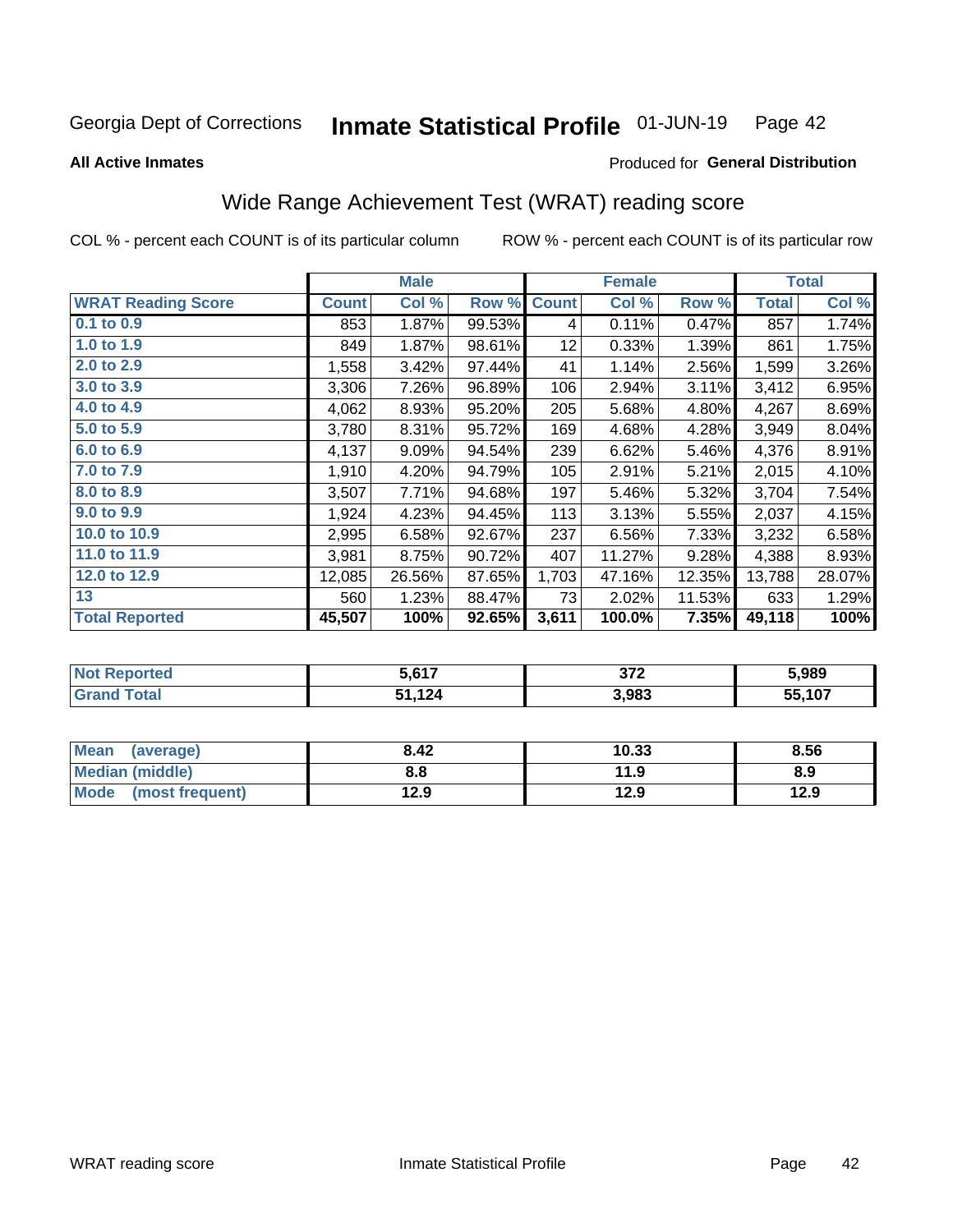Georgia Dept of Corrections **Inmate Statistical Profile** 01-JUN-19 Page 42

**All Active Inmates**

Produced for **General Distribution**

## Wide Range Achievement Test (WRAT) reading score

COL % - percent each COUNT is of its particular column    ROW % - percent each COUNT is of its particular row

| | Male | | | Female | | | Total | |
|---|---|---|---|---|---|---|---|---|
| **WRAT Reading Score** | **Count** | **Col %** | **Row %** | **Count** | **Col %** | **Row %** | **Total** | **Col %** |
| 0.1 to 0.9 | 853 | 1.87% | 99.53% | 4 | 0.11% | 0.47% | 857 | 1.74% |
| 1.0 to 1.9 | 849 | 1.87% | 98.61% | 12 | 0.33% | 1.39% | 861 | 1.75% |
| 2.0 to 2.9 | 1,558 | 3.42% | 97.44% | 41 | 1.14% | 2.56% | 1,599 | 3.26% |
| 3.0 to 3.9 | 3,306 | 7.26% | 96.89% | 106 | 2.94% | 3.11% | 3,412 | 6.95% |
| 4.0 to 4.9 | 4,062 | 8.93% | 95.20% | 205 | 5.68% | 4.80% | 4,267 | 8.69% |
| 5.0 to 5.9 | 3,780 | 8.31% | 95.72% | 169 | 4.68% | 4.28% | 3,949 | 8.04% |
| 6.0 to 6.9 | 4,137 | 9.09% | 94.54% | 239 | 6.62% | 5.46% | 4,376 | 8.91% |
| 7.0 to 7.9 | 1,910 | 4.20% | 94.79% | 105 | 2.91% | 5.21% | 2,015 | 4.10% |
| 8.0 to 8.9 | 3,507 | 7.71% | 94.68% | 197 | 5.46% | 5.32% | 3,704 | 7.54% |
| 9.0 to 9.9 | 1,924 | 4.23% | 94.45% | 113 | 3.13% | 5.55% | 2,037 | 4.15% |
| 10.0 to 10.9 | 2,995 | 6.58% | 92.67% | 237 | 6.56% | 7.33% | 3,232 | 6.58% |
| 11.0 to 11.9 | 3,981 | 8.75% | 90.72% | 407 | 11.27% | 9.28% | 4,388 | 8.93% |
| 12.0 to 12.9 | 12,085 | 26.56% | 87.65% | 1,703 | 47.16% | 12.35% | 13,788 | 28.07% |
| 13 | 560 | 1.23% | 88.47% | 73 | 2.02% | 11.53% | 633 | 1.29% |
| **Total Reported** | **45,507** | **100%** | **92.65%** | **3,611** | **100.0%** | **7.35%** | **49,118** | **100%** |

| | Male | Female | Total |
|---|---|---|---|
| Not Reported | 5,617 | 372 | 5,989 |
| Grand Total | 51,124 | 3,983 | 55,107 |

| | Male | Female | Total |
|---|---|---|---|
| Mean (average) | 8.42 | 10.33 | 8.56 |
| Median (middle) | 8.8 | 11.9 | 8.9 |
| Mode (most frequent) | 12.9 | 12.9 | 12.9 |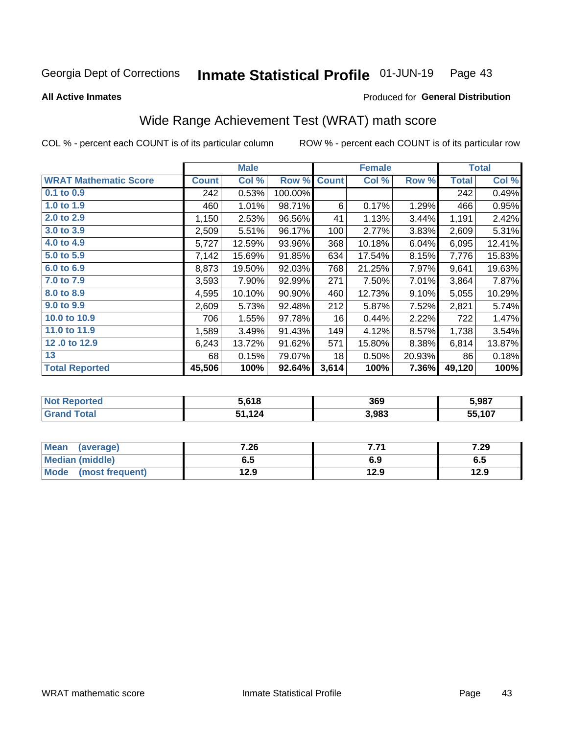Georgia Dept of Corrections **Inmate Statistical Profile** 01-JUN-19 Page 43

**All Active Inmates**

Produced for **General Distribution**

## Wide Range Achievement Test (WRAT) math score

COL % - percent each COUNT is of its particular column ROW % - percent each COUNT is of its particular row

| | Male | | | Female | | | Total | |
|---|---|---|---|---|---|---|---|---|
| **WRAT Mathematic Score** | **Count** | **Col %** | **Row %** | **Count** | **Col %** | **Row %** | **Total** | **Col %** |
| 0.1 to 0.9 | 242 | 0.53% | 100.00% | | | | 242 | 0.49% |
| 1.0 to 1.9 | 460 | 1.01% | 98.71% | 6 | 0.17% | 1.29% | 466 | 0.95% |
| 2.0 to 2.9 | 1,150 | 2.53% | 96.56% | 41 | 1.13% | 3.44% | 1,191 | 2.42% |
| 3.0 to 3.9 | 2,509 | 5.51% | 96.17% | 100 | 2.77% | 3.83% | 2,609 | 5.31% |
| 4.0 to 4.9 | 5,727 | 12.59% | 93.96% | 368 | 10.18% | 6.04% | 6,095 | 12.41% |
| 5.0 to 5.9 | 7,142 | 15.69% | 91.85% | 634 | 17.54% | 8.15% | 7,776 | 15.83% |
| 6.0 to 6.9 | 8,873 | 19.50% | 92.03% | 768 | 21.25% | 7.97% | 9,641 | 19.63% |
| 7.0 to 7.9 | 3,593 | 7.90% | 92.99% | 271 | 7.50% | 7.01% | 3,864 | 7.87% |
| 8.0 to 8.9 | 4,595 | 10.10% | 90.90% | 460 | 12.73% | 9.10% | 5,055 | 10.29% |
| 9.0 to 9.9 | 2,609 | 5.73% | 92.48% | 212 | 5.87% | 7.52% | 2,821 | 5.74% |
| 10.0 to 10.9 | 706 | 1.55% | 97.78% | 16 | 0.44% | 2.22% | 722 | 1.47% |
| 11.0 to 11.9 | 1,589 | 3.49% | 91.43% | 149 | 4.12% | 8.57% | 1,738 | 3.54% |
| 12 .0 to 12.9 | 6,243 | 13.72% | 91.62% | 571 | 15.80% | 8.38% | 6,814 | 13.87% |
| 13 | 68 | 0.15% | 79.07% | 18 | 0.50% | 20.93% | 86 | 0.18% |
| **Total Reported** | **45,506** | **100%** | **92.64%** | **3,614** | **100%** | **7.36%** | **49,120** | **100%** |

| | Male | Female | Total |
|---|---|---|---|
| Not Reported | 5,618 | 369 | 5,987 |
| Grand Total | 51,124 | 3,983 | 55,107 |

| | Male | Female | Total |
|---|---|---|---|
| Mean (average) | 7.26 | 7.71 | 7.29 |
| Median (middle) | 6.5 | 6.9 | 6.5 |
| Mode (most frequent) | 12.9 | 12.9 | 12.9 |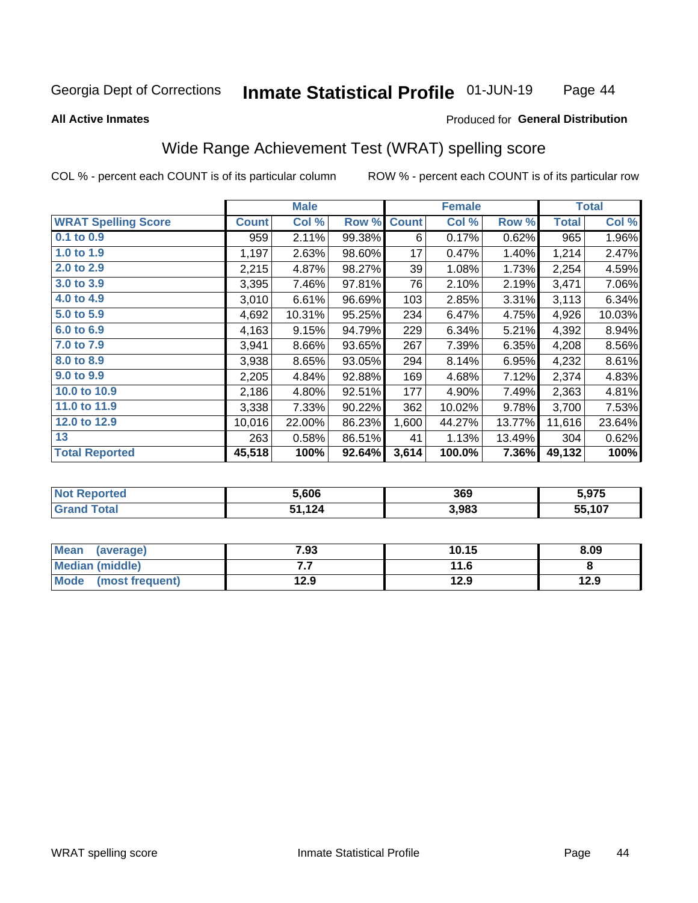Georgia Dept of Corrections **Inmate Statistical Profile** 01-JUN-19

**All Active Inmates**

Produced for **General Distribution**

## Wide Range Achievement Test (WRAT) spelling score

COL % - percent each COUNT is of its particular column ROW % - percent each COUNT is of its particular row

| | Male | | | Female | | | Total | |
|---|---|---|---|---|---|---|---|---|
| **WRAT Spelling Score** | **Count** | **Col %** | **Row %** | **Count** | **Col %** | **Row %** | **Total** | **Col %** |
| **0.1 to 0.9** | 959 | 2.11% | 99.38% | 6 | 0.17% | 0.62% | 965 | 1.96% |
| **1.0 to 1.9** | 1,197 | 2.63% | 98.60% | 17 | 0.47% | 1.40% | 1,214 | 2.47% |
| **2.0 to 2.9** | 2,215 | 4.87% | 98.27% | 39 | 1.08% | 1.73% | 2,254 | 4.59% |
| **3.0 to 3.9** | 3,395 | 7.46% | 97.81% | 76 | 2.10% | 2.19% | 3,471 | 7.06% |
| **4.0 to 4.9** | 3,010 | 6.61% | 96.69% | 103 | 2.85% | 3.31% | 3,113 | 6.34% |
| **5.0 to 5.9** | 4,692 | 10.31% | 95.25% | 234 | 6.47% | 4.75% | 4,926 | 10.03% |
| **6.0 to 6.9** | 4,163 | 9.15% | 94.79% | 229 | 6.34% | 5.21% | 4,392 | 8.94% |
| **7.0 to 7.9** | 3,941 | 8.66% | 93.65% | 267 | 7.39% | 6.35% | 4,208 | 8.56% |
| **8.0 to 8.9** | 3,938 | 8.65% | 93.05% | 294 | 8.14% | 6.95% | 4,232 | 8.61% |
| **9.0 to 9.9** | 2,205 | 4.84% | 92.88% | 169 | 4.68% | 7.12% | 2,374 | 4.83% |
| **10.0 to 10.9** | 2,186 | 4.80% | 92.51% | 177 | 4.90% | 7.49% | 2,363 | 4.81% |
| **11.0 to 11.9** | 3,338 | 7.33% | 90.22% | 362 | 10.02% | 9.78% | 3,700 | 7.53% |
| **12.0 to 12.9** | 10,016 | 22.00% | 86.23% | 1,600 | 44.27% | 13.77% | 11,616 | 23.64% |
| **13** | 263 | 0.58% | 86.51% | 41 | 1.13% | 13.49% | 304 | 0.62% |
| **Total Reported** | **45,518** | **100%** | **92.64%** | **3,614** | **100.0%** | **7.36%** | **49,132** | **100%** |

| | Male | Female | Total |
|---|---|---|---|
| **Not Reported** | **5,606** | **369** | **5,975** |
| **Grand Total** | **51,124** | **3,983** | **55,107** |

| | Male | Female | Total |
|---|---|---|---|
| **Mean (average)** | **7.93** | **10.15** | **8.09** |
| **Median (middle)** | **7.7** | **11.6** | **8** |
| **Mode (most frequent)** | **12.9** | **12.9** | **12.9** |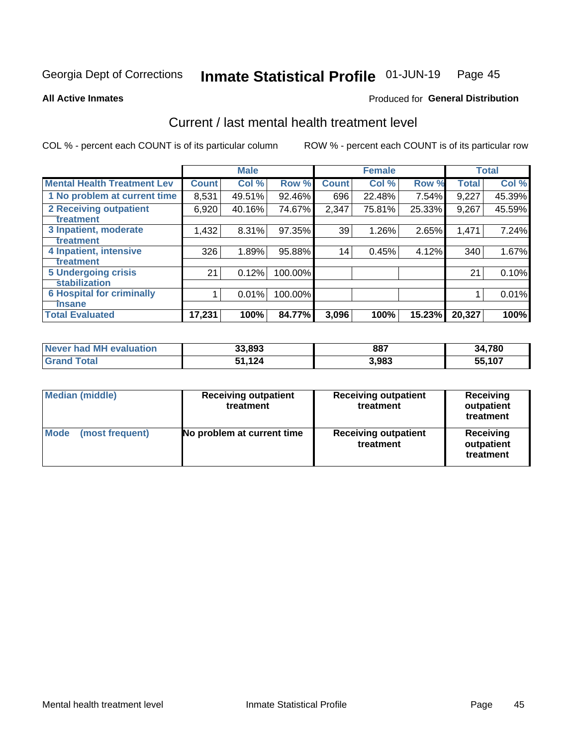Georgia Dept of Corrections **Inmate Statistical Profile** 01-JUN-19

**All Active Inmates**

Produced for **General Distribution**

## Current / last mental health treatment level

COL % - percent each COUNT is of its particular column ROW % - percent each COUNT is of its particular row

| | Male | | | Female | | | Total | |
|---|---|---|---|---|---|---|---|---|
| **Mental Health Treatment Lev** | **Count** | **Col %** | **Row %** | **Count** | **Col %** | **Row %** | **Total** | **Col %** |
| 1 No problem at current time | 8,531 | 49.51% | 92.46% | 696 | 22.48% | 7.54% | 9,227 | 45.39% |
| 2 Receiving outpatient treatment | 6,920 | 40.16% | 74.67% | 2,347 | 75.81% | 25.33% | 9,267 | 45.59% |
| 3 Inpatient, moderate treatment | 1,432 | 8.31% | 97.35% | 39 | 1.26% | 2.65% | 1,471 | 7.24% |
| 4 Inpatient, intensive treatment | 326 | 1.89% | 95.88% | 14 | 0.45% | 4.12% | 340 | 1.67% |
| 5 Undergoing crisis stabilization | 21 | 0.12% | 100.00% | | | | 21 | 0.10% |
| 6 Hospital for criminally insane | 1 | 0.01% | 100.00% | | | | 1 | 0.01% |
| **Total Evaluated** | **17,231** | **100%** | **84.77%** | **3,096** | **100%** | **15.23%** | **20,327** | **100%** |

| | Male | Female | Total |
|---|---|---|---|
| **Never had MH evaluation** | **33,893** | **887** | **34,780** |
| **Grand Total** | **51,124** | **3,983** | **55,107** |

| | Male | Female | Total |
|---|---|---|---|
| **Median (middle)** | **Receiving outpatient treatment** | **Receiving outpatient treatment** | **Receiving outpatient treatment** |
| **Mode (most frequent)** | **No problem at current time** | **Receiving outpatient treatment** | **Receiving outpatient treatment** |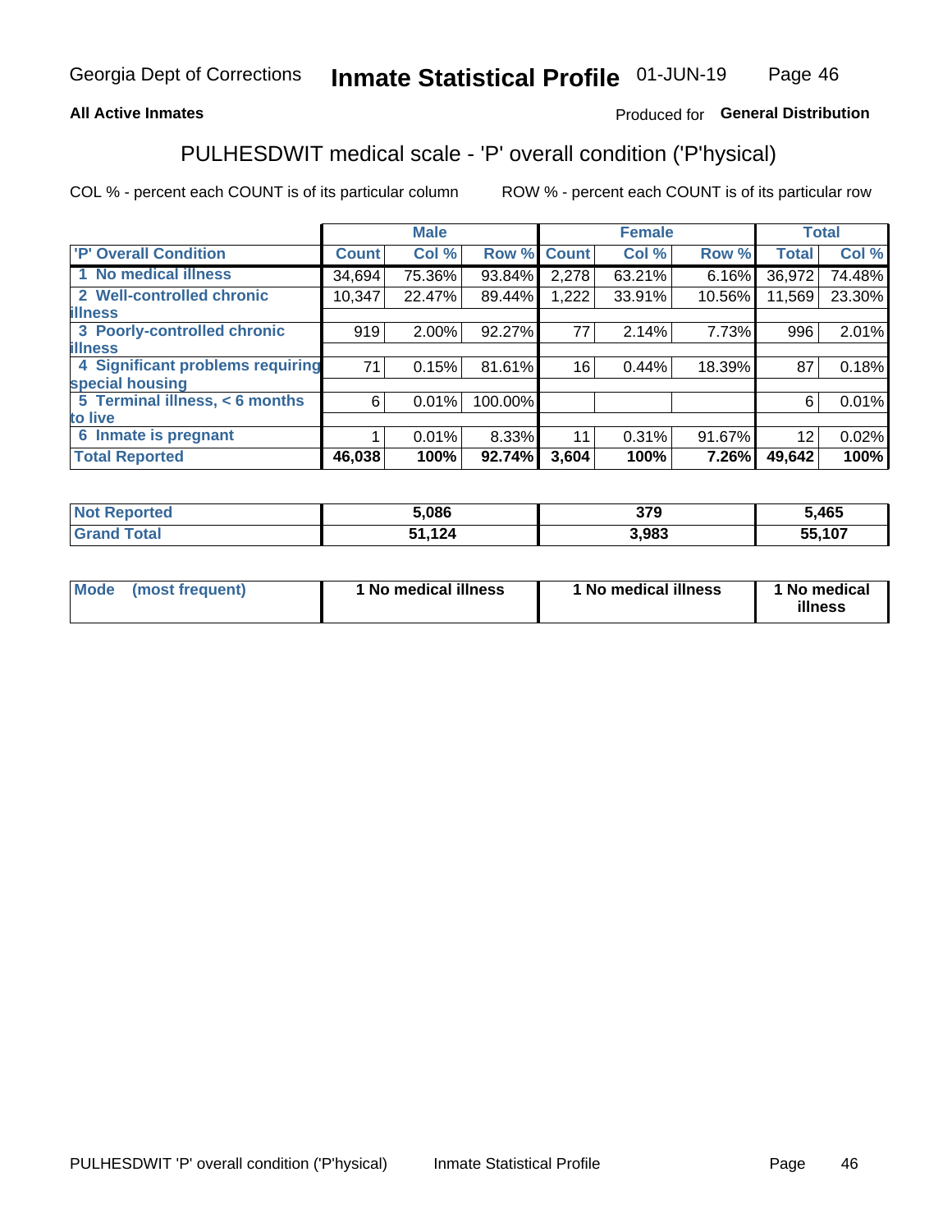Georgia Dept of Corrections **Inmate Statistical Profile** 01-JUN-19

**All Active Inmates**

Produced for **General Distribution**

## PULHESDWIT medical scale - 'P' overall condition ('P'hysical)

COL % - percent each COUNT is of its particular column

ROW % - percent each COUNT is of its particular row

| | Male | | | Female | | | Total | |
|---|---|---|---|---|---|---|---|---|
| **'P' Overall Condition** | **Count** | **Col %** | **Row %** | **Count** | **Col %** | **Row %** | **Total** | **Col %** |
| **1 No medical illness** | 34,694 | 75.36% | 93.84% | 2,278 | 63.21% | 6.16% | 36,972 | 74.48% |
| **2 Well-controlled chronic illness** | 10,347 | 22.47% | 89.44% | 1,222 | 33.91% | 10.56% | 11,569 | 23.30% |
| **3 Poorly-controlled chronic illness** | 919 | 2.00% | 92.27% | 77 | 2.14% | 7.73% | 996 | 2.01% |
| **4 Significant problems requiring special housing** | 71 | 0.15% | 81.61% | 16 | 0.44% | 18.39% | 87 | 0.18% |
| **5 Terminal illness, < 6 months to live** | 6 | 0.01% | 100.00% | | | | 6 | 0.01% |
| **6 Inmate is pregnant** | 1 | 0.01% | 8.33% | 11 | 0.31% | 91.67% | 12 | 0.02% |
| **Total Reported** | **46,038** | **100%** | **92.74%** | **3,604** | **100%** | **7.26%** | **49,642** | **100%** |

| | Male | Female | Total |
|---|---|---|---|
| **Not Reported** | **5,086** | **379** | **5,465** |
| **Grand Total** | **51,124** | **3,983** | **55,107** |

| | Male | Female | Total |
|---|---|---|---|
| **Mode (most frequent)** | **1 No medical illness** | **1 No medical illness** | **1 No medical illness** |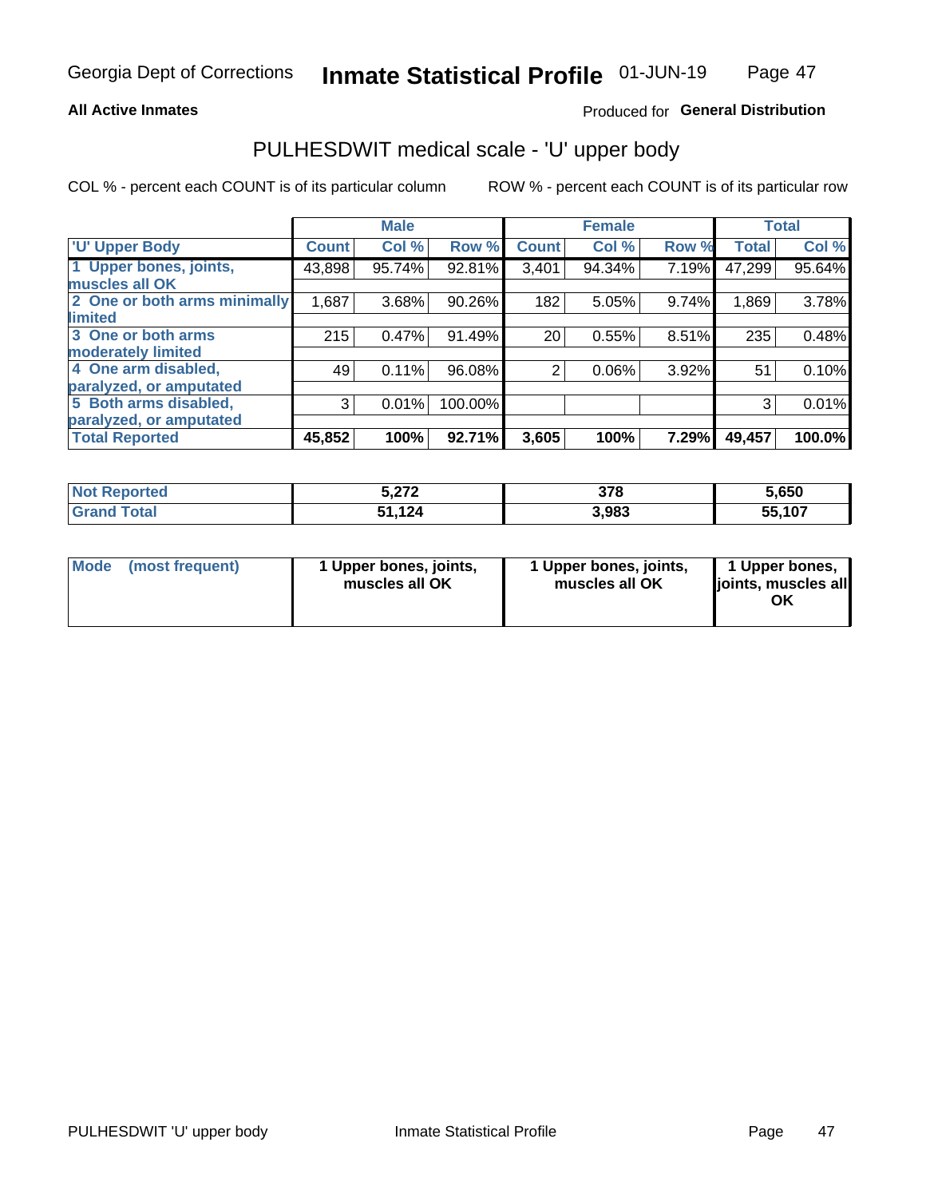Georgia Dept of Corrections **Inmate Statistical Profile** 01-JUN-19

**All Active Inmates**

Produced for **General Distribution**

## PULHESDWIT medical scale - 'U' upper body

COL % - percent each COUNT is of its particular column

ROW % - percent each COUNT is of its particular row

| | Male | | | Female | | | Total | |
|---|---|---|---|---|---|---|---|---|
| 'U' Upper Body | Count | Col % | Row % | Count | Col % | Row % | Total | Col % |
| 1 Upper bones, joints, muscles all OK | 43,898 | 95.74% | 92.81% | 3,401 | 94.34% | 7.19% | 47,299 | 95.64% |
| 2 One or both arms minimally limited | 1,687 | 3.68% | 90.26% | 182 | 5.05% | 9.74% | 1,869 | 3.78% |
| 3 One or both arms moderately limited | 215 | 0.47% | 91.49% | 20 | 0.55% | 8.51% | 235 | 0.48% |
| 4 One arm disabled, paralyzed, or amputated | 49 | 0.11% | 96.08% | 2 | 0.06% | 3.92% | 51 | 0.10% |
| 5 Both arms disabled, paralyzed, or amputated | 3 | 0.01% | 100.00% | | | | 3 | 0.01% |
| **Total Reported** | **45,852** | **100%** | **92.71%** | **3,605** | **100%** | **7.29%** | **49,457** | **100.0%** |

| | Male | Female | Total |
|---|---|---|---|
| Not Reported | 5,272 | 378 | 5,650 |
| Grand Total | 51,124 | 3,983 | 55,107 |

| | Male | Female | Total |
|---|---|---|---|
| Mode (most frequent) | 1 Upper bones, joints, muscles all OK | 1 Upper bones, joints, muscles all OK | 1 Upper bones, joints, muscles all OK |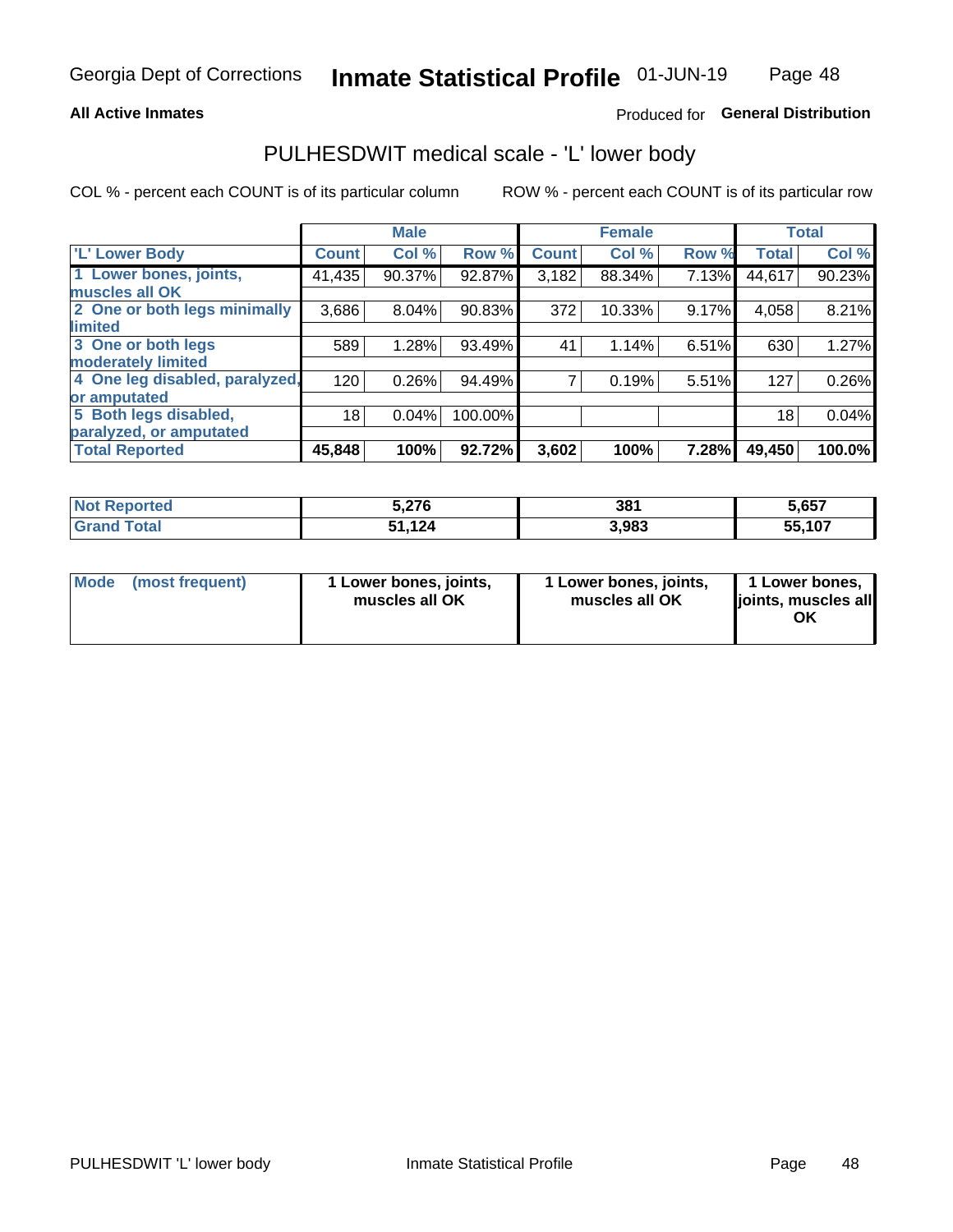Georgia Dept of Corrections **Inmate Statistical Profile** 01-JUN-19

**All Active Inmates**

Produced for **General Distribution**

## PULHESDWIT medical scale - 'L' lower body

COL % - percent each COUNT is of its particular column

ROW % - percent each COUNT is of its particular row

| | Male | | | Female | | | Total | |
|---|---|---|---|---|---|---|---|---|
| 'L' Lower Body | Count | Col % | Row % | Count | Col % | Row % | Total | Col % |
| 1 Lower bones, joints, muscles all OK | 41,435 | 90.37% | 92.87% | 3,182 | 88.34% | 7.13% | 44,617 | 90.23% |
| 2 One or both legs minimally limited | 3,686 | 8.04% | 90.83% | 372 | 10.33% | 9.17% | 4,058 | 8.21% |
| 3 One or both legs moderately limited | 589 | 1.28% | 93.49% | 41 | 1.14% | 6.51% | 630 | 1.27% |
| 4 One leg disabled, paralyzed, or amputated | 120 | 0.26% | 94.49% | 7 | 0.19% | 5.51% | 127 | 0.26% |
| 5 Both legs disabled, paralyzed, or amputated | 18 | 0.04% | 100.00% | | | | 18 | 0.04% |
| **Total Reported** | **45,848** | **100%** | **92.72%** | **3,602** | **100%** | **7.28%** | **49,450** | **100.0%** |

| | Male | Female | Total |
|---|---|---|---|
| Not Reported | 5,276 | 381 | 5,657 |
| Grand Total | 51,124 | 3,983 | 55,107 |

| | Male | Female | Total |
|---|---|---|---|
| Mode (most frequent) | 1 Lower bones, joints, muscles all OK | 1 Lower bones, joints, muscles all OK | 1 Lower bones, joints, muscles all OK |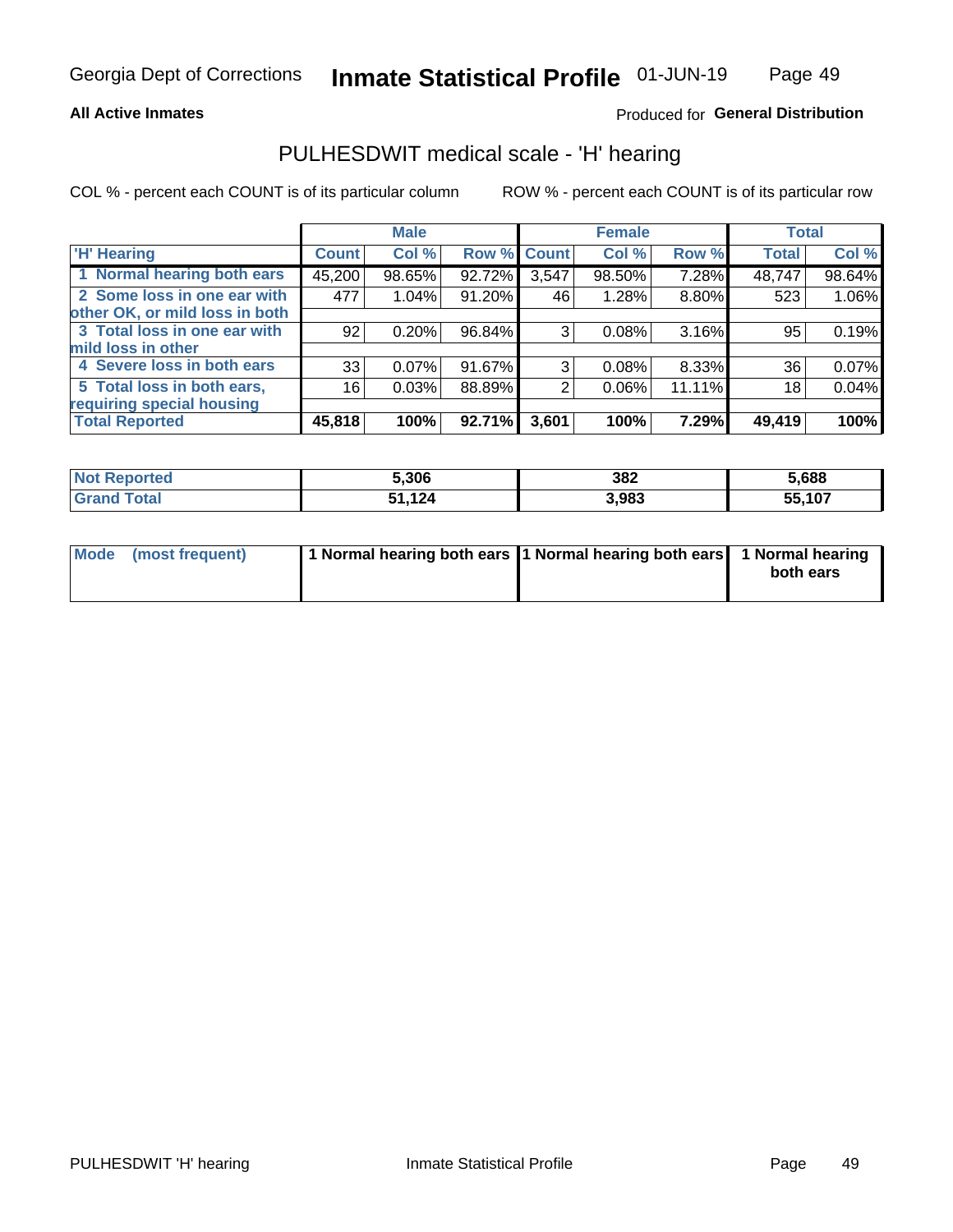Georgia Dept of Corrections **Inmate Statistical Profile** 01-JUN-19

**All Active Inmates**

Produced for **General Distribution**

## PULHESDWIT medical scale - 'H' hearing

COL % - percent each COUNT is of its particular column ROW % - percent each COUNT is of its particular row

| | Male | | | Female | | | Total | |
|---|---|---|---|---|---|---|---|---|
| 'H' Hearing | Count | Col % | Row % | Count | Col % | Row % | Total | Col % |
| 1 Normal hearing both ears | 45,200 | 98.65% | 92.72% | 3,547 | 98.50% | 7.28% | 48,747 | 98.64% |
| 2 Some loss in one ear with other OK, or mild loss in both | 477 | 1.04% | 91.20% | 46 | 1.28% | 8.80% | 523 | 1.06% |
| 3 Total loss in one ear with mild loss in other | 92 | 0.20% | 96.84% | 3 | 0.08% | 3.16% | 95 | 0.19% |
| 4 Severe loss in both ears | 33 | 0.07% | 91.67% | 3 | 0.08% | 8.33% | 36 | 0.07% |
| 5 Total loss in both ears, requiring special housing | 16 | 0.03% | 88.89% | 2 | 0.06% | 11.11% | 18 | 0.04% |
| **Total Reported** | **45,818** | **100%** | **92.71%** | **3,601** | **100%** | **7.29%** | **49,419** | **100%** |

| | Male | Female | Total |
|---|---|---|---|
| Not Reported | 5,306 | 382 | 5,688 |
| Grand Total | 51,124 | 3,983 | 55,107 |

| | Male | Female | Total |
|---|---|---|---|
| Mode (most frequent) | 1 Normal hearing both ears | 1 Normal hearing both ears | 1 Normal hearing both ears |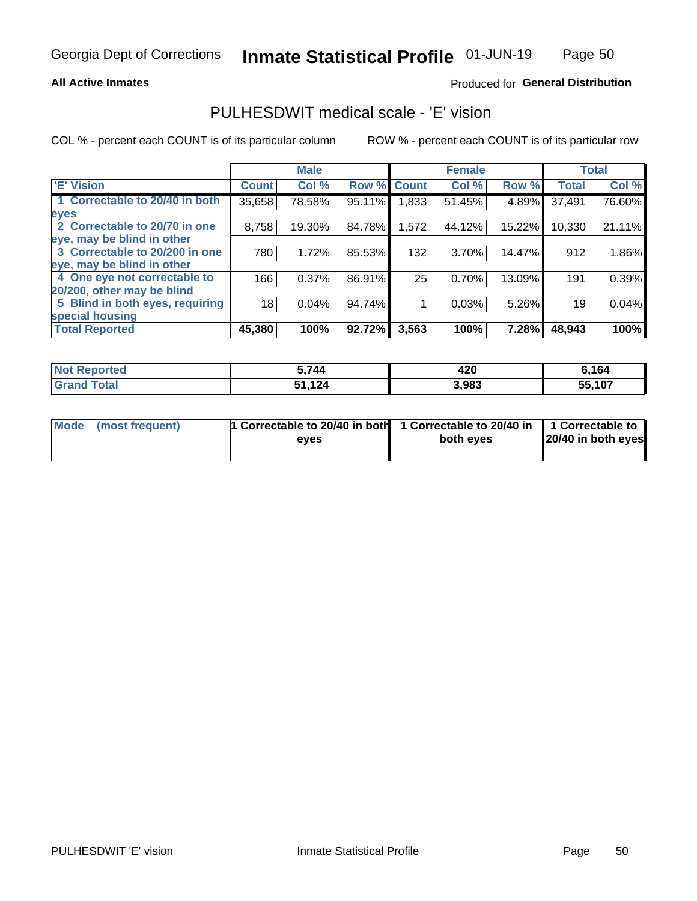**All Active Inmates**

Produced for **General Distribution**

# PULHESDWIT medical scale - 'E' vision

COL % - percent each COUNT is of its particular column

ROW % - percent each COUNT is of its particular row

| | Male | | | Female | | | Total | |
|---|---|---|---|---|---|---|---|---|
| 'E' Vision | Count | Col % | Row % | Count | Col % | Row % | Total | Col % |
| 1 Correctable to 20/40 in both eyes | 35,658 | 78.58% | 95.11% | 1,833 | 51.45% | 4.89% | 37,491 | 76.60% |
| 2 Correctable to 20/70 in one eye, may be blind in other | 8,758 | 19.30% | 84.78% | 1,572 | 44.12% | 15.22% | 10,330 | 21.11% |
| 3 Correctable to 20/200 in one eye, may be blind in other | 780 | 1.72% | 85.53% | 132 | 3.70% | 14.47% | 912 | 1.86% |
| 4 One eye not correctable to 20/200, other may be blind | 166 | 0.37% | 86.91% | 25 | 0.70% | 13.09% | 191 | 0.39% |
| 5 Blind in both eyes, requiring special housing | 18 | 0.04% | 94.74% | 1 | 0.03% | 5.26% | 19 | 0.04% |
| **Total Reported** | **45,380** | **100%** | **92.72%** | **3,563** | **100%** | **7.28%** | **48,943** | **100%** |

| | Male | Female | Total |
|---|---|---|---|
| **Not Reported** | **5,744** | **420** | **6,164** |
| **Grand Total** | **51,124** | **3,983** | **55,107** |

| | Male | Female | Total |
|---|---|---|---|
| **Mode (most frequent)** | **1 Correctable to 20/40 in both eyes** | **1 Correctable to 20/40 in both eyes** | **1 Correctable to 20/40 in both eyes** |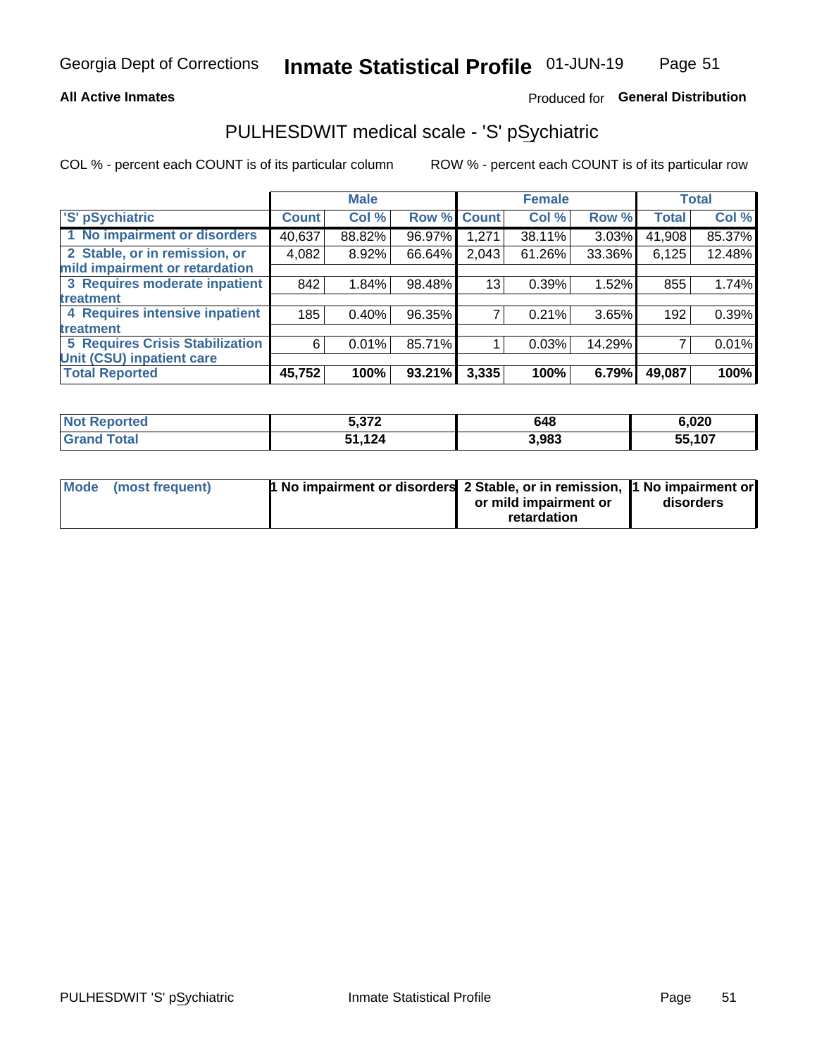**All Active Inmates**

Produced for **General Distribution**

## PULHESDWIT medical scale - 'S' pSychiatric

COL % - percent each COUNT is of its particular column

ROW % - percent each COUNT is of its particular row

| | Male | | | Female | | | Total | |
|---|---|---|---|---|---|---|---|---|
| 'S' pSychiatric | Count | Col % | Row % | Count | Col % | Row % | Total | Col % |
| 1 No impairment or disorders | 40,637 | 88.82% | 96.97% | 1,271 | 38.11% | 3.03% | 41,908 | 85.37% |
| 2 Stable, or in remission, or mild impairment or retardation | 4,082 | 8.92% | 66.64% | 2,043 | 61.26% | 33.36% | 6,125 | 12.48% |
| 3 Requires moderate inpatient treatment | 842 | 1.84% | 98.48% | 13 | 0.39% | 1.52% | 855 | 1.74% |
| 4 Requires intensive inpatient treatment | 185 | 0.40% | 96.35% | 7 | 0.21% | 3.65% | 192 | 0.39% |
| 5 Requires Crisis Stabilization Unit (CSU) inpatient care | 6 | 0.01% | 85.71% | 1 | 0.03% | 14.29% | 7 | 0.01% |
| **Total Reported** | **45,752** | **100%** | **93.21%** | **3,335** | **100%** | **6.79%** | **49,087** | **100%** |

| | Male | Female | Total |
|---|---|---|---|
| Not Reported | 5,372 | 648 | 6,020 |
| Grand Total | 51,124 | 3,983 | 55,107 |

| | Male | Female | Total |
|---|---|---|---|
| Mode (most frequent) | 1 No impairment or disorders | 2 Stable, or in remission, or mild impairment or retardation | 1 No impairment or disorders |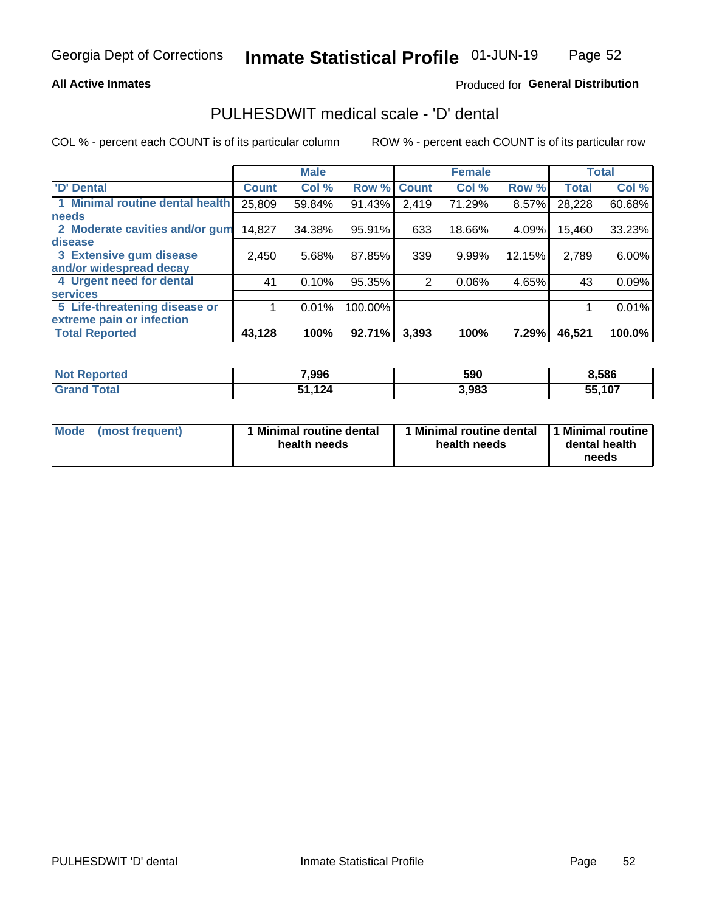Georgia Dept of Corrections **Inmate Statistical Profile** 01-JUN-19

**All Active Inmates**

Produced for **General Distribution**

## PULHESDWIT medical scale - 'D' dental

COL % - percent each COUNT is of its particular column

ROW % - percent each COUNT is of its particular row

| 'D' Dental | Male | | | Female | | | Total | |
|---|---|---|---|---|---|---|---|---|
| | Count | Col % | Row % | Count | Col % | Row % | Total | Col % |
| 1 Minimal routine dental health needs | 25,809 | 59.84% | 91.43% | 2,419 | 71.29% | 8.57% | 28,228 | 60.68% |
| 2 Moderate cavities and/or gum disease | 14,827 | 34.38% | 95.91% | 633 | 18.66% | 4.09% | 15,460 | 33.23% |
| 3 Extensive gum disease and/or widespread decay | 2,450 | 5.68% | 87.85% | 339 | 9.99% | 12.15% | 2,789 | 6.00% |
| 4 Urgent need for dental services | 41 | 0.10% | 95.35% | 2 | 0.06% | 4.65% | 43 | 0.09% |
| 5 Life-threatening disease or extreme pain or infection | 1 | 0.01% | 100.00% | | | | 1 | 0.01% |
| **Total Reported** | **43,128** | **100%** | **92.71%** | **3,393** | **100%** | **7.29%** | **46,521** | **100.0%** |

| | Male | Female | Total |
|---|---|---|---|
| **Not Reported** | **7,996** | **590** | **8,586** |
| **Grand Total** | **51,124** | **3,983** | **55,107** |

| | Male | Female | Total |
|---|---|---|---|
| **Mode (most frequent)** | **1 Minimal routine dental health needs** | **1 Minimal routine dental health needs** | **1 Minimal routine dental health needs** |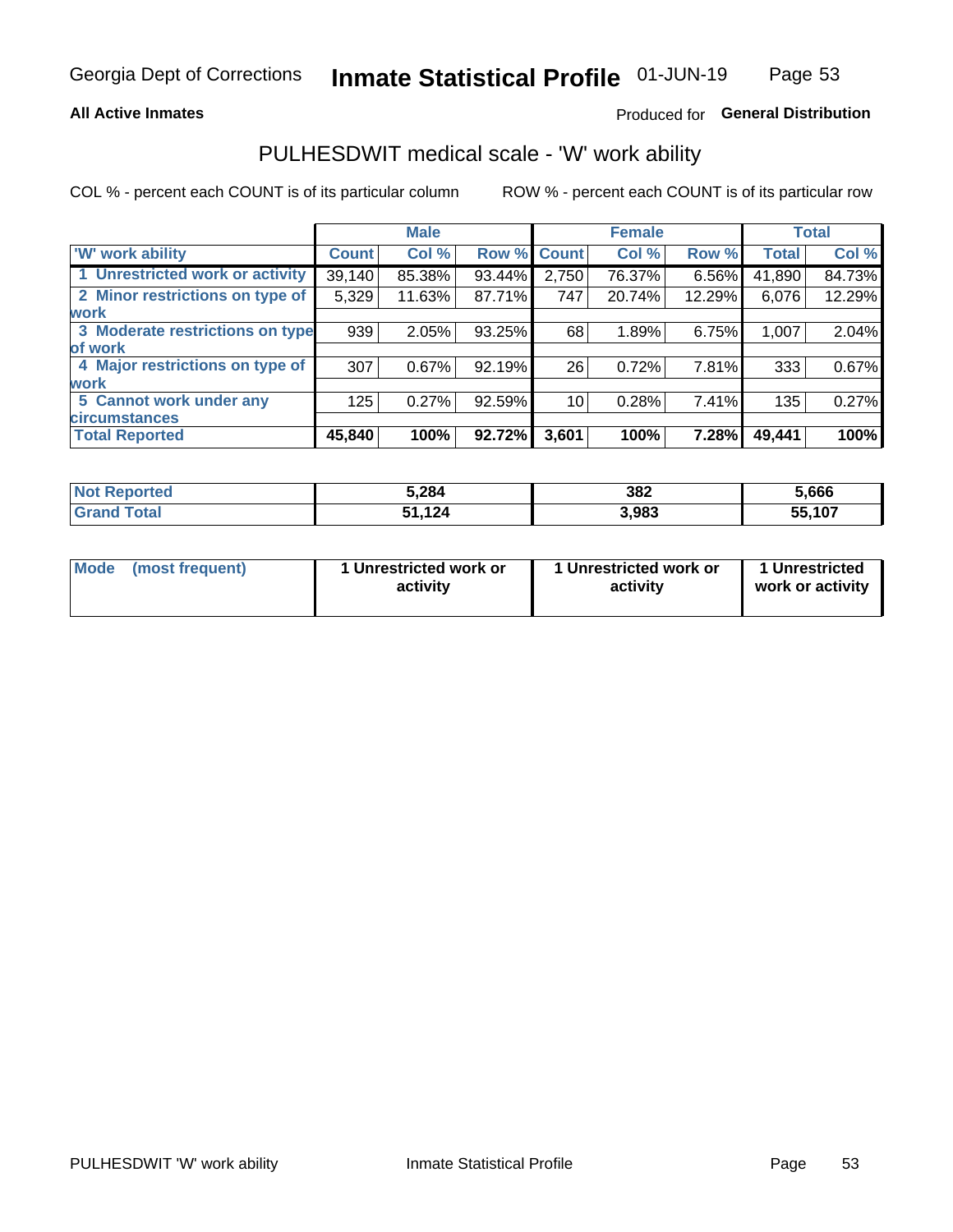Georgia Dept of Corrections **Inmate Statistical Profile** 01-JUN-19

**All Active Inmates**

Produced for **General Distribution**

## PULHESDWIT medical scale - 'W' work ability

COL % - percent each COUNT is of its particular column ROW % - percent each COUNT is of its particular row

| | Male | | | Female | | | Total | |
|---|---|---|---|---|---|---|---|---|
| 'W' work ability | Count | Col % | Row % | Count | Col % | Row % | Total | Col % |
| 1 Unrestricted work or activity | 39,140 | 85.38% | 93.44% | 2,750 | 76.37% | 6.56% | 41,890 | 84.73% |
| 2 Minor restrictions on type of work | 5,329 | 11.63% | 87.71% | 747 | 20.74% | 12.29% | 6,076 | 12.29% |
| 3 Moderate restrictions on type of work | 939 | 2.05% | 93.25% | 68 | 1.89% | 6.75% | 1,007 | 2.04% |
| 4 Major restrictions on type of work | 307 | 0.67% | 92.19% | 26 | 0.72% | 7.81% | 333 | 0.67% |
| 5 Cannot work under any circumstances | 125 | 0.27% | 92.59% | 10 | 0.28% | 7.41% | 135 | 0.27% |
| **Total Reported** | **45,840** | **100%** | **92.72%** | **3,601** | **100%** | **7.28%** | **49,441** | **100%** |

| | Male | Female | Total |
|---|---|---|---|
| Not Reported | 5,284 | 382 | 5,666 |
| Grand Total | 51,124 | 3,983 | 55,107 |

| | Male | Female | Total |
|---|---|---|---|
| Mode (most frequent) | 1 Unrestricted work or activity | 1 Unrestricted work or activity | 1 Unrestricted work or activity |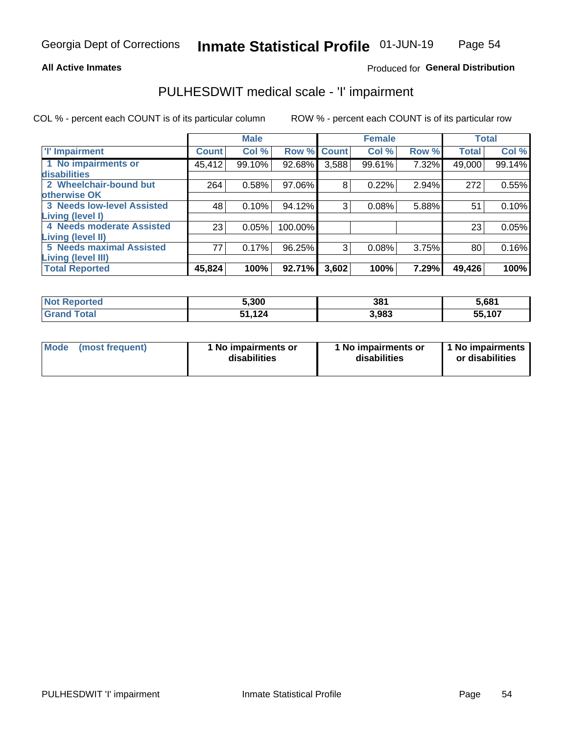Georgia Dept of Corrections **Inmate Statistical Profile** 01-JUN-19

**All Active Inmates**

Produced for **General Distribution**

# PULHESDWIT medical scale - 'I' impairment

COL % - percent each COUNT is of its particular column ROW % - percent each COUNT is of its particular row

| | Male | | | Female | | | Total | |
|---|---|---|---|---|---|---|---|---|
| **'I' Impairment** | **Count** | **Col %** | **Row %** | **Count** | **Col %** | **Row %** | **Total** | **Col %** |
| **1 No impairments or disabilities** | 45,412 | 99.10% | 92.68% | 3,588 | 99.61% | 7.32% | 49,000 | 99.14% |
| **2 Wheelchair-bound but otherwise OK** | 264 | 0.58% | 97.06% | 8 | 0.22% | 2.94% | 272 | 0.55% |
| **3 Needs low-level Assisted Living (level I)** | 48 | 0.10% | 94.12% | 3 | 0.08% | 5.88% | 51 | 0.10% |
| **4 Needs moderate Assisted Living (level II)** | 23 | 0.05% | 100.00% | | | | 23 | 0.05% |
| **5 Needs maximal Assisted Living (level III)** | 77 | 0.17% | 96.25% | 3 | 0.08% | 3.75% | 80 | 0.16% |
| **Total Reported** | **45,824** | **100%** | **92.71%** | **3,602** | **100%** | **7.29%** | **49,426** | **100%** |

| | Male | Female | Total |
|---|---|---|---|
| **Not Reported** | **5,300** | **381** | **5,681** |
| **Grand Total** | **51,124** | **3,983** | **55,107** |

| | Male | Female | Total |
|---|---|---|---|
| **Mode (most frequent)** | **1 No impairments or disabilities** | **1 No impairments or disabilities** | **1 No impairments or disabilities** |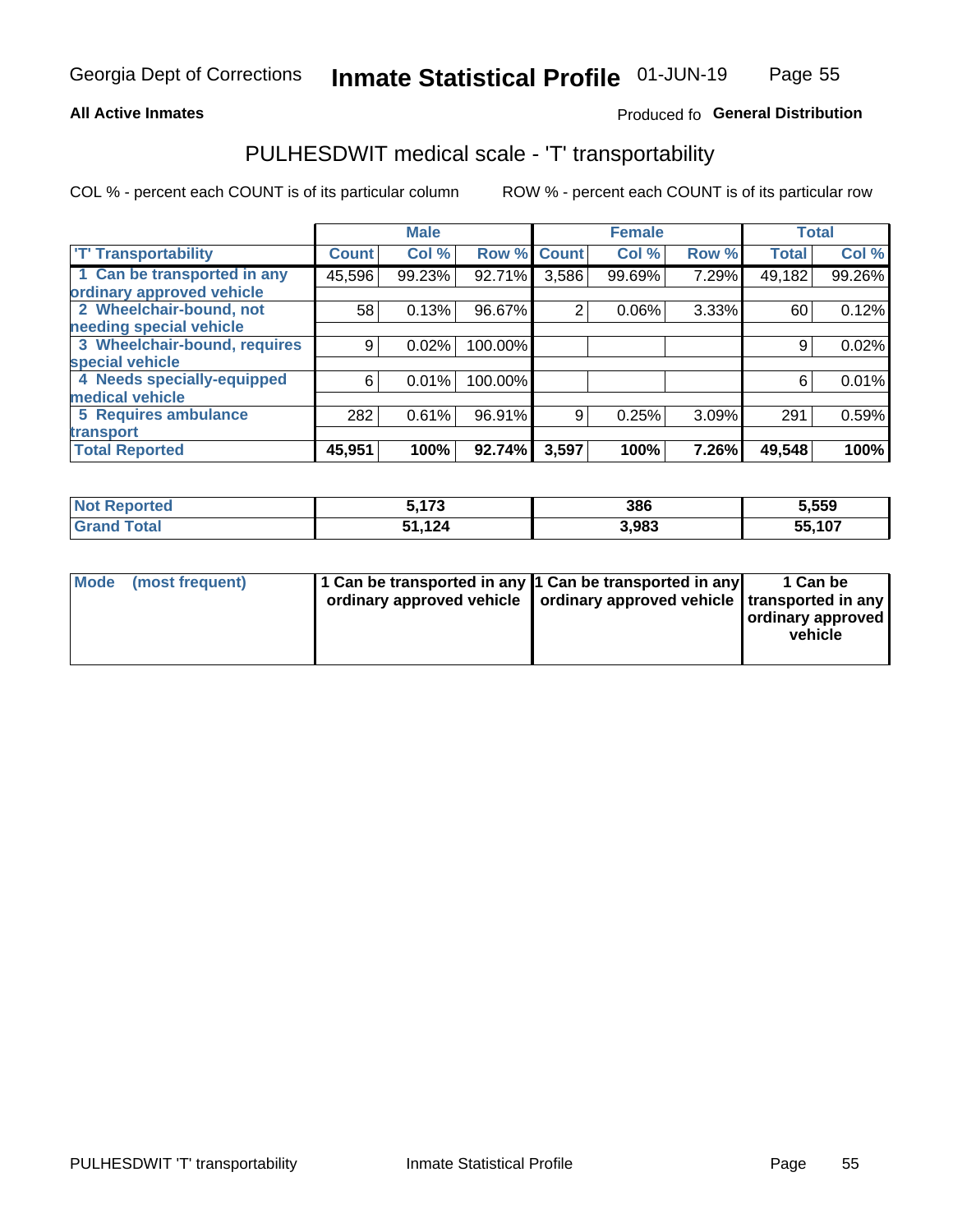**All Active Inmates**

Produced fo **General Distribution**

## PULHESDWIT medical scale - 'T' transportability

COL % - percent each COUNT is of its particular column ROW % - percent each COUNT is of its particular row

| | Male | | | Female | | | Total | |
|---|---|---|---|---|---|---|---|---|
| 'T' Transportability | Count | Col % | Row % | Count | Col % | Row % | Total | Col % |
| 1 Can be transported in any ordinary approved vehicle | 45,596 | 99.23% | 92.71% | 3,586 | 99.69% | 7.29% | 49,182 | 99.26% |
| 2 Wheelchair-bound, not needing special vehicle | 58 | 0.13% | 96.67% | 2 | 0.06% | 3.33% | 60 | 0.12% |
| 3 Wheelchair-bound, requires special vehicle | 9 | 0.02% | 100.00% | | | | 9 | 0.02% |
| 4 Needs specially-equipped medical vehicle | 6 | 0.01% | 100.00% | | | | 6 | 0.01% |
| 5 Requires ambulance transport | 282 | 0.61% | 96.91% | 9 | 0.25% | 3.09% | 291 | 0.59% |
| **Total Reported** | **45,951** | **100%** | **92.74%** | **3,597** | **100%** | **7.26%** | **49,548** | **100%** |

| | Male | Female | Total |
|---|---|---|---|
| **Not Reported** | **5,173** | **386** | **5,559** |
| **Grand Total** | **51,124** | **3,983** | **55,107** |

| | Male | Female | Total |
|---|---|---|---|
| **Mode (most frequent)** | **1 Can be transported in any ordinary approved vehicle** | **1 Can be transported in any ordinary approved vehicle** | **1 Can be transported in any ordinary approved vehicle** |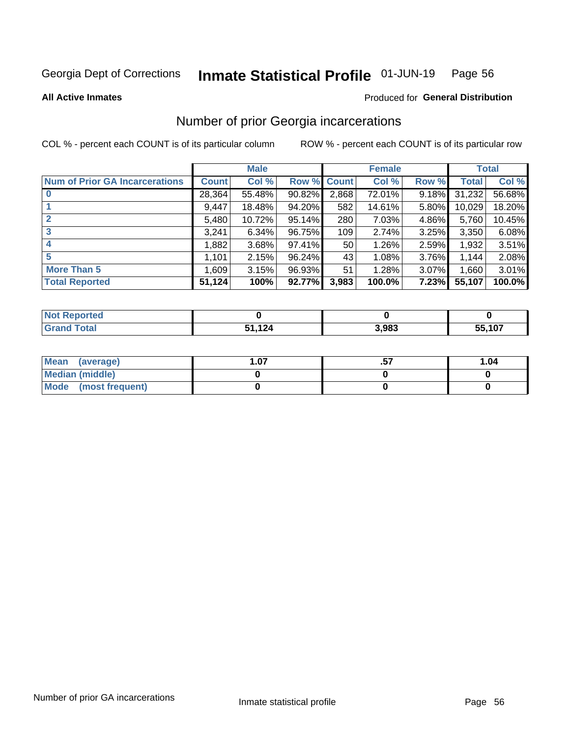Georgia Dept of Corrections **Inmate Statistical Profile** 01-JUN-19

**All Active Inmates**

Produced for **General Distribution**

## Number of prior Georgia incarcerations

COL % - percent each COUNT is of its particular column

ROW % - percent each COUNT is of its particular row

| | Male | | | Female | | | Total | |
|---|---|---|---|---|---|---|---|---|
| **Num of Prior GA Incarcerations** | **Count** | **Col %** | **Row %** | **Count** | **Col %** | **Row %** | **Total** | **Col %** |
| **0** | 28,364 | 55.48% | 90.82% | 2,868 | 72.01% | 9.18% | 31,232 | 56.68% |
| **1** | 9,447 | 18.48% | 94.20% | 582 | 14.61% | 5.80% | 10,029 | 18.20% |
| **2** | 5,480 | 10.72% | 95.14% | 280 | 7.03% | 4.86% | 5,760 | 10.45% |
| **3** | 3,241 | 6.34% | 96.75% | 109 | 2.74% | 3.25% | 3,350 | 6.08% |
| **4** | 1,882 | 3.68% | 97.41% | 50 | 1.26% | 2.59% | 1,932 | 3.51% |
| **5** | 1,101 | 2.15% | 96.24% | 43 | 1.08% | 3.76% | 1,144 | 2.08% |
| **More Than 5** | 1,609 | 3.15% | 96.93% | 51 | 1.28% | 3.07% | 1,660 | 3.01% |
| **Total Reported** | **51,124** | **100%** | **92.77%** | **3,983** | **100.0%** | **7.23%** | **55,107** | **100.0%** |

| | Male | Female | Total |
|---|---|---|---|
| **Not Reported** | **0** | **0** | **0** |
| **Grand Total** | **51,124** | **3,983** | **55,107** |

| | Male | Female | Total |
|---|---|---|---|
| **Mean (average)** | **1.07** | **.57** | **1.04** |
| **Median (middle)** | **0** | **0** | **0** |
| **Mode (most frequent)** | **0** | **0** | **0** |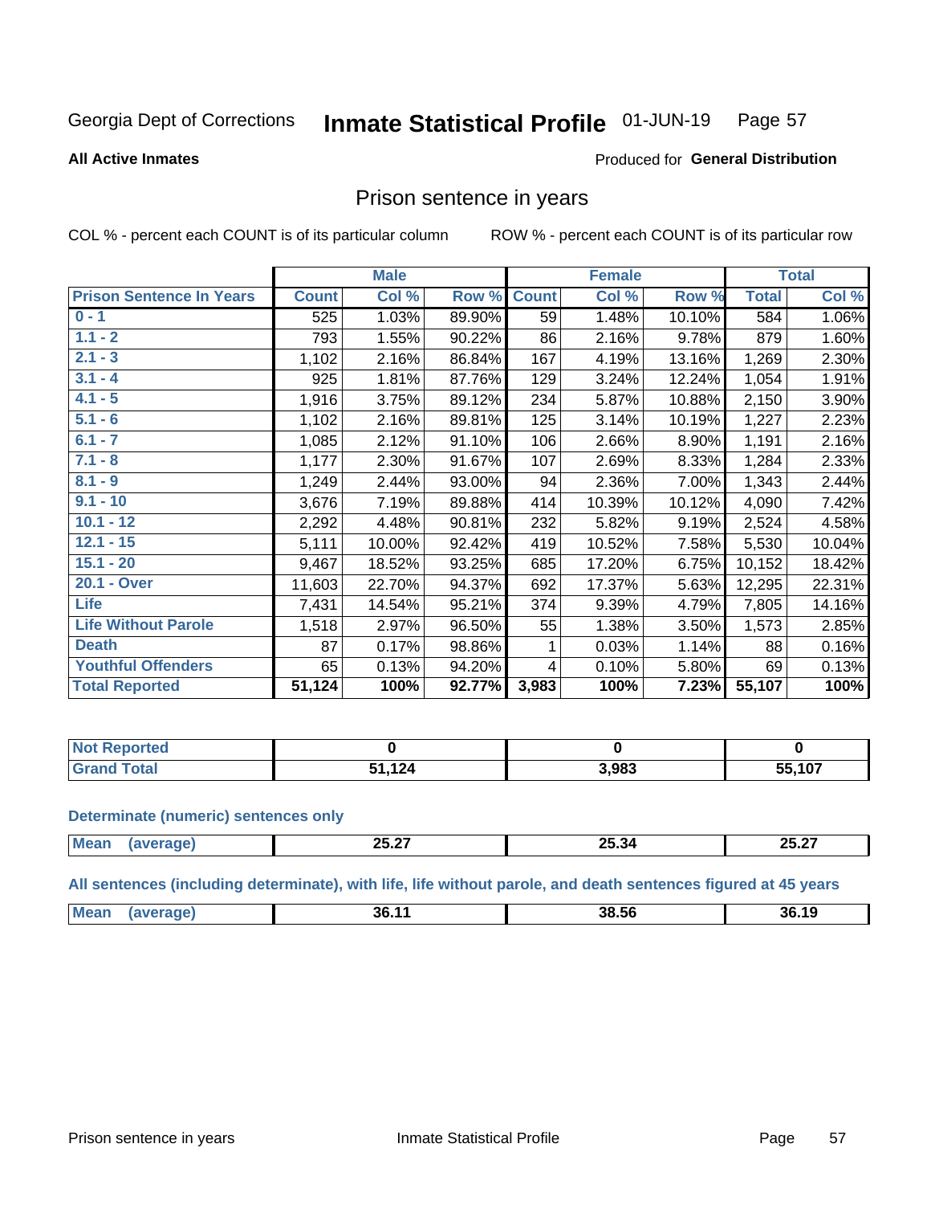Georgia Dept of Corrections **Inmate Statistical Profile** 01-JUN-19

**All Active Inmates**

Produced for **General Distribution**

## Prison sentence in years

COL % - percent each COUNT is of its particular column ROW % - percent each COUNT is of its particular row

| | Male | | | Female | | | Total | |
|---|---|---|---|---|---|---|---|---|
| **Prison Sentence In Years** | **Count** | **Col %** | **Row %** | **Count** | **Col %** | **Row %** | **Total** | **Col %** |
| 0 - 1 | 525 | 1.03% | 89.90% | 59 | 1.48% | 10.10% | 584 | 1.06% |
| 1.1 - 2 | 793 | 1.55% | 90.22% | 86 | 2.16% | 9.78% | 879 | 1.60% |
| 2.1 - 3 | 1,102 | 2.16% | 86.84% | 167 | 4.19% | 13.16% | 1,269 | 2.30% |
| 3.1 - 4 | 925 | 1.81% | 87.76% | 129 | 3.24% | 12.24% | 1,054 | 1.91% |
| 4.1 - 5 | 1,916 | 3.75% | 89.12% | 234 | 5.87% | 10.88% | 2,150 | 3.90% |
| 5.1 - 6 | 1,102 | 2.16% | 89.81% | 125 | 3.14% | 10.19% | 1,227 | 2.23% |
| 6.1 - 7 | 1,085 | 2.12% | 91.10% | 106 | 2.66% | 8.90% | 1,191 | 2.16% |
| 7.1 - 8 | 1,177 | 2.30% | 91.67% | 107 | 2.69% | 8.33% | 1,284 | 2.33% |
| 8.1 - 9 | 1,249 | 2.44% | 93.00% | 94 | 2.36% | 7.00% | 1,343 | 2.44% |
| 9.1 - 10 | 3,676 | 7.19% | 89.88% | 414 | 10.39% | 10.12% | 4,090 | 7.42% |
| 10.1 - 12 | 2,292 | 4.48% | 90.81% | 232 | 5.82% | 9.19% | 2,524 | 4.58% |
| 12.1 - 15 | 5,111 | 10.00% | 92.42% | 419 | 10.52% | 7.58% | 5,530 | 10.04% |
| 15.1 - 20 | 9,467 | 18.52% | 93.25% | 685 | 17.20% | 6.75% | 10,152 | 18.42% |
| 20.1 - Over | 11,603 | 22.70% | 94.37% | 692 | 17.37% | 5.63% | 12,295 | 22.31% |
| Life | 7,431 | 14.54% | 95.21% | 374 | 9.39% | 4.79% | 7,805 | 14.16% |
| Life Without Parole | 1,518 | 2.97% | 96.50% | 55 | 1.38% | 3.50% | 1,573 | 2.85% |
| Death | 87 | 0.17% | 98.86% | 1 | 0.03% | 1.14% | 88 | 0.16% |
| Youthful Offenders | 65 | 0.13% | 94.20% | 4 | 0.10% | 5.80% | 69 | 0.13% |
| **Total Reported** | **51,124** | **100%** | **92.77%** | **3,983** | **100%** | **7.23%** | **55,107** | **100%** |

| | Male | Female | Total |
|---|---|---|---|
| Not Reported | **0** | **0** | **0** |
| Grand Total | **51,124** | **3,983** | **55,107** |

**Determinate (numeric) sentences only**

| | Male | Female | Total |
|---|---|---|---|
| Mean (average) | **25.27** | **25.34** | **25.27** |

**All sentences (including determinate), with life, life without parole, and death sentences figured at 45 years**

| | Male | Female | Total |
|---|---|---|---|
| Mean (average) | **36.11** | **38.56** | **36.19** |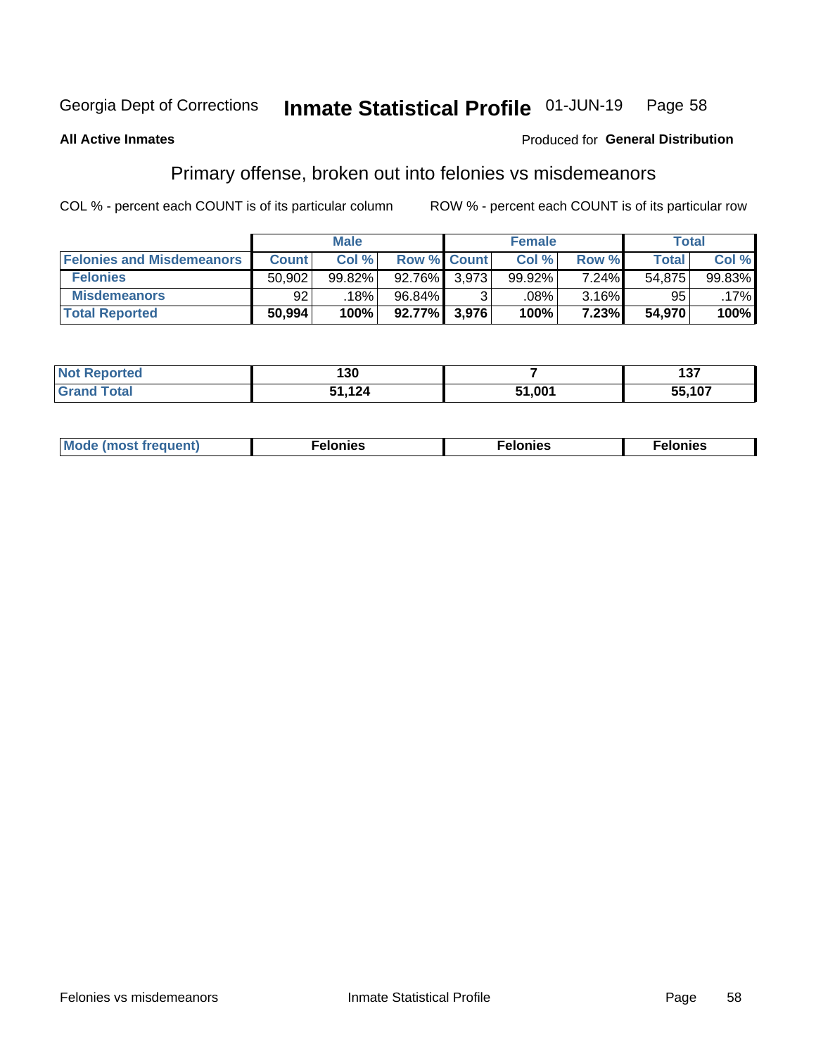Georgia Dept of Corrections **Inmate Statistical Profile** 01-JUN-19

**All Active Inmates**

Produced for **General Distribution**

## Primary offense, broken out into felonies vs misdemeanors

COL % - percent each COUNT is of its particular column ROW % - percent each COUNT is of its particular row

| | Male | | | Female | | | Total | |
|---|---|---|---|---|---|---|---|---|
| **Felonies and Misdemeanors** | **Count** | **Col %** | **Row %** | **Count** | **Col %** | **Row %** | **Total** | **Col %** |
| **Felonies** | 50,902 | 99.82% | 92.76% | 3,973 | 99.92% | 7.24% | 54,875 | 99.83% |
| **Misdemeanors** | 92 | .18% | 96.84% | 3 | .08% | 3.16% | 95 | .17% |
| **Total Reported** | **50,994** | **100%** | **92.77%** | **3,976** | **100%** | **7.23%** | **54,970** | **100%** |

| | Male | Female | Total |
|---|---|---|---|
| **Not Reported** | **130** | **7** | **137** |
| **Grand Total** | **51,124** | **51,001** | **55,107** |

| | Male | Female | Total |
|---|---|---|---|
| **Mode (most frequent)** | **Felonies** | **Felonies** | **Felonies** |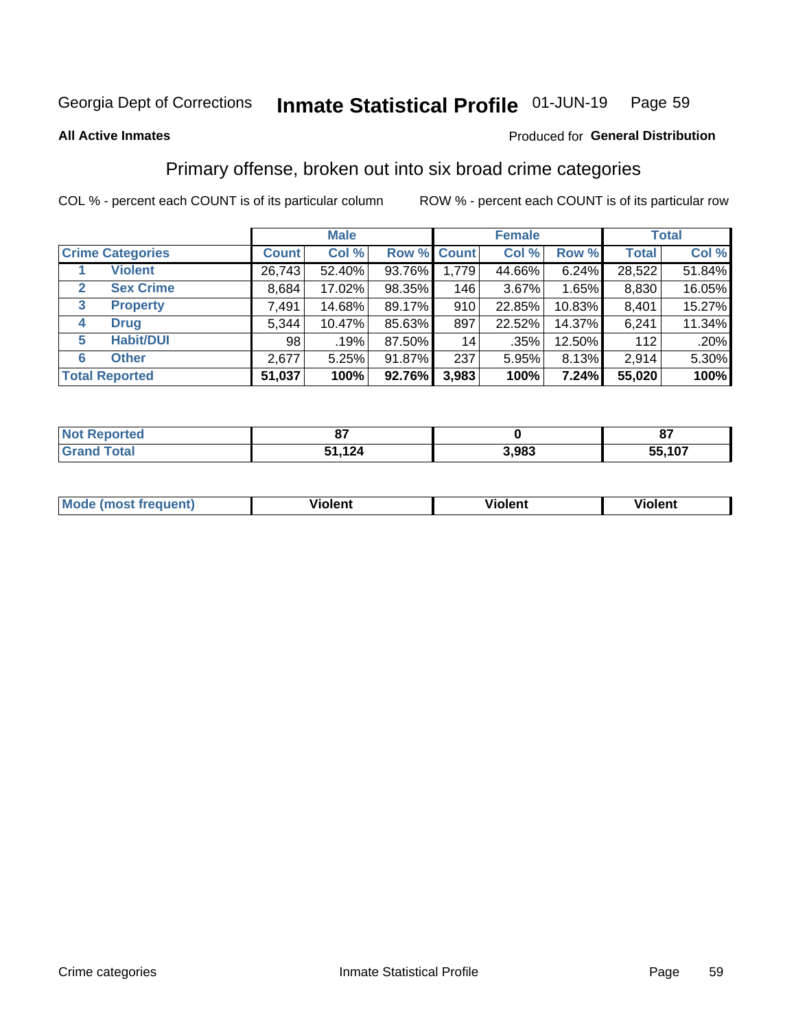Georgia Dept of Corrections **Inmate Statistical Profile** 01-JUN-19

**All Active Inmates**

Produced for **General Distribution**

## Primary offense, broken out into six broad crime categories

COL % - percent each COUNT is of its particular column    ROW % - percent each COUNT is of its particular row

| Crime Categories | | Male | | | Female | | | Total | |
|---|---|---|---|---|---|---|---|---|---|
| | | Count | Col % | Row % | Count | Col % | Row % | Total | Col % |
| 1 | Violent | 26,743 | 52.40% | 93.76% | 1,779 | 44.66% | 6.24% | 28,522 | 51.84% |
| 2 | Sex Crime | 8,684 | 17.02% | 98.35% | 146 | 3.67% | 1.65% | 8,830 | 16.05% |
| 3 | Property | 7,491 | 14.68% | 89.17% | 910 | 22.85% | 10.83% | 8,401 | 15.27% |
| 4 | Drug | 5,344 | 10.47% | 85.63% | 897 | 22.52% | 14.37% | 6,241 | 11.34% |
| 5 | Habit/DUI | 98 | .19% | 87.50% | 14 | .35% | 12.50% | 112 | .20% |
| 6 | Other | 2,677 | 5.25% | 91.87% | 237 | 5.95% | 8.13% | 2,914 | 5.30% |
| **Total Reported** | | **51,037** | **100%** | **92.76%** | **3,983** | **100%** | **7.24%** | **55,020** | **100%** |

| | Male | Female | Total |
|---|---|---|---|
| Not Reported | **87** | **0** | **87** |
| Grand Total | **51,124** | **3,983** | **55,107** |

| | Male | Female | Total |
|---|---|---|---|
| Mode (most frequent) | **Violent** | **Violent** | **Violent** |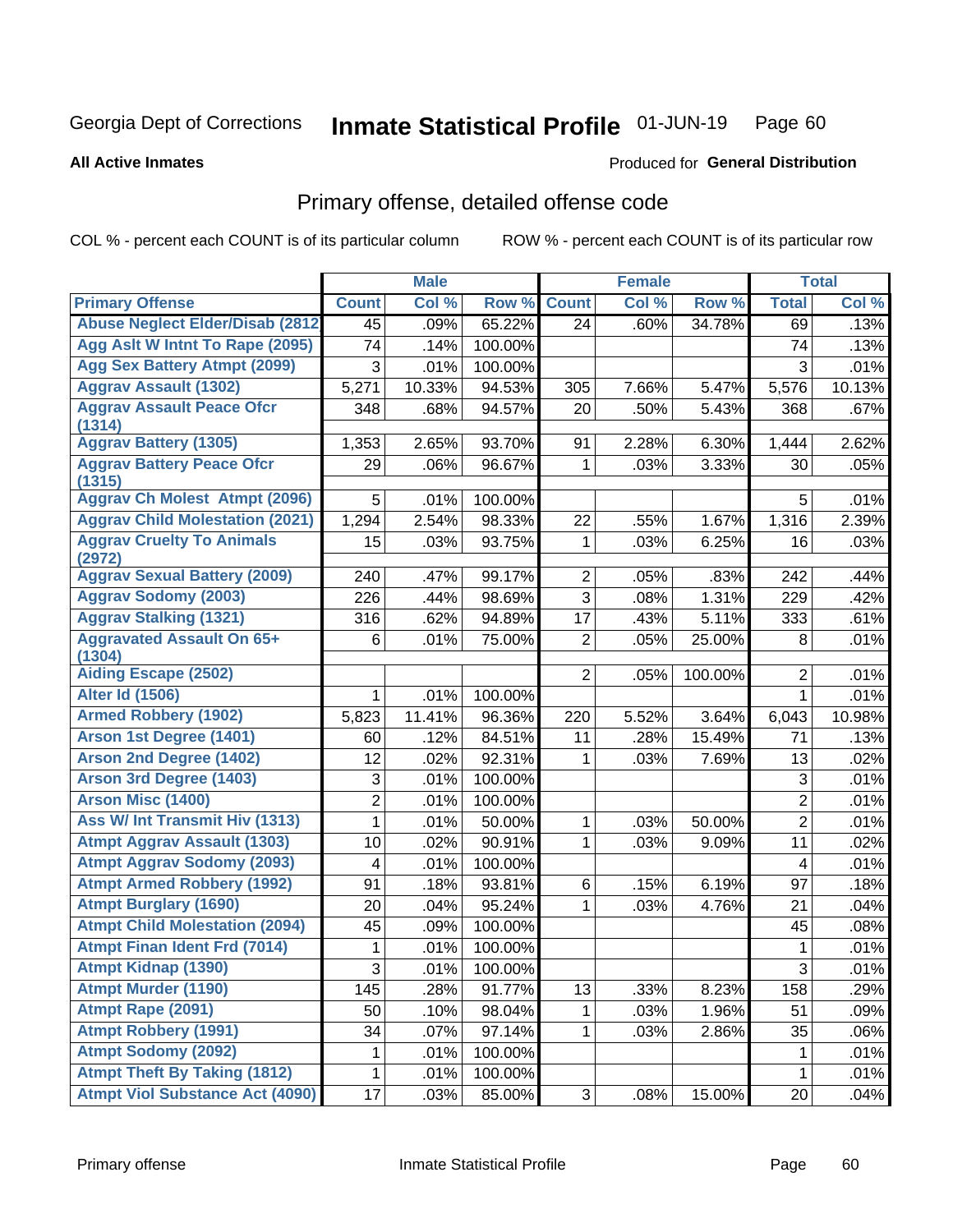Georgia Dept of Corrections **Inmate Statistical Profile** 01-JUN-19

**All Active Inmates**

Produced for **General Distribution**

## Primary offense, detailed offense code

COL % - percent each COUNT is of its particular column ROW % - percent each COUNT is of its particular row

| | Male | | | Female | | | Total | |
|---|---|---|---|---|---|---|---|---|
| **Primary Offense** | **Count** | **Col %** | **Row %** | **Count** | **Col %** | **Row %** | **Total** | **Col %** |
| Abuse Neglect Elder/Disab (2812) | 45 | .09% | 65.22% | 24 | .60% | 34.78% | 69 | .13% |
| Agg Aslt W Intnt To Rape (2095) | 74 | .14% | 100.00% | | | | 74 | .13% |
| Agg Sex Battery Atmpt (2099) | 3 | .01% | 100.00% | | | | 3 | .01% |
| Aggrav Assault (1302) | 5,271 | 10.33% | 94.53% | 305 | 7.66% | 5.47% | 5,576 | 10.13% |
| Aggrav Assault Peace Ofcr (1314) | 348 | .68% | 94.57% | 20 | .50% | 5.43% | 368 | .67% |
| Aggrav Battery (1305) | 1,353 | 2.65% | 93.70% | 91 | 2.28% | 6.30% | 1,444 | 2.62% |
| Aggrav Battery Peace Ofcr (1315) | 29 | .06% | 96.67% | 1 | .03% | 3.33% | 30 | .05% |
| Aggrav Ch Molest Atmpt (2096) | 5 | .01% | 100.00% | | | | 5 | .01% |
| Aggrav Child Molestation (2021) | 1,294 | 2.54% | 98.33% | 22 | .55% | 1.67% | 1,316 | 2.39% |
| Aggrav Cruelty To Animals (2972) | 15 | .03% | 93.75% | 1 | .03% | 6.25% | 16 | .03% |
| Aggrav Sexual Battery (2009) | 240 | .47% | 99.17% | 2 | .05% | .83% | 242 | .44% |
| Aggrav Sodomy (2003) | 226 | .44% | 98.69% | 3 | .08% | 1.31% | 229 | .42% |
| Aggrav Stalking (1321) | 316 | .62% | 94.89% | 17 | .43% | 5.11% | 333 | .61% |
| Aggravated Assault On 65+ (1304) | 6 | .01% | 75.00% | 2 | .05% | 25.00% | 8 | .01% |
| Aiding Escape (2502) | | | | 2 | .05% | 100.00% | 2 | .01% |
| Alter Id (1506) | 1 | .01% | 100.00% | | | | 1 | .01% |
| Armed Robbery (1902) | 5,823 | 11.41% | 96.36% | 220 | 5.52% | 3.64% | 6,043 | 10.98% |
| Arson 1st Degree (1401) | 60 | .12% | 84.51% | 11 | .28% | 15.49% | 71 | .13% |
| Arson 2nd Degree (1402) | 12 | .02% | 92.31% | 1 | .03% | 7.69% | 13 | .02% |
| Arson 3rd Degree (1403) | 3 | .01% | 100.00% | | | | 3 | .01% |
| Arson Misc (1400) | 2 | .01% | 100.00% | | | | 2 | .01% |
| Ass W/ Int Transmit Hiv (1313) | 1 | .01% | 50.00% | 1 | .03% | 50.00% | 2 | .01% |
| Atmpt Aggrav Assault (1303) | 10 | .02% | 90.91% | 1 | .03% | 9.09% | 11 | .02% |
| Atmpt Aggrav Sodomy (2093) | 4 | .01% | 100.00% | | | | 4 | .01% |
| Atmpt Armed Robbery (1992) | 91 | .18% | 93.81% | 6 | .15% | 6.19% | 97 | .18% |
| Atmpt Burglary (1690) | 20 | .04% | 95.24% | 1 | .03% | 4.76% | 21 | .04% |
| Atmpt Child Molestation (2094) | 45 | .09% | 100.00% | | | | 45 | .08% |
| Atmpt Finan Ident Frd (7014) | 1 | .01% | 100.00% | | | | 1 | .01% |
| Atmpt Kidnap (1390) | 3 | .01% | 100.00% | | | | 3 | .01% |
| Atmpt Murder (1190) | 145 | .28% | 91.77% | 13 | .33% | 8.23% | 158 | .29% |
| Atmpt Rape (2091) | 50 | .10% | 98.04% | 1 | .03% | 1.96% | 51 | .09% |
| Atmpt Robbery (1991) | 34 | .07% | 97.14% | 1 | .03% | 2.86% | 35 | .06% |
| Atmpt Sodomy (2092) | 1 | .01% | 100.00% | | | | 1 | .01% |
| Atmpt Theft By Taking (1812) | 1 | .01% | 100.00% | | | | 1 | .01% |
| Atmpt Viol Substance Act (4090) | 17 | .03% | 85.00% | 3 | .08% | 15.00% | 20 | .04% |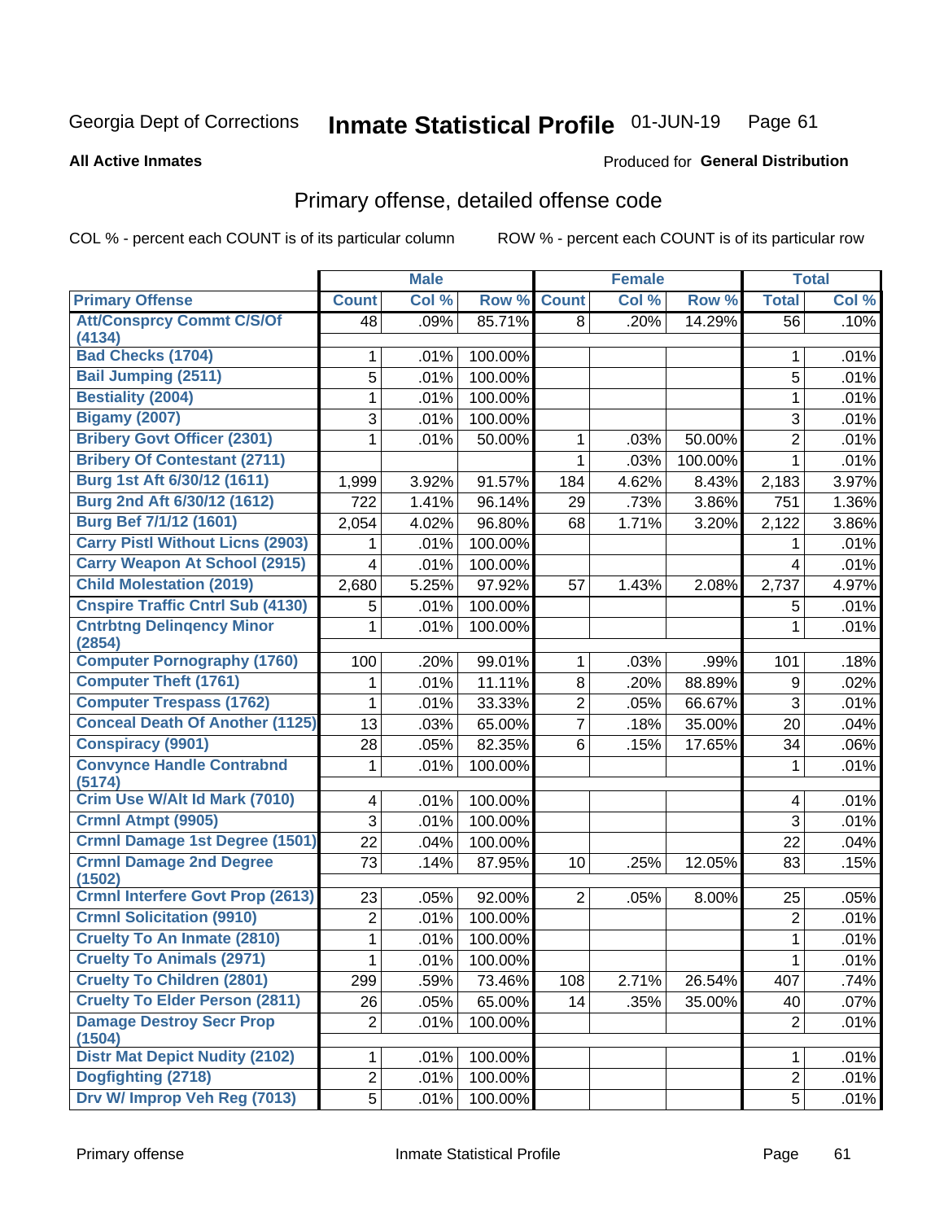Georgia Dept of Corrections **Inmate Statistical Profile** 01-JUN-19

**All Active Inmates**

Produced for **General Distribution**

## Primary offense, detailed offense code

COL % - percent each COUNT is of its particular column ROW % - percent each COUNT is of its particular row

| | Male | | | Female | | | Total | |
|---|---|---|---|---|---|---|---|---|
| Primary Offense | Count | Col % | Row % | Count | Col % | Row % | Total | Col % |
| Att/Consprcy Commt C/S/Of (4134) | 48 | .09% | 85.71% | 8 | .20% | 14.29% | 56 | .10% |
| Bad Checks (1704) | 1 | .01% | 100.00% | | | | 1 | .01% |
| Bail Jumping (2511) | 5 | .01% | 100.00% | | | | 5 | .01% |
| Bestiality (2004) | 1 | .01% | 100.00% | | | | 1 | .01% |
| Bigamy (2007) | 3 | .01% | 100.00% | | | | 3 | .01% |
| Bribery Govt Officer (2301) | 1 | .01% | 50.00% | 1 | .03% | 50.00% | 2 | .01% |
| Bribery Of Contestant (2711) | | | | 1 | .03% | 100.00% | 1 | .01% |
| Burg 1st Aft 6/30/12 (1611) | 1,999 | 3.92% | 91.57% | 184 | 4.62% | 8.43% | 2,183 | 3.97% |
| Burg 2nd Aft 6/30/12 (1612) | 722 | 1.41% | 96.14% | 29 | .73% | 3.86% | 751 | 1.36% |
| Burg Bef 7/1/12 (1601) | 2,054 | 4.02% | 96.80% | 68 | 1.71% | 3.20% | 2,122 | 3.86% |
| Carry Pistl Without Licns (2903) | 1 | .01% | 100.00% | | | | 1 | .01% |
| Carry Weapon At School (2915) | 4 | .01% | 100.00% | | | | 4 | .01% |
| Child Molestation (2019) | 2,680 | 5.25% | 97.92% | 57 | 1.43% | 2.08% | 2,737 | 4.97% |
| Cnspire Traffic Cntrl Sub (4130) | 5 | .01% | 100.00% | | | | 5 | .01% |
| Cntrbtng Delinqency Minor (2854) | 1 | .01% | 100.00% | | | | 1 | .01% |
| Computer Pornography (1760) | 100 | .20% | 99.01% | 1 | .03% | .99% | 101 | .18% |
| Computer Theft (1761) | 1 | .01% | 11.11% | 8 | .20% | 88.89% | 9 | .02% |
| Computer Trespass (1762) | 1 | .01% | 33.33% | 2 | .05% | 66.67% | 3 | .01% |
| Conceal Death Of Another (1125) | 13 | .03% | 65.00% | 7 | .18% | 35.00% | 20 | .04% |
| Conspiracy (9901) | 28 | .05% | 82.35% | 6 | .15% | 17.65% | 34 | .06% |
| Convynce Handle Contrabnd (5174) | 1 | .01% | 100.00% | | | | 1 | .01% |
| Crim Use W/Alt Id Mark (7010) | 4 | .01% | 100.00% | | | | 4 | .01% |
| Crmnl Atmpt (9905) | 3 | .01% | 100.00% | | | | 3 | .01% |
| Crmnl Damage 1st Degree (1501) | 22 | .04% | 100.00% | | | | 22 | .04% |
| Crmnl Damage 2nd Degree (1502) | 73 | .14% | 87.95% | 10 | .25% | 12.05% | 83 | .15% |
| Crmnl Interfere Govt Prop (2613) | 23 | .05% | 92.00% | 2 | .05% | 8.00% | 25 | .05% |
| Crmnl Solicitation (9910) | 2 | .01% | 100.00% | | | | 2 | .01% |
| Cruelty To An Inmate (2810) | 1 | .01% | 100.00% | | | | 1 | .01% |
| Cruelty To Animals (2971) | 1 | .01% | 100.00% | | | | 1 | .01% |
| Cruelty To Children (2801) | 299 | .59% | 73.46% | 108 | 2.71% | 26.54% | 407 | .74% |
| Cruelty To Elder Person (2811) | 26 | .05% | 65.00% | 14 | .35% | 35.00% | 40 | .07% |
| Damage Destroy Secr Prop (1504) | 2 | .01% | 100.00% | | | | 2 | .01% |
| Distr Mat Depict Nudity (2102) | 1 | .01% | 100.00% | | | | 1 | .01% |
| Dogfighting (2718) | 2 | .01% | 100.00% | | | | 2 | .01% |
| Drv W/ Improp Veh Reg (7013) | 5 | .01% | 100.00% | | | | 5 | .01% |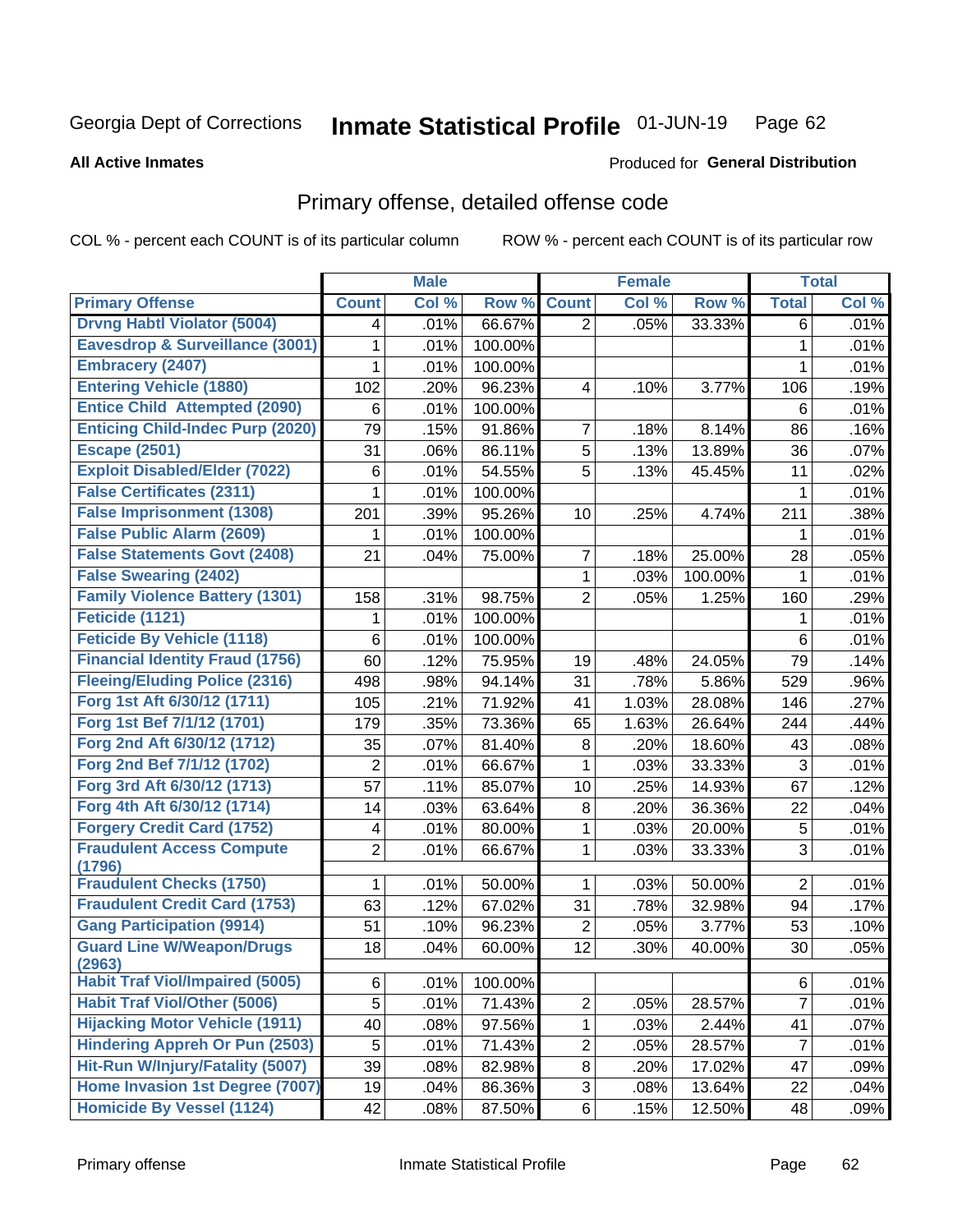Georgia Dept of Corrections **Inmate Statistical Profile** 01-JUN-19

**All Active Inmates** Produced for **General Distribution**

## Primary offense, detailed offense code

COL % - percent each COUNT is of its particular column ROW % - percent each COUNT is of its particular row

| | Male | | | Female | | | Total | |
|---|---|---|---|---|---|---|---|---|
| **Primary Offense** | **Count** | **Col %** | **Row %** | **Count** | **Col %** | **Row %** | **Total** | **Col %** |
| Drvng Habtl Violator (5004) | 4 | .01% | 66.67% | 2 | .05% | 33.33% | 6 | .01% |
| Eavesdrop & Surveillance (3001) | 1 | .01% | 100.00% | | | | 1 | .01% |
| Embracery (2407) | 1 | .01% | 100.00% | | | | 1 | .01% |
| Entering Vehicle (1880) | 102 | .20% | 96.23% | 4 | .10% | 3.77% | 106 | .19% |
| Entice Child Attempted (2090) | 6 | .01% | 100.00% | | | | 6 | .01% |
| Enticing Child-Indec Purp (2020) | 79 | .15% | 91.86% | 7 | .18% | 8.14% | 86 | .16% |
| Escape (2501) | 31 | .06% | 86.11% | 5 | .13% | 13.89% | 36 | .07% |
| Exploit Disabled/Elder (7022) | 6 | .01% | 54.55% | 5 | .13% | 45.45% | 11 | .02% |
| False Certificates (2311) | 1 | .01% | 100.00% | | | | 1 | .01% |
| False Imprisonment (1308) | 201 | .39% | 95.26% | 10 | .25% | 4.74% | 211 | .38% |
| False Public Alarm (2609) | 1 | .01% | 100.00% | | | | 1 | .01% |
| False Statements Govt (2408) | 21 | .04% | 75.00% | 7 | .18% | 25.00% | 28 | .05% |
| False Swearing (2402) | | | | 1 | .03% | 100.00% | 1 | .01% |
| Family Violence Battery (1301) | 158 | .31% | 98.75% | 2 | .05% | 1.25% | 160 | .29% |
| Feticide (1121) | 1 | .01% | 100.00% | | | | 1 | .01% |
| Feticide By Vehicle (1118) | 6 | .01% | 100.00% | | | | 6 | .01% |
| Financial Identity Fraud (1756) | 60 | .12% | 75.95% | 19 | .48% | 24.05% | 79 | .14% |
| Fleeing/Eluding Police (2316) | 498 | .98% | 94.14% | 31 | .78% | 5.86% | 529 | .96% |
| Forg 1st Aft 6/30/12 (1711) | 105 | .21% | 71.92% | 41 | 1.03% | 28.08% | 146 | .27% |
| Forg 1st Bef 7/1/12 (1701) | 179 | .35% | 73.36% | 65 | 1.63% | 26.64% | 244 | .44% |
| Forg 2nd Aft 6/30/12 (1712) | 35 | .07% | 81.40% | 8 | .20% | 18.60% | 43 | .08% |
| Forg 2nd Bef 7/1/12 (1702) | 2 | .01% | 66.67% | 1 | .03% | 33.33% | 3 | .01% |
| Forg 3rd Aft 6/30/12 (1713) | 57 | .11% | 85.07% | 10 | .25% | 14.93% | 67 | .12% |
| Forg 4th Aft 6/30/12 (1714) | 14 | .03% | 63.64% | 8 | .20% | 36.36% | 22 | .04% |
| Forgery Credit Card (1752) | 4 | .01% | 80.00% | 1 | .03% | 20.00% | 5 | .01% |
| Fraudulent Access Compute (1796) | 2 | .01% | 66.67% | 1 | .03% | 33.33% | 3 | .01% |
| Fraudulent Checks (1750) | 1 | .01% | 50.00% | 1 | .03% | 50.00% | 2 | .01% |
| Fraudulent Credit Card (1753) | 63 | .12% | 67.02% | 31 | .78% | 32.98% | 94 | .17% |
| Gang Participation (9914) | 51 | .10% | 96.23% | 2 | .05% | 3.77% | 53 | .10% |
| Guard Line W/Weapon/Drugs (2963) | 18 | .04% | 60.00% | 12 | .30% | 40.00% | 30 | .05% |
| Habit Traf Viol/Impaired (5005) | 6 | .01% | 100.00% | | | | 6 | .01% |
| Habit Traf Viol/Other (5006) | 5 | .01% | 71.43% | 2 | .05% | 28.57% | 7 | .01% |
| Hijacking Motor Vehicle (1911) | 40 | .08% | 97.56% | 1 | .03% | 2.44% | 41 | .07% |
| Hindering Appreh Or Pun (2503) | 5 | .01% | 71.43% | 2 | .05% | 28.57% | 7 | .01% |
| Hit-Run W/Injury/Fatality (5007) | 39 | .08% | 82.98% | 8 | .20% | 17.02% | 47 | .09% |
| Home Invasion 1st Degree (7007) | 19 | .04% | 86.36% | 3 | .08% | 13.64% | 22 | .04% |
| Homicide By Vessel (1124) | 42 | .08% | 87.50% | 6 | .15% | 12.50% | 48 | .09% |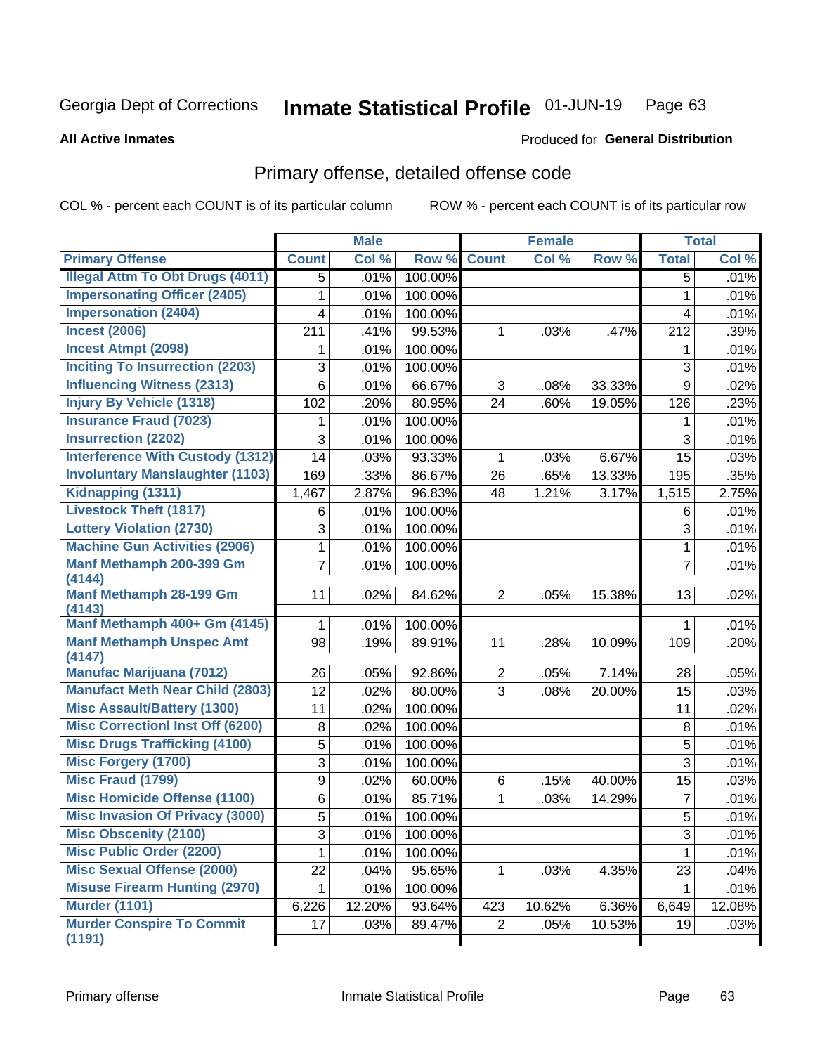Georgia Dept of Corrections **Inmate Statistical Profile** 01-JUN-19

**All Active Inmates**

Produced for **General Distribution**

## Primary offense, detailed offense code

COL % - percent each COUNT is of its particular column ROW % - percent each COUNT is of its particular row

| | Male | | | Female | | | Total | |
|---|---|---|---|---|---|---|---|---|
| **Primary Offense** | **Count** | **Col %** | **Row %** | **Count** | **Col %** | **Row %** | **Total** | **Col %** |
| Illegal Attm To Obt Drugs (4011) | 5 | .01% | 100.00% | | | | 5 | .01% |
| Impersonating Officer (2405) | 1 | .01% | 100.00% | | | | 1 | .01% |
| Impersonation (2404) | 4 | .01% | 100.00% | | | | 4 | .01% |
| Incest (2006) | 211 | .41% | 99.53% | 1 | .03% | .47% | 212 | .39% |
| Incest Atmpt (2098) | 1 | .01% | 100.00% | | | | 1 | .01% |
| Inciting To Insurrection (2203) | 3 | .01% | 100.00% | | | | 3 | .01% |
| Influencing Witness (2313) | 6 | .01% | 66.67% | 3 | .08% | 33.33% | 9 | .02% |
| Injury By Vehicle (1318) | 102 | .20% | 80.95% | 24 | .60% | 19.05% | 126 | .23% |
| Insurance Fraud (7023) | 1 | .01% | 100.00% | | | | 1 | .01% |
| Insurrection (2202) | 3 | .01% | 100.00% | | | | 3 | .01% |
| Interference With Custody (1312) | 14 | .03% | 93.33% | 1 | .03% | 6.67% | 15 | .03% |
| Involuntary Manslaughter (1103) | 169 | .33% | 86.67% | 26 | .65% | 13.33% | 195 | .35% |
| Kidnapping (1311) | 1,467 | 2.87% | 96.83% | 48 | 1.21% | 3.17% | 1,515 | 2.75% |
| Livestock Theft (1817) | 6 | .01% | 100.00% | | | | 6 | .01% |
| Lottery Violation (2730) | 3 | .01% | 100.00% | | | | 3 | .01% |
| Machine Gun Activities (2906) | 1 | .01% | 100.00% | | | | 1 | .01% |
| Manf Methamph 200-399 Gm (4144) | 7 | .01% | 100.00% | | | | 7 | .01% |
| Manf Methamph 28-199 Gm (4143) | 11 | .02% | 84.62% | 2 | .05% | 15.38% | 13 | .02% |
| Manf Methamph 400+ Gm (4145) | 1 | .01% | 100.00% | | | | 1 | .01% |
| Manf Methamph Unspec Amt (4147) | 98 | .19% | 89.91% | 11 | .28% | 10.09% | 109 | .20% |
| Manufac Marijuana (7012) | 26 | .05% | 92.86% | 2 | .05% | 7.14% | 28 | .05% |
| Manufact Meth Near Child (2803) | 12 | .02% | 80.00% | 3 | .08% | 20.00% | 15 | .03% |
| Misc Assault/Battery (1300) | 11 | .02% | 100.00% | | | | 11 | .02% |
| Misc Correctionl Inst Off (6200) | 8 | .02% | 100.00% | | | | 8 | .01% |
| Misc Drugs Trafficking (4100) | 5 | .01% | 100.00% | | | | 5 | .01% |
| Misc Forgery (1700) | 3 | .01% | 100.00% | | | | 3 | .01% |
| Misc Fraud (1799) | 9 | .02% | 60.00% | 6 | .15% | 40.00% | 15 | .03% |
| Misc Homicide Offense (1100) | 6 | .01% | 85.71% | 1 | .03% | 14.29% | 7 | .01% |
| Misc Invasion Of Privacy (3000) | 5 | .01% | 100.00% | | | | 5 | .01% |
| Misc Obscenity (2100) | 3 | .01% | 100.00% | | | | 3 | .01% |
| Misc Public Order (2200) | 1 | .01% | 100.00% | | | | 1 | .01% |
| Misc Sexual Offense (2000) | 22 | .04% | 95.65% | 1 | .03% | 4.35% | 23 | .04% |
| Misuse Firearm Hunting (2970) | 1 | .01% | 100.00% | | | | 1 | .01% |
| Murder (1101) | 6,226 | 12.20% | 93.64% | 423 | 10.62% | 6.36% | 6,649 | 12.08% |
| Murder Conspire To Commit (1191) | 17 | .03% | 89.47% | 2 | .05% | 10.53% | 19 | .03% |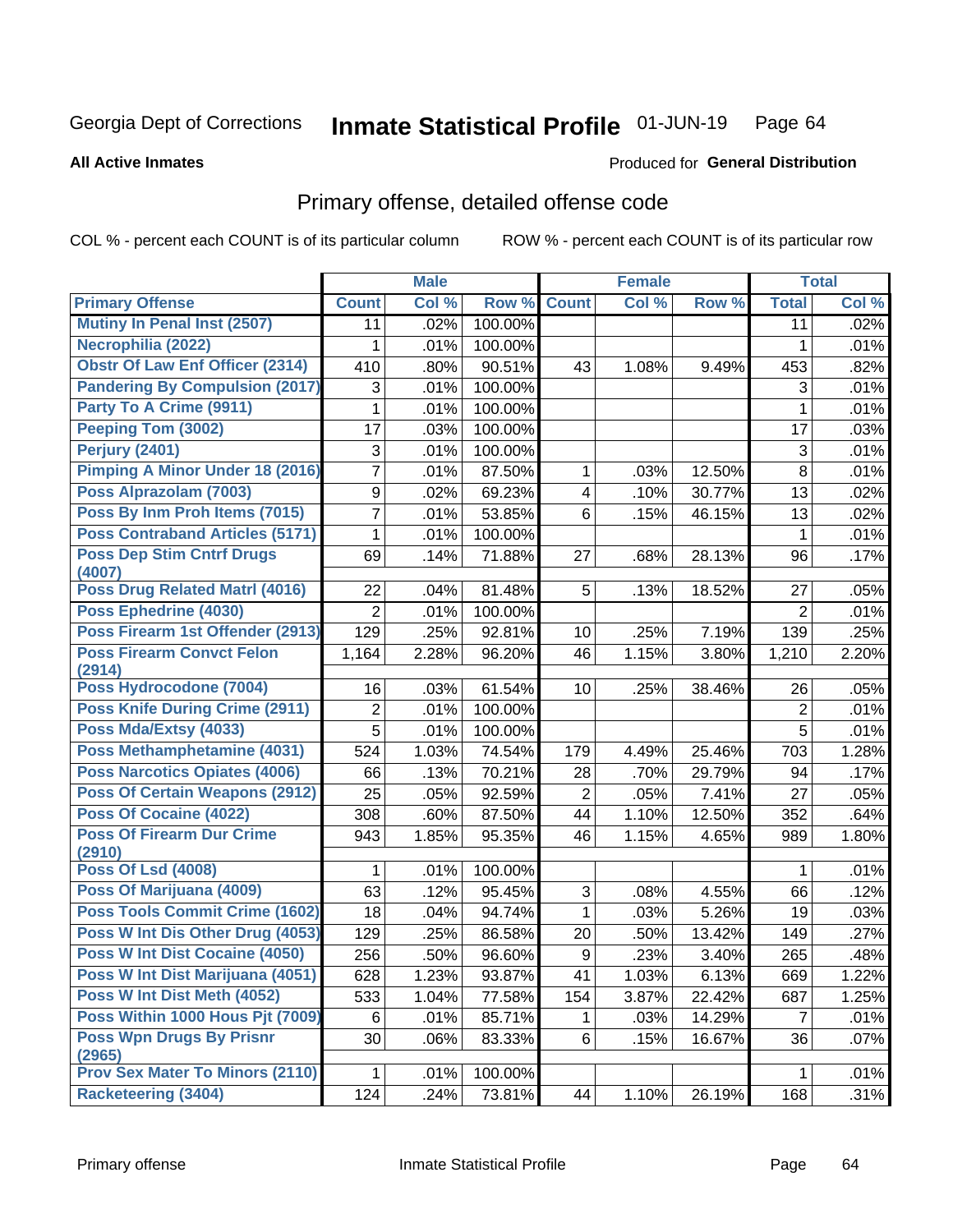Georgia Dept of Corrections **Inmate Statistical Profile** 01-JUN-19

**All Active Inmates**

Produced for **General Distribution**

## Primary offense, detailed offense code

COL % - percent each COUNT is of its particular column

ROW % - percent each COUNT is of its particular row

| | Male | | | Female | | | Total | |
|---|---|---|---|---|---|---|---|---|
| **Primary Offense** | **Count** | **Col %** | **Row %** | **Count** | **Col %** | **Row %** | **Total** | **Col %** |
| Mutiny In Penal Inst (2507) | 11 | .02% | 100.00% | | | | 11 | .02% |
| Necrophilia (2022) | 1 | .01% | 100.00% | | | | 1 | .01% |
| Obstr Of Law Enf Officer (2314) | 410 | .80% | 90.51% | 43 | 1.08% | 9.49% | 453 | .82% |
| Pandering By Compulsion (2017) | 3 | .01% | 100.00% | | | | 3 | .01% |
| Party To A Crime (9911) | 1 | .01% | 100.00% | | | | 1 | .01% |
| Peeping Tom (3002) | 17 | .03% | 100.00% | | | | 17 | .03% |
| Perjury (2401) | 3 | .01% | 100.00% | | | | 3 | .01% |
| Pimping A Minor Under 18 (2016) | 7 | .01% | 87.50% | 1 | .03% | 12.50% | 8 | .01% |
| Poss Alprazolam (7003) | 9 | .02% | 69.23% | 4 | .10% | 30.77% | 13 | .02% |
| Poss By Inm Proh Items (7015) | 7 | .01% | 53.85% | 6 | .15% | 46.15% | 13 | .02% |
| Poss Contraband Articles (5171) | 1 | .01% | 100.00% | | | | 1 | .01% |
| Poss Dep Stim Cntrf Drugs (4007) | 69 | .14% | 71.88% | 27 | .68% | 28.13% | 96 | .17% |
| Poss Drug Related Matrl (4016) | 22 | .04% | 81.48% | 5 | .13% | 18.52% | 27 | .05% |
| Poss Ephedrine (4030) | 2 | .01% | 100.00% | | | | 2 | .01% |
| Poss Firearm 1st Offender (2913) | 129 | .25% | 92.81% | 10 | .25% | 7.19% | 139 | .25% |
| Poss Firearm Convct Felon (2914) | 1,164 | 2.28% | 96.20% | 46 | 1.15% | 3.80% | 1,210 | 2.20% |
| Poss Hydrocodone (7004) | 16 | .03% | 61.54% | 10 | .25% | 38.46% | 26 | .05% |
| Poss Knife During Crime (2911) | 2 | .01% | 100.00% | | | | 2 | .01% |
| Poss Mda/Extsy (4033) | 5 | .01% | 100.00% | | | | 5 | .01% |
| Poss Methamphetamine (4031) | 524 | 1.03% | 74.54% | 179 | 4.49% | 25.46% | 703 | 1.28% |
| Poss Narcotics Opiates (4006) | 66 | .13% | 70.21% | 28 | .70% | 29.79% | 94 | .17% |
| Poss Of Certain Weapons (2912) | 25 | .05% | 92.59% | 2 | .05% | 7.41% | 27 | .05% |
| Poss Of Cocaine (4022) | 308 | .60% | 87.50% | 44 | 1.10% | 12.50% | 352 | .64% |
| Poss Of Firearm Dur Crime (2910) | 943 | 1.85% | 95.35% | 46 | 1.15% | 4.65% | 989 | 1.80% |
| Poss Of Lsd (4008) | 1 | .01% | 100.00% | | | | 1 | .01% |
| Poss Of Marijuana (4009) | 63 | .12% | 95.45% | 3 | .08% | 4.55% | 66 | .12% |
| Poss Tools Commit Crime (1602) | 18 | .04% | 94.74% | 1 | .03% | 5.26% | 19 | .03% |
| Poss W Int Dis Other Drug (4053) | 129 | .25% | 86.58% | 20 | .50% | 13.42% | 149 | .27% |
| Poss W Int Dist Cocaine (4050) | 256 | .50% | 96.60% | 9 | .23% | 3.40% | 265 | .48% |
| Poss W Int Dist Marijuana (4051) | 628 | 1.23% | 93.87% | 41 | 1.03% | 6.13% | 669 | 1.22% |
| Poss W Int Dist Meth (4052) | 533 | 1.04% | 77.58% | 154 | 3.87% | 22.42% | 687 | 1.25% |
| Poss Within 1000 Hous Pjt (7009) | 6 | .01% | 85.71% | 1 | .03% | 14.29% | 7 | .01% |
| Poss Wpn Drugs By Prisnr (2965) | 30 | .06% | 83.33% | 6 | .15% | 16.67% | 36 | .07% |
| Prov Sex Mater To Minors (2110) | 1 | .01% | 100.00% | | | | 1 | .01% |
| Racketeering (3404) | 124 | .24% | 73.81% | 44 | 1.10% | 26.19% | 168 | .31% |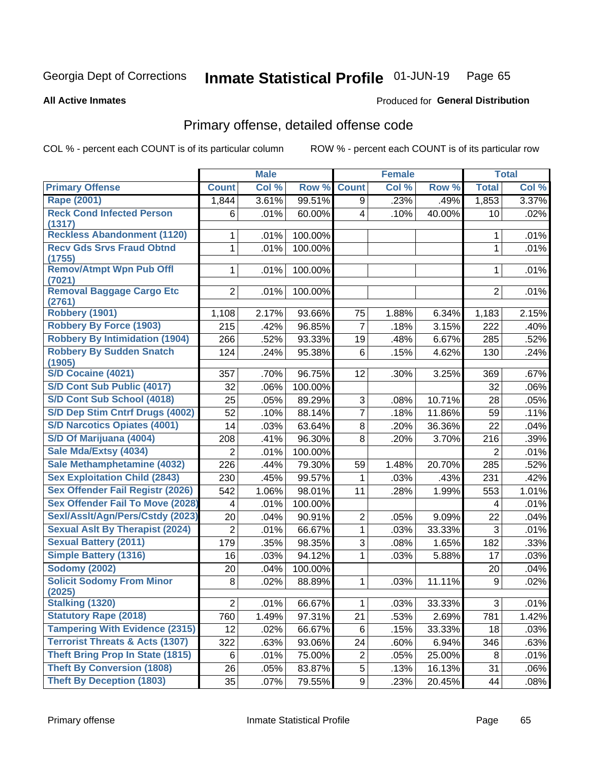Georgia Dept of Corrections **Inmate Statistical Profile** 01-JUN-19

**All Active Inmates**

Produced for **General Distribution**

## Primary offense, detailed offense code

COL % - percent each COUNT is of its particular column

ROW % - percent each COUNT is of its particular row

| | Male | | | Female | | | Total | |
|---|---|---|---|---|---|---|---|---|
| **Primary Offense** | **Count** | **Col %** | **Row %** | **Count** | **Col %** | **Row %** | **Total** | **Col %** |
| Rape (2001) | 1,844 | 3.61% | 99.51% | 9 | .23% | .49% | 1,853 | 3.37% |
| Reck Cond Infected Person (1317) | 6 | .01% | 60.00% | 4 | .10% | 40.00% | 10 | .02% |
| Reckless Abandonment (1120) | 1 | .01% | 100.00% | | | | 1 | .01% |
| Recv Gds Srvs Fraud Obtnd (1755) | 1 | .01% | 100.00% | | | | 1 | .01% |
| Remov/Atmpt Wpn Pub Offl (7021) | 1 | .01% | 100.00% | | | | 1 | .01% |
| Removal Baggage Cargo Etc (2761) | 2 | .01% | 100.00% | | | | 2 | .01% |
| Robbery (1901) | 1,108 | 2.17% | 93.66% | 75 | 1.88% | 6.34% | 1,183 | 2.15% |
| Robbery By Force (1903) | 215 | .42% | 96.85% | 7 | .18% | 3.15% | 222 | .40% |
| Robbery By Intimidation (1904) | 266 | .52% | 93.33% | 19 | .48% | 6.67% | 285 | .52% |
| Robbery By Sudden Snatch (1905) | 124 | .24% | 95.38% | 6 | .15% | 4.62% | 130 | .24% |
| S/D Cocaine (4021) | 357 | .70% | 96.75% | 12 | .30% | 3.25% | 369 | .67% |
| S/D Cont Sub Public (4017) | 32 | .06% | 100.00% | | | | 32 | .06% |
| S/D Cont Sub School (4018) | 25 | .05% | 89.29% | 3 | .08% | 10.71% | 28 | .05% |
| S/D Dep Stim Cntrf Drugs (4002) | 52 | .10% | 88.14% | 7 | .18% | 11.86% | 59 | .11% |
| S/D Narcotics Opiates (4001) | 14 | .03% | 63.64% | 8 | .20% | 36.36% | 22 | .04% |
| S/D Of Marijuana (4004) | 208 | .41% | 96.30% | 8 | .20% | 3.70% | 216 | .39% |
| Sale Mda/Extsy (4034) | 2 | .01% | 100.00% | | | | 2 | .01% |
| Sale Methamphetamine (4032) | 226 | .44% | 79.30% | 59 | 1.48% | 20.70% | 285 | .52% |
| Sex Exploitation Child (2843) | 230 | .45% | 99.57% | 1 | .03% | .43% | 231 | .42% |
| Sex Offender Fail Registr (2026) | 542 | 1.06% | 98.01% | 11 | .28% | 1.99% | 553 | 1.01% |
| Sex Offender Fail To Move (2028) | 4 | .01% | 100.00% | | | | 4 | .01% |
| Sexl/Asslt/Agn/Pers/Cstdy (2023) | 20 | .04% | 90.91% | 2 | .05% | 9.09% | 22 | .04% |
| Sexual Aslt By Therapist (2024) | 2 | .01% | 66.67% | 1 | .03% | 33.33% | 3 | .01% |
| Sexual Battery (2011) | 179 | .35% | 98.35% | 3 | .08% | 1.65% | 182 | .33% |
| Simple Battery (1316) | 16 | .03% | 94.12% | 1 | .03% | 5.88% | 17 | .03% |
| Sodomy (2002) | 20 | .04% | 100.00% | | | | 20 | .04% |
| Solicit Sodomy From Minor (2025) | 8 | .02% | 88.89% | 1 | .03% | 11.11% | 9 | .02% |
| Stalking (1320) | 2 | .01% | 66.67% | 1 | .03% | 33.33% | 3 | .01% |
| Statutory Rape (2018) | 760 | 1.49% | 97.31% | 21 | .53% | 2.69% | 781 | 1.42% |
| Tampering With Evidence (2315) | 12 | .02% | 66.67% | 6 | .15% | 33.33% | 18 | .03% |
| Terrorist Threats & Acts (1307) | 322 | .63% | 93.06% | 24 | .60% | 6.94% | 346 | .63% |
| Theft Bring Prop In State (1815) | 6 | .01% | 75.00% | 2 | .05% | 25.00% | 8 | .01% |
| Theft By Conversion (1808) | 26 | .05% | 83.87% | 5 | .13% | 16.13% | 31 | .06% |
| Theft By Deception (1803) | 35 | .07% | 79.55% | 9 | .23% | 20.45% | 44 | .08% |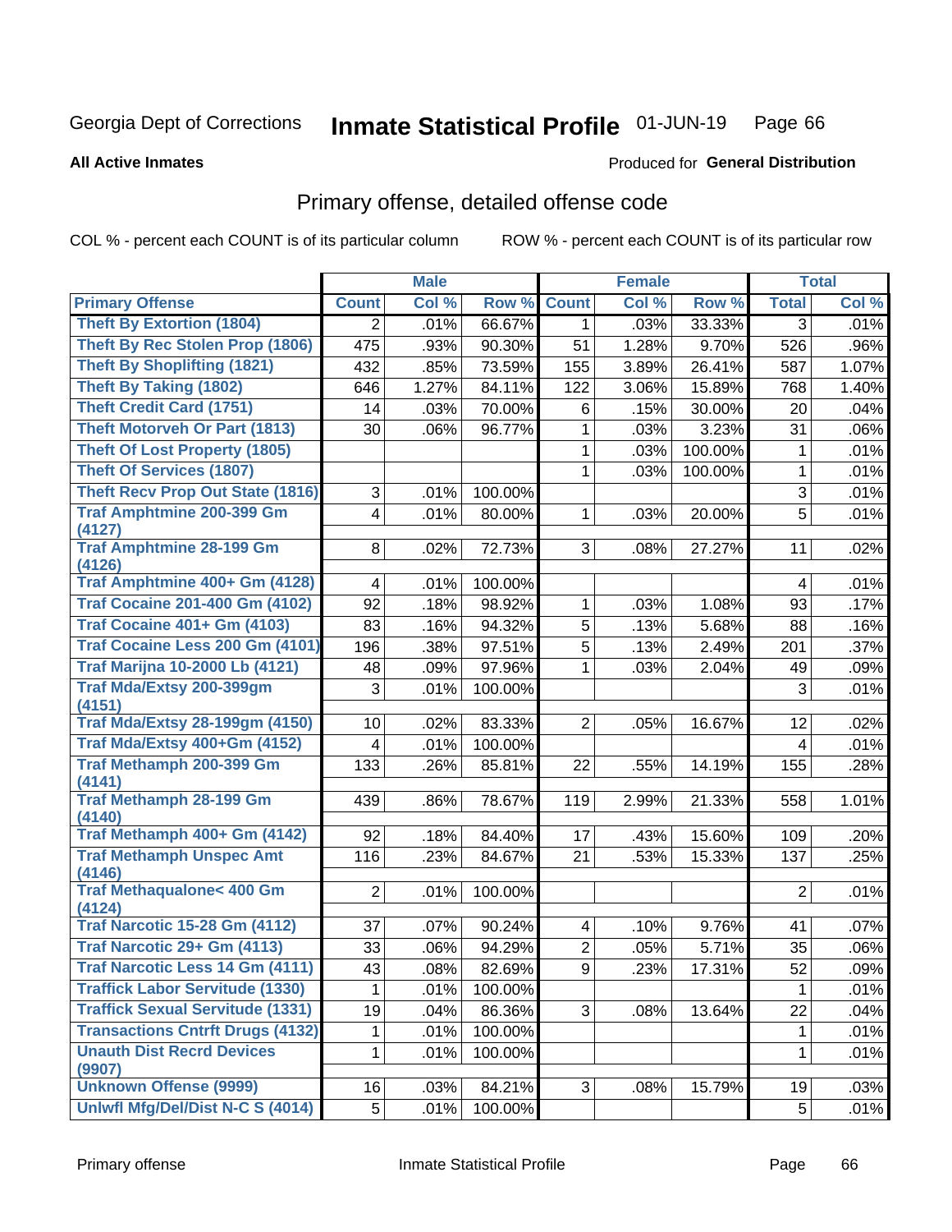Georgia Dept of Corrections **Inmate Statistical Profile** 01-JUN-19

**All Active Inmates**

Produced for **General Distribution**

## Primary offense, detailed offense code

COL % - percent each COUNT is of its particular column

ROW % - percent each COUNT is of its particular row

| Primary Offense | Male Count | Male Col % | Male Row % | Female Count | Female Col % | Female Row % | Total | Total Col % |
|---|---|---|---|---|---|---|---|---|
| Theft By Extortion (1804) | 2 | .01% | 66.67% | 1 | .03% | 33.33% | 3 | .01% |
| Theft By Rec Stolen Prop (1806) | 475 | .93% | 90.30% | 51 | 1.28% | 9.70% | 526 | .96% |
| Theft By Shoplifting (1821) | 432 | .85% | 73.59% | 155 | 3.89% | 26.41% | 587 | 1.07% |
| Theft By Taking (1802) | 646 | 1.27% | 84.11% | 122 | 3.06% | 15.89% | 768 | 1.40% |
| Theft Credit Card (1751) | 14 | .03% | 70.00% | 6 | .15% | 30.00% | 20 | .04% |
| Theft Motorveh Or Part (1813) | 30 | .06% | 96.77% | 1 | .03% | 3.23% | 31 | .06% |
| Theft Of Lost Property (1805) | | | | 1 | .03% | 100.00% | 1 | .01% |
| Theft Of Services (1807) | | | | 1 | .03% | 100.00% | 1 | .01% |
| Theft Recv Prop Out State (1816) | 3 | .01% | 100.00% | | | | 3 | .01% |
| Traf Amphtmine 200-399 Gm (4127) | 4 | .01% | 80.00% | 1 | .03% | 20.00% | 5 | .01% |
| Traf Amphtmine 28-199 Gm (4126) | 8 | .02% | 72.73% | 3 | .08% | 27.27% | 11 | .02% |
| Traf Amphtmine 400+ Gm (4128) | 4 | .01% | 100.00% | | | | 4 | .01% |
| Traf Cocaine 201-400 Gm (4102) | 92 | .18% | 98.92% | 1 | .03% | 1.08% | 93 | .17% |
| Traf Cocaine 401+ Gm (4103) | 83 | .16% | 94.32% | 5 | .13% | 5.68% | 88 | .16% |
| Traf Cocaine Less 200 Gm (4101) | 196 | .38% | 97.51% | 5 | .13% | 2.49% | 201 | .37% |
| Traf Marijna 10-2000 Lb (4121) | 48 | .09% | 97.96% | 1 | .03% | 2.04% | 49 | .09% |
| Traf Mda/Extsy 200-399gm (4151) | 3 | .01% | 100.00% | | | | 3 | .01% |
| Traf Mda/Extsy 28-199gm (4150) | 10 | .02% | 83.33% | 2 | .05% | 16.67% | 12 | .02% |
| Traf Mda/Extsy 400+Gm (4152) | 4 | .01% | 100.00% | | | | 4 | .01% |
| Traf Methamph 200-399 Gm (4141) | 133 | .26% | 85.81% | 22 | .55% | 14.19% | 155 | .28% |
| Traf Methamph 28-199 Gm (4140) | 439 | .86% | 78.67% | 119 | 2.99% | 21.33% | 558 | 1.01% |
| Traf Methamph 400+ Gm (4142) | 92 | .18% | 84.40% | 17 | .43% | 15.60% | 109 | .20% |
| Traf Methamph Unspec Amt (4146) | 116 | .23% | 84.67% | 21 | .53% | 15.33% | 137 | .25% |
| Traf Methaqualone< 400 Gm (4124) | 2 | .01% | 100.00% | | | | 2 | .01% |
| Traf Narcotic 15-28 Gm (4112) | 37 | .07% | 90.24% | 4 | .10% | 9.76% | 41 | .07% |
| Traf Narcotic 29+ Gm (4113) | 33 | .06% | 94.29% | 2 | .05% | 5.71% | 35 | .06% |
| Traf Narcotic Less 14 Gm (4111) | 43 | .08% | 82.69% | 9 | .23% | 17.31% | 52 | .09% |
| Traffick Labor Servitude (1330) | 1 | .01% | 100.00% | | | | 1 | .01% |
| Traffick Sexual Servitude (1331) | 19 | .04% | 86.36% | 3 | .08% | 13.64% | 22 | .04% |
| Transactions Cntrft Drugs (4132) | 1 | .01% | 100.00% | | | | 1 | .01% |
| Unauth Dist Recrd Devices (9907) | 1 | .01% | 100.00% | | | | 1 | .01% |
| Unknown Offense (9999) | 16 | .03% | 84.21% | 3 | .08% | 15.79% | 19 | .03% |
| Unlwfl Mfg/Del/Dist N-C S (4014) | 5 | .01% | 100.00% | | | | 5 | .01% |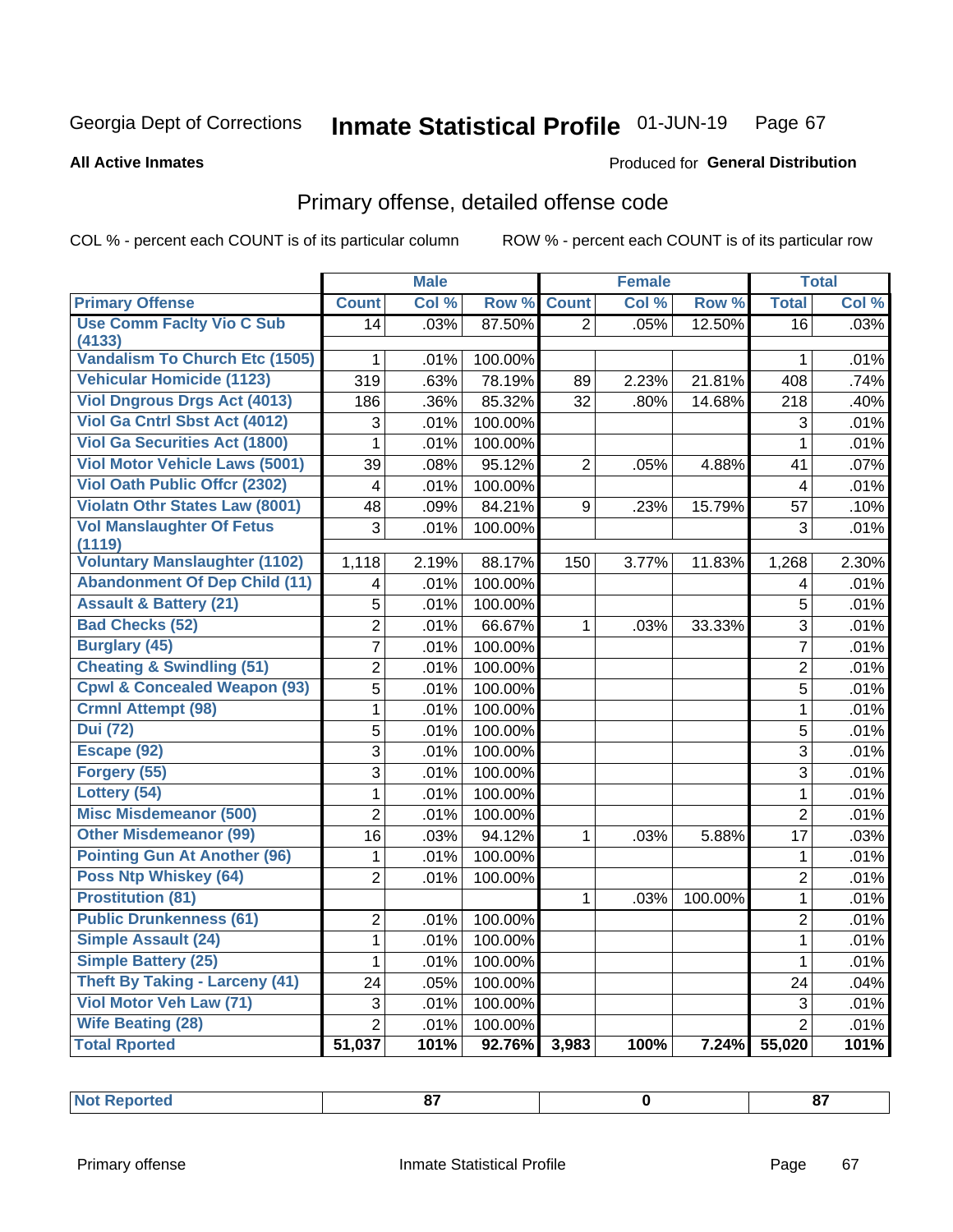Georgia Dept of Corrections **Inmate Statistical Profile** 01-JUN-19

**All Active Inmates**

Produced for **General Distribution**

## Primary offense, detailed offense code

COL % - percent each COUNT is of its particular column ROW % - percent each COUNT is of its particular row

| | Male | | | Female | | | Total | |
|---|---|---|---|---|---|---|---|---|
| **Primary Offense** | **Count** | **Col %** | **Row %** | **Count** | **Col %** | **Row %** | **Total** | **Col %** |
| Use Comm Faclty Vio C Sub (4133) | 14 | .03% | 87.50% | 2 | .05% | 12.50% | 16 | .03% |
| Vandalism To Church Etc (1505) | 1 | .01% | 100.00% | | | | 1 | .01% |
| Vehicular Homicide (1123) | 319 | .63% | 78.19% | 89 | 2.23% | 21.81% | 408 | .74% |
| Viol Dngrous Drgs Act (4013) | 186 | .36% | 85.32% | 32 | .80% | 14.68% | 218 | .40% |
| Viol Ga Cntrl Sbst Act (4012) | 3 | .01% | 100.00% | | | | 3 | .01% |
| Viol Ga Securities Act (1800) | 1 | .01% | 100.00% | | | | 1 | .01% |
| Viol Motor Vehicle Laws (5001) | 39 | .08% | 95.12% | 2 | .05% | 4.88% | 41 | .07% |
| Viol Oath Public Offcr (2302) | 4 | .01% | 100.00% | | | | 4 | .01% |
| Violatn Othr States Law (8001) | 48 | .09% | 84.21% | 9 | .23% | 15.79% | 57 | .10% |
| Vol Manslaughter Of Fetus (1119) | 3 | .01% | 100.00% | | | | 3 | .01% |
| Voluntary Manslaughter (1102) | 1,118 | 2.19% | 88.17% | 150 | 3.77% | 11.83% | 1,268 | 2.30% |
| Abandonment Of Dep Child (11) | 4 | .01% | 100.00% | | | | 4 | .01% |
| Assault & Battery (21) | 5 | .01% | 100.00% | | | | 5 | .01% |
| Bad Checks (52) | 2 | .01% | 66.67% | 1 | .03% | 33.33% | 3 | .01% |
| Burglary (45) | 7 | .01% | 100.00% | | | | 7 | .01% |
| Cheating & Swindling (51) | 2 | .01% | 100.00% | | | | 2 | .01% |
| Cpwl & Concealed Weapon (93) | 5 | .01% | 100.00% | | | | 5 | .01% |
| Crmnl Attempt (98) | 1 | .01% | 100.00% | | | | 1 | .01% |
| Dui (72) | 5 | .01% | 100.00% | | | | 5 | .01% |
| Escape (92) | 3 | .01% | 100.00% | | | | 3 | .01% |
| Forgery (55) | 3 | .01% | 100.00% | | | | 3 | .01% |
| Lottery (54) | 1 | .01% | 100.00% | | | | 1 | .01% |
| Misc Misdemeanor (500) | 2 | .01% | 100.00% | | | | 2 | .01% |
| Other Misdemeanor (99) | 16 | .03% | 94.12% | 1 | .03% | 5.88% | 17 | .03% |
| Pointing Gun At Another (96) | 1 | .01% | 100.00% | | | | 1 | .01% |
| Poss Ntp Whiskey (64) | 2 | .01% | 100.00% | | | | 2 | .01% |
| Prostitution (81) | | | | 1 | .03% | 100.00% | 1 | .01% |
| Public Drunkenness (61) | 2 | .01% | 100.00% | | | | 2 | .01% |
| Simple Assault (24) | 1 | .01% | 100.00% | | | | 1 | .01% |
| Simple Battery (25) | 1 | .01% | 100.00% | | | | 1 | .01% |
| Theft By Taking - Larceny (41) | 24 | .05% | 100.00% | | | | 24 | .04% |
| Viol Motor Veh Law (71) | 3 | .01% | 100.00% | | | | 3 | .01% |
| Wife Beating (28) | 2 | .01% | 100.00% | | | | 2 | .01% |
| **Total Rported** | **51,037** | **101%** | **92.76%** | **3,983** | **100%** | **7.24%** | **55,020** | **101%** |

| Not Reported | 87 | 0 | 87 |
|---|---|---|---|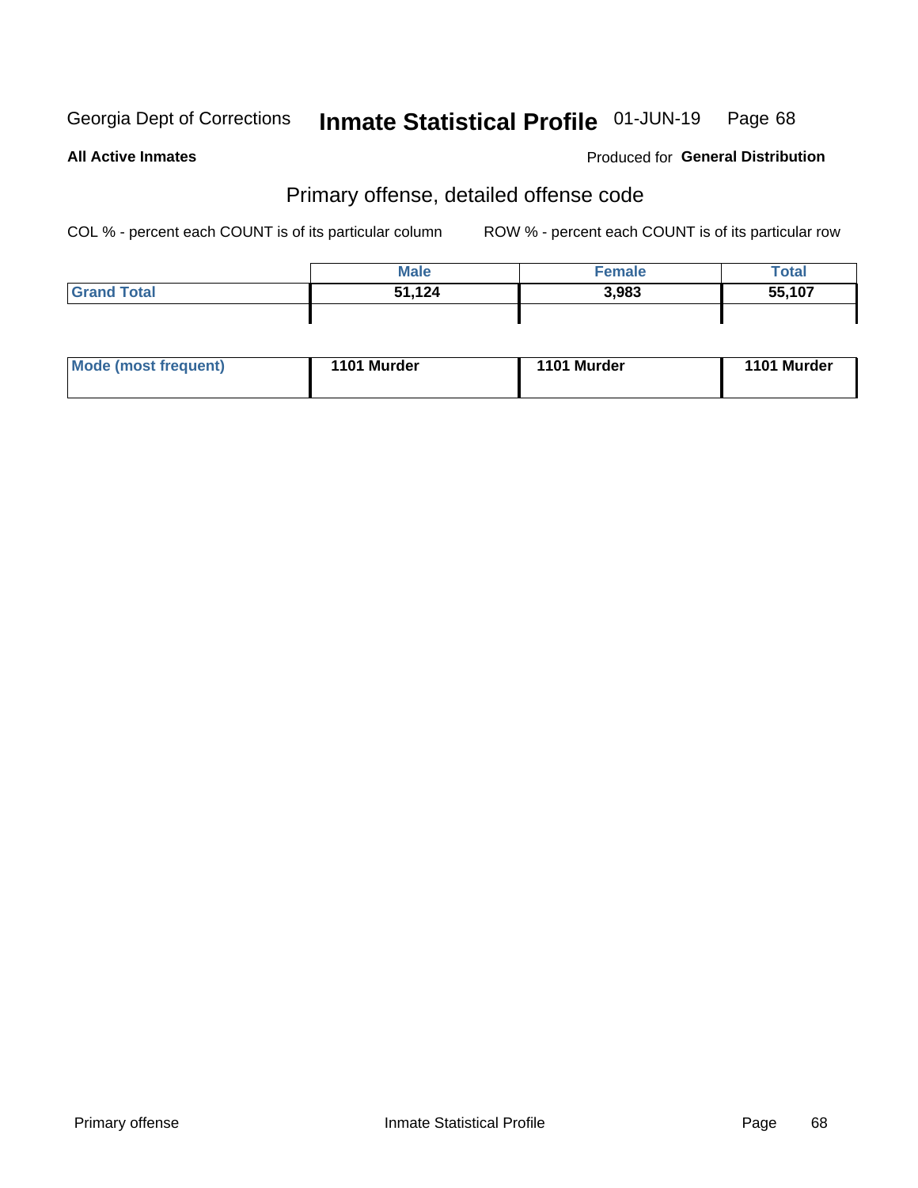Georgia Dept of Corrections **Inmate Statistical Profile** 01-JUN-19

**All Active Inmates** Produced for **General Distribution**

## Primary offense, detailed offense code

COL % - percent each COUNT is of its particular column    ROW % - percent each COUNT is of its particular row

| | Male | Female | Total |
|---|---|---|---|
| Grand Total | 51,124 | 3,983 | 55,107 |

| | | | |
|---|---|---|---|
| Mode (most frequent) | 1101 Murder | 1101 Murder | 1101 Murder |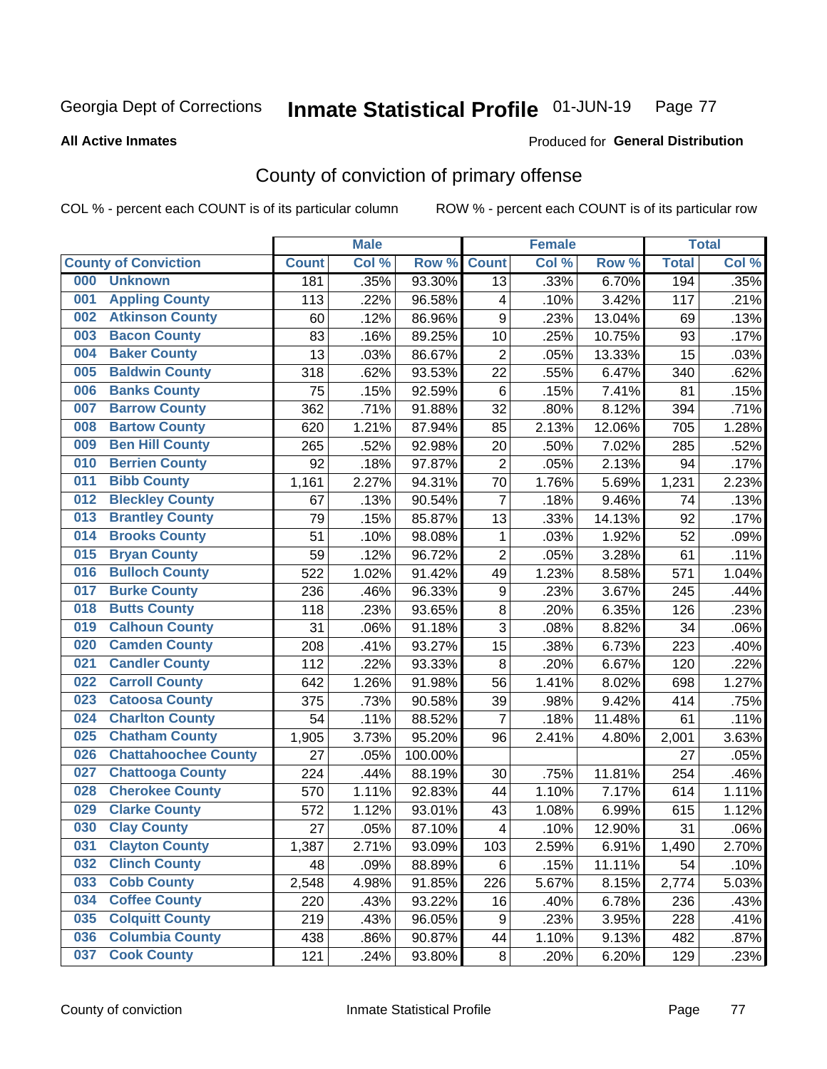Georgia Dept of Corrections **Inmate Statistical Profile** 01-JUN-19 Page 77

**All Active Inmates**

Produced for **General Distribution**

# County of conviction of primary offense

COL % - percent each COUNT is of its particular column ROW % - percent each COUNT is of its particular row

| County of Conviction | Male | | | Female | | | Total | |
|---|---|---|---|---|---|---|---|---|
| | Count | Col % | Row % | Count | Col % | Row % | Total | Col % |
| 000 Unknown | 181 | .35% | 93.30% | 13 | .33% | 6.70% | 194 | .35% |
| 001 Appling County | 113 | .22% | 96.58% | 4 | .10% | 3.42% | 117 | .21% |
| 002 Atkinson County | 60 | .12% | 86.96% | 9 | .23% | 13.04% | 69 | .13% |
| 003 Bacon County | 83 | .16% | 89.25% | 10 | .25% | 10.75% | 93 | .17% |
| 004 Baker County | 13 | .03% | 86.67% | 2 | .05% | 13.33% | 15 | .03% |
| 005 Baldwin County | 318 | .62% | 93.53% | 22 | .55% | 6.47% | 340 | .62% |
| 006 Banks County | 75 | .15% | 92.59% | 6 | .15% | 7.41% | 81 | .15% |
| 007 Barrow County | 362 | .71% | 91.88% | 32 | .80% | 8.12% | 394 | .71% |
| 008 Bartow County | 620 | 1.21% | 87.94% | 85 | 2.13% | 12.06% | 705 | 1.28% |
| 009 Ben Hill County | 265 | .52% | 92.98% | 20 | .50% | 7.02% | 285 | .52% |
| 010 Berrien County | 92 | .18% | 97.87% | 2 | .05% | 2.13% | 94 | .17% |
| 011 Bibb County | 1,161 | 2.27% | 94.31% | 70 | 1.76% | 5.69% | 1,231 | 2.23% |
| 012 Bleckley County | 67 | .13% | 90.54% | 7 | .18% | 9.46% | 74 | .13% |
| 013 Brantley County | 79 | .15% | 85.87% | 13 | .33% | 14.13% | 92 | .17% |
| 014 Brooks County | 51 | .10% | 98.08% | 1 | .03% | 1.92% | 52 | .09% |
| 015 Bryan County | 59 | .12% | 96.72% | 2 | .05% | 3.28% | 61 | .11% |
| 016 Bulloch County | 522 | 1.02% | 91.42% | 49 | 1.23% | 8.58% | 571 | 1.04% |
| 017 Burke County | 236 | .46% | 96.33% | 9 | .23% | 3.67% | 245 | .44% |
| 018 Butts County | 118 | .23% | 93.65% | 8 | .20% | 6.35% | 126 | .23% |
| 019 Calhoun County | 31 | .06% | 91.18% | 3 | .08% | 8.82% | 34 | .06% |
| 020 Camden County | 208 | .41% | 93.27% | 15 | .38% | 6.73% | 223 | .40% |
| 021 Candler County | 112 | .22% | 93.33% | 8 | .20% | 6.67% | 120 | .22% |
| 022 Carroll County | 642 | 1.26% | 91.98% | 56 | 1.41% | 8.02% | 698 | 1.27% |
| 023 Catoosa County | 375 | .73% | 90.58% | 39 | .98% | 9.42% | 414 | .75% |
| 024 Charlton County | 54 | .11% | 88.52% | 7 | .18% | 11.48% | 61 | .11% |
| 025 Chatham County | 1,905 | 3.73% | 95.20% | 96 | 2.41% | 4.80% | 2,001 | 3.63% |
| 026 Chattahoochee County | 27 | .05% | 100.00% | | | | 27 | .05% |
| 027 Chattooga County | 224 | .44% | 88.19% | 30 | .75% | 11.81% | 254 | .46% |
| 028 Cherokee County | 570 | 1.11% | 92.83% | 44 | 1.10% | 7.17% | 614 | 1.11% |
| 029 Clarke County | 572 | 1.12% | 93.01% | 43 | 1.08% | 6.99% | 615 | 1.12% |
| 030 Clay County | 27 | .05% | 87.10% | 4 | .10% | 12.90% | 31 | .06% |
| 031 Clayton County | 1,387 | 2.71% | 93.09% | 103 | 2.59% | 6.91% | 1,490 | 2.70% |
| 032 Clinch County | 48 | .09% | 88.89% | 6 | .15% | 11.11% | 54 | .10% |
| 033 Cobb County | 2,548 | 4.98% | 91.85% | 226 | 5.67% | 8.15% | 2,774 | 5.03% |
| 034 Coffee County | 220 | .43% | 93.22% | 16 | .40% | 6.78% | 236 | .43% |
| 035 Colquitt County | 219 | .43% | 96.05% | 9 | .23% | 3.95% | 228 | .41% |
| 036 Columbia County | 438 | .86% | 90.87% | 44 | 1.10% | 9.13% | 482 | .87% |
| 037 Cook County | 121 | .24% | 93.80% | 8 | .20% | 6.20% | 129 | .23% |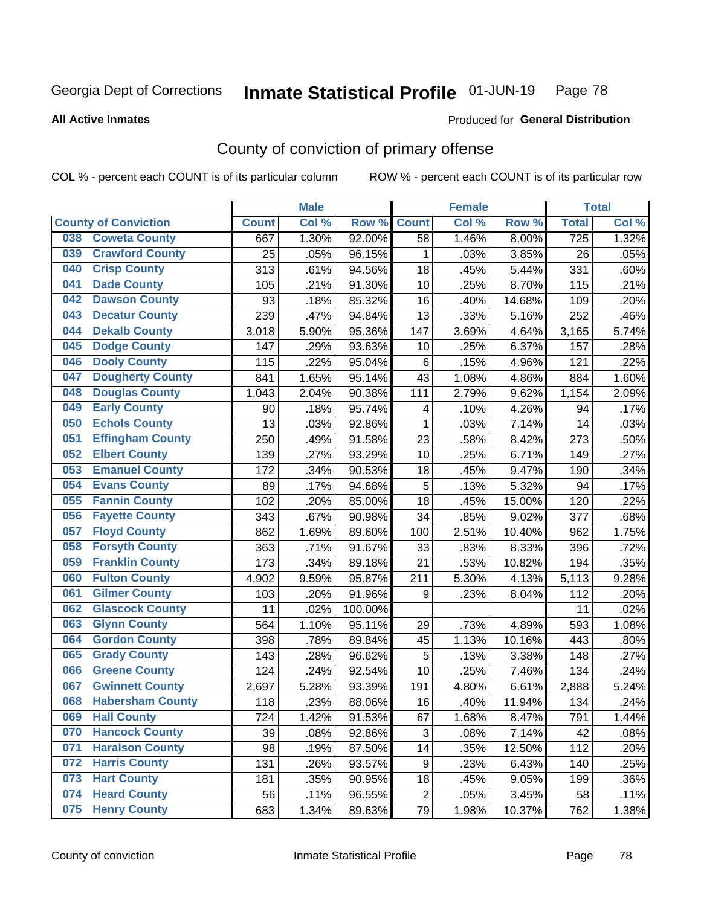Georgia Dept of Corrections **Inmate Statistical Profile** 01-JUN-19

**All Active Inmates**

Produced for **General Distribution**

## County of conviction of primary offense

COL % - percent each COUNT is of its particular column ROW % - percent each COUNT is of its particular row

| County of Conviction | Male | | | Female | | | Total | |
|---|---|---|---|---|---|---|---|---|
| | Count | Col % | Row % | Count | Col % | Row % | Total | Col % |
| 038 Coweta County | 667 | 1.30% | 92.00% | 58 | 1.46% | 8.00% | 725 | 1.32% |
| 039 Crawford County | 25 | .05% | 96.15% | 1 | .03% | 3.85% | 26 | .05% |
| 040 Crisp County | 313 | .61% | 94.56% | 18 | .45% | 5.44% | 331 | .60% |
| 041 Dade County | 105 | .21% | 91.30% | 10 | .25% | 8.70% | 115 | .21% |
| 042 Dawson County | 93 | .18% | 85.32% | 16 | .40% | 14.68% | 109 | .20% |
| 043 Decatur County | 239 | .47% | 94.84% | 13 | .33% | 5.16% | 252 | .46% |
| 044 Dekalb County | 3,018 | 5.90% | 95.36% | 147 | 3.69% | 4.64% | 3,165 | 5.74% |
| 045 Dodge County | 147 | .29% | 93.63% | 10 | .25% | 6.37% | 157 | .28% |
| 046 Dooly County | 115 | .22% | 95.04% | 6 | .15% | 4.96% | 121 | .22% |
| 047 Dougherty County | 841 | 1.65% | 95.14% | 43 | 1.08% | 4.86% | 884 | 1.60% |
| 048 Douglas County | 1,043 | 2.04% | 90.38% | 111 | 2.79% | 9.62% | 1,154 | 2.09% |
| 049 Early County | 90 | .18% | 95.74% | 4 | .10% | 4.26% | 94 | .17% |
| 050 Echols County | 13 | .03% | 92.86% | 1 | .03% | 7.14% | 14 | .03% |
| 051 Effingham County | 250 | .49% | 91.58% | 23 | .58% | 8.42% | 273 | .50% |
| 052 Elbert County | 139 | .27% | 93.29% | 10 | .25% | 6.71% | 149 | .27% |
| 053 Emanuel County | 172 | .34% | 90.53% | 18 | .45% | 9.47% | 190 | .34% |
| 054 Evans County | 89 | .17% | 94.68% | 5 | .13% | 5.32% | 94 | .17% |
| 055 Fannin County | 102 | .20% | 85.00% | 18 | .45% | 15.00% | 120 | .22% |
| 056 Fayette County | 343 | .67% | 90.98% | 34 | .85% | 9.02% | 377 | .68% |
| 057 Floyd County | 862 | 1.69% | 89.60% | 100 | 2.51% | 10.40% | 962 | 1.75% |
| 058 Forsyth County | 363 | .71% | 91.67% | 33 | .83% | 8.33% | 396 | .72% |
| 059 Franklin County | 173 | .34% | 89.18% | 21 | .53% | 10.82% | 194 | .35% |
| 060 Fulton County | 4,902 | 9.59% | 95.87% | 211 | 5.30% | 4.13% | 5,113 | 9.28% |
| 061 Gilmer County | 103 | .20% | 91.96% | 9 | .23% | 8.04% | 112 | .20% |
| 062 Glascock County | 11 | .02% | 100.00% | | | | 11 | .02% |
| 063 Glynn County | 564 | 1.10% | 95.11% | 29 | .73% | 4.89% | 593 | 1.08% |
| 064 Gordon County | 398 | .78% | 89.84% | 45 | 1.13% | 10.16% | 443 | .80% |
| 065 Grady County | 143 | .28% | 96.62% | 5 | .13% | 3.38% | 148 | .27% |
| 066 Greene County | 124 | .24% | 92.54% | 10 | .25% | 7.46% | 134 | .24% |
| 067 Gwinnett County | 2,697 | 5.28% | 93.39% | 191 | 4.80% | 6.61% | 2,888 | 5.24% |
| 068 Habersham County | 118 | .23% | 88.06% | 16 | .40% | 11.94% | 134 | .24% |
| 069 Hall County | 724 | 1.42% | 91.53% | 67 | 1.68% | 8.47% | 791 | 1.44% |
| 070 Hancock County | 39 | .08% | 92.86% | 3 | .08% | 7.14% | 42 | .08% |
| 071 Haralson County | 98 | .19% | 87.50% | 14 | .35% | 12.50% | 112 | .20% |
| 072 Harris County | 131 | .26% | 93.57% | 9 | .23% | 6.43% | 140 | .25% |
| 073 Hart County | 181 | .35% | 90.95% | 18 | .45% | 9.05% | 199 | .36% |
| 074 Heard County | 56 | .11% | 96.55% | 2 | .05% | 3.45% | 58 | .11% |
| 075 Henry County | 683 | 1.34% | 89.63% | 79 | 1.98% | 10.37% | 762 | 1.38% |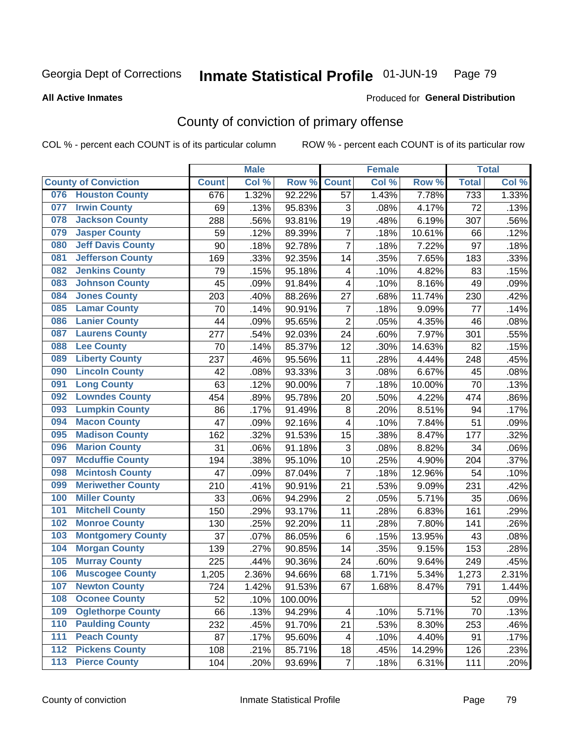Georgia Dept of Corrections **Inmate Statistical Profile** 01-JUN-19

**All Active Inmates**

Produced for **General Distribution**

## County of conviction of primary offense

COL % - percent each COUNT is of its particular column ROW % - percent each COUNT is of its particular row

| County of Conviction | Male | | | Female | | | Total | |
|---|---|---|---|---|---|---|---|---|
| | Count | Col % | Row % | Count | Col % | Row % | Total | Col % |
| 076 Houston County | 676 | 1.32% | 92.22% | 57 | 1.43% | 7.78% | 733 | 1.33% |
| 077 Irwin County | 69 | .13% | 95.83% | 3 | .08% | 4.17% | 72 | .13% |
| 078 Jackson County | 288 | .56% | 93.81% | 19 | .48% | 6.19% | 307 | .56% |
| 079 Jasper County | 59 | .12% | 89.39% | 7 | .18% | 10.61% | 66 | .12% |
| 080 Jeff Davis County | 90 | .18% | 92.78% | 7 | .18% | 7.22% | 97 | .18% |
| 081 Jefferson County | 169 | .33% | 92.35% | 14 | .35% | 7.65% | 183 | .33% |
| 082 Jenkins County | 79 | .15% | 95.18% | 4 | .10% | 4.82% | 83 | .15% |
| 083 Johnson County | 45 | .09% | 91.84% | 4 | .10% | 8.16% | 49 | .09% |
| 084 Jones County | 203 | .40% | 88.26% | 27 | .68% | 11.74% | 230 | .42% |
| 085 Lamar County | 70 | .14% | 90.91% | 7 | .18% | 9.09% | 77 | .14% |
| 086 Lanier County | 44 | .09% | 95.65% | 2 | .05% | 4.35% | 46 | .08% |
| 087 Laurens County | 277 | .54% | 92.03% | 24 | .60% | 7.97% | 301 | .55% |
| 088 Lee County | 70 | .14% | 85.37% | 12 | .30% | 14.63% | 82 | .15% |
| 089 Liberty County | 237 | .46% | 95.56% | 11 | .28% | 4.44% | 248 | .45% |
| 090 Lincoln County | 42 | .08% | 93.33% | 3 | .08% | 6.67% | 45 | .08% |
| 091 Long County | 63 | .12% | 90.00% | 7 | .18% | 10.00% | 70 | .13% |
| 092 Lowndes County | 454 | .89% | 95.78% | 20 | .50% | 4.22% | 474 | .86% |
| 093 Lumpkin County | 86 | .17% | 91.49% | 8 | .20% | 8.51% | 94 | .17% |
| 094 Macon County | 47 | .09% | 92.16% | 4 | .10% | 7.84% | 51 | .09% |
| 095 Madison County | 162 | .32% | 91.53% | 15 | .38% | 8.47% | 177 | .32% |
| 096 Marion County | 31 | .06% | 91.18% | 3 | .08% | 8.82% | 34 | .06% |
| 097 Mcduffie County | 194 | .38% | 95.10% | 10 | .25% | 4.90% | 204 | .37% |
| 098 Mcintosh County | 47 | .09% | 87.04% | 7 | .18% | 12.96% | 54 | .10% |
| 099 Meriwether County | 210 | .41% | 90.91% | 21 | .53% | 9.09% | 231 | .42% |
| 100 Miller County | 33 | .06% | 94.29% | 2 | .05% | 5.71% | 35 | .06% |
| 101 Mitchell County | 150 | .29% | 93.17% | 11 | .28% | 6.83% | 161 | .29% |
| 102 Monroe County | 130 | .25% | 92.20% | 11 | .28% | 7.80% | 141 | .26% |
| 103 Montgomery County | 37 | .07% | 86.05% | 6 | .15% | 13.95% | 43 | .08% |
| 104 Morgan County | 139 | .27% | 90.85% | 14 | .35% | 9.15% | 153 | .28% |
| 105 Murray County | 225 | .44% | 90.36% | 24 | .60% | 9.64% | 249 | .45% |
| 106 Muscogee County | 1,205 | 2.36% | 94.66% | 68 | 1.71% | 5.34% | 1,273 | 2.31% |
| 107 Newton County | 724 | 1.42% | 91.53% | 67 | 1.68% | 8.47% | 791 | 1.44% |
| 108 Oconee County | 52 | .10% | 100.00% | | | | 52 | .09% |
| 109 Oglethorpe County | 66 | .13% | 94.29% | 4 | .10% | 5.71% | 70 | .13% |
| 110 Paulding County | 232 | .45% | 91.70% | 21 | .53% | 8.30% | 253 | .46% |
| 111 Peach County | 87 | .17% | 95.60% | 4 | .10% | 4.40% | 91 | .17% |
| 112 Pickens County | 108 | .21% | 85.71% | 18 | .45% | 14.29% | 126 | .23% |
| 113 Pierce County | 104 | .20% | 93.69% | 7 | .18% | 6.31% | 111 | .20% |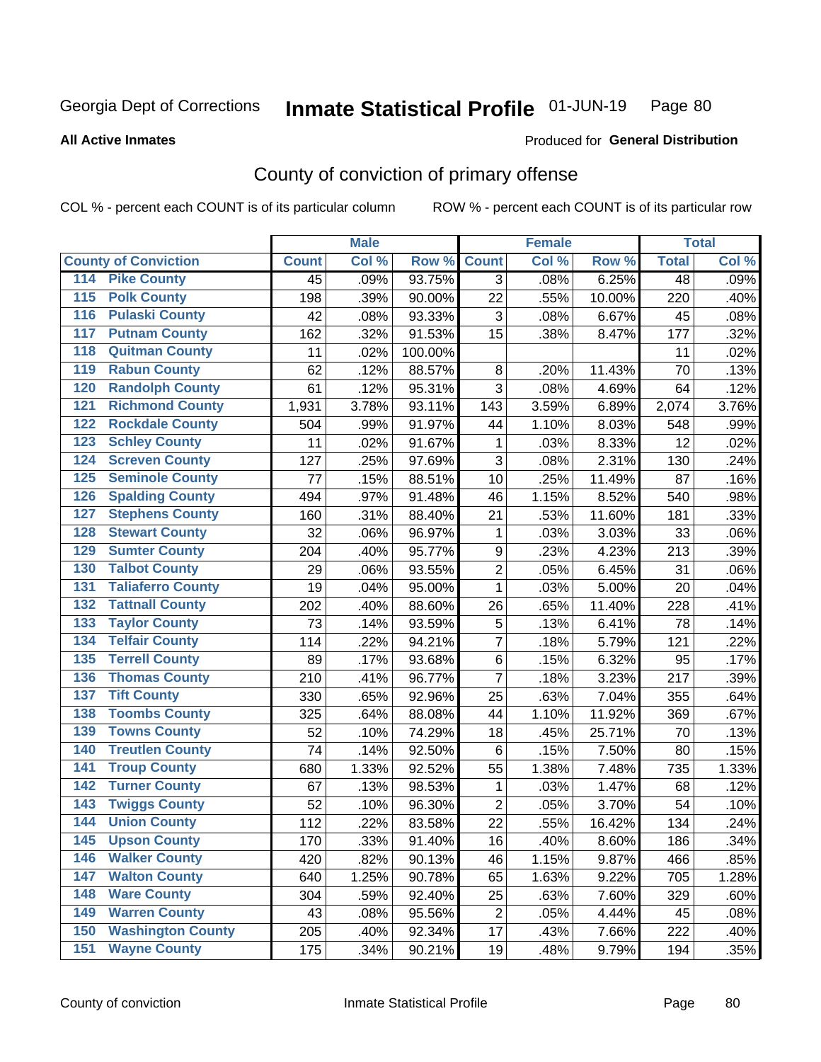Georgia Dept of Corrections **Inmate Statistical Profile** 01-JUN-19 Page 80

**All Active Inmates**

Produced for **General Distribution**

# County of conviction of primary offense

COL % - percent each COUNT is of its particular column ROW % - percent each COUNT is of its particular row

| County of Conviction | Male | | | Female | | | Total | |
|---|---|---|---|---|---|---|---|---|
| | Count | Col % | Row % | Count | Col % | Row % | Total | Col % |
| 114 Pike County | 45 | .09% | 93.75% | 3 | .08% | 6.25% | 48 | .09% |
| 115 Polk County | 198 | .39% | 90.00% | 22 | .55% | 10.00% | 220 | .40% |
| 116 Pulaski County | 42 | .08% | 93.33% | 3 | .08% | 6.67% | 45 | .08% |
| 117 Putnam County | 162 | .32% | 91.53% | 15 | .38% | 8.47% | 177 | .32% |
| 118 Quitman County | 11 | .02% | 100.00% | | | | 11 | .02% |
| 119 Rabun County | 62 | .12% | 88.57% | 8 | .20% | 11.43% | 70 | .13% |
| 120 Randolph County | 61 | .12% | 95.31% | 3 | .08% | 4.69% | 64 | .12% |
| 121 Richmond County | 1,931 | 3.78% | 93.11% | 143 | 3.59% | 6.89% | 2,074 | 3.76% |
| 122 Rockdale County | 504 | .99% | 91.97% | 44 | 1.10% | 8.03% | 548 | .99% |
| 123 Schley County | 11 | .02% | 91.67% | 1 | .03% | 8.33% | 12 | .02% |
| 124 Screven County | 127 | .25% | 97.69% | 3 | .08% | 2.31% | 130 | .24% |
| 125 Seminole County | 77 | .15% | 88.51% | 10 | .25% | 11.49% | 87 | .16% |
| 126 Spalding County | 494 | .97% | 91.48% | 46 | 1.15% | 8.52% | 540 | .98% |
| 127 Stephens County | 160 | .31% | 88.40% | 21 | .53% | 11.60% | 181 | .33% |
| 128 Stewart County | 32 | .06% | 96.97% | 1 | .03% | 3.03% | 33 | .06% |
| 129 Sumter County | 204 | .40% | 95.77% | 9 | .23% | 4.23% | 213 | .39% |
| 130 Talbot County | 29 | .06% | 93.55% | 2 | .05% | 6.45% | 31 | .06% |
| 131 Taliaferro County | 19 | .04% | 95.00% | 1 | .03% | 5.00% | 20 | .04% |
| 132 Tattnall County | 202 | .40% | 88.60% | 26 | .65% | 11.40% | 228 | .41% |
| 133 Taylor County | 73 | .14% | 93.59% | 5 | .13% | 6.41% | 78 | .14% |
| 134 Telfair County | 114 | .22% | 94.21% | 7 | .18% | 5.79% | 121 | .22% |
| 135 Terrell County | 89 | .17% | 93.68% | 6 | .15% | 6.32% | 95 | .17% |
| 136 Thomas County | 210 | .41% | 96.77% | 7 | .18% | 3.23% | 217 | .39% |
| 137 Tift County | 330 | .65% | 92.96% | 25 | .63% | 7.04% | 355 | .64% |
| 138 Toombs County | 325 | .64% | 88.08% | 44 | 1.10% | 11.92% | 369 | .67% |
| 139 Towns County | 52 | .10% | 74.29% | 18 | .45% | 25.71% | 70 | .13% |
| 140 Treutlen County | 74 | .14% | 92.50% | 6 | .15% | 7.50% | 80 | .15% |
| 141 Troup County | 680 | 1.33% | 92.52% | 55 | 1.38% | 7.48% | 735 | 1.33% |
| 142 Turner County | 67 | .13% | 98.53% | 1 | .03% | 1.47% | 68 | .12% |
| 143 Twiggs County | 52 | .10% | 96.30% | 2 | .05% | 3.70% | 54 | .10% |
| 144 Union County | 112 | .22% | 83.58% | 22 | .55% | 16.42% | 134 | .24% |
| 145 Upson County | 170 | .33% | 91.40% | 16 | .40% | 8.60% | 186 | .34% |
| 146 Walker County | 420 | .82% | 90.13% | 46 | 1.15% | 9.87% | 466 | .85% |
| 147 Walton County | 640 | 1.25% | 90.78% | 65 | 1.63% | 9.22% | 705 | 1.28% |
| 148 Ware County | 304 | .59% | 92.40% | 25 | .63% | 7.60% | 329 | .60% |
| 149 Warren County | 43 | .08% | 95.56% | 2 | .05% | 4.44% | 45 | .08% |
| 150 Washington County | 205 | .40% | 92.34% | 17 | .43% | 7.66% | 222 | .40% |
| 151 Wayne County | 175 | .34% | 90.21% | 19 | .48% | 9.79% | 194 | .35% |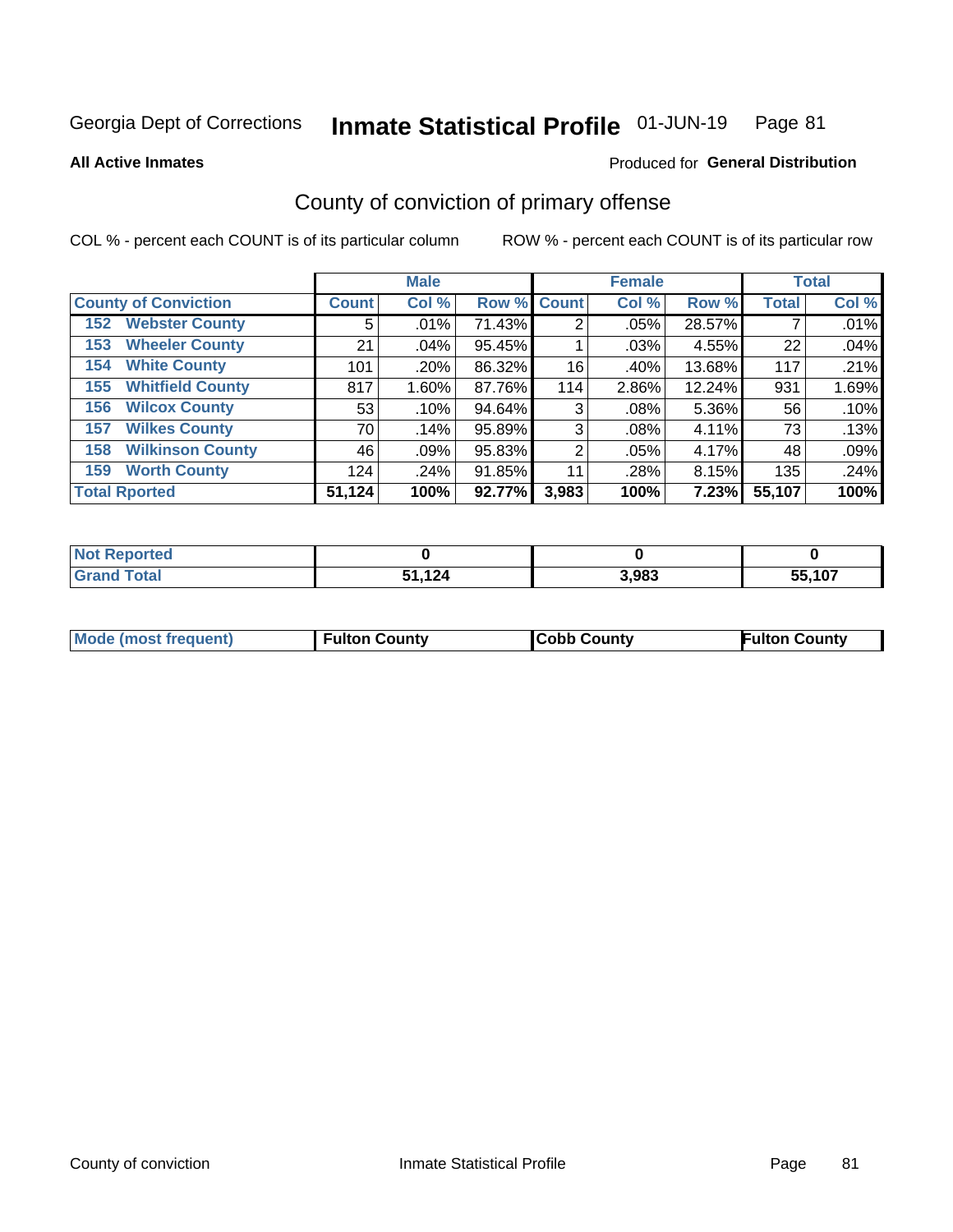Georgia Dept of Corrections **Inmate Statistical Profile** 01-JUN-19

**All Active Inmates**

Produced for **General Distribution**

## County of conviction of primary offense

COL % - percent each COUNT is of its particular column ROW % - percent each COUNT is of its particular row

| | Male | | | Female | | | Total | |
|---|---|---|---|---|---|---|---|---|
| **County of Conviction** | **Count** | **Col %** | **Row %** | **Count** | **Col %** | **Row %** | **Total** | **Col %** |
| 152 Webster County | 5 | .01% | 71.43% | 2 | .05% | 28.57% | 7 | .01% |
| 153 Wheeler County | 21 | .04% | 95.45% | 1 | .03% | 4.55% | 22 | .04% |
| 154 White County | 101 | .20% | 86.32% | 16 | .40% | 13.68% | 117 | .21% |
| 155 Whitfield County | 817 | 1.60% | 87.76% | 114 | 2.86% | 12.24% | 931 | 1.69% |
| 156 Wilcox County | 53 | .10% | 94.64% | 3 | .08% | 5.36% | 56 | .10% |
| 157 Wilkes County | 70 | .14% | 95.89% | 3 | .08% | 4.11% | 73 | .13% |
| 158 Wilkinson County | 46 | .09% | 95.83% | 2 | .05% | 4.17% | 48 | .09% |
| 159 Worth County | 124 | .24% | 91.85% | 11 | .28% | 8.15% | 135 | .24% |
| **Total Rported** | **51,124** | **100%** | **92.77%** | **3,983** | **100%** | **7.23%** | **55,107** | **100%** |

| | Male | Female | Total |
|---|---|---|---|
| Not Reported | **0** | **0** | **0** |
| Grand Total | **51,124** | **3,983** | **55,107** |

| | Male | Female | Total |
|---|---|---|---|
| Mode (most frequent) | **Fulton County** | **Cobb County** | **Fulton County** |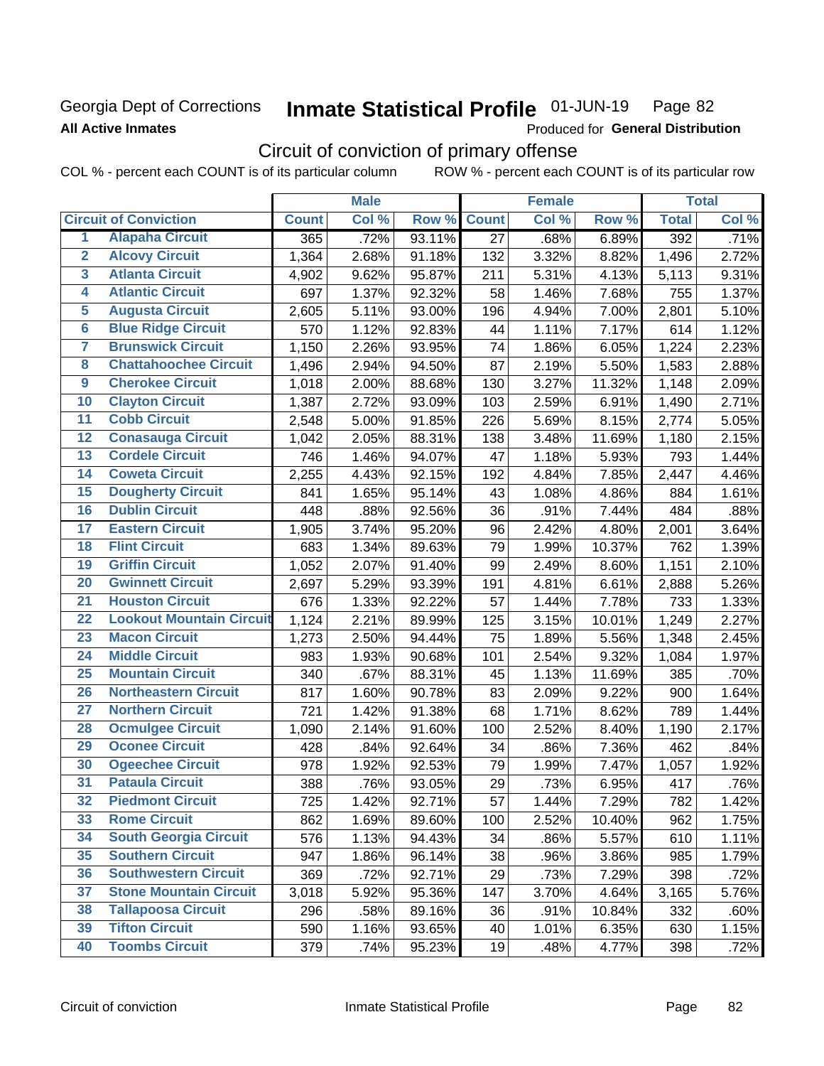Georgia Dept of Corrections

**All Active Inmates**

# Inmate Statistical Profile 01-JUN-19 Page 82

Produced for **General Distribution**

## Circuit of conviction of primary offense

COL % - percent each COUNT is of its particular column ROW % - percent each COUNT is of its particular row

| | Circuit of Conviction | Male | | | Female | | | Total | |
|---|---|---|---|---|---|---|---|---|---|
| | | Count | Col % | Row % | Count | Col % | Row % | Total | Col % |
| 1 | Alapaha Circuit | 365 | .72% | 93.11% | 27 | .68% | 6.89% | 392 | .71% |
| 2 | Alcovy Circuit | 1,364 | 2.68% | 91.18% | 132 | 3.32% | 8.82% | 1,496 | 2.72% |
| 3 | Atlanta Circuit | 4,902 | 9.62% | 95.87% | 211 | 5.31% | 4.13% | 5,113 | 9.31% |
| 4 | Atlantic Circuit | 697 | 1.37% | 92.32% | 58 | 1.46% | 7.68% | 755 | 1.37% |
| 5 | Augusta Circuit | 2,605 | 5.11% | 93.00% | 196 | 4.94% | 7.00% | 2,801 | 5.10% |
| 6 | Blue Ridge Circuit | 570 | 1.12% | 92.83% | 44 | 1.11% | 7.17% | 614 | 1.12% |
| 7 | Brunswick Circuit | 1,150 | 2.26% | 93.95% | 74 | 1.86% | 6.05% | 1,224 | 2.23% |
| 8 | Chattahoochee Circuit | 1,496 | 2.94% | 94.50% | 87 | 2.19% | 5.50% | 1,583 | 2.88% |
| 9 | Cherokee Circuit | 1,018 | 2.00% | 88.68% | 130 | 3.27% | 11.32% | 1,148 | 2.09% |
| 10 | Clayton Circuit | 1,387 | 2.72% | 93.09% | 103 | 2.59% | 6.91% | 1,490 | 2.71% |
| 11 | Cobb Circuit | 2,548 | 5.00% | 91.85% | 226 | 5.69% | 8.15% | 2,774 | 5.05% |
| 12 | Conasauga Circuit | 1,042 | 2.05% | 88.31% | 138 | 3.48% | 11.69% | 1,180 | 2.15% |
| 13 | Cordele Circuit | 746 | 1.46% | 94.07% | 47 | 1.18% | 5.93% | 793 | 1.44% |
| 14 | Coweta Circuit | 2,255 | 4.43% | 92.15% | 192 | 4.84% | 7.85% | 2,447 | 4.46% |
| 15 | Dougherty Circuit | 841 | 1.65% | 95.14% | 43 | 1.08% | 4.86% | 884 | 1.61% |
| 16 | Dublin Circuit | 448 | .88% | 92.56% | 36 | .91% | 7.44% | 484 | .88% |
| 17 | Eastern Circuit | 1,905 | 3.74% | 95.20% | 96 | 2.42% | 4.80% | 2,001 | 3.64% |
| 18 | Flint Circuit | 683 | 1.34% | 89.63% | 79 | 1.99% | 10.37% | 762 | 1.39% |
| 19 | Griffin Circuit | 1,052 | 2.07% | 91.40% | 99 | 2.49% | 8.60% | 1,151 | 2.10% |
| 20 | Gwinnett Circuit | 2,697 | 5.29% | 93.39% | 191 | 4.81% | 6.61% | 2,888 | 5.26% |
| 21 | Houston Circuit | 676 | 1.33% | 92.22% | 57 | 1.44% | 7.78% | 733 | 1.33% |
| 22 | Lookout Mountain Circuit | 1,124 | 2.21% | 89.99% | 125 | 3.15% | 10.01% | 1,249 | 2.27% |
| 23 | Macon Circuit | 1,273 | 2.50% | 94.44% | 75 | 1.89% | 5.56% | 1,348 | 2.45% |
| 24 | Middle Circuit | 983 | 1.93% | 90.68% | 101 | 2.54% | 9.32% | 1,084 | 1.97% |
| 25 | Mountain Circuit | 340 | .67% | 88.31% | 45 | 1.13% | 11.69% | 385 | .70% |
| 26 | Northeastern Circuit | 817 | 1.60% | 90.78% | 83 | 2.09% | 9.22% | 900 | 1.64% |
| 27 | Northern Circuit | 721 | 1.42% | 91.38% | 68 | 1.71% | 8.62% | 789 | 1.44% |
| 28 | Ocmulgee Circuit | 1,090 | 2.14% | 91.60% | 100 | 2.52% | 8.40% | 1,190 | 2.17% |
| 29 | Oconee Circuit | 428 | .84% | 92.64% | 34 | .86% | 7.36% | 462 | .84% |
| 30 | Ogeechee Circuit | 978 | 1.92% | 92.53% | 79 | 1.99% | 7.47% | 1,057 | 1.92% |
| 31 | Pataula Circuit | 388 | .76% | 93.05% | 29 | .73% | 6.95% | 417 | .76% |
| 32 | Piedmont Circuit | 725 | 1.42% | 92.71% | 57 | 1.44% | 7.29% | 782 | 1.42% |
| 33 | Rome Circuit | 862 | 1.69% | 89.60% | 100 | 2.52% | 10.40% | 962 | 1.75% |
| 34 | South Georgia Circuit | 576 | 1.13% | 94.43% | 34 | .86% | 5.57% | 610 | 1.11% |
| 35 | Southern Circuit | 947 | 1.86% | 96.14% | 38 | .96% | 3.86% | 985 | 1.79% |
| 36 | Southwestern Circuit | 369 | .72% | 92.71% | 29 | .73% | 7.29% | 398 | .72% |
| 37 | Stone Mountain Circuit | 3,018 | 5.92% | 95.36% | 147 | 3.70% | 4.64% | 3,165 | 5.76% |
| 38 | Tallapoosa Circuit | 296 | .58% | 89.16% | 36 | .91% | 10.84% | 332 | .60% |
| 39 | Tifton Circuit | 590 | 1.16% | 93.65% | 40 | 1.01% | 6.35% | 630 | 1.15% |
| 40 | Toombs Circuit | 379 | .74% | 95.23% | 19 | .48% | 4.77% | 398 | .72% |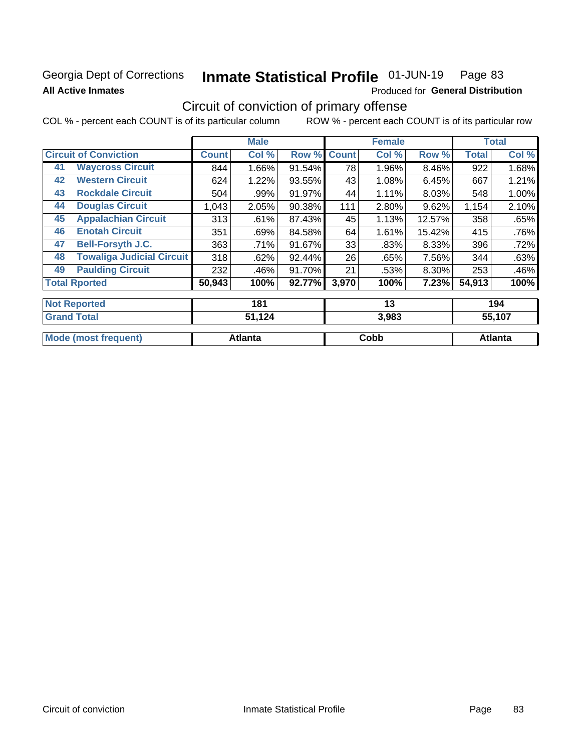Georgia Dept of Corrections **Inmate Statistical Profile** 01-JUN-19

**All Active Inmates** Produced for **General Distribution**

## Circuit of conviction of primary offense

COL % - percent each COUNT is of its particular column     ROW % - percent each COUNT is of its particular row

| Circuit of Conviction | | Male | | | Female | | | Total | |
|---|---|---|---|---|---|---|---|---|---|
| | | Count | Col % | Row % | Count | Col % | Row % | Total | Col % |
| 41 | Waycross Circuit | 844 | 1.66% | 91.54% | 78 | 1.96% | 8.46% | 922 | 1.68% |
| 42 | Western Circuit | 624 | 1.22% | 93.55% | 43 | 1.08% | 6.45% | 667 | 1.21% |
| 43 | Rockdale Circuit | 504 | .99% | 91.97% | 44 | 1.11% | 8.03% | 548 | 1.00% |
| 44 | Douglas Circuit | 1,043 | 2.05% | 90.38% | 111 | 2.80% | 9.62% | 1,154 | 2.10% |
| 45 | Appalachian Circuit | 313 | .61% | 87.43% | 45 | 1.13% | 12.57% | 358 | .65% |
| 46 | Enotah Circuit | 351 | .69% | 84.58% | 64 | 1.61% | 15.42% | 415 | .76% |
| 47 | Bell-Forsyth J.C. | 363 | .71% | 91.67% | 33 | .83% | 8.33% | 396 | .72% |
| 48 | Towaliga Judicial Circuit | 318 | .62% | 92.44% | 26 | .65% | 7.56% | 344 | .63% |
| 49 | Paulding Circuit | 232 | .46% | 91.70% | 21 | .53% | 8.30% | 253 | .46% |
| Total Rported | | 50,943 | 100% | 92.77% | 3,970 | 100% | 7.23% | 54,913 | 100% |
| Not Reported | | 181 | | | 13 | | | 194 | |
| Grand Total | | 51,124 | | | 3,983 | | | 55,107 | |
| Mode (most frequent) | | Atlanta | | | Cobb | | | Atlanta | |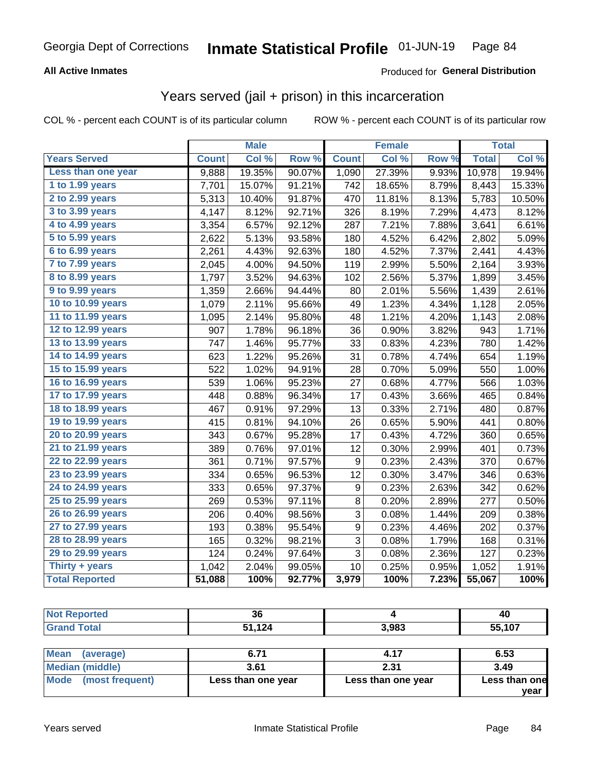Georgia Dept of Corrections **Inmate Statistical Profile** 01-JUN-19

**All Active Inmates**

Produced for **General Distribution**

## Years served (jail + prison) in this incarceration

COL % - percent each COUNT is of its particular column

ROW % - percent each COUNT is of its particular row

| | Male | | | Female | | | Total | |
|---|---|---|---|---|---|---|---|---|
| **Years Served** | **Count** | **Col %** | **Row %** | **Count** | **Col %** | **Row %** | **Total** | **Col %** |
| Less than one year | 9,888 | 19.35% | 90.07% | 1,090 | 27.39% | 9.93% | 10,978 | 19.94% |
| 1 to 1.99 years | 7,701 | 15.07% | 91.21% | 742 | 18.65% | 8.79% | 8,443 | 15.33% |
| 2 to 2.99 years | 5,313 | 10.40% | 91.87% | 470 | 11.81% | 8.13% | 5,783 | 10.50% |
| 3 to 3.99 years | 4,147 | 8.12% | 92.71% | 326 | 8.19% | 7.29% | 4,473 | 8.12% |
| 4 to 4.99 years | 3,354 | 6.57% | 92.12% | 287 | 7.21% | 7.88% | 3,641 | 6.61% |
| 5 to 5.99 years | 2,622 | 5.13% | 93.58% | 180 | 4.52% | 6.42% | 2,802 | 5.09% |
| 6 to 6.99 years | 2,261 | 4.43% | 92.63% | 180 | 4.52% | 7.37% | 2,441 | 4.43% |
| 7 to 7.99 years | 2,045 | 4.00% | 94.50% | 119 | 2.99% | 5.50% | 2,164 | 3.93% |
| 8 to 8.99 years | 1,797 | 3.52% | 94.63% | 102 | 2.56% | 5.37% | 1,899 | 3.45% |
| 9 to 9.99 years | 1,359 | 2.66% | 94.44% | 80 | 2.01% | 5.56% | 1,439 | 2.61% |
| 10 to 10.99 years | 1,079 | 2.11% | 95.66% | 49 | 1.23% | 4.34% | 1,128 | 2.05% |
| 11 to 11.99 years | 1,095 | 2.14% | 95.80% | 48 | 1.21% | 4.20% | 1,143 | 2.08% |
| 12 to 12.99 years | 907 | 1.78% | 96.18% | 36 | 0.90% | 3.82% | 943 | 1.71% |
| 13 to 13.99 years | 747 | 1.46% | 95.77% | 33 | 0.83% | 4.23% | 780 | 1.42% |
| 14 to 14.99 years | 623 | 1.22% | 95.26% | 31 | 0.78% | 4.74% | 654 | 1.19% |
| 15 to 15.99 years | 522 | 1.02% | 94.91% | 28 | 0.70% | 5.09% | 550 | 1.00% |
| 16 to 16.99 years | 539 | 1.06% | 95.23% | 27 | 0.68% | 4.77% | 566 | 1.03% |
| 17 to 17.99 years | 448 | 0.88% | 96.34% | 17 | 0.43% | 3.66% | 465 | 0.84% |
| 18 to 18.99 years | 467 | 0.91% | 97.29% | 13 | 0.33% | 2.71% | 480 | 0.87% |
| 19 to 19.99 years | 415 | 0.81% | 94.10% | 26 | 0.65% | 5.90% | 441 | 0.80% |
| 20 to 20.99 years | 343 | 0.67% | 95.28% | 17 | 0.43% | 4.72% | 360 | 0.65% |
| 21 to 21.99 years | 389 | 0.76% | 97.01% | 12 | 0.30% | 2.99% | 401 | 0.73% |
| 22 to 22.99 years | 361 | 0.71% | 97.57% | 9 | 0.23% | 2.43% | 370 | 0.67% |
| 23 to 23.99 years | 334 | 0.65% | 96.53% | 12 | 0.30% | 3.47% | 346 | 0.63% |
| 24 to 24.99 years | 333 | 0.65% | 97.37% | 9 | 0.23% | 2.63% | 342 | 0.62% |
| 25 to 25.99 years | 269 | 0.53% | 97.11% | 8 | 0.20% | 2.89% | 277 | 0.50% |
| 26 to 26.99 years | 206 | 0.40% | 98.56% | 3 | 0.08% | 1.44% | 209 | 0.38% |
| 27 to 27.99 years | 193 | 0.38% | 95.54% | 9 | 0.23% | 4.46% | 202 | 0.37% |
| 28 to 28.99 years | 165 | 0.32% | 98.21% | 3 | 0.08% | 1.79% | 168 | 0.31% |
| 29 to 29.99 years | 124 | 0.24% | 97.64% | 3 | 0.08% | 2.36% | 127 | 0.23% |
| Thirty + years | 1,042 | 2.04% | 99.05% | 10 | 0.25% | 0.95% | 1,052 | 1.91% |
| **Total Reported** | **51,088** | **100%** | **92.77%** | **3,979** | **100%** | **7.23%** | **55,067** | **100%** |

| | Male | Female | Total |
|---|---|---|---|
| Not Reported | 36 | 4 | 40 |
| Grand Total | 51,124 | 3,983 | 55,107 |

| | Male | Female | Total |
|---|---|---|---|
| Mean (average) | 6.71 | 4.17 | 6.53 |
| Median (middle) | 3.61 | 2.31 | 3.49 |
| Mode (most frequent) | Less than one year | Less than one year | Less than one year |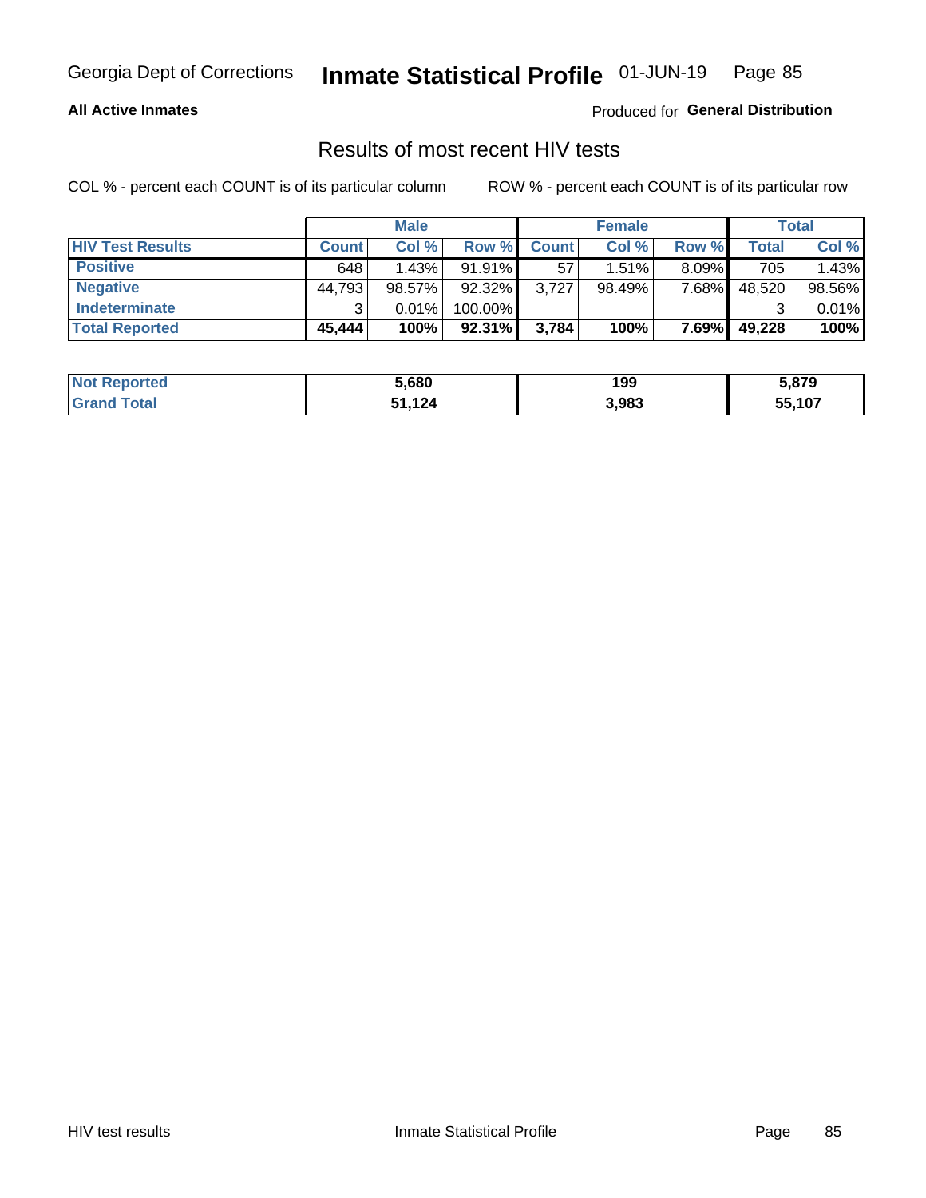Georgia Dept of Corrections **Inmate Statistical Profile** 01-JUN-19

**All Active Inmates**

Produced for **General Distribution**

## Results of most recent HIV tests

COL % - percent each COUNT is of its particular column ROW % - percent each COUNT is of its particular row

| | Male | | | Female | | | Total | |
|---|---|---|---|---|---|---|---|---|
| **HIV Test Results** | **Count** | **Col %** | **Row %** | **Count** | **Col %** | **Row %** | **Total** | **Col %** |
| **Positive** | 648 | 1.43% | 91.91% | 57 | 1.51% | 8.09% | 705 | 1.43% |
| **Negative** | 44,793 | 98.57% | 92.32% | 3,727 | 98.49% | 7.68% | 48,520 | 98.56% |
| **Indeterminate** | 3 | 0.01% | 100.00% | | | | 3 | 0.01% |
| **Total Reported** | **45,444** | **100%** | **92.31%** | **3,784** | **100%** | **7.69%** | **49,228** | **100%** |

| | Male | Female | Total |
|---|---|---|---|
| **Not Reported** | **5,680** | **199** | **5,879** |
| **Grand Total** | **51,124** | **3,983** | **55,107** |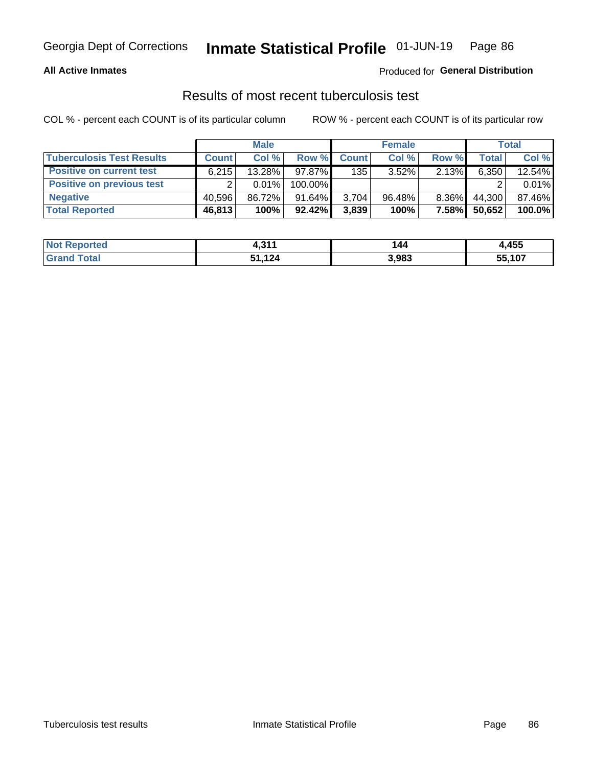Georgia Dept of Corrections **Inmate Statistical Profile** 01-JUN-19

**All Active Inmates**

Produced for **General Distribution**

## Results of most recent tuberculosis test

COL % - percent each COUNT is of its particular column ROW % - percent each COUNT is of its particular row

| | Male | | | Female | | | Total | |
|---|---|---|---|---|---|---|---|---|
| **Tuberculosis Test Results** | **Count** | **Col %** | **Row %** | **Count** | **Col %** | **Row %** | **Total** | **Col %** |
| **Positive on current test** | 6,215 | 13.28% | 97.87% | 135 | 3.52% | 2.13% | 6,350 | 12.54% |
| **Positive on previous test** | 2 | 0.01% | 100.00% | | | | 2 | 0.01% |
| **Negative** | 40,596 | 86.72% | 91.64% | 3,704 | 96.48% | 8.36% | 44,300 | 87.46% |
| **Total Reported** | **46,813** | **100%** | **92.42%** | **3,839** | **100%** | **7.58%** | **50,652** | **100.0%** |

| | Male | Female | Total |
|---|---|---|---|
| **Not Reported** | **4,311** | **144** | **4,455** |
| **Grand Total** | **51,124** | **3,983** | **55,107** |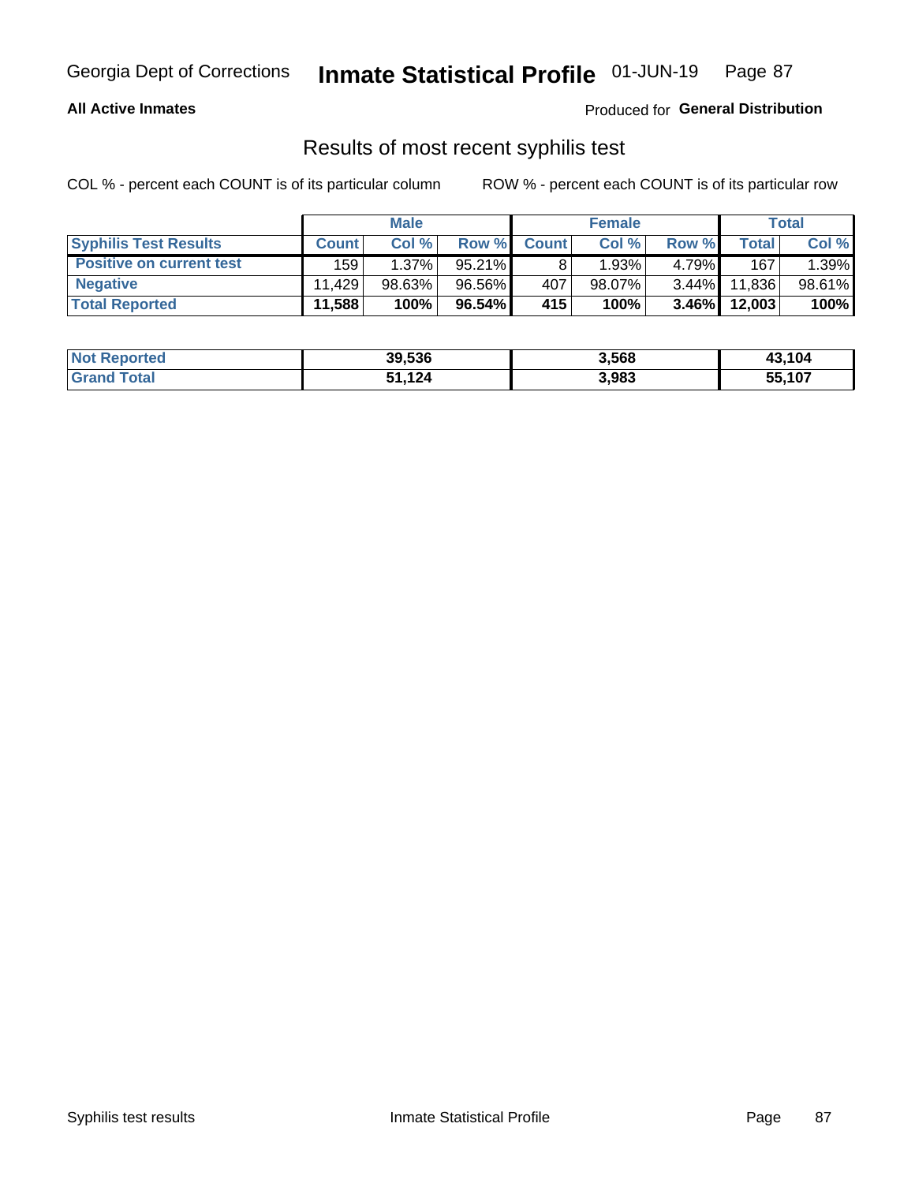Georgia Dept of Corrections **Inmate Statistical Profile** 01-JUN-19

**All Active Inmates**

Produced for **General Distribution**

## Results of most recent syphilis test

COL % - percent each COUNT is of its particular column

ROW % - percent each COUNT is of its particular row

| | Male | | | Female | | | Total | |
|---|---|---|---|---|---|---|---|---|
| **Syphilis Test Results** | **Count** | **Col %** | **Row %** | **Count** | **Col %** | **Row %** | **Total** | **Col %** |
| **Positive on current test** | 159 | 1.37% | 95.21% | 8 | 1.93% | 4.79% | 167 | 1.39% |
| **Negative** | 11,429 | 98.63% | 96.56% | 407 | 98.07% | 3.44% | 11,836 | 98.61% |
| **Total Reported** | **11,588** | **100%** | **96.54%** | **415** | **100%** | **3.46%** | **12,003** | **100%** |

| | Male | Female | Total |
|---|---|---|---|
| **Not Reported** | **39,536** | **3,568** | **43,104** |
| **Grand Total** | **51,124** | **3,983** | **55,107** |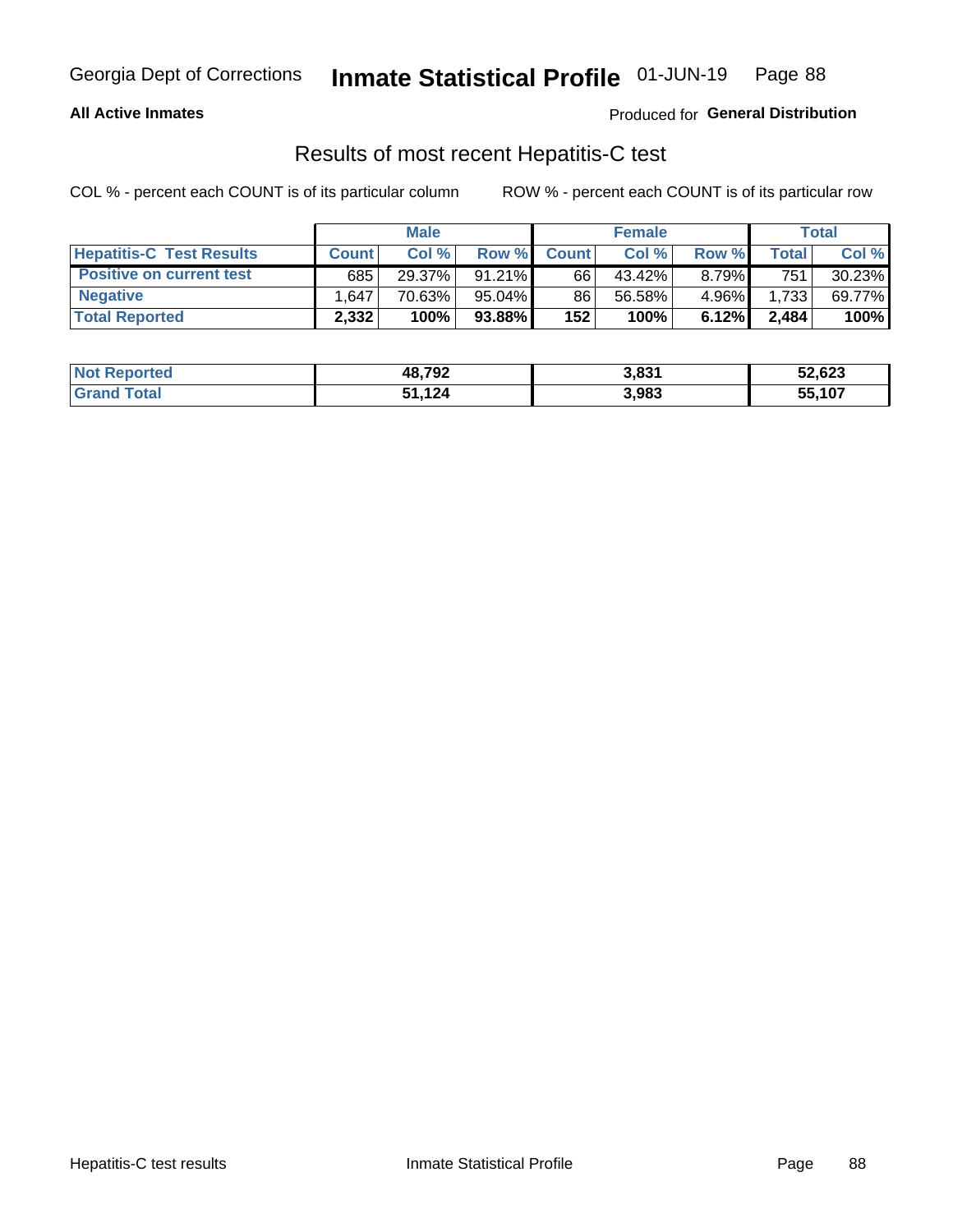## All Active Inmates

Produced for **General Distribution**

### Results of most recent Hepatitis-C test

COL % - percent each COUNT is of its particular column

ROW % - percent each COUNT is of its particular row

| | Male | | | Female | | | Total | |
|---|---|---|---|---|---|---|---|---|
| **Hepatitis-C Test Results** | **Count** | **Col %** | **Row %** | **Count** | **Col %** | **Row %** | **Total** | **Col %** |
| **Positive on current test** | 685 | 29.37% | 91.21% | 66 | 43.42% | 8.79% | 751 | 30.23% |
| **Negative** | 1,647 | 70.63% | 95.04% | 86 | 56.58% | 4.96% | 1,733 | 69.77% |
| **Total Reported** | **2,332** | **100%** | **93.88%** | **152** | **100%** | **6.12%** | **2,484** | **100%** |

| | Male | Female | Total |
|---|---|---|---|
| **Not Reported** | **48,792** | **3,831** | **52,623** |
| **Grand Total** | **51,124** | **3,983** | **55,107** |